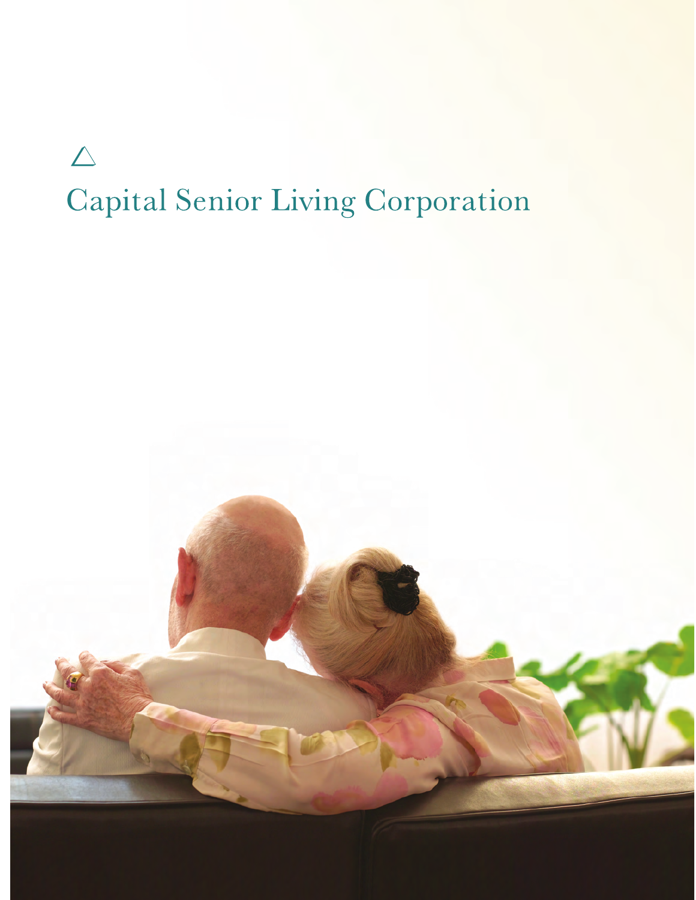# Capital Senior Living Corporation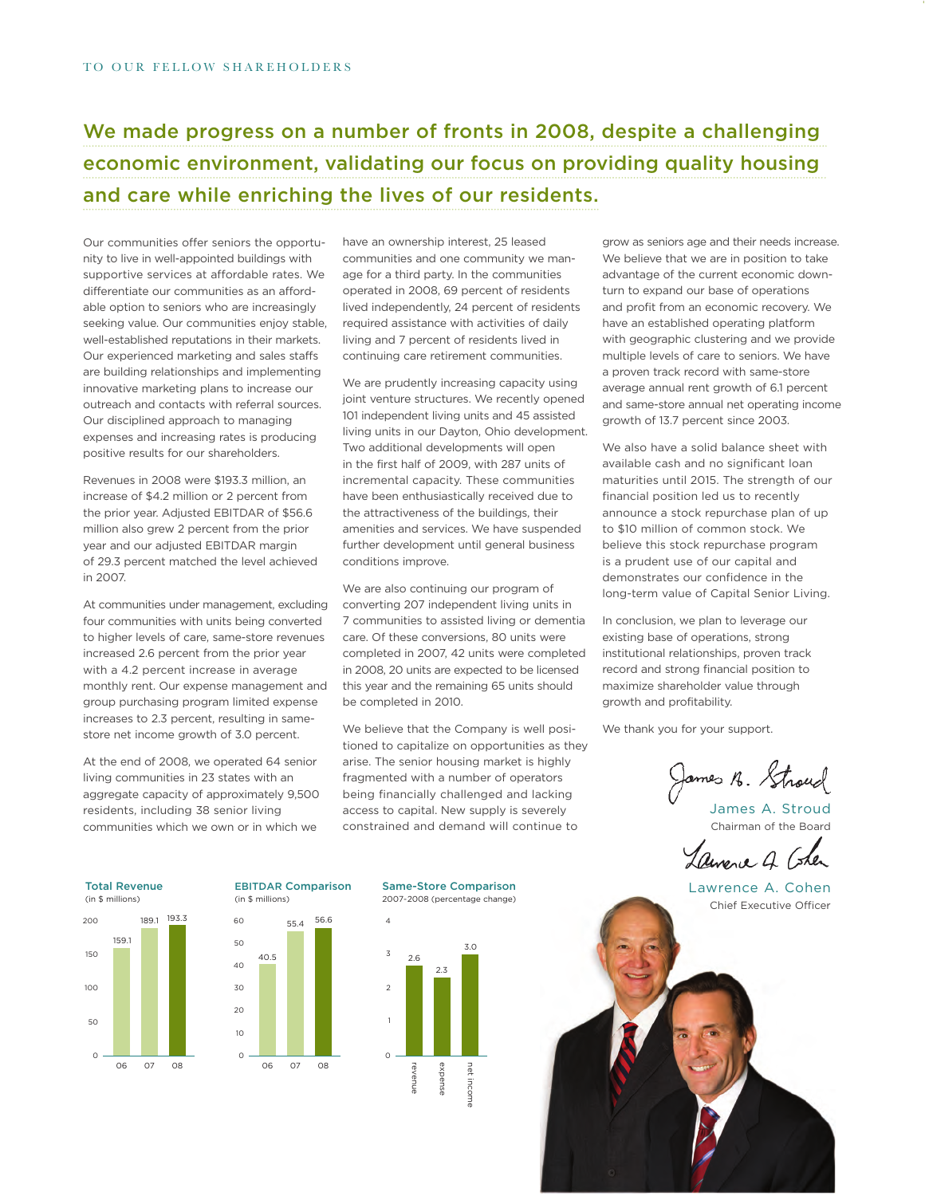TO OUR FELLOW SHAREHOLDERS

## We made progress on a number of fronts in 2008, despite a challenging economic environment, validating our focus on providing quality housing and care while enriching the lives of our residents.

Our communities offer seniors the opportunity to live in well-appointed buildings with supportive services at affordable rates. We differentiate our communities as an affordable option to seniors who are increasingly seeking value. Our communities enjoy stable, well-established reputations in their markets. Our experienced marketing and sales staffs are building relationships and implementing innovative marketing plans to increase our outreach and contacts with referral sources. Our disciplined approach to managing expenses and increasing rates is producing positive results for our shareholders.

Revenues in 2008 were $193.3 million, an increase of $4.2 million or 2 percent from the prior year. Adjusted EBITDAR of $56.6 million also grew 2 percent from the prior year and our adjusted EBITDAR margin of 29.3 percent matched the level achieved in 2007.

At communities under management, excluding four communities with units being converted to higher levels of care, same-store revenues increased 2.6 percent from the prior year with a 4.2 percent increase in average monthly rent. Our expense management and group purchasing program limited expense increases to 2.3 percent, resulting in same-store net income growth of 3.0 percent.

At the end of 2008, we operated 64 senior living communities in 23 states with an aggregate capacity of approximately 9,500 residents, including 38 senior living communities which we own or in which we have an ownership interest, 25 leased communities and one community we manage for a third party. In the communities operated in 2008, 69 percent of residents lived independently, 24 percent of residents required assistance with activities of daily living and 7 percent of residents lived in continuing care retirement communities.

We are prudently increasing capacity using joint venture structures. We recently opened 101 independent living units and 45 assisted living units in our Dayton, Ohio development. Two additional developments will open in the first half of 2009, with 287 units of incremental capacity. These communities have been enthusiastically received due to the attractiveness of the buildings, their amenities and services. We have suspended further development until general business conditions improve.

We are also continuing our program of converting 207 independent living units in 7 communities to assisted living or dementia care. Of these conversions, 80 units were completed in 2007, 42 units were completed in 2008, 20 units are expected to be licensed this year and the remaining 65 units should be completed in 2010.

We believe that the Company is well positioned to capitalize on opportunities as they arise. The senior housing market is highly fragmented with a number of operators being financially challenged and lacking access to capital. New supply is severely constrained and demand will continue to grow as seniors age and their needs increase. We believe that we are in position to take advantage of the current economic downturn to expand our base of operations and profit from an economic recovery. We have an established operating platform with geographic clustering and we provide multiple levels of care to seniors. We have a proven track record with same-store average annual rent growth of 6.1 percent and same-store annual net operating income growth of 13.7 percent since 2003.

We also have a solid balance sheet with available cash and no significant loan maturities until 2015. The strength of our financial position led us to recently announce a stock repurchase plan of up to $10 million of common stock. We believe this stock repurchase program is a prudent use of our capital and demonstrates our confidence in the long-term value of Capital Senior Living.

In conclusion, we plan to leverage our existing base of operations, strong institutional relationships, proven track record and strong financial position to maximize shareholder value through growth and profitability.

We thank you for your support.

James A. Stroud
Chairman of the Board

Lawrence A. Cohen
Chief Executive Officer

**Total Revenue** (in $ millions)

| Year | Total Revenue |
|---|---|
| 06 | 159.1 |
| 07 | 189.1 |
| 08 | 193.3 |

**EBITDAR Comparison** (in $ millions)

| Year | EBITDAR |
|---|---|
| 06 | 40.5 |
| 07 | 55.4 |
| 08 | 56.6 |

**Same-Store Comparison** 2007-2008 (percentage change)

| Item | % Change |
|---|---|
| revenue | 2.6 |
| expense | 2.3 |
| net income | 3.0 |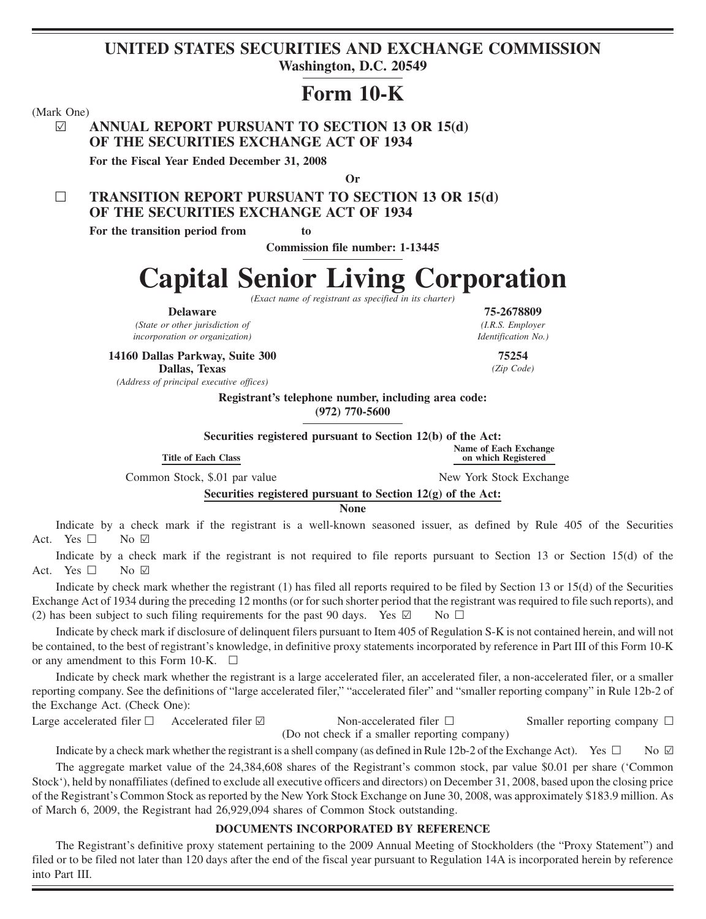# UNITED STATES SECURITIES AND EXCHANGE COMMISSION

**Washington, D.C. 20549**

# Form 10-K

(Mark One)

☑ **ANNUAL REPORT PURSUANT TO SECTION 13 OR 15(d) OF THE SECURITIES EXCHANGE ACT OF 1934**

**For the Fiscal Year Ended December 31, 2008**

**Or**

☐ **TRANSITION REPORT PURSUANT TO SECTION 13 OR 15(d) OF THE SECURITIES EXCHANGE ACT OF 1934**

**For the transition period from to**

**Commission file number: 1-13445**

# Capital Senior Living Corporation

*(Exact name of registrant as specified in its charter)*

| | |
|---|---|
| **Delaware** | **75-2678809** |
| *(State or other jurisdiction of incorporation or organization)* | *(I.R.S. Employer Identification No.)* |
| **14160 Dallas Parkway, Suite 300 Dallas, Texas** | **75254** |
| *(Address of principal executive offices)* | *(Zip Code)* |

**Registrant's telephone number, including area code: (972) 770-5600**

**Securities registered pursuant to Section 12(b) of the Act:**

| Title of Each Class | Name of Each Exchange on which Registered |
|---|---|
| Common Stock, $.01 par value | New York Stock Exchange |

**Securities registered pursuant to Section 12(g) of the Act:**

**None**

Indicate by a check mark if the registrant is a well-known seasoned issuer, as defined by Rule 405 of the Securities Act. Yes ☐ No ☑

Indicate by a check mark if the registrant is not required to file reports pursuant to Section 13 or Section 15(d) of the Act. Yes ☐ No ☑

Indicate by check mark whether the registrant (1) has filed all reports required to be filed by Section 13 or 15(d) of the Securities Exchange Act of 1934 during the preceding 12 months (or for such shorter period that the registrant was required to file such reports), and (2) has been subject to such filing requirements for the past 90 days. Yes ☑ No ☐

Indicate by check mark if disclosure of delinquent filers pursuant to Item 405 of Regulation S-K is not contained herein, and will not be contained, to the best of registrant's knowledge, in definitive proxy statements incorporated by reference in Part III of this Form 10-K or any amendment to this Form 10-K. ☐

Indicate by check mark whether the registrant is a large accelerated filer, an accelerated filer, a non-accelerated filer, or a smaller reporting company. See the definitions of "large accelerated filer," "accelerated filer" and "smaller reporting company" in Rule 12b-2 of the Exchange Act. (Check One):

Large accelerated filer ☐ Accelerated filer ☑ Non-accelerated filer ☐ (Do not check if a smaller reporting company) Smaller reporting company ☐

Indicate by a check mark whether the registrant is a shell company (as defined in Rule 12b-2 of the Exchange Act). Yes ☐ No ☑

The aggregate market value of the 24,384,608 shares of the Registrant's common stock, par value $0.01 per share ('Common Stock'), held by nonaffiliates (defined to exclude all executive officers and directors) on December 31, 2008, based upon the closing price of the Registrant's Common Stock as reported by the New York Stock Exchange on June 30, 2008, was approximately $183.9 million. As of March 6, 2009, the Registrant had 26,929,094 shares of Common Stock outstanding.

**DOCUMENTS INCORPORATED BY REFERENCE**

The Registrant's definitive proxy statement pertaining to the 2009 Annual Meeting of Stockholders (the "Proxy Statement") and filed or to be filed not later than 120 days after the end of the fiscal year pursuant to Regulation 14A is incorporated herein by reference into Part III.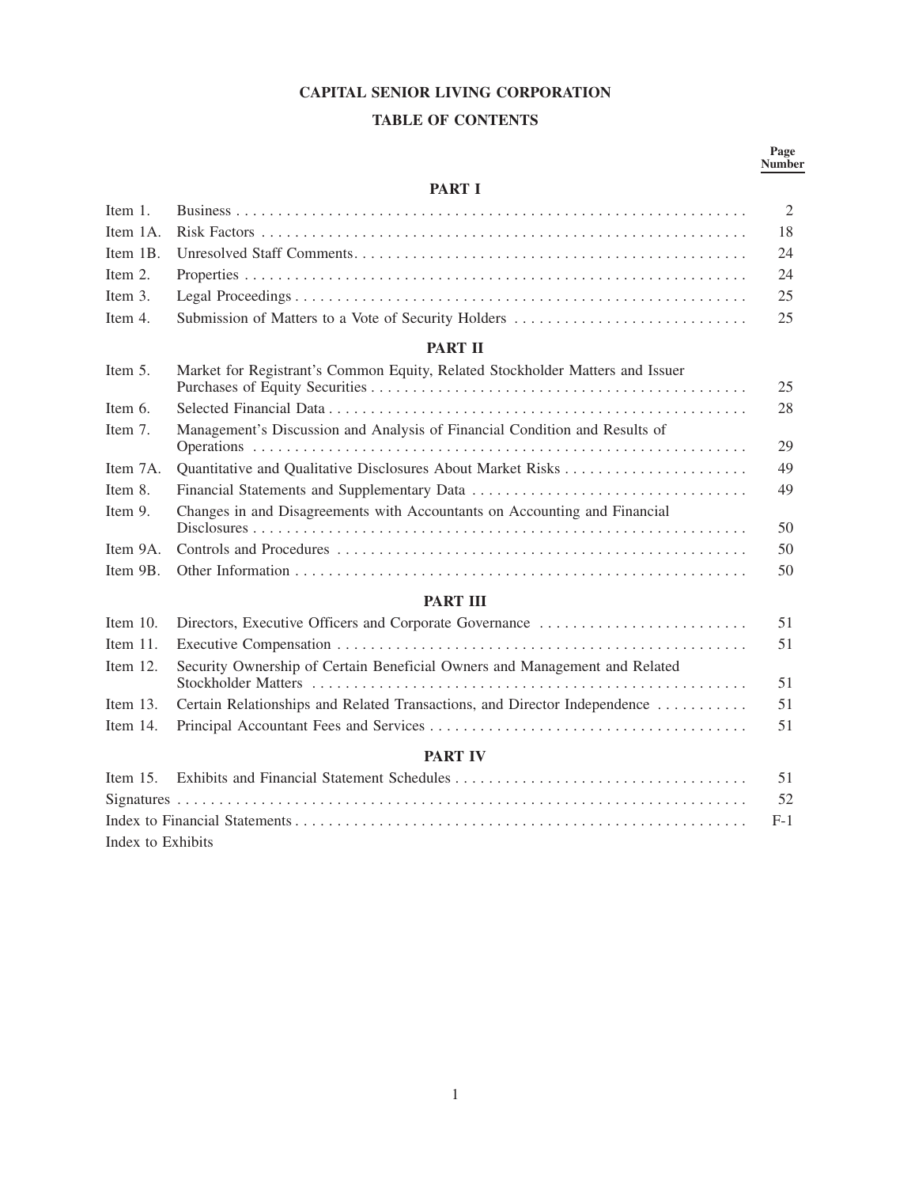# CAPITAL SENIOR LIVING CORPORATION

## TABLE OF CONTENTS

| | | Page Number |
|---|---|---|
| | **PART I** | |
| Item 1. | Business | 2 |
| Item 1A. | Risk Factors | 18 |
| Item 1B. | Unresolved Staff Comments | 24 |
| Item 2. | Properties | 24 |
| Item 3. | Legal Proceedings | 25 |
| Item 4. | Submission of Matters to a Vote of Security Holders | 25 |
| | **PART II** | |
| Item 5. | Market for Registrant's Common Equity, Related Stockholder Matters and Issuer Purchases of Equity Securities | 25 |
| Item 6. | Selected Financial Data | 28 |
| Item 7. | Management's Discussion and Analysis of Financial Condition and Results of Operations | 29 |
| Item 7A. | Quantitative and Qualitative Disclosures About Market Risks | 49 |
| Item 8. | Financial Statements and Supplementary Data | 49 |
| Item 9. | Changes in and Disagreements with Accountants on Accounting and Financial Disclosures | 50 |
| Item 9A. | Controls and Procedures | 50 |
| Item 9B. | Other Information | 50 |
| | **PART III** | |
| Item 10. | Directors, Executive Officers and Corporate Governance | 51 |
| Item 11. | Executive Compensation | 51 |
| Item 12. | Security Ownership of Certain Beneficial Owners and Management and Related Stockholder Matters | 51 |
| Item 13. | Certain Relationships and Related Transactions, and Director Independence | 51 |
| Item 14. | Principal Accountant Fees and Services | 51 |
| | **PART IV** | |
| Item 15. | Exhibits and Financial Statement Schedules | 51 |
| Signatures | | 52 |
| Index to Financial Statements | | F-1 |
| Index to Exhibits | | |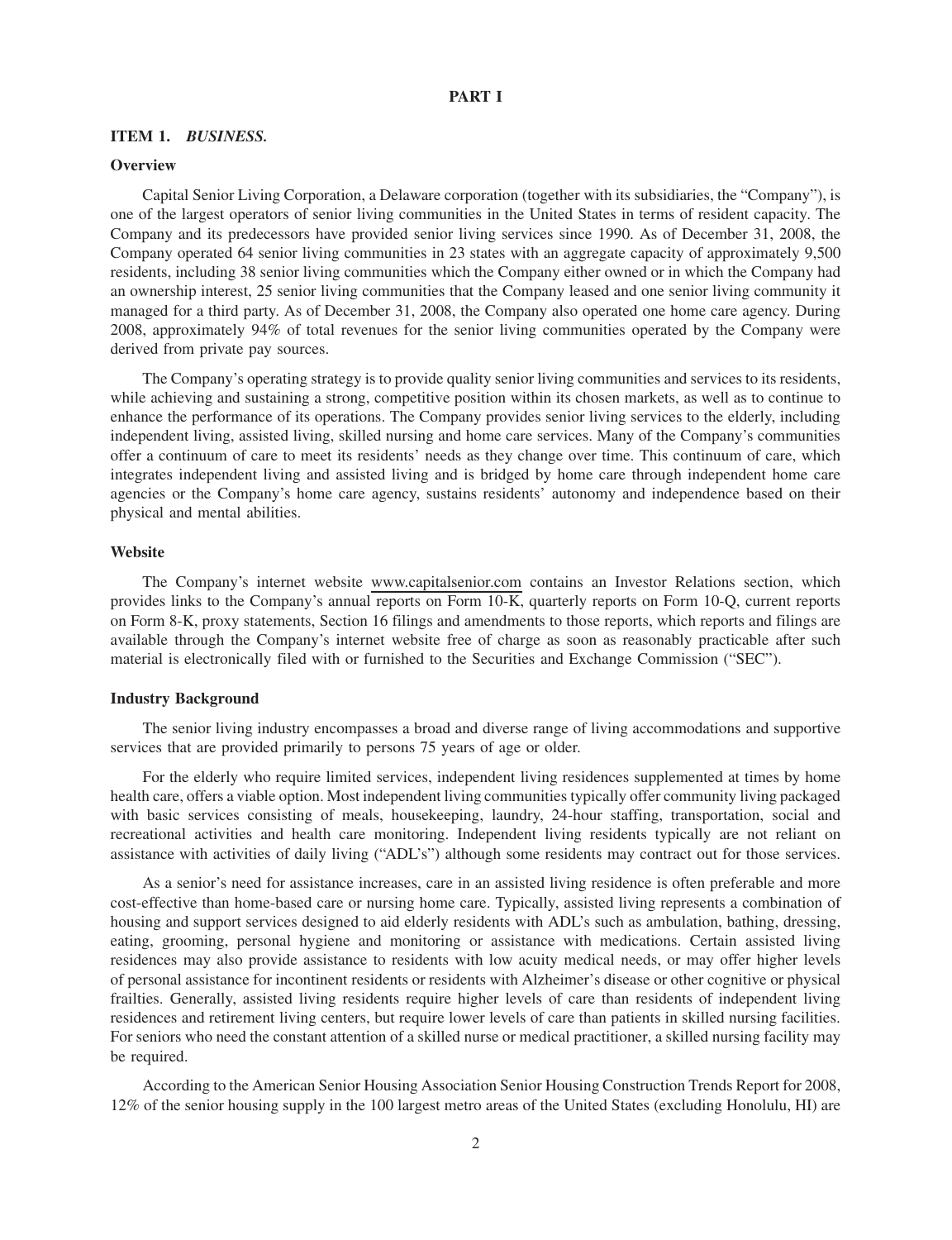# PART I

## ITEM 1. *BUSINESS.*

### Overview

Capital Senior Living Corporation, a Delaware corporation (together with its subsidiaries, the "Company"), is one of the largest operators of senior living communities in the United States in terms of resident capacity. The Company and its predecessors have provided senior living services since 1990. As of December 31, 2008, the Company operated 64 senior living communities in 23 states with an aggregate capacity of approximately 9,500 residents, including 38 senior living communities which the Company either owned or in which the Company had an ownership interest, 25 senior living communities that the Company leased and one senior living community it managed for a third party. As of December 31, 2008, the Company also operated one home care agency. During 2008, approximately 94% of total revenues for the senior living communities operated by the Company were derived from private pay sources.

The Company's operating strategy is to provide quality senior living communities and services to its residents, while achieving and sustaining a strong, competitive position within its chosen markets, as well as to continue to enhance the performance of its operations. The Company provides senior living services to the elderly, including independent living, assisted living, skilled nursing and home care services. Many of the Company's communities offer a continuum of care to meet its residents' needs as they change over time. This continuum of care, which integrates independent living and assisted living and is bridged by home care through independent home care agencies or the Company's home care agency, sustains residents' autonomy and independence based on their physical and mental abilities.

### Website

The Company's internet website www.capitalsenior.com contains an Investor Relations section, which provides links to the Company's annual reports on Form 10-K, quarterly reports on Form 10-Q, current reports on Form 8-K, proxy statements, Section 16 filings and amendments to those reports, which reports and filings are available through the Company's internet website free of charge as soon as reasonably practicable after such material is electronically filed with or furnished to the Securities and Exchange Commission ("SEC").

### Industry Background

The senior living industry encompasses a broad and diverse range of living accommodations and supportive services that are provided primarily to persons 75 years of age or older.

For the elderly who require limited services, independent living residences supplemented at times by home health care, offers a viable option. Most independent living communities typically offer community living packaged with basic services consisting of meals, housekeeping, laundry, 24-hour staffing, transportation, social and recreational activities and health care monitoring. Independent living residents typically are not reliant on assistance with activities of daily living ("ADL's") although some residents may contract out for those services.

As a senior's need for assistance increases, care in an assisted living residence is often preferable and more cost-effective than home-based care or nursing home care. Typically, assisted living represents a combination of housing and support services designed to aid elderly residents with ADL's such as ambulation, bathing, dressing, eating, grooming, personal hygiene and monitoring or assistance with medications. Certain assisted living residences may also provide assistance to residents with low acuity medical needs, or may offer higher levels of personal assistance for incontinent residents or residents with Alzheimer's disease or other cognitive or physical frailties. Generally, assisted living residents require higher levels of care than residents of independent living residences and retirement living centers, but require lower levels of care than patients in skilled nursing facilities. For seniors who need the constant attention of a skilled nurse or medical practitioner, a skilled nursing facility may be required.

According to the American Senior Housing Association Senior Housing Construction Trends Report for 2008, 12% of the senior housing supply in the 100 largest metro areas of the United States (excluding Honolulu, HI) are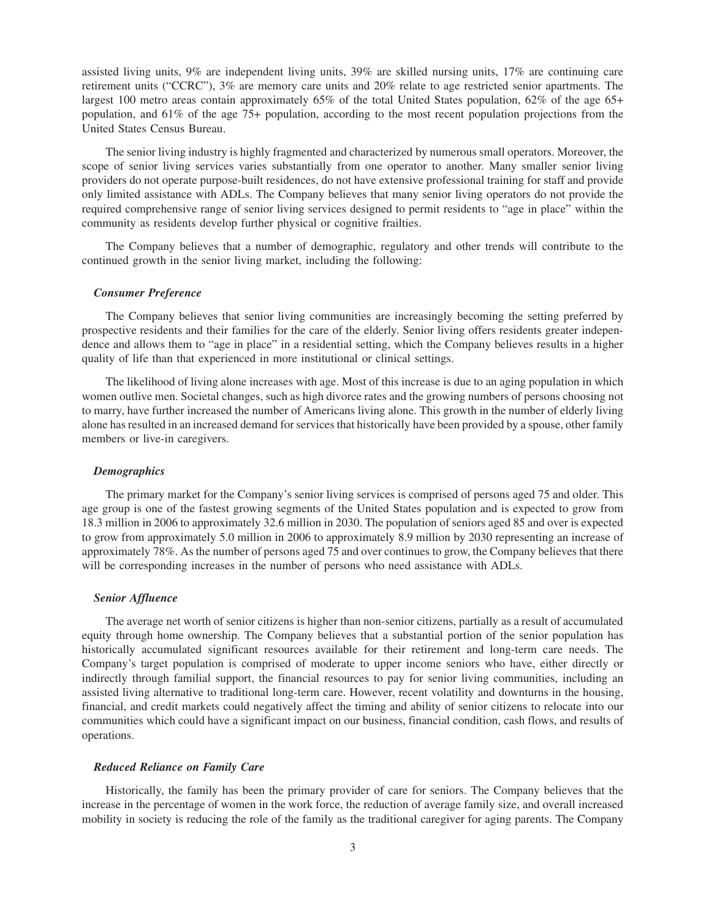assisted living units, 9% are independent living units, 39% are skilled nursing units, 17% are continuing care retirement units ("CCRC"), 3% are memory care units and 20% relate to age restricted senior apartments. The largest 100 metro areas contain approximately 65% of the total United States population, 62% of the age 65+ population, and 61% of the age 75+ population, according to the most recent population projections from the United States Census Bureau.

The senior living industry is highly fragmented and characterized by numerous small operators. Moreover, the scope of senior living services varies substantially from one operator to another. Many smaller senior living providers do not operate purpose-built residences, do not have extensive professional training for staff and provide only limited assistance with ADLs. The Company believes that many senior living operators do not provide the required comprehensive range of senior living services designed to permit residents to "age in place" within the community as residents develop further physical or cognitive frailties.

The Company believes that a number of demographic, regulatory and other trends will contribute to the continued growth in the senior living market, including the following:

***Consumer Preference***

The Company believes that senior living communities are increasingly becoming the setting preferred by prospective residents and their families for the care of the elderly. Senior living offers residents greater independence and allows them to "age in place" in a residential setting, which the Company believes results in a higher quality of life than that experienced in more institutional or clinical settings.

The likelihood of living alone increases with age. Most of this increase is due to an aging population in which women outlive men. Societal changes, such as high divorce rates and the growing numbers of persons choosing not to marry, have further increased the number of Americans living alone. This growth in the number of elderly living alone has resulted in an increased demand for services that historically have been provided by a spouse, other family members or live-in caregivers.

***Demographics***

The primary market for the Company's senior living services is comprised of persons aged 75 and older. This age group is one of the fastest growing segments of the United States population and is expected to grow from 18.3 million in 2006 to approximately 32.6 million in 2030. The population of seniors aged 85 and over is expected to grow from approximately 5.0 million in 2006 to approximately 8.9 million by 2030 representing an increase of approximately 78%. As the number of persons aged 75 and over continues to grow, the Company believes that there will be corresponding increases in the number of persons who need assistance with ADLs.

***Senior Affluence***

The average net worth of senior citizens is higher than non-senior citizens, partially as a result of accumulated equity through home ownership. The Company believes that a substantial portion of the senior population has historically accumulated significant resources available for their retirement and long-term care needs. The Company's target population is comprised of moderate to upper income seniors who have, either directly or indirectly through familial support, the financial resources to pay for senior living communities, including an assisted living alternative to traditional long-term care. However, recent volatility and downturns in the housing, financial, and credit markets could negatively affect the timing and ability of senior citizens to relocate into our communities which could have a significant impact on our business, financial condition, cash flows, and results of operations.

***Reduced Reliance on Family Care***

Historically, the family has been the primary provider of care for seniors. The Company believes that the increase in the percentage of women in the work force, the reduction of average family size, and overall increased mobility in society is reducing the role of the family as the traditional caregiver for aging parents. The Company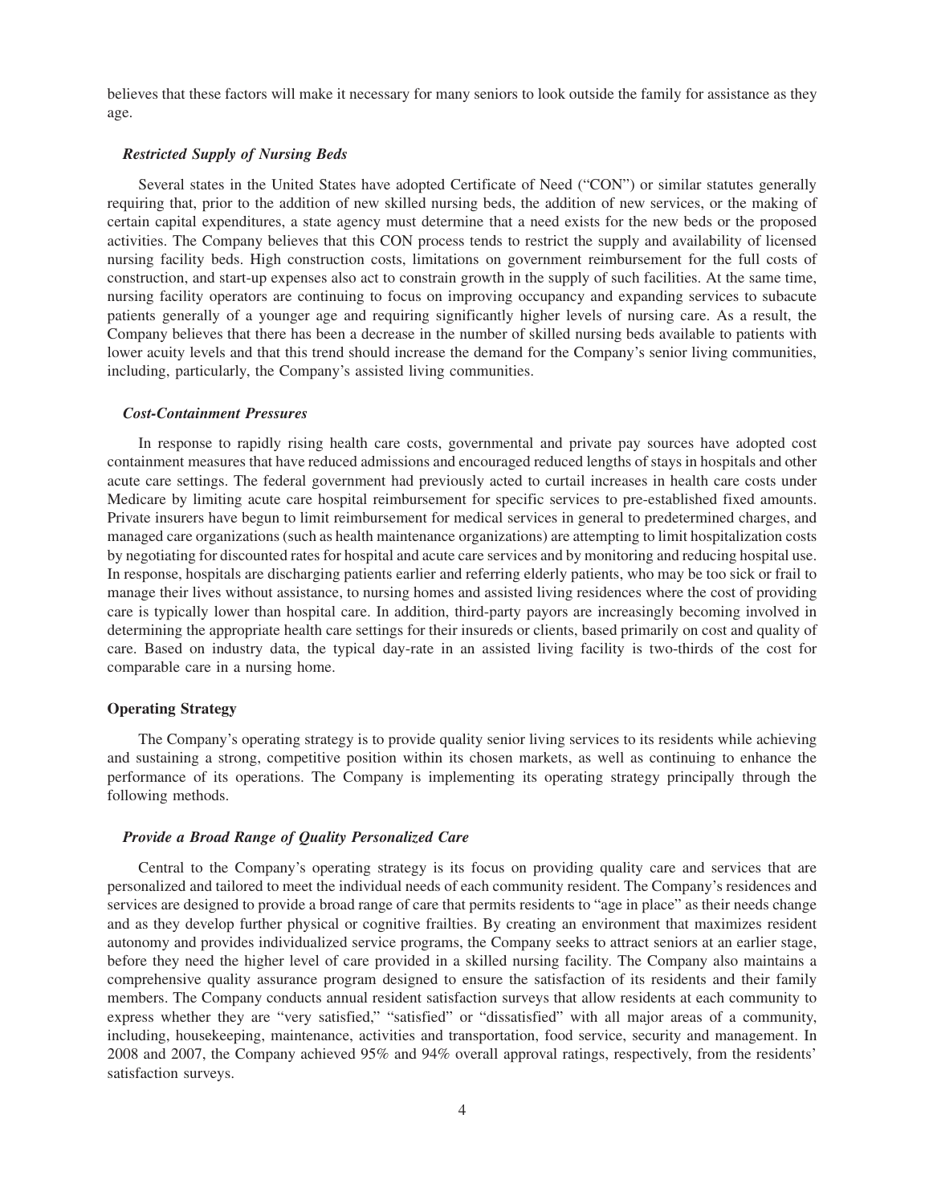believes that these factors will make it necessary for many seniors to look outside the family for assistance as they age.

### *Restricted Supply of Nursing Beds*

Several states in the United States have adopted Certificate of Need ("CON") or similar statutes generally requiring that, prior to the addition of new skilled nursing beds, the addition of new services, or the making of certain capital expenditures, a state agency must determine that a need exists for the new beds or the proposed activities. The Company believes that this CON process tends to restrict the supply and availability of licensed nursing facility beds. High construction costs, limitations on government reimbursement for the full costs of construction, and start-up expenses also act to constrain growth in the supply of such facilities. At the same time, nursing facility operators are continuing to focus on improving occupancy and expanding services to subacute patients generally of a younger age and requiring significantly higher levels of nursing care. As a result, the Company believes that there has been a decrease in the number of skilled nursing beds available to patients with lower acuity levels and that this trend should increase the demand for the Company's senior living communities, including, particularly, the Company's assisted living communities.

### *Cost-Containment Pressures*

In response to rapidly rising health care costs, governmental and private pay sources have adopted cost containment measures that have reduced admissions and encouraged reduced lengths of stays in hospitals and other acute care settings. The federal government had previously acted to curtail increases in health care costs under Medicare by limiting acute care hospital reimbursement for specific services to pre-established fixed amounts. Private insurers have begun to limit reimbursement for medical services in general to predetermined charges, and managed care organizations (such as health maintenance organizations) are attempting to limit hospitalization costs by negotiating for discounted rates for hospital and acute care services and by monitoring and reducing hospital use. In response, hospitals are discharging patients earlier and referring elderly patients, who may be too sick or frail to manage their lives without assistance, to nursing homes and assisted living residences where the cost of providing care is typically lower than hospital care. In addition, third-party payors are increasingly becoming involved in determining the appropriate health care settings for their insureds or clients, based primarily on cost and quality of care. Based on industry data, the typical day-rate in an assisted living facility is two-thirds of the cost for comparable care in a nursing home.

## Operating Strategy

The Company's operating strategy is to provide quality senior living services to its residents while achieving and sustaining a strong, competitive position within its chosen markets, as well as continuing to enhance the performance of its operations. The Company is implementing its operating strategy principally through the following methods.

### *Provide a Broad Range of Quality Personalized Care*

Central to the Company's operating strategy is its focus on providing quality care and services that are personalized and tailored to meet the individual needs of each community resident. The Company's residences and services are designed to provide a broad range of care that permits residents to "age in place" as their needs change and as they develop further physical or cognitive frailties. By creating an environment that maximizes resident autonomy and provides individualized service programs, the Company seeks to attract seniors at an earlier stage, before they need the higher level of care provided in a skilled nursing facility. The Company also maintains a comprehensive quality assurance program designed to ensure the satisfaction of its residents and their family members. The Company conducts annual resident satisfaction surveys that allow residents at each community to express whether they are "very satisfied," "satisfied" or "dissatisfied" with all major areas of a community, including, housekeeping, maintenance, activities and transportation, food service, security and management. In 2008 and 2007, the Company achieved 95% and 94% overall approval ratings, respectively, from the residents' satisfaction surveys.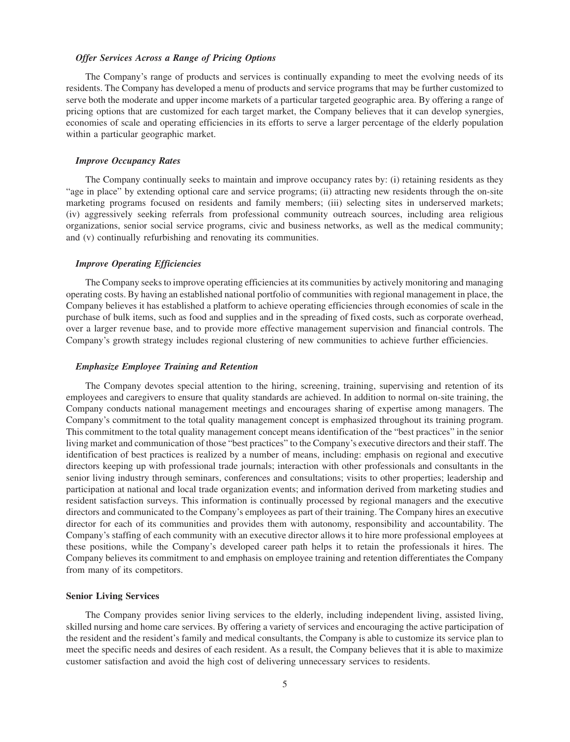#### *Offer Services Across a Range of Pricing Options*

The Company's range of products and services is continually expanding to meet the evolving needs of its residents. The Company has developed a menu of products and service programs that may be further customized to serve both the moderate and upper income markets of a particular targeted geographic area. By offering a range of pricing options that are customized for each target market, the Company believes that it can develop synergies, economies of scale and operating efficiencies in its efforts to serve a larger percentage of the elderly population within a particular geographic market.

#### *Improve Occupancy Rates*

The Company continually seeks to maintain and improve occupancy rates by: (i) retaining residents as they "age in place" by extending optional care and service programs; (ii) attracting new residents through the on-site marketing programs focused on residents and family members; (iii) selecting sites in underserved markets; (iv) aggressively seeking referrals from professional community outreach sources, including area religious organizations, senior social service programs, civic and business networks, as well as the medical community; and (v) continually refurbishing and renovating its communities.

#### *Improve Operating Efficiencies*

The Company seeks to improve operating efficiencies at its communities by actively monitoring and managing operating costs. By having an established national portfolio of communities with regional management in place, the Company believes it has established a platform to achieve operating efficiencies through economies of scale in the purchase of bulk items, such as food and supplies and in the spreading of fixed costs, such as corporate overhead, over a larger revenue base, and to provide more effective management supervision and financial controls. The Company's growth strategy includes regional clustering of new communities to achieve further efficiencies.

#### *Emphasize Employee Training and Retention*

The Company devotes special attention to the hiring, screening, training, supervising and retention of its employees and caregivers to ensure that quality standards are achieved. In addition to normal on-site training, the Company conducts national management meetings and encourages sharing of expertise among managers. The Company's commitment to the total quality management concept is emphasized throughout its training program. This commitment to the total quality management concept means identification of the "best practices" in the senior living market and communication of those "best practices" to the Company's executive directors and their staff. The identification of best practices is realized by a number of means, including: emphasis on regional and executive directors keeping up with professional trade journals; interaction with other professionals and consultants in the senior living industry through seminars, conferences and consultations; visits to other properties; leadership and participation at national and local trade organization events; and information derived from marketing studies and resident satisfaction surveys. This information is continually processed by regional managers and the executive directors and communicated to the Company's employees as part of their training. The Company hires an executive director for each of its communities and provides them with autonomy, responsibility and accountability. The Company's staffing of each community with an executive director allows it to hire more professional employees at these positions, while the Company's developed career path helps it to retain the professionals it hires. The Company believes its commitment to and emphasis on employee training and retention differentiates the Company from many of its competitors.

### Senior Living Services

The Company provides senior living services to the elderly, including independent living, assisted living, skilled nursing and home care services. By offering a variety of services and encouraging the active participation of the resident and the resident's family and medical consultants, the Company is able to customize its service plan to meet the specific needs and desires of each resident. As a result, the Company believes that it is able to maximize customer satisfaction and avoid the high cost of delivering unnecessary services to residents.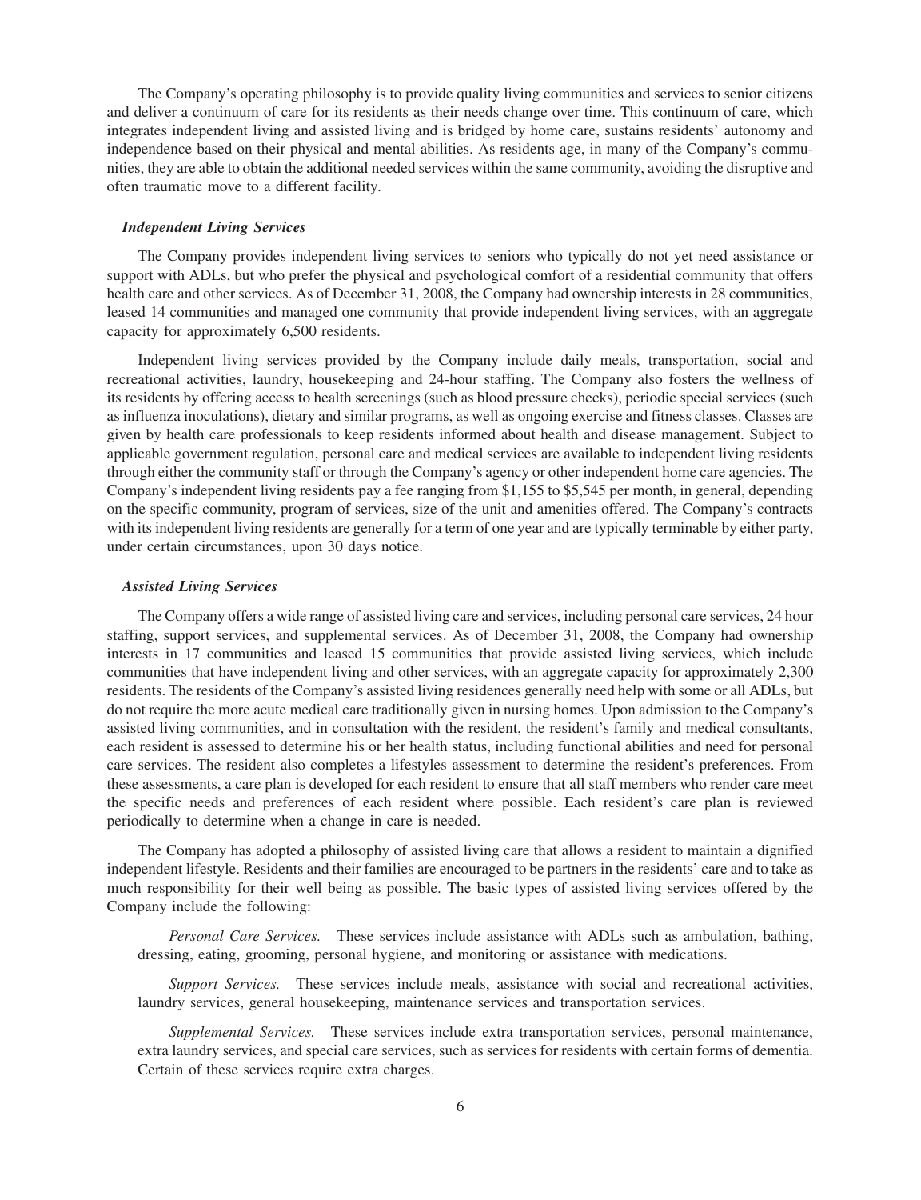The Company's operating philosophy is to provide quality living communities and services to senior citizens and deliver a continuum of care for its residents as their needs change over time. This continuum of care, which integrates independent living and assisted living and is bridged by home care, sustains residents' autonomy and independence based on their physical and mental abilities. As residents age, in many of the Company's communities, they are able to obtain the additional needed services within the same community, avoiding the disruptive and often traumatic move to a different facility.

***Independent Living Services***

The Company provides independent living services to seniors who typically do not yet need assistance or support with ADLs, but who prefer the physical and psychological comfort of a residential community that offers health care and other services. As of December 31, 2008, the Company had ownership interests in 28 communities, leased 14 communities and managed one community that provide independent living services, with an aggregate capacity for approximately 6,500 residents.

Independent living services provided by the Company include daily meals, transportation, social and recreational activities, laundry, housekeeping and 24-hour staffing. The Company also fosters the wellness of its residents by offering access to health screenings (such as blood pressure checks), periodic special services (such as influenza inoculations), dietary and similar programs, as well as ongoing exercise and fitness classes. Classes are given by health care professionals to keep residents informed about health and disease management. Subject to applicable government regulation, personal care and medical services are available to independent living residents through either the community staff or through the Company's agency or other independent home care agencies. The Company's independent living residents pay a fee ranging from $1,155 to $5,545 per month, in general, depending on the specific community, program of services, size of the unit and amenities offered. The Company's contracts with its independent living residents are generally for a term of one year and are typically terminable by either party, under certain circumstances, upon 30 days notice.

***Assisted Living Services***

The Company offers a wide range of assisted living care and services, including personal care services, 24 hour staffing, support services, and supplemental services. As of December 31, 2008, the Company had ownership interests in 17 communities and leased 15 communities that provide assisted living services, which include communities that have independent living and other services, with an aggregate capacity for approximately 2,300 residents. The residents of the Company's assisted living residences generally need help with some or all ADLs, but do not require the more acute medical care traditionally given in nursing homes. Upon admission to the Company's assisted living communities, and in consultation with the resident, the resident's family and medical consultants, each resident is assessed to determine his or her health status, including functional abilities and need for personal care services. The resident also completes a lifestyles assessment to determine the resident's preferences. From these assessments, a care plan is developed for each resident to ensure that all staff members who render care meet the specific needs and preferences of each resident where possible. Each resident's care plan is reviewed periodically to determine when a change in care is needed.

The Company has adopted a philosophy of assisted living care that allows a resident to maintain a dignified independent lifestyle. Residents and their families are encouraged to be partners in the residents' care and to take as much responsibility for their well being as possible. The basic types of assisted living services offered by the Company include the following:

*Personal Care Services.* These services include assistance with ADLs such as ambulation, bathing, dressing, eating, grooming, personal hygiene, and monitoring or assistance with medications.

*Support Services.* These services include meals, assistance with social and recreational activities, laundry services, general housekeeping, maintenance services and transportation services.

*Supplemental Services.* These services include extra transportation services, personal maintenance, extra laundry services, and special care services, such as services for residents with certain forms of dementia. Certain of these services require extra charges.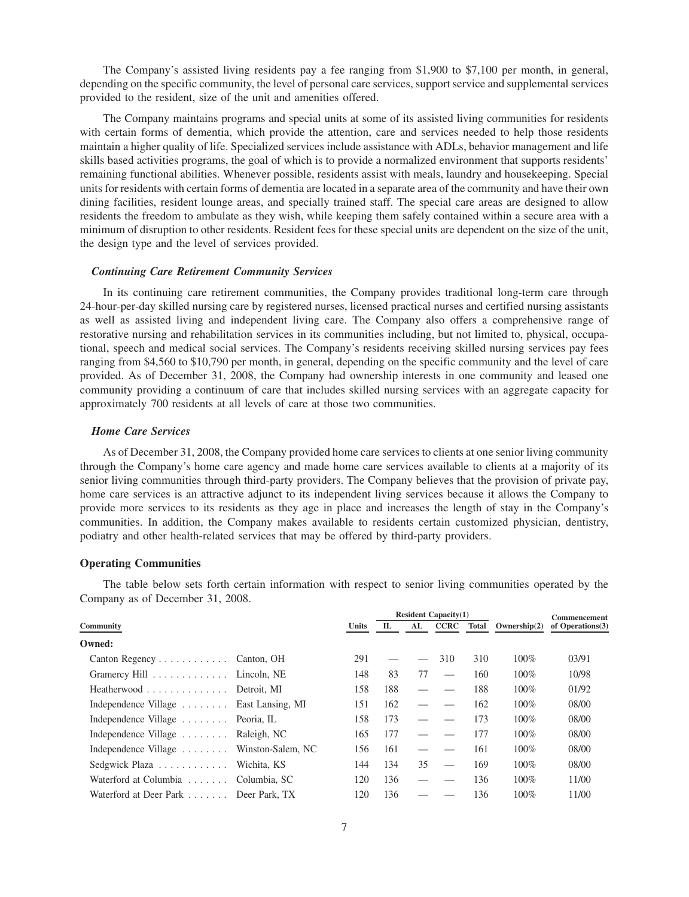The Company's assisted living residents pay a fee ranging from $1,900 to $7,100 per month, in general, depending on the specific community, the level of personal care services, support service and supplemental services provided to the resident, size of the unit and amenities offered.

The Company maintains programs and special units at some of its assisted living communities for residents with certain forms of dementia, which provide the attention, care and services needed to help those residents maintain a higher quality of life. Specialized services include assistance with ADLs, behavior management and life skills based activities programs, the goal of which is to provide a normalized environment that supports residents' remaining functional abilities. Whenever possible, residents assist with meals, laundry and housekeeping. Special units for residents with certain forms of dementia are located in a separate area of the community and have their own dining facilities, resident lounge areas, and specially trained staff. The special care areas are designed to allow residents the freedom to ambulate as they wish, while keeping them safely contained within a secure area with a minimum of disruption to other residents. Resident fees for these special units are dependent on the size of the unit, the design type and the level of services provided.

### *Continuing Care Retirement Community Services*

In its continuing care retirement communities, the Company provides traditional long-term care through 24-hour-per-day skilled nursing care by registered nurses, licensed practical nurses and certified nursing assistants as well as assisted living and independent living care. The Company also offers a comprehensive range of restorative nursing and rehabilitation services in its communities including, but not limited to, physical, occupational, speech and medical social services. The Company's residents receiving skilled nursing services pay fees ranging from $4,560 to $10,790 per month, in general, depending on the specific community and the level of care provided. As of December 31, 2008, the Company had ownership interests in one community and leased one community providing a continuum of care that includes skilled nursing services with an aggregate capacity for approximately 700 residents at all levels of care at those two communities.

### *Home Care Services*

As of December 31, 2008, the Company provided home care services to clients at one senior living community through the Company's home care agency and made home care services available to clients at a majority of its senior living communities through third-party providers. The Company believes that the provision of private pay, home care services is an attractive adjunct to its independent living services because it allows the Company to provide more services to its residents as they age in place and increases the length of stay in the Company's communities. In addition, the Company makes available to residents certain customized physician, dentistry, podiatry and other health-related services that may be offered by third-party providers.

## Operating Communities

The table below sets forth certain information with respect to senior living communities operated by the Company as of December 31, 2008.

| Community | | Units | Resident Capacity(1) | | | | Ownership(2) | Commencement of Operations(3) |
|---|---|---|---|---|---|---|---|---|
| | | | IL | AL | CCRC | Total | | |
| **Owned:** | | | | | | | | |
| Canton Regency | Canton, OH | 291 | — | — | 310 | 310 | 100% | 03/91 |
| Gramercy Hill | Lincoln, NE | 148 | 83 | 77 | — | 160 | 100% | 10/98 |
| Heatherwood | Detroit, MI | 158 | 188 | — | — | 188 | 100% | 01/92 |
| Independence Village | East Lansing, MI | 151 | 162 | — | — | 162 | 100% | 08/00 |
| Independence Village | Peoria, IL | 158 | 173 | — | — | 173 | 100% | 08/00 |
| Independence Village | Raleigh, NC | 165 | 177 | — | — | 177 | 100% | 08/00 |
| Independence Village | Winston-Salem, NC | 156 | 161 | — | — | 161 | 100% | 08/00 |
| Sedgwick Plaza | Wichita, KS | 144 | 134 | 35 | — | 169 | 100% | 08/00 |
| Waterford at Columbia | Columbia, SC | 120 | 136 | — | — | 136 | 100% | 11/00 |
| Waterford at Deer Park | Deer Park, TX | 120 | 136 | — | — | 136 | 100% | 11/00 |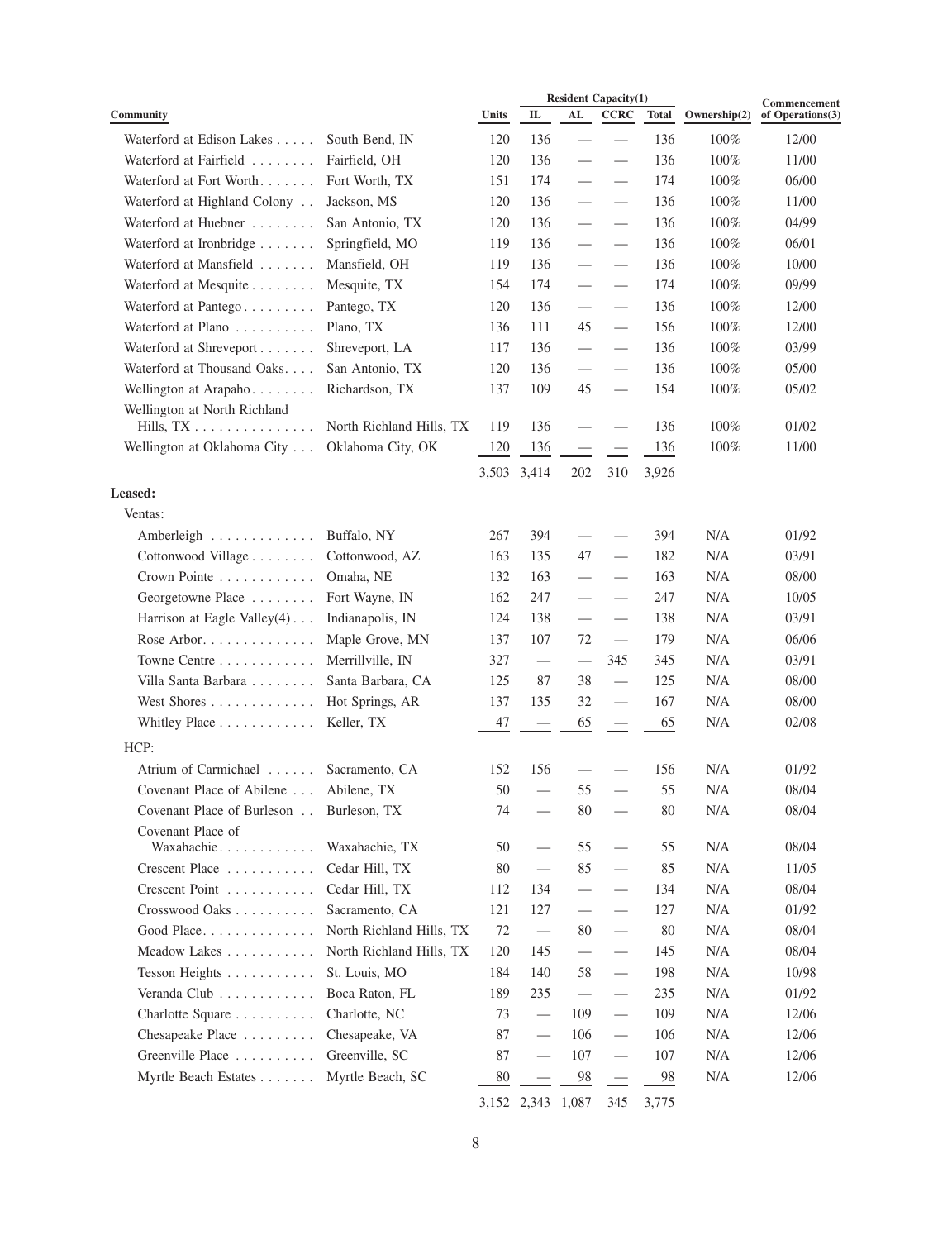| Community | | Units | Resident Capacity(1) IL | AL | CCRC | Total | Ownership(2) | Commencement of Operations(3) |
|---|---|---|---|---|---|---|---|---|
| Waterford at Edison Lakes | South Bend, IN | 120 | 136 | — | — | 136 | 100% | 12/00 |
| Waterford at Fairfield | Fairfield, OH | 120 | 136 | — | — | 136 | 100% | 11/00 |
| Waterford at Fort Worth | Fort Worth, TX | 151 | 174 | — | — | 174 | 100% | 06/00 |
| Waterford at Highland Colony | Jackson, MS | 120 | 136 | — | — | 136 | 100% | 11/00 |
| Waterford at Huebner | San Antonio, TX | 120 | 136 | — | — | 136 | 100% | 04/99 |
| Waterford at Ironbridge | Springfield, MO | 119 | 136 | — | — | 136 | 100% | 06/01 |
| Waterford at Mansfield | Mansfield, OH | 119 | 136 | — | — | 136 | 100% | 10/00 |
| Waterford at Mesquite | Mesquite, TX | 154 | 174 | — | — | 174 | 100% | 09/99 |
| Waterford at Pantego | Pantego, TX | 120 | 136 | — | — | 136 | 100% | 12/00 |
| Waterford at Plano | Plano, TX | 136 | 111 | 45 | — | 156 | 100% | 12/00 |
| Waterford at Shreveport | Shreveport, LA | 117 | 136 | — | — | 136 | 100% | 03/99 |
| Waterford at Thousand Oaks | San Antonio, TX | 120 | 136 | — | — | 136 | 100% | 05/00 |
| Wellington at Arapaho | Richardson, TX | 137 | 109 | 45 | — | 154 | 100% | 05/02 |
| Wellington at North Richland Hills, TX | North Richland Hills, TX | 119 | 136 | — | — | 136 | 100% | 01/02 |
| Wellington at Oklahoma City | Oklahoma City, OK | 120 | 136 | — | — | 136 | 100% | 11/00 |
| | | 3,503 | 3,414 | 202 | 310 | 3,926 | | |
| **Leased:** | | | | | | | | |
| Ventas: | | | | | | | | |
| Amberleigh | Buffalo, NY | 267 | 394 | — | — | 394 | N/A | 01/92 |
| Cottonwood Village | Cottonwood, AZ | 163 | 135 | 47 | — | 182 | N/A | 03/91 |
| Crown Pointe | Omaha, NE | 132 | 163 | — | — | 163 | N/A | 08/00 |
| Georgetowne Place | Fort Wayne, IN | 162 | 247 | — | — | 247 | N/A | 10/05 |
| Harrison at Eagle Valley(4) | Indianapolis, IN | 124 | 138 | — | — | 138 | N/A | 03/91 |
| Rose Arbor | Maple Grove, MN | 137 | 107 | 72 | — | 179 | N/A | 06/06 |
| Towne Centre | Merrillville, IN | 327 | — | — | 345 | 345 | N/A | 03/91 |
| Villa Santa Barbara | Santa Barbara, CA | 125 | 87 | 38 | — | 125 | N/A | 08/00 |
| West Shores | Hot Springs, AR | 137 | 135 | 32 | — | 167 | N/A | 08/00 |
| Whitley Place | Keller, TX | 47 | — | 65 | — | 65 | N/A | 02/08 |
| HCP: | | | | | | | | |
| Atrium of Carmichael | Sacramento, CA | 152 | 156 | — | — | 156 | N/A | 01/92 |
| Covenant Place of Abilene | Abilene, TX | 50 | — | 55 | — | 55 | N/A | 08/04 |
| Covenant Place of Burleson | Burleson, TX | 74 | — | 80 | — | 80 | N/A | 08/04 |
| Covenant Place of Waxahachie | Waxahachie, TX | 50 | — | 55 | — | 55 | N/A | 08/04 |
| Crescent Place | Cedar Hill, TX | 80 | — | 85 | — | 85 | N/A | 11/05 |
| Crescent Point | Cedar Hill, TX | 112 | 134 | — | — | 134 | N/A | 08/04 |
| Crosswood Oaks | Sacramento, CA | 121 | 127 | — | — | 127 | N/A | 01/92 |
| Good Place | North Richland Hills, TX | 72 | — | 80 | — | 80 | N/A | 08/04 |
| Meadow Lakes | North Richland Hills, TX | 120 | 145 | — | — | 145 | N/A | 08/04 |
| Tesson Heights | St. Louis, MO | 184 | 140 | 58 | — | 198 | N/A | 10/98 |
| Veranda Club | Boca Raton, FL | 189 | 235 | — | — | 235 | N/A | 01/92 |
| Charlotte Square | Charlotte, NC | 73 | — | 109 | — | 109 | N/A | 12/06 |
| Chesapeake Place | Chesapeake, VA | 87 | — | 106 | — | 106 | N/A | 12/06 |
| Greenville Place | Greenville, SC | 87 | — | 107 | — | 107 | N/A | 12/06 |
| Myrtle Beach Estates | Myrtle Beach, SC | 80 | — | 98 | — | 98 | N/A | 12/06 |
| | | 3,152 | 2,343 | 1,087 | 345 | 3,775 | | |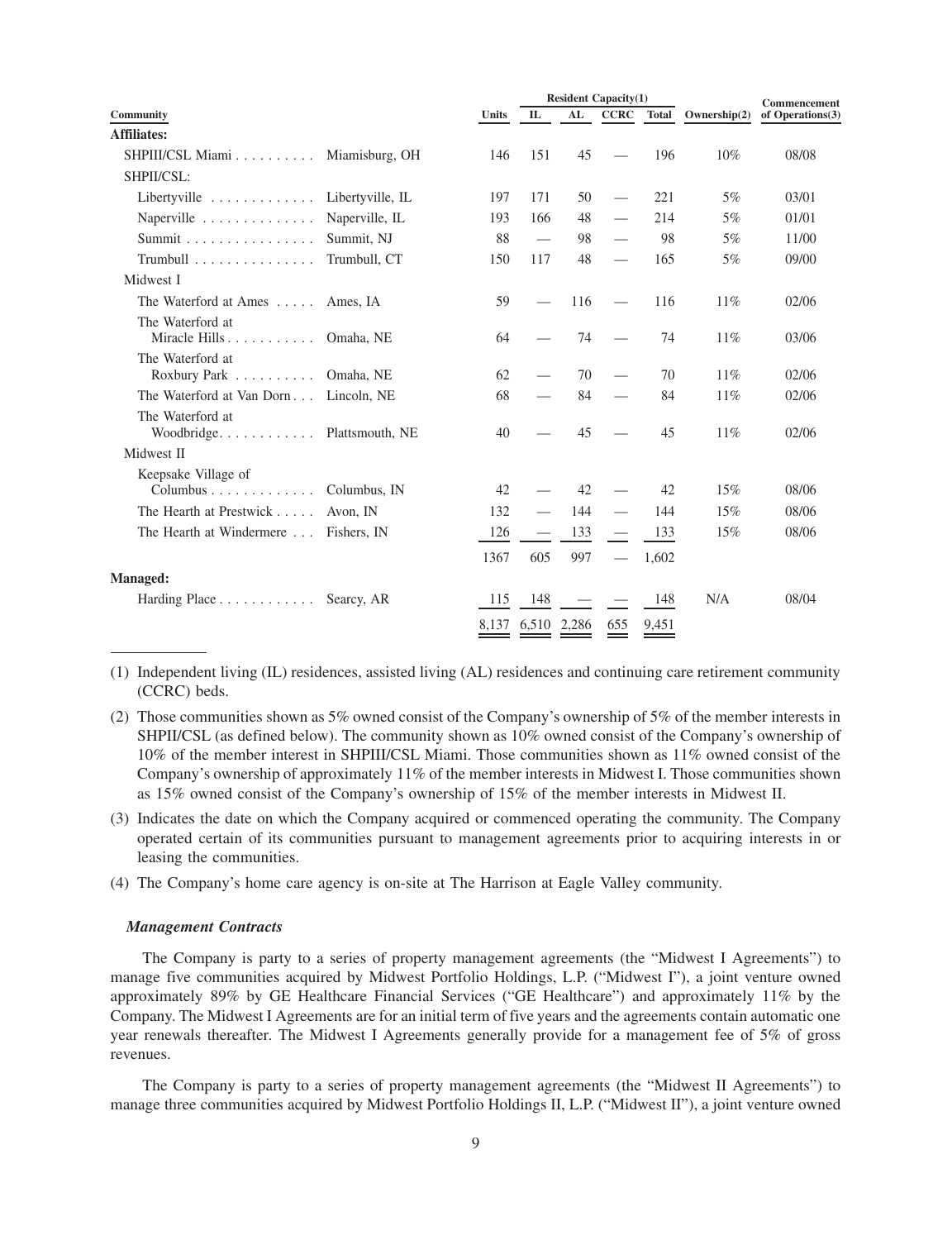| Community | | Units | Resident Capacity(1) | | | | Ownership(2) | Commencement of Operations(3) |
|---|---|---|---|---|---|---|---|---|
| | | | IL | AL | CCRC | Total | | |
| **Affiliates:** | | | | | | | | |
| SHPIII/CSL Miami | Miamisburg, OH | 146 | 151 | 45 | — | 196 | 10% | 08/08 |
| SHPII/CSL: | | | | | | | | |
| Libertyville | Libertyville, IL | 197 | 171 | 50 | — | 221 | 5% | 03/01 |
| Naperville | Naperville, IL | 193 | 166 | 48 | — | 214 | 5% | 01/01 |
| Summit | Summit, NJ | 88 | — | 98 | — | 98 | 5% | 11/00 |
| Trumbull | Trumbull, CT | 150 | 117 | 48 | — | 165 | 5% | 09/00 |
| Midwest I | | | | | | | | |
| The Waterford at Ames | Ames, IA | 59 | — | 116 | — | 116 | 11% | 02/06 |
| The Waterford at Miracle Hills | Omaha, NE | 64 | — | 74 | — | 74 | 11% | 03/06 |
| The Waterford at Roxbury Park | Omaha, NE | 62 | — | 70 | — | 70 | 11% | 02/06 |
| The Waterford at Van Dorn | Lincoln, NE | 68 | — | 84 | — | 84 | 11% | 02/06 |
| The Waterford at Woodbridge | Plattsmouth, NE | 40 | — | 45 | — | 45 | 11% | 02/06 |
| Midwest II | | | | | | | | |
| Keepsake Village of Columbus | Columbus, IN | 42 | — | 42 | — | 42 | 15% | 08/06 |
| The Hearth at Prestwick | Avon, IN | 132 | — | 144 | — | 144 | 15% | 08/06 |
| The Hearth at Windermere | Fishers, IN | 126 | — | 133 | — | 133 | 15% | 08/06 |
| | | 1367 | 605 | 997 | — | 1,602 | | |
| **Managed:** | | | | | | | | |
| Harding Place | Searcy, AR | 115 | 148 | — | — | 148 | N/A | 08/04 |
| | | 8,137 | 6,510 | 2,286 | 655 | 9,451 | | |

(1) Independent living (IL) residences, assisted living (AL) residences and continuing care retirement community (CCRC) beds.

(2) Those communities shown as 5% owned consist of the Company's ownership of 5% of the member interests in SHPII/CSL (as defined below). The community shown as 10% owned consist of the Company's ownership of 10% of the member interest in SHPIII/CSL Miami. Those communities shown as 11% owned consist of the Company's ownership of approximately 11% of the member interests in Midwest I. Those communities shown as 15% owned consist of the Company's ownership of 15% of the member interests in Midwest II.

(3) Indicates the date on which the Company acquired or commenced operating the community. The Company operated certain of its communities pursuant to management agreements prior to acquiring interests in or leasing the communities.

(4) The Company's home care agency is on-site at The Harrison at Eagle Valley community.

### *Management Contracts*

The Company is party to a series of property management agreements (the "Midwest I Agreements") to manage five communities acquired by Midwest Portfolio Holdings, L.P. ("Midwest I"), a joint venture owned approximately 89% by GE Healthcare Financial Services ("GE Healthcare") and approximately 11% by the Company. The Midwest I Agreements are for an initial term of five years and the agreements contain automatic one year renewals thereafter. The Midwest I Agreements generally provide for a management fee of 5% of gross revenues.

The Company is party to a series of property management agreements (the "Midwest II Agreements") to manage three communities acquired by Midwest Portfolio Holdings II, L.P. ("Midwest II"), a joint venture owned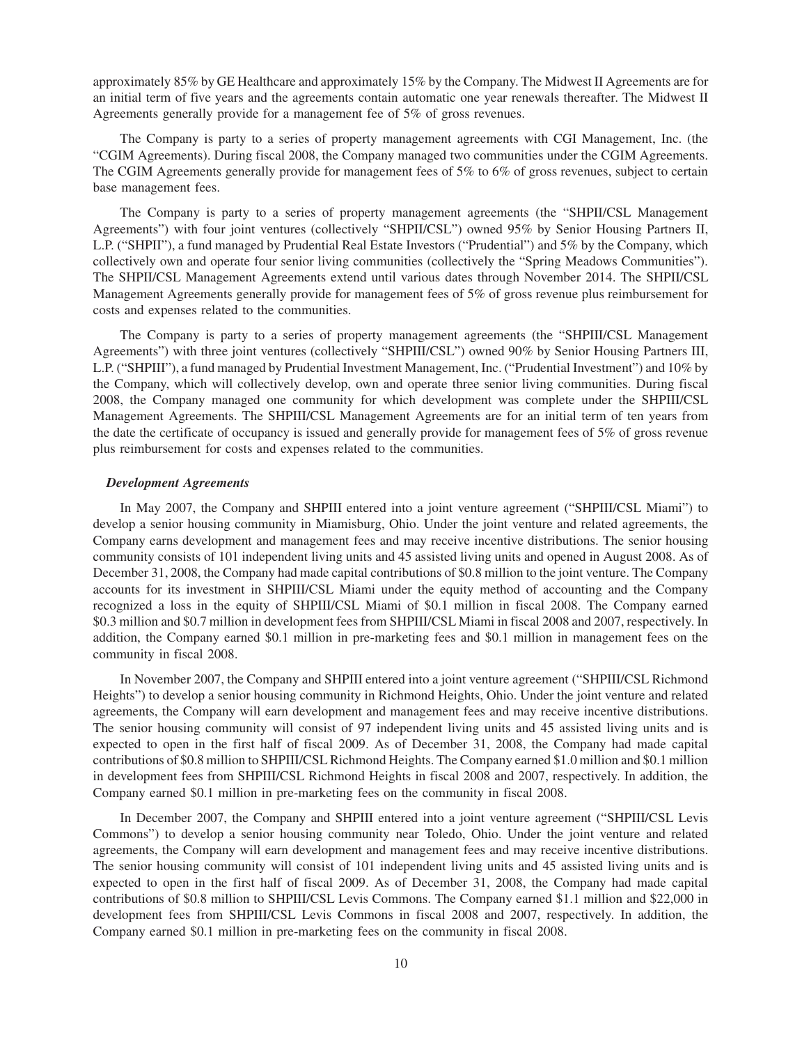approximately 85% by GE Healthcare and approximately 15% by the Company. The Midwest II Agreements are for an initial term of five years and the agreements contain automatic one year renewals thereafter. The Midwest II Agreements generally provide for a management fee of 5% of gross revenues.

The Company is party to a series of property management agreements with CGI Management, Inc. (the "CGIM Agreements). During fiscal 2008, the Company managed two communities under the CGIM Agreements. The CGIM Agreements generally provide for management fees of 5% to 6% of gross revenues, subject to certain base management fees.

The Company is party to a series of property management agreements (the "SHPII/CSL Management Agreements") with four joint ventures (collectively "SHPII/CSL") owned 95% by Senior Housing Partners II, L.P. ("SHPII"), a fund managed by Prudential Real Estate Investors ("Prudential") and 5% by the Company, which collectively own and operate four senior living communities (collectively the "Spring Meadows Communities"). The SHPII/CSL Management Agreements extend until various dates through November 2014. The SHPII/CSL Management Agreements generally provide for management fees of 5% of gross revenue plus reimbursement for costs and expenses related to the communities.

The Company is party to a series of property management agreements (the "SHPIII/CSL Management Agreements") with three joint ventures (collectively "SHPIII/CSL") owned 90% by Senior Housing Partners III, L.P. ("SHPIII"), a fund managed by Prudential Investment Management, Inc. ("Prudential Investment") and 10% by the Company, which will collectively develop, own and operate three senior living communities. During fiscal 2008, the Company managed one community for which development was complete under the SHPIII/CSL Management Agreements. The SHPIII/CSL Management Agreements are for an initial term of ten years from the date the certificate of occupancy is issued and generally provide for management fees of 5% of gross revenue plus reimbursement for costs and expenses related to the communities.

***Development Agreements***

In May 2007, the Company and SHPIII entered into a joint venture agreement ("SHPIII/CSL Miami") to develop a senior housing community in Miamisburg, Ohio. Under the joint venture and related agreements, the Company earns development and management fees and may receive incentive distributions. The senior housing community consists of 101 independent living units and 45 assisted living units and opened in August 2008. As of December 31, 2008, the Company had made capital contributions of $0.8 million to the joint venture. The Company accounts for its investment in SHPIII/CSL Miami under the equity method of accounting and the Company recognized a loss in the equity of SHPIII/CSL Miami of $0.1 million in fiscal 2008. The Company earned $0.3 million and $0.7 million in development fees from SHPIII/CSL Miami in fiscal 2008 and 2007, respectively. In addition, the Company earned $0.1 million in pre-marketing fees and $0.1 million in management fees on the community in fiscal 2008.

In November 2007, the Company and SHPIII entered into a joint venture agreement ("SHPIII/CSL Richmond Heights") to develop a senior housing community in Richmond Heights, Ohio. Under the joint venture and related agreements, the Company will earn development and management fees and may receive incentive distributions. The senior housing community will consist of 97 independent living units and 45 assisted living units and is expected to open in the first half of fiscal 2009. As of December 31, 2008, the Company had made capital contributions of $0.8 million to SHPIII/CSL Richmond Heights. The Company earned $1.0 million and $0.1 million in development fees from SHPIII/CSL Richmond Heights in fiscal 2008 and 2007, respectively. In addition, the Company earned $0.1 million in pre-marketing fees on the community in fiscal 2008.

In December 2007, the Company and SHPIII entered into a joint venture agreement ("SHPIII/CSL Levis Commons") to develop a senior housing community near Toledo, Ohio. Under the joint venture and related agreements, the Company will earn development and management fees and may receive incentive distributions. The senior housing community will consist of 101 independent living units and 45 assisted living units and is expected to open in the first half of fiscal 2009. As of December 31, 2008, the Company had made capital contributions of $0.8 million to SHPIII/CSL Levis Commons. The Company earned $1.1 million and $22,000 in development fees from SHPIII/CSL Levis Commons in fiscal 2008 and 2007, respectively. In addition, the Company earned $0.1 million in pre-marketing fees on the community in fiscal 2008.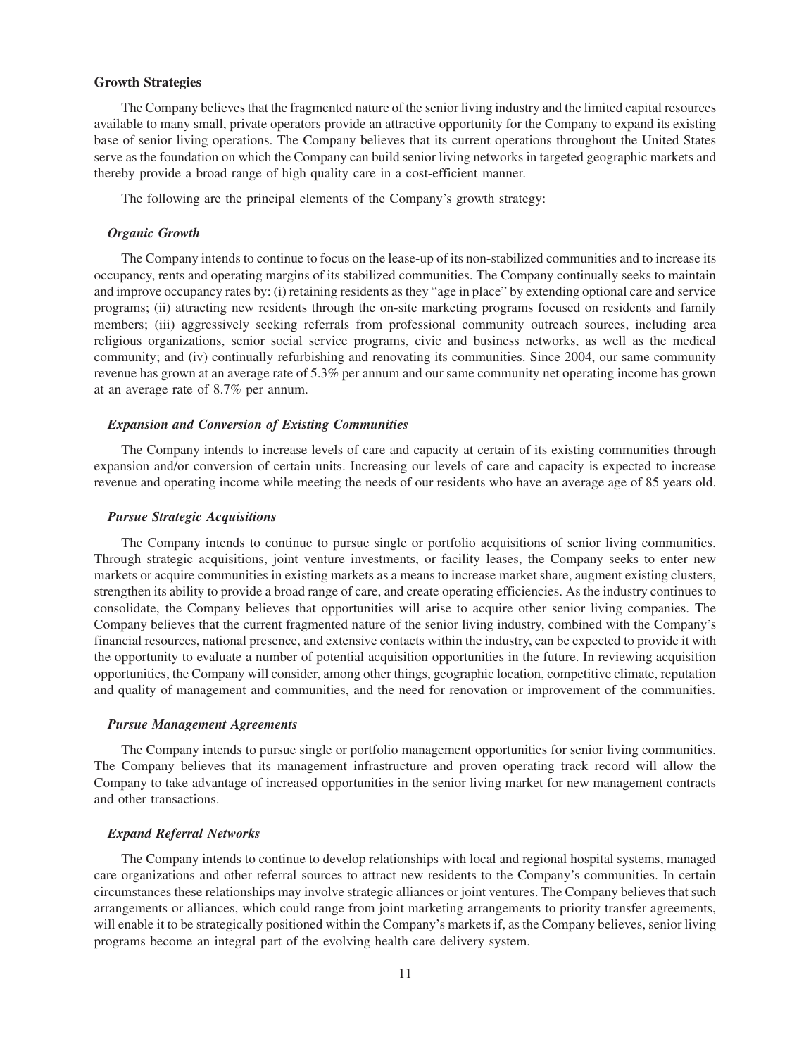### Growth Strategies

The Company believes that the fragmented nature of the senior living industry and the limited capital resources available to many small, private operators provide an attractive opportunity for the Company to expand its existing base of senior living operations. The Company believes that its current operations throughout the United States serve as the foundation on which the Company can build senior living networks in targeted geographic markets and thereby provide a broad range of high quality care in a cost-efficient manner.

The following are the principal elements of the Company's growth strategy:

#### *Organic Growth*

The Company intends to continue to focus on the lease-up of its non-stabilized communities and to increase its occupancy, rents and operating margins of its stabilized communities. The Company continually seeks to maintain and improve occupancy rates by: (i) retaining residents as they "age in place" by extending optional care and service programs; (ii) attracting new residents through the on-site marketing programs focused on residents and family members; (iii) aggressively seeking referrals from professional community outreach sources, including area religious organizations, senior social service programs, civic and business networks, as well as the medical community; and (iv) continually refurbishing and renovating its communities. Since 2004, our same community revenue has grown at an average rate of 5.3% per annum and our same community net operating income has grown at an average rate of 8.7% per annum.

#### *Expansion and Conversion of Existing Communities*

The Company intends to increase levels of care and capacity at certain of its existing communities through expansion and/or conversion of certain units. Increasing our levels of care and capacity is expected to increase revenue and operating income while meeting the needs of our residents who have an average age of 85 years old.

#### *Pursue Strategic Acquisitions*

The Company intends to continue to pursue single or portfolio acquisitions of senior living communities. Through strategic acquisitions, joint venture investments, or facility leases, the Company seeks to enter new markets or acquire communities in existing markets as a means to increase market share, augment existing clusters, strengthen its ability to provide a broad range of care, and create operating efficiencies. As the industry continues to consolidate, the Company believes that opportunities will arise to acquire other senior living companies. The Company believes that the current fragmented nature of the senior living industry, combined with the Company's financial resources, national presence, and extensive contacts within the industry, can be expected to provide it with the opportunity to evaluate a number of potential acquisition opportunities in the future. In reviewing acquisition opportunities, the Company will consider, among other things, geographic location, competitive climate, reputation and quality of management and communities, and the need for renovation or improvement of the communities.

#### *Pursue Management Agreements*

The Company intends to pursue single or portfolio management opportunities for senior living communities. The Company believes that its management infrastructure and proven operating track record will allow the Company to take advantage of increased opportunities in the senior living market for new management contracts and other transactions.

#### *Expand Referral Networks*

The Company intends to continue to develop relationships with local and regional hospital systems, managed care organizations and other referral sources to attract new residents to the Company's communities. In certain circumstances these relationships may involve strategic alliances or joint ventures. The Company believes that such arrangements or alliances, which could range from joint marketing arrangements to priority transfer agreements, will enable it to be strategically positioned within the Company's markets if, as the Company believes, senior living programs become an integral part of the evolving health care delivery system.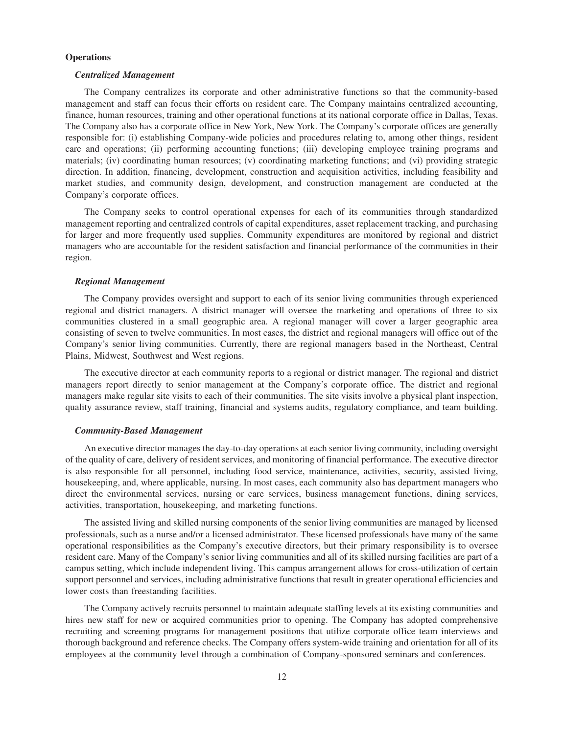## Operations

### *Centralized Management*

The Company centralizes its corporate and other administrative functions so that the community-based management and staff can focus their efforts on resident care. The Company maintains centralized accounting, finance, human resources, training and other operational functions at its national corporate office in Dallas, Texas. The Company also has a corporate office in New York, New York. The Company's corporate offices are generally responsible for: (i) establishing Company-wide policies and procedures relating to, among other things, resident care and operations; (ii) performing accounting functions; (iii) developing employee training programs and materials; (iv) coordinating human resources; (v) coordinating marketing functions; and (vi) providing strategic direction. In addition, financing, development, construction and acquisition activities, including feasibility and market studies, and community design, development, and construction management are conducted at the Company's corporate offices.

The Company seeks to control operational expenses for each of its communities through standardized management reporting and centralized controls of capital expenditures, asset replacement tracking, and purchasing for larger and more frequently used supplies. Community expenditures are monitored by regional and district managers who are accountable for the resident satisfaction and financial performance of the communities in their region.

### *Regional Management*

The Company provides oversight and support to each of its senior living communities through experienced regional and district managers. A district manager will oversee the marketing and operations of three to six communities clustered in a small geographic area. A regional manager will cover a larger geographic area consisting of seven to twelve communities. In most cases, the district and regional managers will office out of the Company's senior living communities. Currently, there are regional managers based in the Northeast, Central Plains, Midwest, Southwest and West regions.

The executive director at each community reports to a regional or district manager. The regional and district managers report directly to senior management at the Company's corporate office. The district and regional managers make regular site visits to each of their communities. The site visits involve a physical plant inspection, quality assurance review, staff training, financial and systems audits, regulatory compliance, and team building.

### *Community-Based Management*

An executive director manages the day-to-day operations at each senior living community, including oversight of the quality of care, delivery of resident services, and monitoring of financial performance. The executive director is also responsible for all personnel, including food service, maintenance, activities, security, assisted living, housekeeping, and, where applicable, nursing. In most cases, each community also has department managers who direct the environmental services, nursing or care services, business management functions, dining services, activities, transportation, housekeeping, and marketing functions.

The assisted living and skilled nursing components of the senior living communities are managed by licensed professionals, such as a nurse and/or a licensed administrator. These licensed professionals have many of the same operational responsibilities as the Company's executive directors, but their primary responsibility is to oversee resident care. Many of the Company's senior living communities and all of its skilled nursing facilities are part of a campus setting, which include independent living. This campus arrangement allows for cross-utilization of certain support personnel and services, including administrative functions that result in greater operational efficiencies and lower costs than freestanding facilities.

The Company actively recruits personnel to maintain adequate staffing levels at its existing communities and hires new staff for new or acquired communities prior to opening. The Company has adopted comprehensive recruiting and screening programs for management positions that utilize corporate office team interviews and thorough background and reference checks. The Company offers system-wide training and orientation for all of its employees at the community level through a combination of Company-sponsored seminars and conferences.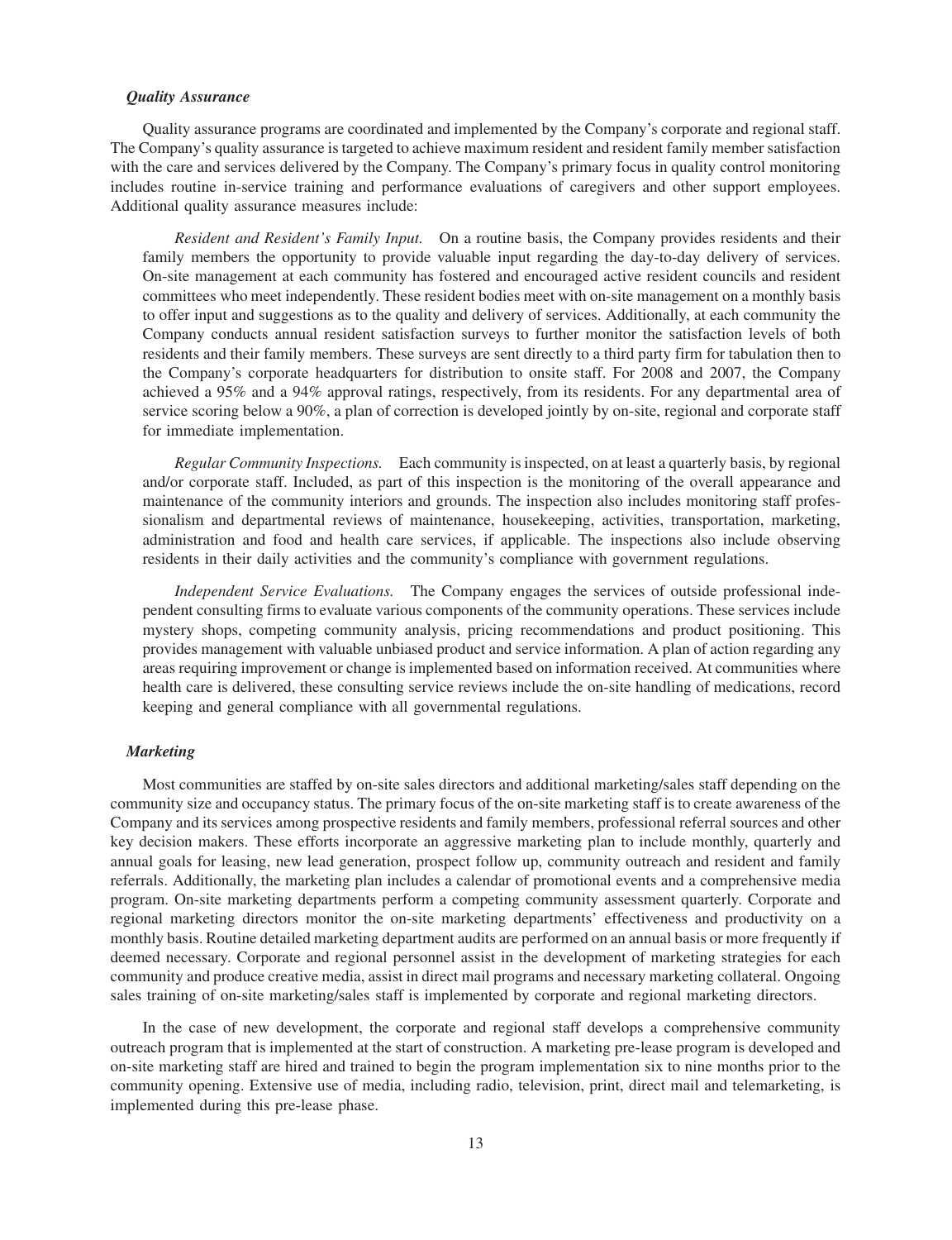### *Quality Assurance*

Quality assurance programs are coordinated and implemented by the Company's corporate and regional staff. The Company's quality assurance is targeted to achieve maximum resident and resident family member satisfaction with the care and services delivered by the Company. The Company's primary focus in quality control monitoring includes routine in-service training and performance evaluations of caregivers and other support employees. Additional quality assurance measures include:

*Resident and Resident's Family Input.* On a routine basis, the Company provides residents and their family members the opportunity to provide valuable input regarding the day-to-day delivery of services. On-site management at each community has fostered and encouraged active resident councils and resident committees who meet independently. These resident bodies meet with on-site management on a monthly basis to offer input and suggestions as to the quality and delivery of services. Additionally, at each community the Company conducts annual resident satisfaction surveys to further monitor the satisfaction levels of both residents and their family members. These surveys are sent directly to a third party firm for tabulation then to the Company's corporate headquarters for distribution to onsite staff. For 2008 and 2007, the Company achieved a 95% and a 94% approval ratings, respectively, from its residents. For any departmental area of service scoring below a 90%, a plan of correction is developed jointly by on-site, regional and corporate staff for immediate implementation.

*Regular Community Inspections.* Each community is inspected, on at least a quarterly basis, by regional and/or corporate staff. Included, as part of this inspection is the monitoring of the overall appearance and maintenance of the community interiors and grounds. The inspection also includes monitoring staff professionalism and departmental reviews of maintenance, housekeeping, activities, transportation, marketing, administration and food and health care services, if applicable. The inspections also include observing residents in their daily activities and the community's compliance with government regulations.

*Independent Service Evaluations.* The Company engages the services of outside professional independent consulting firms to evaluate various components of the community operations. These services include mystery shops, competing community analysis, pricing recommendations and product positioning. This provides management with valuable unbiased product and service information. A plan of action regarding any areas requiring improvement or change is implemented based on information received. At communities where health care is delivered, these consulting service reviews include the on-site handling of medications, record keeping and general compliance with all governmental regulations.

### *Marketing*

Most communities are staffed by on-site sales directors and additional marketing/sales staff depending on the community size and occupancy status. The primary focus of the on-site marketing staff is to create awareness of the Company and its services among prospective residents and family members, professional referral sources and other key decision makers. These efforts incorporate an aggressive marketing plan to include monthly, quarterly and annual goals for leasing, new lead generation, prospect follow up, community outreach and resident and family referrals. Additionally, the marketing plan includes a calendar of promotional events and a comprehensive media program. On-site marketing departments perform a competing community assessment quarterly. Corporate and regional marketing directors monitor the on-site marketing departments' effectiveness and productivity on a monthly basis. Routine detailed marketing department audits are performed on an annual basis or more frequently if deemed necessary. Corporate and regional personnel assist in the development of marketing strategies for each community and produce creative media, assist in direct mail programs and necessary marketing collateral. Ongoing sales training of on-site marketing/sales staff is implemented by corporate and regional marketing directors.

In the case of new development, the corporate and regional staff develops a comprehensive community outreach program that is implemented at the start of construction. A marketing pre-lease program is developed and on-site marketing staff are hired and trained to begin the program implementation six to nine months prior to the community opening. Extensive use of media, including radio, television, print, direct mail and telemarketing, is implemented during this pre-lease phase.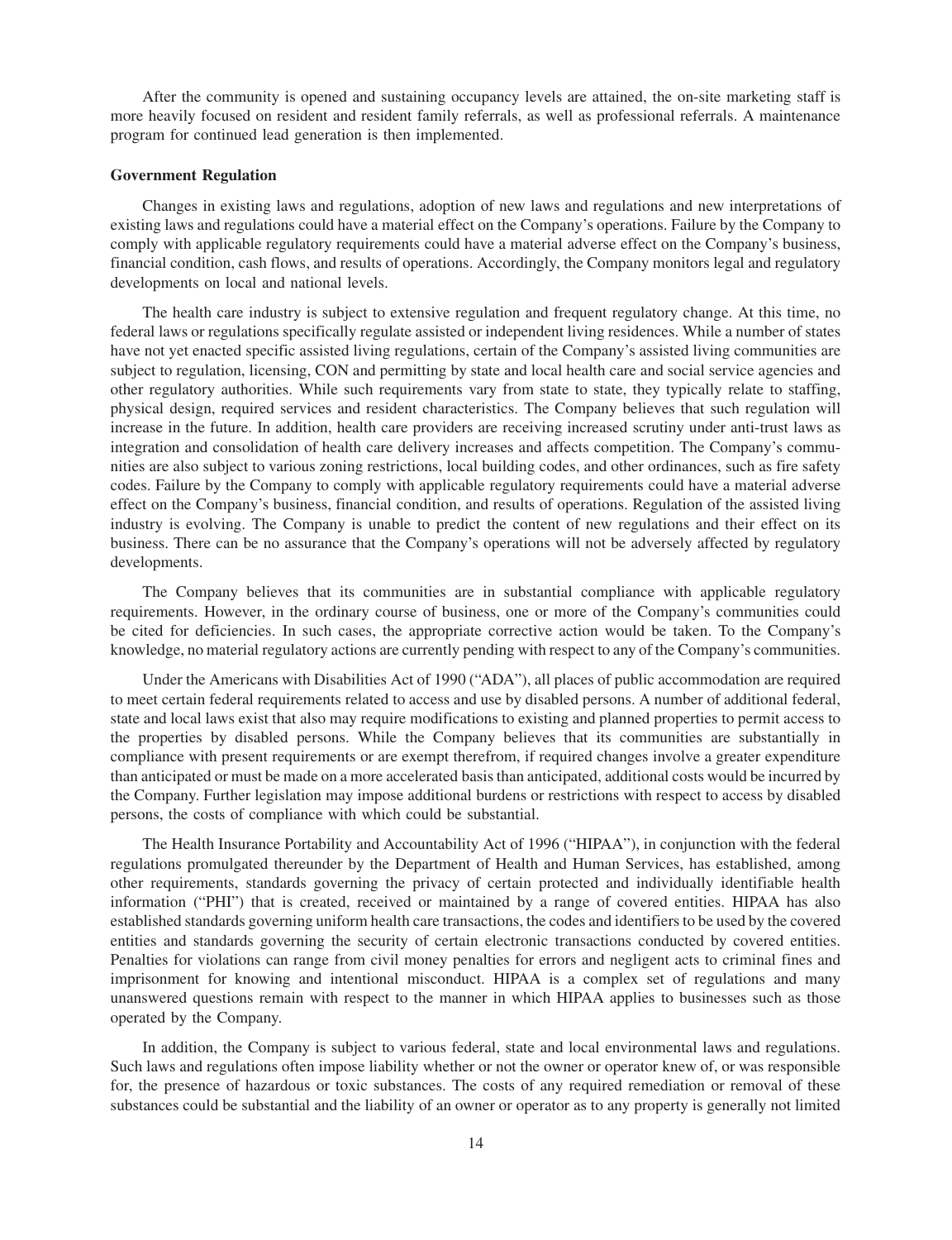After the community is opened and sustaining occupancy levels are attained, the on-site marketing staff is more heavily focused on resident and resident family referrals, as well as professional referrals. A maintenance program for continued lead generation is then implemented.

**Government Regulation**

Changes in existing laws and regulations, adoption of new laws and regulations and new interpretations of existing laws and regulations could have a material effect on the Company's operations. Failure by the Company to comply with applicable regulatory requirements could have a material adverse effect on the Company's business, financial condition, cash flows, and results of operations. Accordingly, the Company monitors legal and regulatory developments on local and national levels.

The health care industry is subject to extensive regulation and frequent regulatory change. At this time, no federal laws or regulations specifically regulate assisted or independent living residences. While a number of states have not yet enacted specific assisted living regulations, certain of the Company's assisted living communities are subject to regulation, licensing, CON and permitting by state and local health care and social service agencies and other regulatory authorities. While such requirements vary from state to state, they typically relate to staffing, physical design, required services and resident characteristics. The Company believes that such regulation will increase in the future. In addition, health care providers are receiving increased scrutiny under anti-trust laws as integration and consolidation of health care delivery increases and affects competition. The Company's communities are also subject to various zoning restrictions, local building codes, and other ordinances, such as fire safety codes. Failure by the Company to comply with applicable regulatory requirements could have a material adverse effect on the Company's business, financial condition, and results of operations. Regulation of the assisted living industry is evolving. The Company is unable to predict the content of new regulations and their effect on its business. There can be no assurance that the Company's operations will not be adversely affected by regulatory developments.

The Company believes that its communities are in substantial compliance with applicable regulatory requirements. However, in the ordinary course of business, one or more of the Company's communities could be cited for deficiencies. In such cases, the appropriate corrective action would be taken. To the Company's knowledge, no material regulatory actions are currently pending with respect to any of the Company's communities.

Under the Americans with Disabilities Act of 1990 ("ADA"), all places of public accommodation are required to meet certain federal requirements related to access and use by disabled persons. A number of additional federal, state and local laws exist that also may require modifications to existing and planned properties to permit access to the properties by disabled persons. While the Company believes that its communities are substantially in compliance with present requirements or are exempt therefrom, if required changes involve a greater expenditure than anticipated or must be made on a more accelerated basis than anticipated, additional costs would be incurred by the Company. Further legislation may impose additional burdens or restrictions with respect to access by disabled persons, the costs of compliance with which could be substantial.

The Health Insurance Portability and Accountability Act of 1996 ("HIPAA"), in conjunction with the federal regulations promulgated thereunder by the Department of Health and Human Services, has established, among other requirements, standards governing the privacy of certain protected and individually identifiable health information ("PHI") that is created, received or maintained by a range of covered entities. HIPAA has also established standards governing uniform health care transactions, the codes and identifiers to be used by the covered entities and standards governing the security of certain electronic transactions conducted by covered entities. Penalties for violations can range from civil money penalties for errors and negligent acts to criminal fines and imprisonment for knowing and intentional misconduct. HIPAA is a complex set of regulations and many unanswered questions remain with respect to the manner in which HIPAA applies to businesses such as those operated by the Company.

In addition, the Company is subject to various federal, state and local environmental laws and regulations. Such laws and regulations often impose liability whether or not the owner or operator knew of, or was responsible for, the presence of hazardous or toxic substances. The costs of any required remediation or removal of these substances could be substantial and the liability of an owner or operator as to any property is generally not limited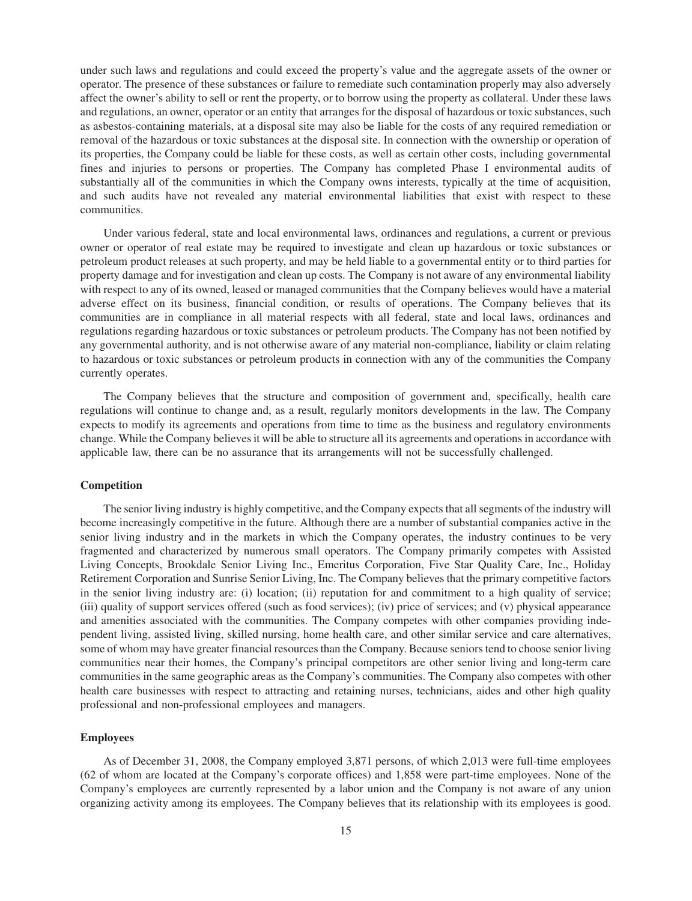under such laws and regulations and could exceed the property's value and the aggregate assets of the owner or operator. The presence of these substances or failure to remediate such contamination properly may also adversely affect the owner's ability to sell or rent the property, or to borrow using the property as collateral. Under these laws and regulations, an owner, operator or an entity that arranges for the disposal of hazardous or toxic substances, such as asbestos-containing materials, at a disposal site may also be liable for the costs of any required remediation or removal of the hazardous or toxic substances at the disposal site. In connection with the ownership or operation of its properties, the Company could be liable for these costs, as well as certain other costs, including governmental fines and injuries to persons or properties. The Company has completed Phase I environmental audits of substantially all of the communities in which the Company owns interests, typically at the time of acquisition, and such audits have not revealed any material environmental liabilities that exist with respect to these communities.

Under various federal, state and local environmental laws, ordinances and regulations, a current or previous owner or operator of real estate may be required to investigate and clean up hazardous or toxic substances or petroleum product releases at such property, and may be held liable to a governmental entity or to third parties for property damage and for investigation and clean up costs. The Company is not aware of any environmental liability with respect to any of its owned, leased or managed communities that the Company believes would have a material adverse effect on its business, financial condition, or results of operations. The Company believes that its communities are in compliance in all material respects with all federal, state and local laws, ordinances and regulations regarding hazardous or toxic substances or petroleum products. The Company has not been notified by any governmental authority, and is not otherwise aware of any material non-compliance, liability or claim relating to hazardous or toxic substances or petroleum products in connection with any of the communities the Company currently operates.

The Company believes that the structure and composition of government and, specifically, health care regulations will continue to change and, as a result, regularly monitors developments in the law. The Company expects to modify its agreements and operations from time to time as the business and regulatory environments change. While the Company believes it will be able to structure all its agreements and operations in accordance with applicable law, there can be no assurance that its arrangements will not be successfully challenged.

**Competition**

The senior living industry is highly competitive, and the Company expects that all segments of the industry will become increasingly competitive in the future. Although there are a number of substantial companies active in the senior living industry and in the markets in which the Company operates, the industry continues to be very fragmented and characterized by numerous small operators. The Company primarily competes with Assisted Living Concepts, Brookdale Senior Living Inc., Emeritus Corporation, Five Star Quality Care, Inc., Holiday Retirement Corporation and Sunrise Senior Living, Inc. The Company believes that the primary competitive factors in the senior living industry are: (i) location; (ii) reputation for and commitment to a high quality of service; (iii) quality of support services offered (such as food services); (iv) price of services; and (v) physical appearance and amenities associated with the communities. The Company competes with other companies providing independent living, assisted living, skilled nursing, home health care, and other similar service and care alternatives, some of whom may have greater financial resources than the Company. Because seniors tend to choose senior living communities near their homes, the Company's principal competitors are other senior living and long-term care communities in the same geographic areas as the Company's communities. The Company also competes with other health care businesses with respect to attracting and retaining nurses, technicians, aides and other high quality professional and non-professional employees and managers.

**Employees**

As of December 31, 2008, the Company employed 3,871 persons, of which 2,013 were full-time employees (62 of whom are located at the Company's corporate offices) and 1,858 were part-time employees. None of the Company's employees are currently represented by a labor union and the Company is not aware of any union organizing activity among its employees. The Company believes that its relationship with its employees is good.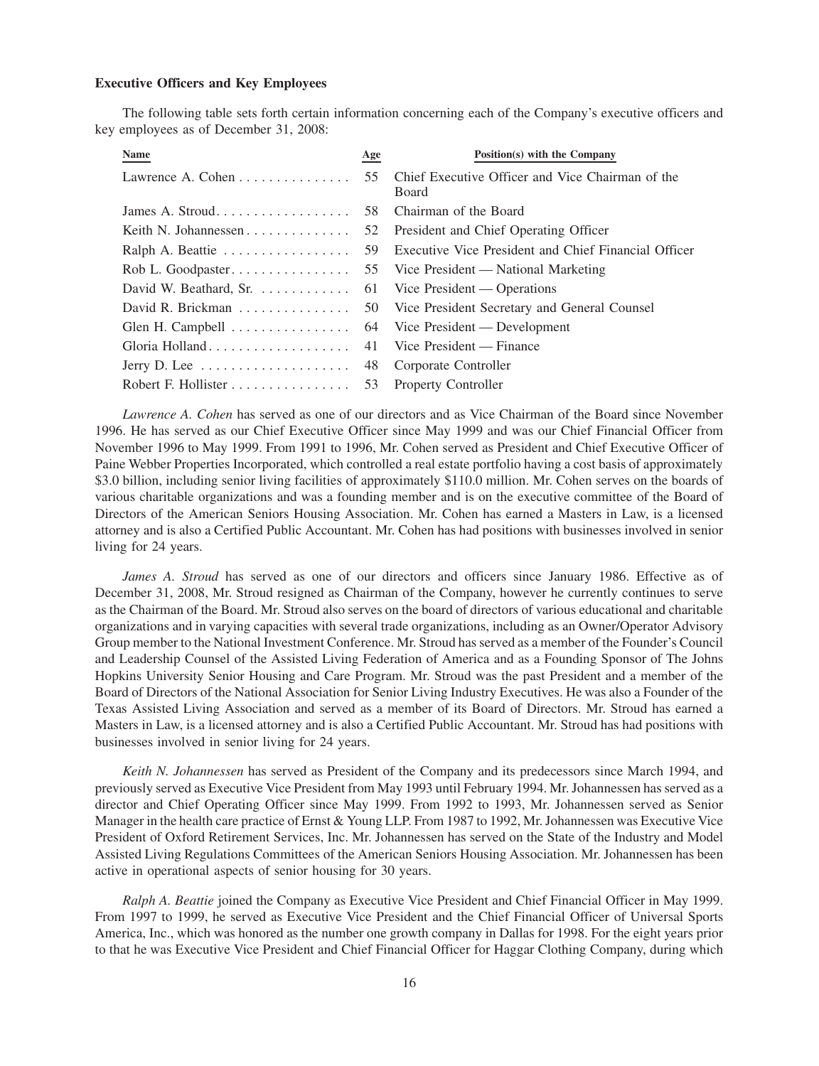**Executive Officers and Key Employees**

The following table sets forth certain information concerning each of the Company's executive officers and key employees as of December 31, 2008:

| Name | Age | Position(s) with the Company |
| --- | --- | --- |
| Lawrence A. Cohen | 55 | Chief Executive Officer and Vice Chairman of the Board |
| James A. Stroud | 58 | Chairman of the Board |
| Keith N. Johannessen | 52 | President and Chief Operating Officer |
| Ralph A. Beattie | 59 | Executive Vice President and Chief Financial Officer |
| Rob L. Goodpaster | 55 | Vice President — National Marketing |
| David W. Beathard, Sr. | 61 | Vice President — Operations |
| David R. Brickman | 50 | Vice President Secretary and General Counsel |
| Glen H. Campbell | 64 | Vice President — Development |
| Gloria Holland | 41 | Vice President — Finance |
| Jerry D. Lee | 48 | Corporate Controller |
| Robert F. Hollister | 53 | Property Controller |

*Lawrence A. Cohen* has served as one of our directors and as Vice Chairman of the Board since November 1996. He has served as our Chief Executive Officer since May 1999 and was our Chief Financial Officer from November 1996 to May 1999. From 1991 to 1996, Mr. Cohen served as President and Chief Executive Officer of Paine Webber Properties Incorporated, which controlled a real estate portfolio having a cost basis of approximately \$3.0 billion, including senior living facilities of approximately \$110.0 million. Mr. Cohen serves on the boards of various charitable organizations and was a founding member and is on the executive committee of the Board of Directors of the American Seniors Housing Association. Mr. Cohen has earned a Masters in Law, is a licensed attorney and is also a Certified Public Accountant. Mr. Cohen has had positions with businesses involved in senior living for 24 years.

*James A. Stroud* has served as one of our directors and officers since January 1986. Effective as of December 31, 2008, Mr. Stroud resigned as Chairman of the Company, however he currently continues to serve as the Chairman of the Board. Mr. Stroud also serves on the board of directors of various educational and charitable organizations and in varying capacities with several trade organizations, including as an Owner/Operator Advisory Group member to the National Investment Conference. Mr. Stroud has served as a member of the Founder's Council and Leadership Counsel of the Assisted Living Federation of America and as a Founding Sponsor of The Johns Hopkins University Senior Housing and Care Program. Mr. Stroud was the past President and a member of the Board of Directors of the National Association for Senior Living Industry Executives. He was also a Founder of the Texas Assisted Living Association and served as a member of its Board of Directors. Mr. Stroud has earned a Masters in Law, is a licensed attorney and is also a Certified Public Accountant. Mr. Stroud has had positions with businesses involved in senior living for 24 years.

*Keith N. Johannessen* has served as President of the Company and its predecessors since March 1994, and previously served as Executive Vice President from May 1993 until February 1994. Mr. Johannessen has served as a director and Chief Operating Officer since May 1999. From 1992 to 1993, Mr. Johannessen served as Senior Manager in the health care practice of Ernst & Young LLP. From 1987 to 1992, Mr. Johannessen was Executive Vice President of Oxford Retirement Services, Inc. Mr. Johannessen has served on the State of the Industry and Model Assisted Living Regulations Committees of the American Seniors Housing Association. Mr. Johannessen has been active in operational aspects of senior housing for 30 years.

*Ralph A. Beattie* joined the Company as Executive Vice President and Chief Financial Officer in May 1999. From 1997 to 1999, he served as Executive Vice President and the Chief Financial Officer of Universal Sports America, Inc., which was honored as the number one growth company in Dallas for 1998. For the eight years prior to that he was Executive Vice President and Chief Financial Officer for Haggar Clothing Company, during which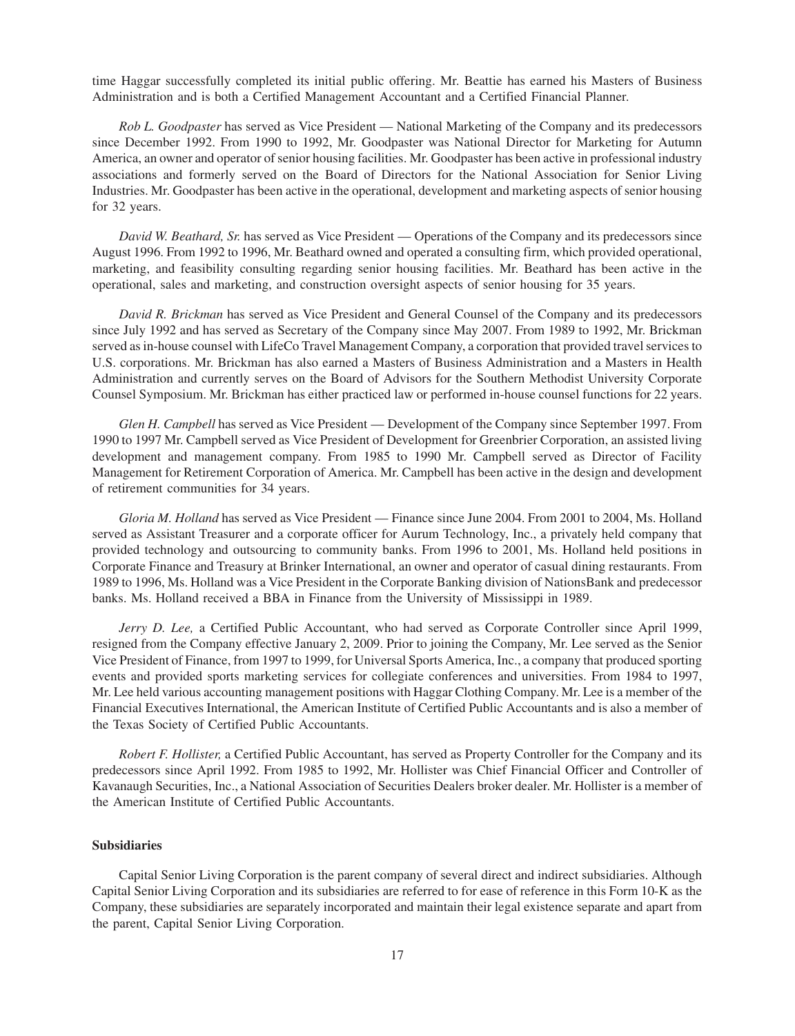time Haggar successfully completed its initial public offering. Mr. Beattie has earned his Masters of Business Administration and is both a Certified Management Accountant and a Certified Financial Planner.

*Rob L. Goodpaster* has served as Vice President — National Marketing of the Company and its predecessors since December 1992. From 1990 to 1992, Mr. Goodpaster was National Director for Marketing for Autumn America, an owner and operator of senior housing facilities. Mr. Goodpaster has been active in professional industry associations and formerly served on the Board of Directors for the National Association for Senior Living Industries. Mr. Goodpaster has been active in the operational, development and marketing aspects of senior housing for 32 years.

*David W. Beathard, Sr.* has served as Vice President — Operations of the Company and its predecessors since August 1996. From 1992 to 1996, Mr. Beathard owned and operated a consulting firm, which provided operational, marketing, and feasibility consulting regarding senior housing facilities. Mr. Beathard has been active in the operational, sales and marketing, and construction oversight aspects of senior housing for 35 years.

*David R. Brickman* has served as Vice President and General Counsel of the Company and its predecessors since July 1992 and has served as Secretary of the Company since May 2007. From 1989 to 1992, Mr. Brickman served as in-house counsel with LifeCo Travel Management Company, a corporation that provided travel services to U.S. corporations. Mr. Brickman has also earned a Masters of Business Administration and a Masters in Health Administration and currently serves on the Board of Advisors for the Southern Methodist University Corporate Counsel Symposium. Mr. Brickman has either practiced law or performed in-house counsel functions for 22 years.

*Glen H. Campbell* has served as Vice President — Development of the Company since September 1997. From 1990 to 1997 Mr. Campbell served as Vice President of Development for Greenbrier Corporation, an assisted living development and management company. From 1985 to 1990 Mr. Campbell served as Director of Facility Management for Retirement Corporation of America. Mr. Campbell has been active in the design and development of retirement communities for 34 years.

*Gloria M. Holland* has served as Vice President — Finance since June 2004. From 2001 to 2004, Ms. Holland served as Assistant Treasurer and a corporate officer for Aurum Technology, Inc., a privately held company that provided technology and outsourcing to community banks. From 1996 to 2001, Ms. Holland held positions in Corporate Finance and Treasury at Brinker International, an owner and operator of casual dining restaurants. From 1989 to 1996, Ms. Holland was a Vice President in the Corporate Banking division of NationsBank and predecessor banks. Ms. Holland received a BBA in Finance from the University of Mississippi in 1989.

*Jerry D. Lee,* a Certified Public Accountant, who had served as Corporate Controller since April 1999, resigned from the Company effective January 2, 2009. Prior to joining the Company, Mr. Lee served as the Senior Vice President of Finance, from 1997 to 1999, for Universal Sports America, Inc., a company that produced sporting events and provided sports marketing services for collegiate conferences and universities. From 1984 to 1997, Mr. Lee held various accounting management positions with Haggar Clothing Company. Mr. Lee is a member of the Financial Executives International, the American Institute of Certified Public Accountants and is also a member of the Texas Society of Certified Public Accountants.

*Robert F. Hollister,* a Certified Public Accountant, has served as Property Controller for the Company and its predecessors since April 1992. From 1985 to 1992, Mr. Hollister was Chief Financial Officer and Controller of Kavanaugh Securities, Inc., a National Association of Securities Dealers broker dealer. Mr. Hollister is a member of the American Institute of Certified Public Accountants.

### Subsidiaries

Capital Senior Living Corporation is the parent company of several direct and indirect subsidiaries. Although Capital Senior Living Corporation and its subsidiaries are referred to for ease of reference in this Form 10-K as the Company, these subsidiaries are separately incorporated and maintain their legal existence separate and apart from the parent, Capital Senior Living Corporation.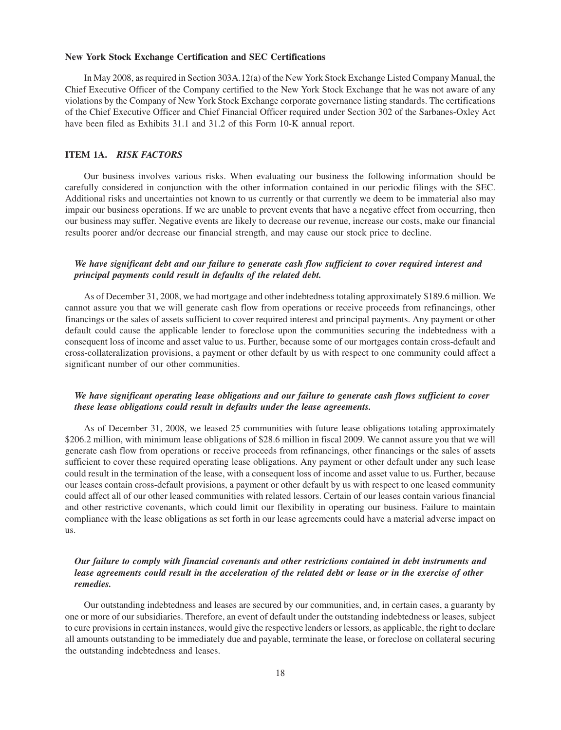**New York Stock Exchange Certification and SEC Certifications**

In May 2008, as required in Section 303A.12(a) of the New York Stock Exchange Listed Company Manual, the Chief Executive Officer of the Company certified to the New York Stock Exchange that he was not aware of any violations by the Company of New York Stock Exchange corporate governance listing standards. The certifications of the Chief Executive Officer and Chief Financial Officer required under Section 302 of the Sarbanes-Oxley Act have been filed as Exhibits 31.1 and 31.2 of this Form 10-K annual report.

## ITEM 1A. *RISK FACTORS*

Our business involves various risks. When evaluating our business the following information should be carefully considered in conjunction with the other information contained in our periodic filings with the SEC. Additional risks and uncertainties not known to us currently or that currently we deem to be immaterial also may impair our business operations. If we are unable to prevent events that have a negative effect from occurring, then our business may suffer. Negative events are likely to decrease our revenue, increase our costs, make our financial results poorer and/or decrease our financial strength, and may cause our stock price to decline.

***We have significant debt and our failure to generate cash flow sufficient to cover required interest and principal payments could result in defaults of the related debt.***

As of December 31, 2008, we had mortgage and other indebtedness totaling approximately $189.6 million. We cannot assure you that we will generate cash flow from operations or receive proceeds from refinancings, other financings or the sales of assets sufficient to cover required interest and principal payments. Any payment or other default could cause the applicable lender to foreclose upon the communities securing the indebtedness with a consequent loss of income and asset value to us. Further, because some of our mortgages contain cross-default and cross-collateralization provisions, a payment or other default by us with respect to one community could affect a significant number of our other communities.

***We have significant operating lease obligations and our failure to generate cash flows sufficient to cover these lease obligations could result in defaults under the lease agreements.***

As of December 31, 2008, we leased 25 communities with future lease obligations totaling approximately $206.2 million, with minimum lease obligations of $28.6 million in fiscal 2009. We cannot assure you that we will generate cash flow from operations or receive proceeds from refinancings, other financings or the sales of assets sufficient to cover these required operating lease obligations. Any payment or other default under any such lease could result in the termination of the lease, with a consequent loss of income and asset value to us. Further, because our leases contain cross-default provisions, a payment or other default by us with respect to one leased community could affect all of our other leased communities with related lessors. Certain of our leases contain various financial and other restrictive covenants, which could limit our flexibility in operating our business. Failure to maintain compliance with the lease obligations as set forth in our lease agreements could have a material adverse impact on us.

***Our failure to comply with financial covenants and other restrictions contained in debt instruments and lease agreements could result in the acceleration of the related debt or lease or in the exercise of other remedies.***

Our outstanding indebtedness and leases are secured by our communities, and, in certain cases, a guaranty by one or more of our subsidiaries. Therefore, an event of default under the outstanding indebtedness or leases, subject to cure provisions in certain instances, would give the respective lenders or lessors, as applicable, the right to declare all amounts outstanding to be immediately due and payable, terminate the lease, or foreclose on collateral securing the outstanding indebtedness and leases.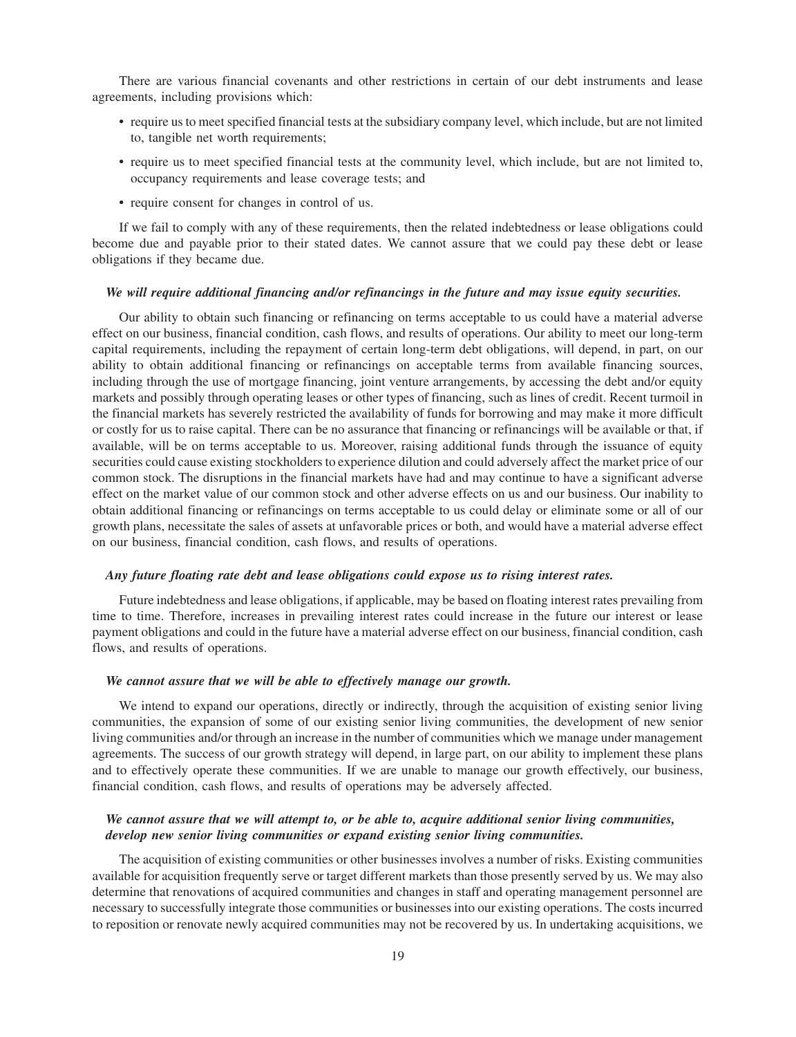There are various financial covenants and other restrictions in certain of our debt instruments and lease agreements, including provisions which:

- require us to meet specified financial tests at the subsidiary company level, which include, but are not limited to, tangible net worth requirements;
- require us to meet specified financial tests at the community level, which include, but are not limited to, occupancy requirements and lease coverage tests; and
- require consent for changes in control of us.

If we fail to comply with any of these requirements, then the related indebtedness or lease obligations could become due and payable prior to their stated dates. We cannot assure that we could pay these debt or lease obligations if they became due.

***We will require additional financing and/or refinancings in the future and may issue equity securities.***

Our ability to obtain such financing or refinancing on terms acceptable to us could have a material adverse effect on our business, financial condition, cash flows, and results of operations. Our ability to meet our long-term capital requirements, including the repayment of certain long-term debt obligations, will depend, in part, on our ability to obtain additional financing or refinancings on acceptable terms from available financing sources, including through the use of mortgage financing, joint venture arrangements, by accessing the debt and/or equity markets and possibly through operating leases or other types of financing, such as lines of credit. Recent turmoil in the financial markets has severely restricted the availability of funds for borrowing and may make it more difficult or costly for us to raise capital. There can be no assurance that financing or refinancings will be available or that, if available, will be on terms acceptable to us. Moreover, raising additional funds through the issuance of equity securities could cause existing stockholders to experience dilution and could adversely affect the market price of our common stock. The disruptions in the financial markets have had and may continue to have a significant adverse effect on the market value of our common stock and other adverse effects on us and our business. Our inability to obtain additional financing or refinancings on terms acceptable to us could delay or eliminate some or all of our growth plans, necessitate the sales of assets at unfavorable prices or both, and would have a material adverse effect on our business, financial condition, cash flows, and results of operations.

***Any future floating rate debt and lease obligations could expose us to rising interest rates.***

Future indebtedness and lease obligations, if applicable, may be based on floating interest rates prevailing from time to time. Therefore, increases in prevailing interest rates could increase in the future our interest or lease payment obligations and could in the future have a material adverse effect on our business, financial condition, cash flows, and results of operations.

***We cannot assure that we will be able to effectively manage our growth.***

We intend to expand our operations, directly or indirectly, through the acquisition of existing senior living communities, the expansion of some of our existing senior living communities, the development of new senior living communities and/or through an increase in the number of communities which we manage under management agreements. The success of our growth strategy will depend, in large part, on our ability to implement these plans and to effectively operate these communities. If we are unable to manage our growth effectively, our business, financial condition, cash flows, and results of operations may be adversely affected.

***We cannot assure that we will attempt to, or be able to, acquire additional senior living communities, develop new senior living communities or expand existing senior living communities.***

The acquisition of existing communities or other businesses involves a number of risks. Existing communities available for acquisition frequently serve or target different markets than those presently served by us. We may also determine that renovations of acquired communities and changes in staff and operating management personnel are necessary to successfully integrate those communities or businesses into our existing operations. The costs incurred to reposition or renovate newly acquired communities may not be recovered by us. In undertaking acquisitions, we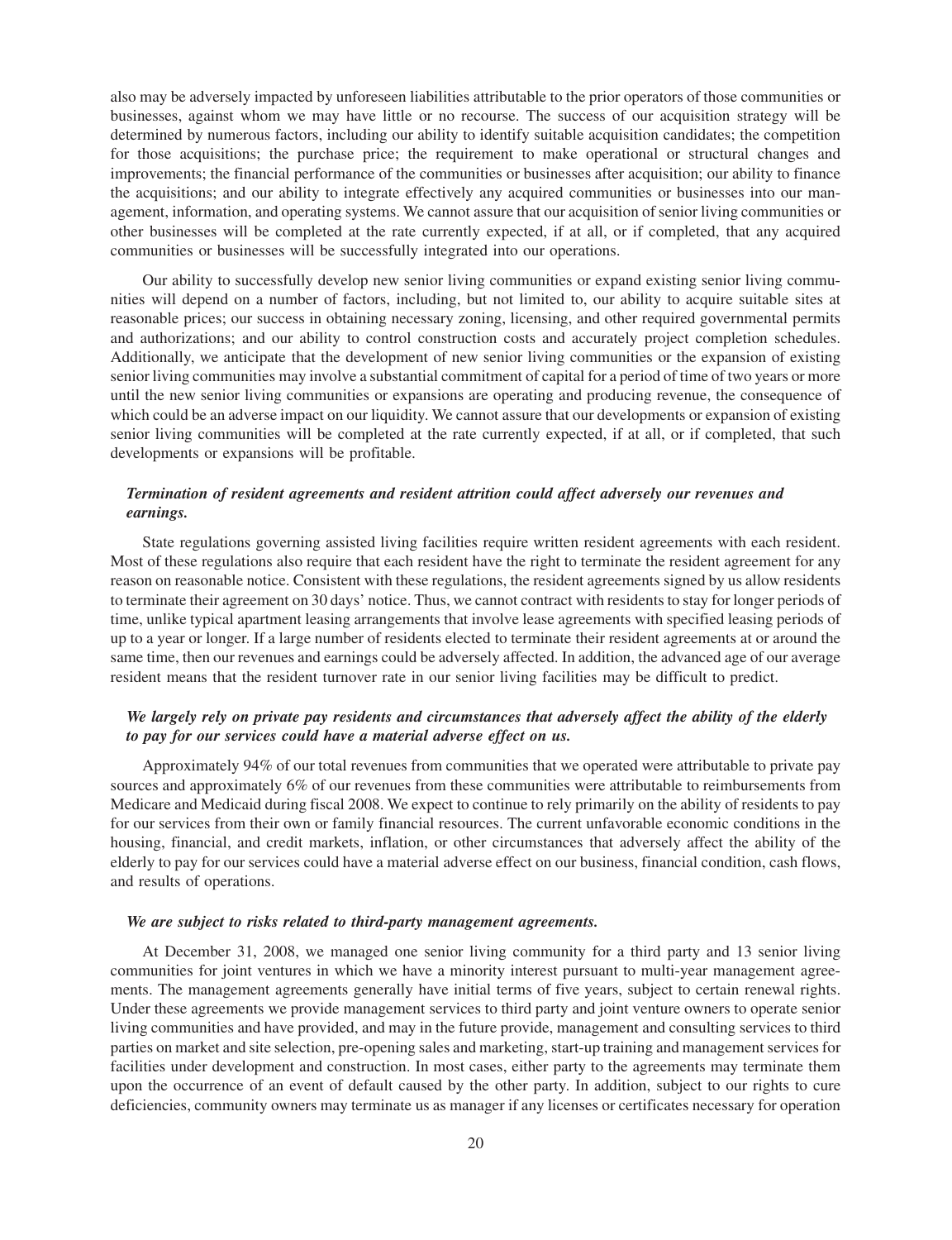also may be adversely impacted by unforeseen liabilities attributable to the prior operators of those communities or businesses, against whom we may have little or no recourse. The success of our acquisition strategy will be determined by numerous factors, including our ability to identify suitable acquisition candidates; the competition for those acquisitions; the purchase price; the requirement to make operational or structural changes and improvements; the financial performance of the communities or businesses after acquisition; our ability to finance the acquisitions; and our ability to integrate effectively any acquired communities or businesses into our management, information, and operating systems. We cannot assure that our acquisition of senior living communities or other businesses will be completed at the rate currently expected, if at all, or if completed, that any acquired communities or businesses will be successfully integrated into our operations.

Our ability to successfully develop new senior living communities or expand existing senior living communities will depend on a number of factors, including, but not limited to, our ability to acquire suitable sites at reasonable prices; our success in obtaining necessary zoning, licensing, and other required governmental permits and authorizations; and our ability to control construction costs and accurately project completion schedules. Additionally, we anticipate that the development of new senior living communities or the expansion of existing senior living communities may involve a substantial commitment of capital for a period of time of two years or more until the new senior living communities or expansions are operating and producing revenue, the consequence of which could be an adverse impact on our liquidity. We cannot assure that our developments or expansion of existing senior living communities will be completed at the rate currently expected, if at all, or if completed, that such developments or expansions will be profitable.

***Termination of resident agreements and resident attrition could affect adversely our revenues and earnings.***

State regulations governing assisted living facilities require written resident agreements with each resident. Most of these regulations also require that each resident have the right to terminate the resident agreement for any reason on reasonable notice. Consistent with these regulations, the resident agreements signed by us allow residents to terminate their agreement on 30 days' notice. Thus, we cannot contract with residents to stay for longer periods of time, unlike typical apartment leasing arrangements that involve lease agreements with specified leasing periods of up to a year or longer. If a large number of residents elected to terminate their resident agreements at or around the same time, then our revenues and earnings could be adversely affected. In addition, the advanced age of our average resident means that the resident turnover rate in our senior living facilities may be difficult to predict.

***We largely rely on private pay residents and circumstances that adversely affect the ability of the elderly to pay for our services could have a material adverse effect on us.***

Approximately 94% of our total revenues from communities that we operated were attributable to private pay sources and approximately 6% of our revenues from these communities were attributable to reimbursements from Medicare and Medicaid during fiscal 2008. We expect to continue to rely primarily on the ability of residents to pay for our services from their own or family financial resources. The current unfavorable economic conditions in the housing, financial, and credit markets, inflation, or other circumstances that adversely affect the ability of the elderly to pay for our services could have a material adverse effect on our business, financial condition, cash flows, and results of operations.

***We are subject to risks related to third-party management agreements.***

At December 31, 2008, we managed one senior living community for a third party and 13 senior living communities for joint ventures in which we have a minority interest pursuant to multi-year management agreements. The management agreements generally have initial terms of five years, subject to certain renewal rights. Under these agreements we provide management services to third party and joint venture owners to operate senior living communities and have provided, and may in the future provide, management and consulting services to third parties on market and site selection, pre-opening sales and marketing, start-up training and management services for facilities under development and construction. In most cases, either party to the agreements may terminate them upon the occurrence of an event of default caused by the other party. In addition, subject to our rights to cure deficiencies, community owners may terminate us as manager if any licenses or certificates necessary for operation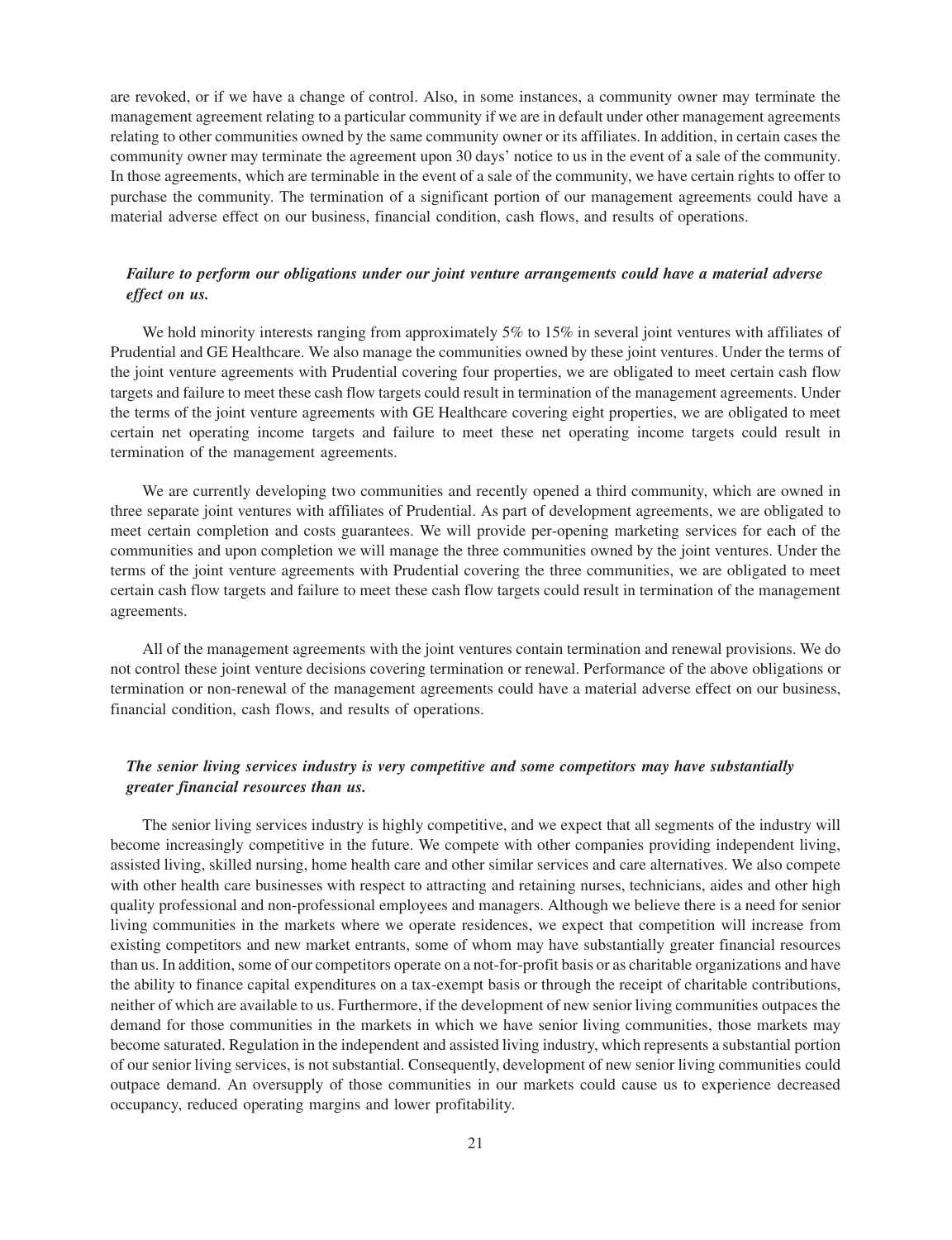are revoked, or if we have a change of control. Also, in some instances, a community owner may terminate the management agreement relating to a particular community if we are in default under other management agreements relating to other communities owned by the same community owner or its affiliates. In addition, in certain cases the community owner may terminate the agreement upon 30 days' notice to us in the event of a sale of the community. In those agreements, which are terminable in the event of a sale of the community, we have certain rights to offer to purchase the community. The termination of a significant portion of our management agreements could have a material adverse effect on our business, financial condition, cash flows, and results of operations.

***Failure to perform our obligations under our joint venture arrangements could have a material adverse effect on us.***

We hold minority interests ranging from approximately 5% to 15% in several joint ventures with affiliates of Prudential and GE Healthcare. We also manage the communities owned by these joint ventures. Under the terms of the joint venture agreements with Prudential covering four properties, we are obligated to meet certain cash flow targets and failure to meet these cash flow targets could result in termination of the management agreements. Under the terms of the joint venture agreements with GE Healthcare covering eight properties, we are obligated to meet certain net operating income targets and failure to meet these net operating income targets could result in termination of the management agreements.

We are currently developing two communities and recently opened a third community, which are owned in three separate joint ventures with affiliates of Prudential. As part of development agreements, we are obligated to meet certain completion and costs guarantees. We will provide per-opening marketing services for each of the communities and upon completion we will manage the three communities owned by the joint ventures. Under the terms of the joint venture agreements with Prudential covering the three communities, we are obligated to meet certain cash flow targets and failure to meet these cash flow targets could result in termination of the management agreements.

All of the management agreements with the joint ventures contain termination and renewal provisions. We do not control these joint venture decisions covering termination or renewal. Performance of the above obligations or termination or non-renewal of the management agreements could have a material adverse effect on our business, financial condition, cash flows, and results of operations.

***The senior living services industry is very competitive and some competitors may have substantially greater financial resources than us.***

The senior living services industry is highly competitive, and we expect that all segments of the industry will become increasingly competitive in the future. We compete with other companies providing independent living, assisted living, skilled nursing, home health care and other similar services and care alternatives. We also compete with other health care businesses with respect to attracting and retaining nurses, technicians, aides and other high quality professional and non-professional employees and managers. Although we believe there is a need for senior living communities in the markets where we operate residences, we expect that competition will increase from existing competitors and new market entrants, some of whom may have substantially greater financial resources than us. In addition, some of our competitors operate on a not-for-profit basis or as charitable organizations and have the ability to finance capital expenditures on a tax-exempt basis or through the receipt of charitable contributions, neither of which are available to us. Furthermore, if the development of new senior living communities outpaces the demand for those communities in the markets in which we have senior living communities, those markets may become saturated. Regulation in the independent and assisted living industry, which represents a substantial portion of our senior living services, is not substantial. Consequently, development of new senior living communities could outpace demand. An oversupply of those communities in our markets could cause us to experience decreased occupancy, reduced operating margins and lower profitability.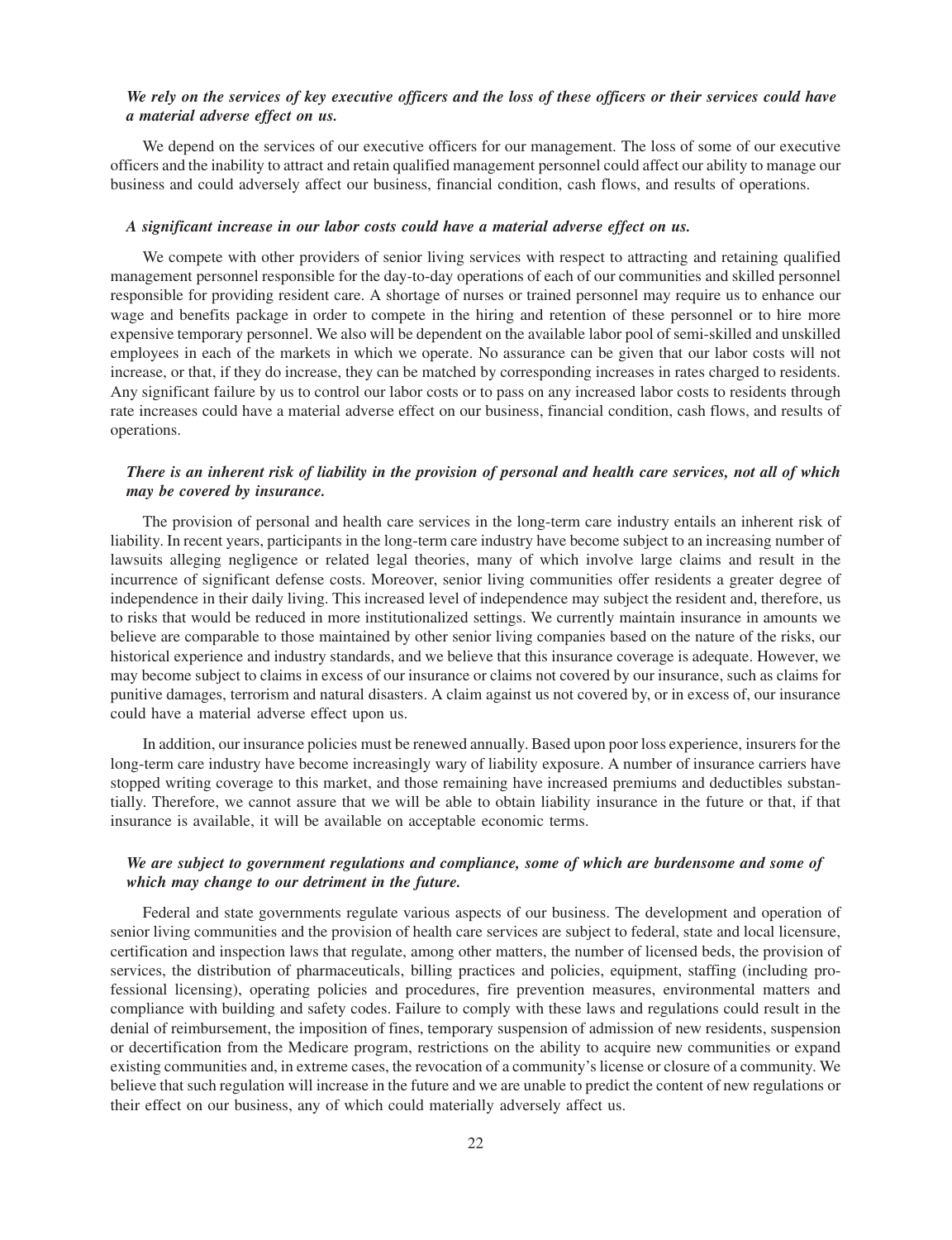***We rely on the services of key executive officers and the loss of these officers or their services could have a material adverse effect on us.***

We depend on the services of our executive officers for our management. The loss of some of our executive officers and the inability to attract and retain qualified management personnel could affect our ability to manage our business and could adversely affect our business, financial condition, cash flows, and results of operations.

***A significant increase in our labor costs could have a material adverse effect on us.***

We compete with other providers of senior living services with respect to attracting and retaining qualified management personnel responsible for the day-to-day operations of each of our communities and skilled personnel responsible for providing resident care. A shortage of nurses or trained personnel may require us to enhance our wage and benefits package in order to compete in the hiring and retention of these personnel or to hire more expensive temporary personnel. We also will be dependent on the available labor pool of semi-skilled and unskilled employees in each of the markets in which we operate. No assurance can be given that our labor costs will not increase, or that, if they do increase, they can be matched by corresponding increases in rates charged to residents. Any significant failure by us to control our labor costs or to pass on any increased labor costs to residents through rate increases could have a material adverse effect on our business, financial condition, cash flows, and results of operations.

***There is an inherent risk of liability in the provision of personal and health care services, not all of which may be covered by insurance.***

The provision of personal and health care services in the long-term care industry entails an inherent risk of liability. In recent years, participants in the long-term care industry have become subject to an increasing number of lawsuits alleging negligence or related legal theories, many of which involve large claims and result in the incurrence of significant defense costs. Moreover, senior living communities offer residents a greater degree of independence in their daily living. This increased level of independence may subject the resident and, therefore, us to risks that would be reduced in more institutionalized settings. We currently maintain insurance in amounts we believe are comparable to those maintained by other senior living companies based on the nature of the risks, our historical experience and industry standards, and we believe that this insurance coverage is adequate. However, we may become subject to claims in excess of our insurance or claims not covered by our insurance, such as claims for punitive damages, terrorism and natural disasters. A claim against us not covered by, or in excess of, our insurance could have a material adverse effect upon us.

In addition, our insurance policies must be renewed annually. Based upon poor loss experience, insurers for the long-term care industry have become increasingly wary of liability exposure. A number of insurance carriers have stopped writing coverage to this market, and those remaining have increased premiums and deductibles substantially. Therefore, we cannot assure that we will be able to obtain liability insurance in the future or that, if that insurance is available, it will be available on acceptable economic terms.

***We are subject to government regulations and compliance, some of which are burdensome and some of which may change to our detriment in the future.***

Federal and state governments regulate various aspects of our business. The development and operation of senior living communities and the provision of health care services are subject to federal, state and local licensure, certification and inspection laws that regulate, among other matters, the number of licensed beds, the provision of services, the distribution of pharmaceuticals, billing practices and policies, equipment, staffing (including professional licensing), operating policies and procedures, fire prevention measures, environmental matters and compliance with building and safety codes. Failure to comply with these laws and regulations could result in the denial of reimbursement, the imposition of fines, temporary suspension of admission of new residents, suspension or decertification from the Medicare program, restrictions on the ability to acquire new communities or expand existing communities and, in extreme cases, the revocation of a community's license or closure of a community. We believe that such regulation will increase in the future and we are unable to predict the content of new regulations or their effect on our business, any of which could materially adversely affect us.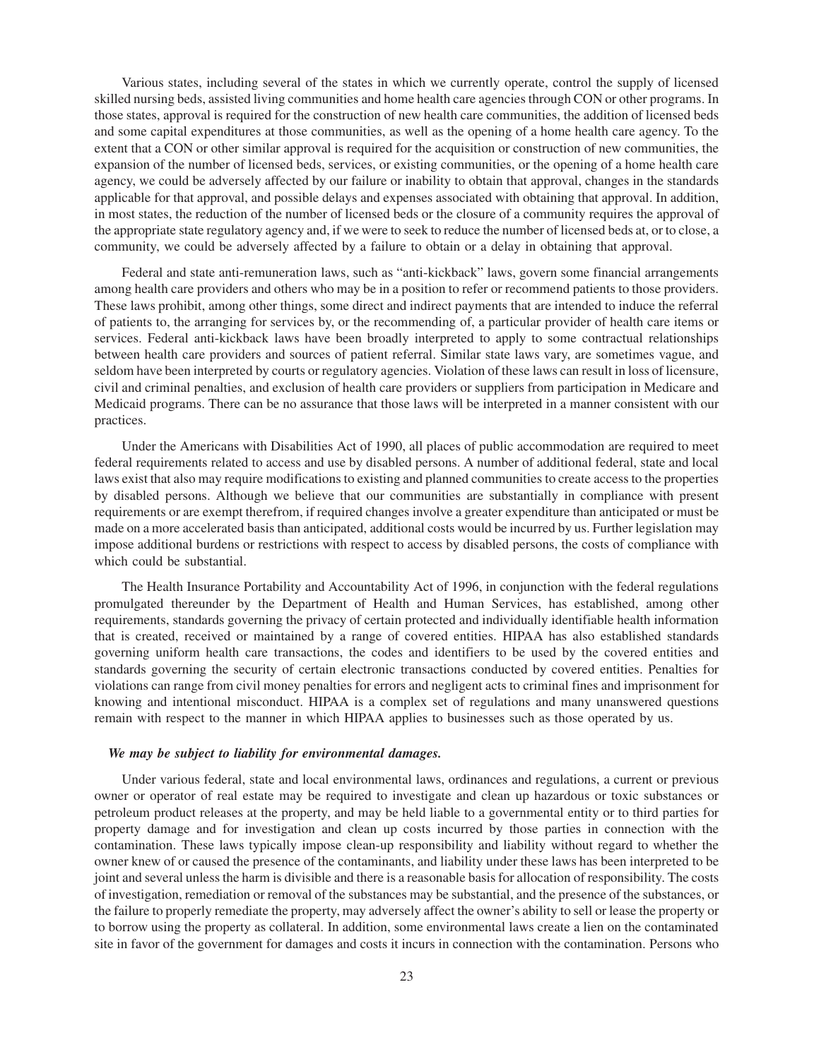Various states, including several of the states in which we currently operate, control the supply of licensed skilled nursing beds, assisted living communities and home health care agencies through CON or other programs. In those states, approval is required for the construction of new health care communities, the addition of licensed beds and some capital expenditures at those communities, as well as the opening of a home health care agency. To the extent that a CON or other similar approval is required for the acquisition or construction of new communities, the expansion of the number of licensed beds, services, or existing communities, or the opening of a home health care agency, we could be adversely affected by our failure or inability to obtain that approval, changes in the standards applicable for that approval, and possible delays and expenses associated with obtaining that approval. In addition, in most states, the reduction of the number of licensed beds or the closure of a community requires the approval of the appropriate state regulatory agency and, if we were to seek to reduce the number of licensed beds at, or to close, a community, we could be adversely affected by a failure to obtain or a delay in obtaining that approval.

Federal and state anti-remuneration laws, such as "anti-kickback" laws, govern some financial arrangements among health care providers and others who may be in a position to refer or recommend patients to those providers. These laws prohibit, among other things, some direct and indirect payments that are intended to induce the referral of patients to, the arranging for services by, or the recommending of, a particular provider of health care items or services. Federal anti-kickback laws have been broadly interpreted to apply to some contractual relationships between health care providers and sources of patient referral. Similar state laws vary, are sometimes vague, and seldom have been interpreted by courts or regulatory agencies. Violation of these laws can result in loss of licensure, civil and criminal penalties, and exclusion of health care providers or suppliers from participation in Medicare and Medicaid programs. There can be no assurance that those laws will be interpreted in a manner consistent with our practices.

Under the Americans with Disabilities Act of 1990, all places of public accommodation are required to meet federal requirements related to access and use by disabled persons. A number of additional federal, state and local laws exist that also may require modifications to existing and planned communities to create access to the properties by disabled persons. Although we believe that our communities are substantially in compliance with present requirements or are exempt therefrom, if required changes involve a greater expenditure than anticipated or must be made on a more accelerated basis than anticipated, additional costs would be incurred by us. Further legislation may impose additional burdens or restrictions with respect to access by disabled persons, the costs of compliance with which could be substantial.

The Health Insurance Portability and Accountability Act of 1996, in conjunction with the federal regulations promulgated thereunder by the Department of Health and Human Services, has established, among other requirements, standards governing the privacy of certain protected and individually identifiable health information that is created, received or maintained by a range of covered entities. HIPAA has also established standards governing uniform health care transactions, the codes and identifiers to be used by the covered entities and standards governing the security of certain electronic transactions conducted by covered entities. Penalties for violations can range from civil money penalties for errors and negligent acts to criminal fines and imprisonment for knowing and intentional misconduct. HIPAA is a complex set of regulations and many unanswered questions remain with respect to the manner in which HIPAA applies to businesses such as those operated by us.

***We may be subject to liability for environmental damages.***

Under various federal, state and local environmental laws, ordinances and regulations, a current or previous owner or operator of real estate may be required to investigate and clean up hazardous or toxic substances or petroleum product releases at the property, and may be held liable to a governmental entity or to third parties for property damage and for investigation and clean up costs incurred by those parties in connection with the contamination. These laws typically impose clean-up responsibility and liability without regard to whether the owner knew of or caused the presence of the contaminants, and liability under these laws has been interpreted to be joint and several unless the harm is divisible and there is a reasonable basis for allocation of responsibility. The costs of investigation, remediation or removal of the substances may be substantial, and the presence of the substances, or the failure to properly remediate the property, may adversely affect the owner's ability to sell or lease the property or to borrow using the property as collateral. In addition, some environmental laws create a lien on the contaminated site in favor of the government for damages and costs it incurs in connection with the contamination. Persons who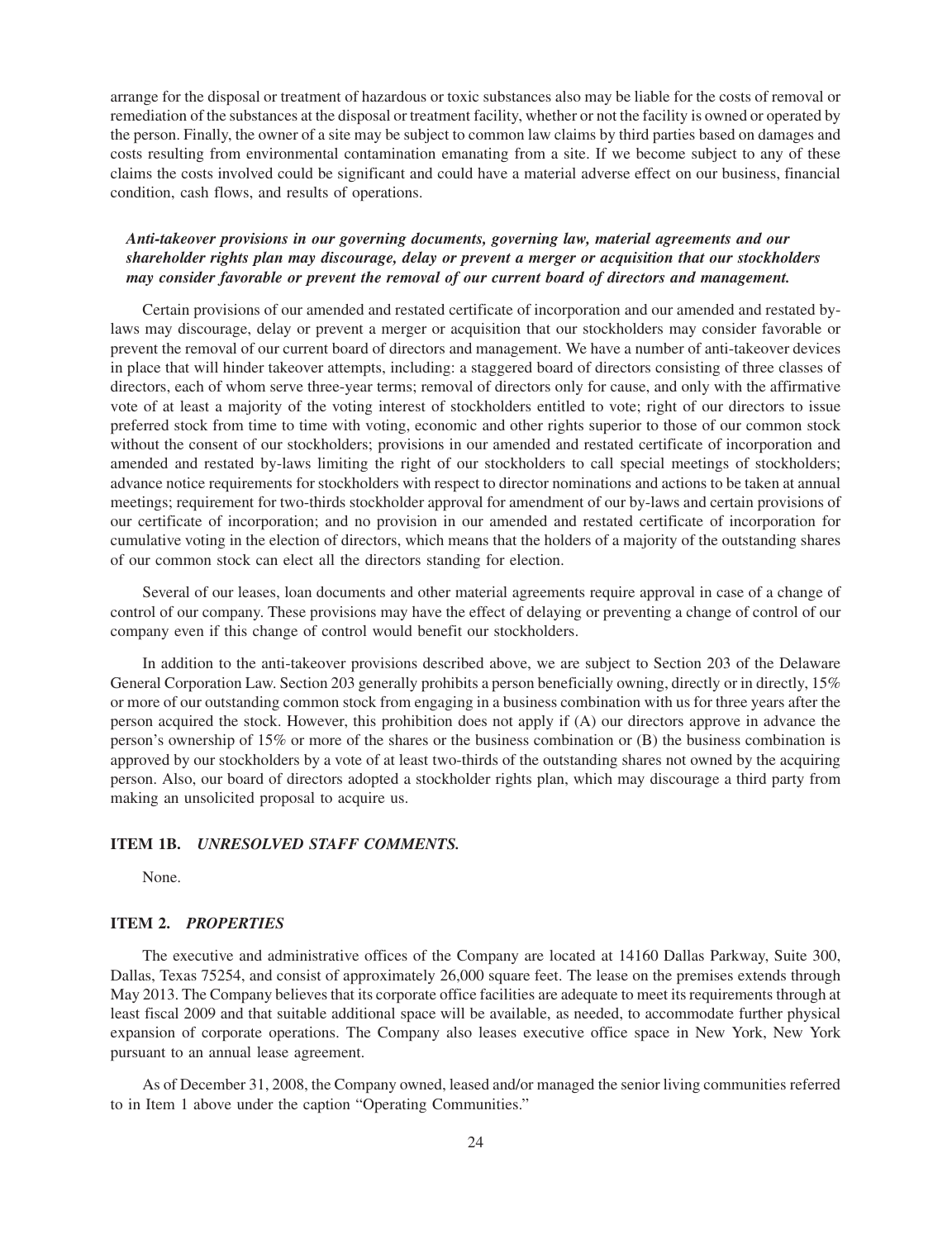arrange for the disposal or treatment of hazardous or toxic substances also may be liable for the costs of removal or remediation of the substances at the disposal or treatment facility, whether or not the facility is owned or operated by the person. Finally, the owner of a site may be subject to common law claims by third parties based on damages and costs resulting from environmental contamination emanating from a site. If we become subject to any of these claims the costs involved could be significant and could have a material adverse effect on our business, financial condition, cash flows, and results of operations.

***Anti-takeover provisions in our governing documents, governing law, material agreements and our shareholder rights plan may discourage, delay or prevent a merger or acquisition that our stockholders may consider favorable or prevent the removal of our current board of directors and management.***

Certain provisions of our amended and restated certificate of incorporation and our amended and restated by-laws may discourage, delay or prevent a merger or acquisition that our stockholders may consider favorable or prevent the removal of our current board of directors and management. We have a number of anti-takeover devices in place that will hinder takeover attempts, including: a staggered board of directors consisting of three classes of directors, each of whom serve three-year terms; removal of directors only for cause, and only with the affirmative vote of at least a majority of the voting interest of stockholders entitled to vote; right of our directors to issue preferred stock from time to time with voting, economic and other rights superior to those of our common stock without the consent of our stockholders; provisions in our amended and restated certificate of incorporation and amended and restated by-laws limiting the right of our stockholders to call special meetings of stockholders; advance notice requirements for stockholders with respect to director nominations and actions to be taken at annual meetings; requirement for two-thirds stockholder approval for amendment of our by-laws and certain provisions of our certificate of incorporation; and no provision in our amended and restated certificate of incorporation for cumulative voting in the election of directors, which means that the holders of a majority of the outstanding shares of our common stock can elect all the directors standing for election.

Several of our leases, loan documents and other material agreements require approval in case of a change of control of our company. These provisions may have the effect of delaying or preventing a change of control of our company even if this change of control would benefit our stockholders.

In addition to the anti-takeover provisions described above, we are subject to Section 203 of the Delaware General Corporation Law. Section 203 generally prohibits a person beneficially owning, directly or in directly, 15% or more of our outstanding common stock from engaging in a business combination with us for three years after the person acquired the stock. However, this prohibition does not apply if (A) our directors approve in advance the person's ownership of 15% or more of the shares or the business combination or (B) the business combination is approved by our stockholders by a vote of at least two-thirds of the outstanding shares not owned by the acquiring person. Also, our board of directors adopted a stockholder rights plan, which may discourage a third party from making an unsolicited proposal to acquire us.

## ITEM 1B. *UNRESOLVED STAFF COMMENTS.*

None.

## ITEM 2. *PROPERTIES*

The executive and administrative offices of the Company are located at 14160 Dallas Parkway, Suite 300, Dallas, Texas 75254, and consist of approximately 26,000 square feet. The lease on the premises extends through May 2013. The Company believes that its corporate office facilities are adequate to meet its requirements through at least fiscal 2009 and that suitable additional space will be available, as needed, to accommodate further physical expansion of corporate operations. The Company also leases executive office space in New York, New York pursuant to an annual lease agreement.

As of December 31, 2008, the Company owned, leased and/or managed the senior living communities referred to in Item 1 above under the caption "Operating Communities."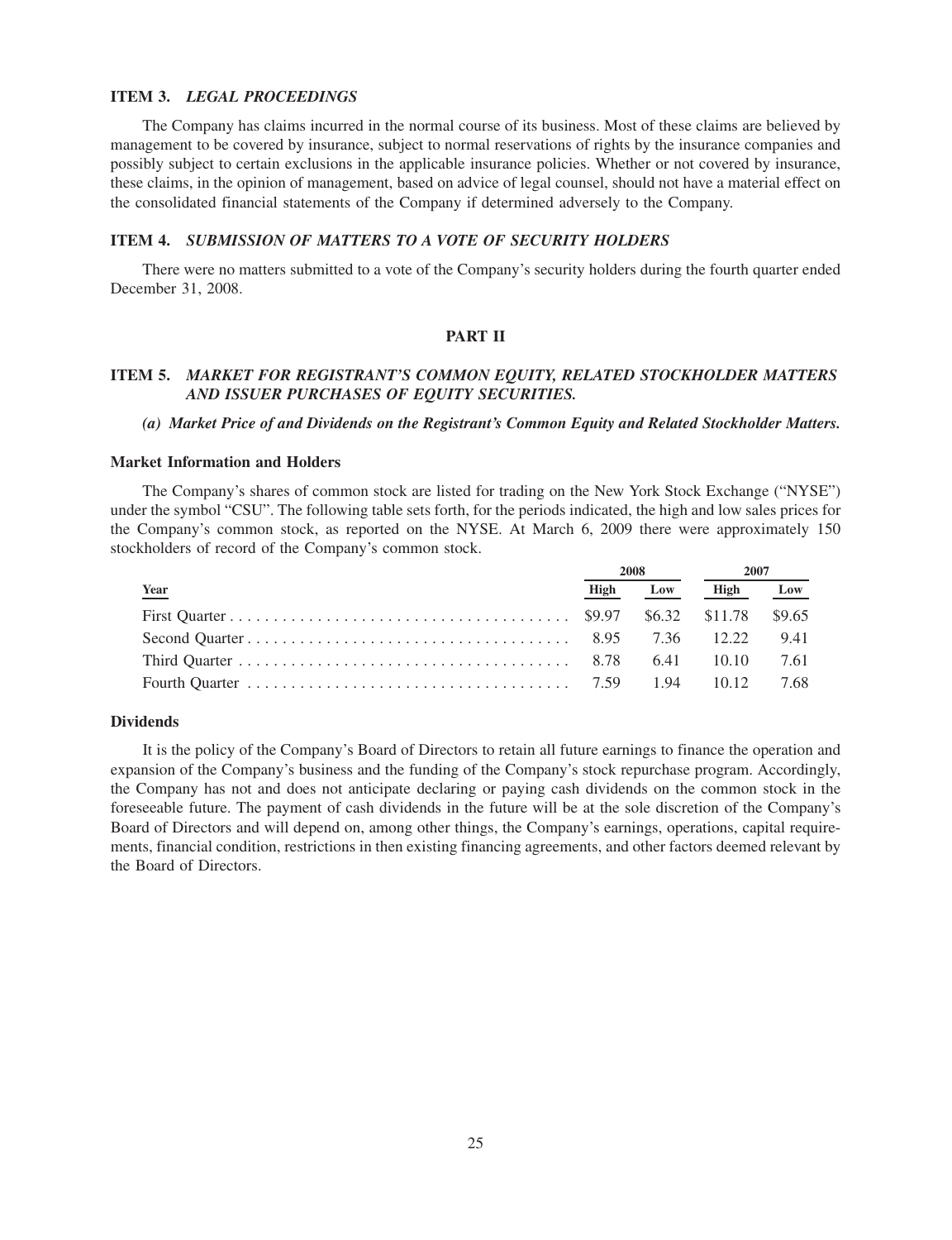### ITEM 3. *LEGAL PROCEEDINGS*

The Company has claims incurred in the normal course of its business. Most of these claims are believed by management to be covered by insurance, subject to normal reservations of rights by the insurance companies and possibly subject to certain exclusions in the applicable insurance policies. Whether or not covered by insurance, these claims, in the opinion of management, based on advice of legal counsel, should not have a material effect on the consolidated financial statements of the Company if determined adversely to the Company.

### ITEM 4. *SUBMISSION OF MATTERS TO A VOTE OF SECURITY HOLDERS*

There were no matters submitted to a vote of the Company's security holders during the fourth quarter ended December 31, 2008.

## PART II

### ITEM 5. *MARKET FOR REGISTRANT'S COMMON EQUITY, RELATED STOCKHOLDER MATTERS AND ISSUER PURCHASES OF EQUITY SECURITIES.*

***(a) Market Price of and Dividends on the Registrant's Common Equity and Related Stockholder Matters.***

**Market Information and Holders**

The Company's shares of common stock are listed for trading on the New York Stock Exchange ("NYSE") under the symbol "CSU". The following table sets forth, for the periods indicated, the high and low sales prices for the Company's common stock, as reported on the NYSE. At March 6, 2009 there were approximately 150 stockholders of record of the Company's common stock.

| | 2008 | | 2007 | |
|---|---|---|---|---|
| Year | High | Low | High | Low |
| First Quarter | $9.97 | $6.32 | $11.78 | $9.65 |
| Second Quarter | 8.95 | 7.36 | 12.22 | 9.41 |
| Third Quarter | 8.78 | 6.41 | 10.10 | 7.61 |
| Fourth Quarter | 7.59 | 1.94 | 10.12 | 7.68 |

**Dividends**

It is the policy of the Company's Board of Directors to retain all future earnings to finance the operation and expansion of the Company's business and the funding of the Company's stock repurchase program. Accordingly, the Company has not and does not anticipate declaring or paying cash dividends on the common stock in the foreseeable future. The payment of cash dividends in the future will be at the sole discretion of the Company's Board of Directors and will depend on, among other things, the Company's earnings, operations, capital requirements, financial condition, restrictions in then existing financing agreements, and other factors deemed relevant by the Board of Directors.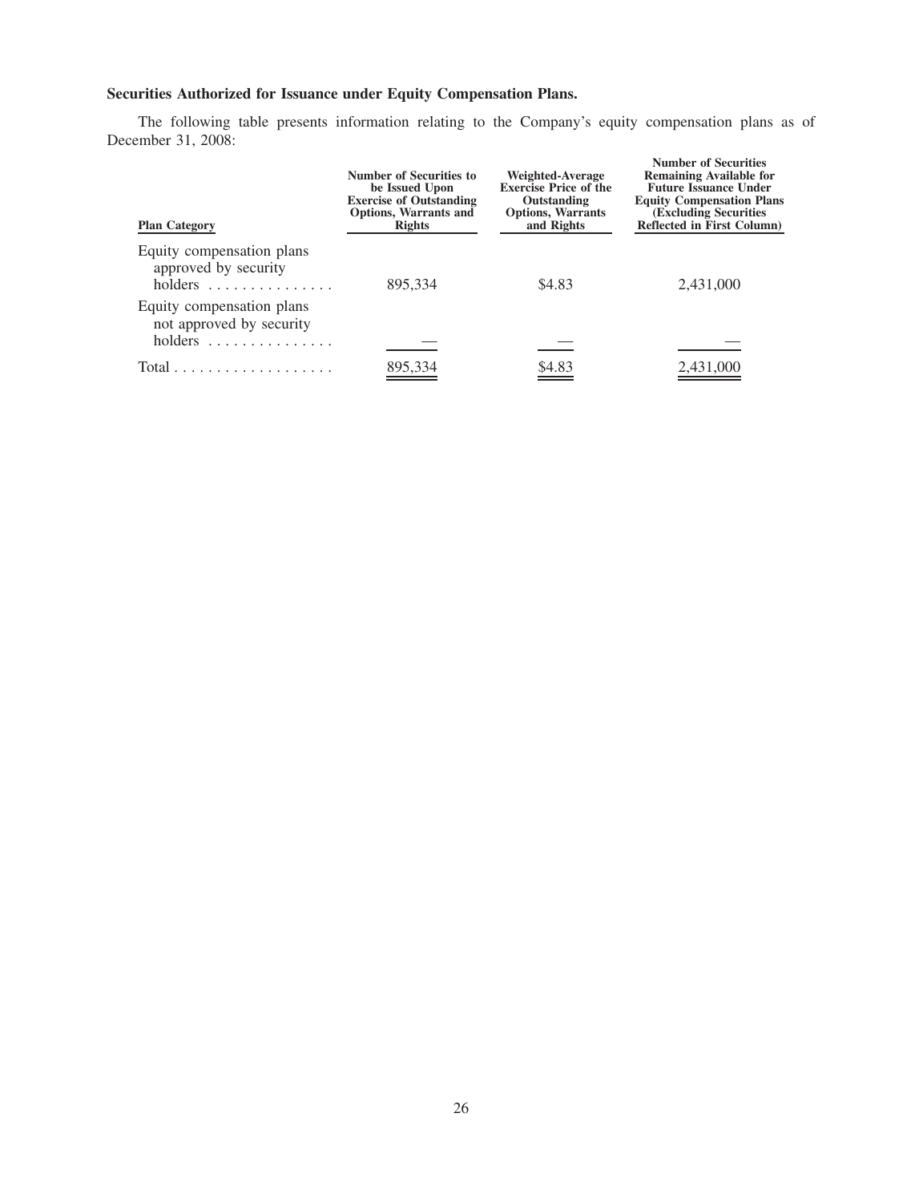**Securities Authorized for Issuance under Equity Compensation Plans.**

The following table presents information relating to the Company's equity compensation plans as of December 31, 2008:

| Plan Category | Number of Securities to be Issued Upon Exercise of Outstanding Options, Warrants and Rights | Weighted-Average Exercise Price of the Outstanding Options, Warrants and Rights | Number of Securities Remaining Available for Future Issuance Under Equity Compensation Plans (Excluding Securities Reflected in First Column) |
|---|---|---|---|
| Equity compensation plans approved by security holders | 895,334 | $4.83 | 2,431,000 |
| Equity compensation plans not approved by security holders | — | — | — |
| Total | 895,334 | $4.83 | 2,431,000 |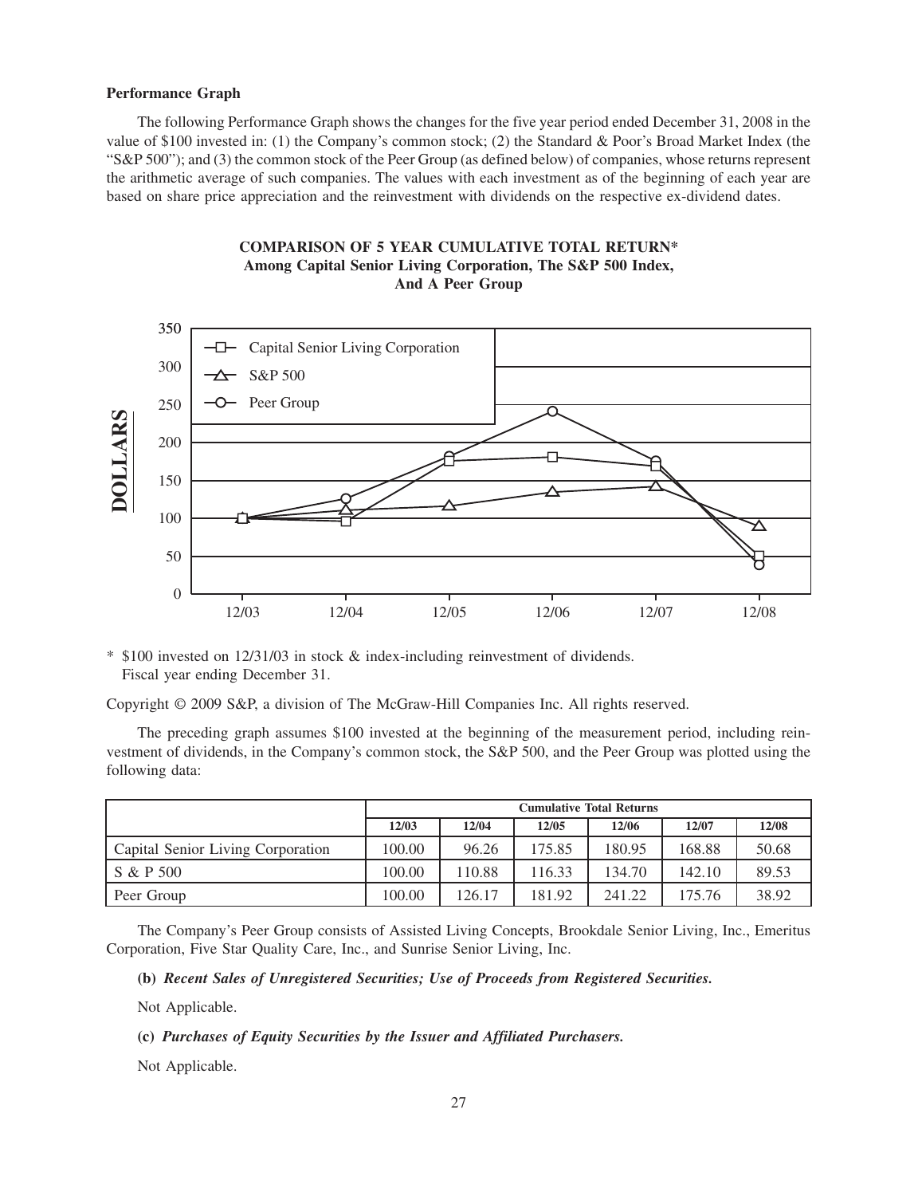**Performance Graph**

The following Performance Graph shows the changes for the five year period ended December 31, 2008 in the value of $100 invested in: (1) the Company's common stock; (2) the Standard & Poor's Broad Market Index (the "S&P 500"); and (3) the common stock of the Peer Group (as defined below) of companies, whose returns represent the arithmetic average of such companies. The values with each investment as of the beginning of each year are based on share price appreciation and the reinvestment with dividends on the respective ex-dividend dates.

**COMPARISON OF 5 YEAR CUMULATIVE TOTAL RETURN***
**Among Capital Senior Living Corporation, The S&P 500 Index, And A Peer Group**

\* $100 invested on 12/31/03 in stock & index-including reinvestment of dividends.
Fiscal year ending December 31.

Copyright © 2009 S&P, a division of The McGraw-Hill Companies Inc. All rights reserved.

The preceding graph assumes $100 invested at the beginning of the measurement period, including reinvestment of dividends, in the Company's common stock, the S&P 500, and the Peer Group was plotted using the following data:

| | Cumulative Total Returns | | | | | |
|---|---|---|---|---|---|---|
| | 12/03 | 12/04 | 12/05 | 12/06 | 12/07 | 12/08 |
| Capital Senior Living Corporation | 100.00 | 96.26 | 175.85 | 180.95 | 168.88 | 50.68 |
| S & P 500 | 100.00 | 110.88 | 116.33 | 134.70 | 142.10 | 89.53 |
| Peer Group | 100.00 | 126.17 | 181.92 | 241.22 | 175.76 | 38.92 |

The Company's Peer Group consists of Assisted Living Concepts, Brookdale Senior Living, Inc., Emeritus Corporation, Five Star Quality Care, Inc., and Sunrise Senior Living, Inc.

**(b)** ***Recent Sales of Unregistered Securities; Use of Proceeds from Registered Securities.***

Not Applicable.

**(c)** ***Purchases of Equity Securities by the Issuer and Affiliated Purchasers.***

Not Applicable.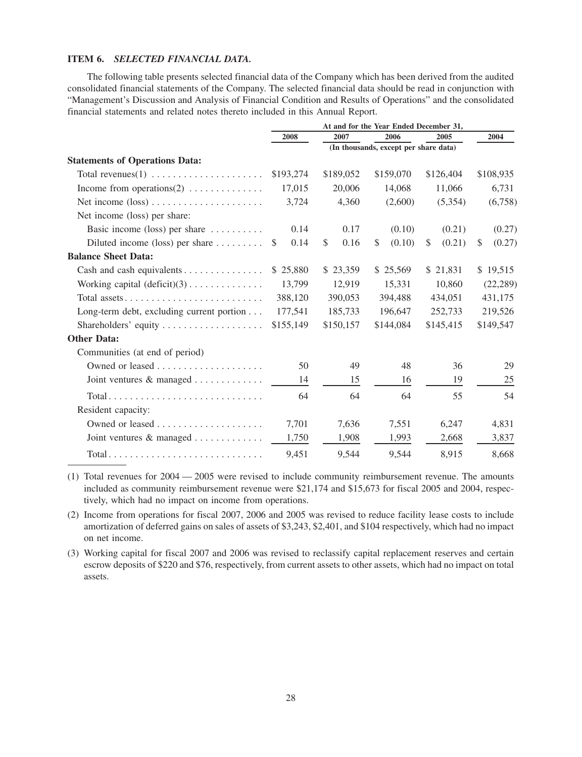### ITEM 6. *SELECTED FINANCIAL DATA.*

The following table presents selected financial data of the Company which has been derived from the audited consolidated financial statements of the Company. The selected financial data should be read in conjunction with "Management's Discussion and Analysis of Financial Condition and Results of Operations" and the consolidated financial statements and related notes thereto included in this Annual Report.

| | At and for the Year Ended December 31, | | | | |
|---|---|---|---|---|---|
| | 2008 | 2007 | 2006 | 2005 | 2004 |
| | (In thousands, except per share data) | | | | |
| **Statements of Operations Data:** | | | | | |
| Total revenues(1) | $193,274 | $189,052 | $159,070 | $126,404 | $108,935 |
| Income from operations(2) | 17,015 | 20,006 | 14,068 | 11,066 | 6,731 |
| Net income (loss) | 3,724 | 4,360 | (2,600) | (5,354) | (6,758) |
| Net income (loss) per share: | | | | | |
| Basic income (loss) per share | 0.14 | 0.17 | (0.10) | (0.21) | (0.27) |
| Diluted income (loss) per share | $ 0.14 | $ 0.16 | $ (0.10) | $ (0.21) | $ (0.27) |
| **Balance Sheet Data:** | | | | | |
| Cash and cash equivalents | $ 25,880 | $ 23,359 | $ 25,569 | $ 21,831 | $ 19,515 |
| Working capital (deficit)(3) | 13,799 | 12,919 | 15,331 | 10,860 | (22,289) |
| Total assets | 388,120 | 390,053 | 394,488 | 434,051 | 431,175 |
| Long-term debt, excluding current portion | 177,541 | 185,733 | 196,647 | 252,733 | 219,526 |
| Shareholders' equity | $155,149 | $150,157 | $144,084 | $145,415 | $149,547 |
| **Other Data:** | | | | | |
| Communities (at end of period) | | | | | |
| Owned or leased | 50 | 49 | 48 | 36 | 29 |
| Joint ventures & managed | 14 | 15 | 16 | 19 | 25 |
| Total | 64 | 64 | 64 | 55 | 54 |
| Resident capacity: | | | | | |
| Owned or leased | 7,701 | 7,636 | 7,551 | 6,247 | 4,831 |
| Joint ventures & managed | 1,750 | 1,908 | 1,993 | 2,668 | 3,837 |
| Total | 9,451 | 9,544 | 9,544 | 8,915 | 8,668 |

(1) Total revenues for 2004 — 2005 were revised to include community reimbursement revenue. The amounts included as community reimbursement revenue were $21,174 and $15,673 for fiscal 2005 and 2004, respectively, which had no impact on income from operations.

(2) Income from operations for fiscal 2007, 2006 and 2005 was revised to reduce facility lease costs to include amortization of deferred gains on sales of assets of $3,243, $2,401, and $104 respectively, which had no impact on net income.

(3) Working capital for fiscal 2007 and 2006 was revised to reclassify capital replacement reserves and certain escrow deposits of $220 and $76, respectively, from current assets to other assets, which had no impact on total assets.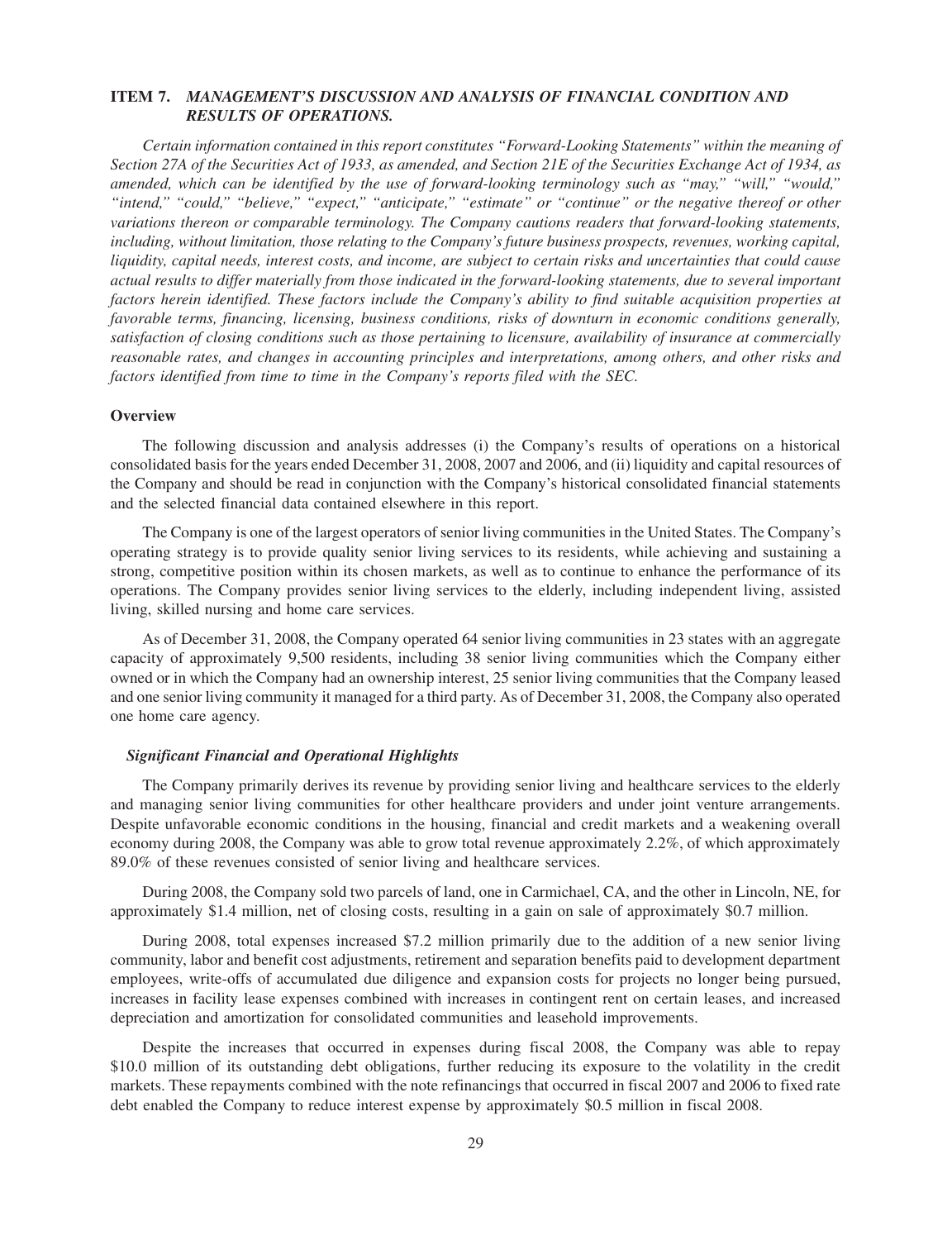## ITEM 7. *MANAGEMENT'S DISCUSSION AND ANALYSIS OF FINANCIAL CONDITION AND RESULTS OF OPERATIONS.*

*Certain information contained in this report constitutes "Forward-Looking Statements" within the meaning of Section 27A of the Securities Act of 1933, as amended, and Section 21E of the Securities Exchange Act of 1934, as amended, which can be identified by the use of forward-looking terminology such as "may," "will," "would," "intend," "could," "believe," "expect," "anticipate," "estimate" or "continue" or the negative thereof or other variations thereon or comparable terminology. The Company cautions readers that forward-looking statements, including, without limitation, those relating to the Company's future business prospects, revenues, working capital, liquidity, capital needs, interest costs, and income, are subject to certain risks and uncertainties that could cause actual results to differ materially from those indicated in the forward-looking statements, due to several important factors herein identified. These factors include the Company's ability to find suitable acquisition properties at favorable terms, financing, licensing, business conditions, risks of downturn in economic conditions generally, satisfaction of closing conditions such as those pertaining to licensure, availability of insurance at commercially reasonable rates, and changes in accounting principles and interpretations, among others, and other risks and factors identified from time to time in the Company's reports filed with the SEC.*

### Overview

The following discussion and analysis addresses (i) the Company's results of operations on a historical consolidated basis for the years ended December 31, 2008, 2007 and 2006, and (ii) liquidity and capital resources of the Company and should be read in conjunction with the Company's historical consolidated financial statements and the selected financial data contained elsewhere in this report.

The Company is one of the largest operators of senior living communities in the United States. The Company's operating strategy is to provide quality senior living services to its residents, while achieving and sustaining a strong, competitive position within its chosen markets, as well as to continue to enhance the performance of its operations. The Company provides senior living services to the elderly, including independent living, assisted living, skilled nursing and home care services.

As of December 31, 2008, the Company operated 64 senior living communities in 23 states with an aggregate capacity of approximately 9,500 residents, including 38 senior living communities which the Company either owned or in which the Company had an ownership interest, 25 senior living communities that the Company leased and one senior living community it managed for a third party. As of December 31, 2008, the Company also operated one home care agency.

#### *Significant Financial and Operational Highlights*

The Company primarily derives its revenue by providing senior living and healthcare services to the elderly and managing senior living communities for other healthcare providers and under joint venture arrangements. Despite unfavorable economic conditions in the housing, financial and credit markets and a weakening overall economy during 2008, the Company was able to grow total revenue approximately 2.2%, of which approximately 89.0% of these revenues consisted of senior living and healthcare services.

During 2008, the Company sold two parcels of land, one in Carmichael, CA, and the other in Lincoln, NE, for approximately $1.4 million, net of closing costs, resulting in a gain on sale of approximately $0.7 million.

During 2008, total expenses increased $7.2 million primarily due to the addition of a new senior living community, labor and benefit cost adjustments, retirement and separation benefits paid to development department employees, write-offs of accumulated due diligence and expansion costs for projects no longer being pursued, increases in facility lease expenses combined with increases in contingent rent on certain leases, and increased depreciation and amortization for consolidated communities and leasehold improvements.

Despite the increases that occurred in expenses during fiscal 2008, the Company was able to repay $10.0 million of its outstanding debt obligations, further reducing its exposure to the volatility in the credit markets. These repayments combined with the note refinancings that occurred in fiscal 2007 and 2006 to fixed rate debt enabled the Company to reduce interest expense by approximately $0.5 million in fiscal 2008.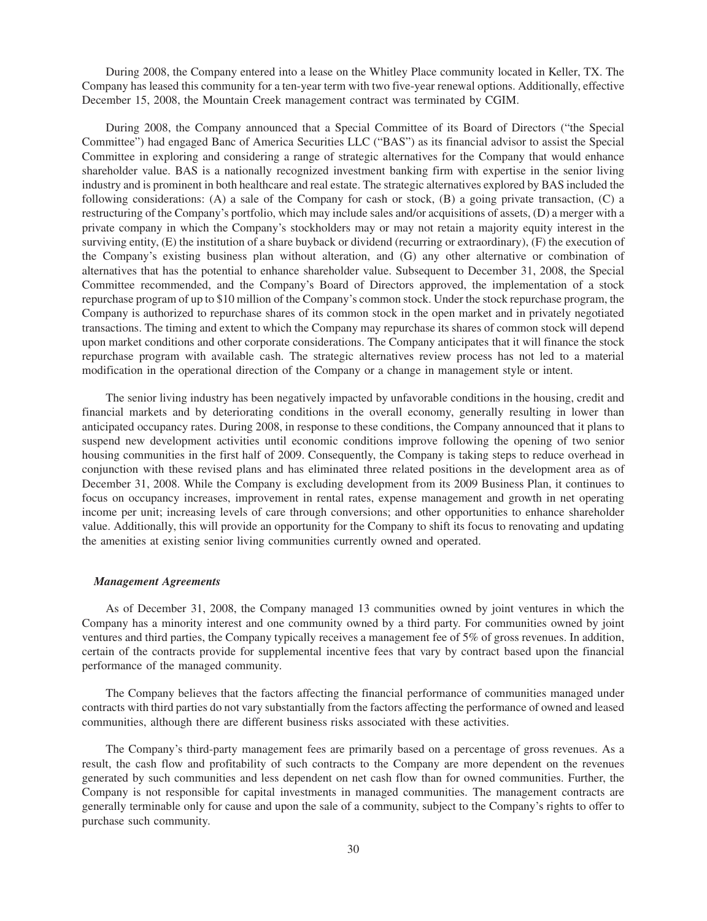During 2008, the Company entered into a lease on the Whitley Place community located in Keller, TX. The Company has leased this community for a ten-year term with two five-year renewal options. Additionally, effective December 15, 2008, the Mountain Creek management contract was terminated by CGIM.

During 2008, the Company announced that a Special Committee of its Board of Directors ("the Special Committee") had engaged Banc of America Securities LLC ("BAS") as its financial advisor to assist the Special Committee in exploring and considering a range of strategic alternatives for the Company that would enhance shareholder value. BAS is a nationally recognized investment banking firm with expertise in the senior living industry and is prominent in both healthcare and real estate. The strategic alternatives explored by BAS included the following considerations: (A) a sale of the Company for cash or stock, (B) a going private transaction, (C) a restructuring of the Company's portfolio, which may include sales and/or acquisitions of assets, (D) a merger with a private company in which the Company's stockholders may or may not retain a majority equity interest in the surviving entity, (E) the institution of a share buyback or dividend (recurring or extraordinary), (F) the execution of the Company's existing business plan without alteration, and (G) any other alternative or combination of alternatives that has the potential to enhance shareholder value. Subsequent to December 31, 2008, the Special Committee recommended, and the Company's Board of Directors approved, the implementation of a stock repurchase program of up to $10 million of the Company's common stock. Under the stock repurchase program, the Company is authorized to repurchase shares of its common stock in the open market and in privately negotiated transactions. The timing and extent to which the Company may repurchase its shares of common stock will depend upon market conditions and other corporate considerations. The Company anticipates that it will finance the stock repurchase program with available cash. The strategic alternatives review process has not led to a material modification in the operational direction of the Company or a change in management style or intent.

The senior living industry has been negatively impacted by unfavorable conditions in the housing, credit and financial markets and by deteriorating conditions in the overall economy, generally resulting in lower than anticipated occupancy rates. During 2008, in response to these conditions, the Company announced that it plans to suspend new development activities until economic conditions improve following the opening of two senior housing communities in the first half of 2009. Consequently, the Company is taking steps to reduce overhead in conjunction with these revised plans and has eliminated three related positions in the development area as of December 31, 2008. While the Company is excluding development from its 2009 Business Plan, it continues to focus on occupancy increases, improvement in rental rates, expense management and growth in net operating income per unit; increasing levels of care through conversions; and other opportunities to enhance shareholder value. Additionally, this will provide an opportunity for the Company to shift its focus to renovating and updating the amenities at existing senior living communities currently owned and operated.

***Management Agreements***

As of December 31, 2008, the Company managed 13 communities owned by joint ventures in which the Company has a minority interest and one community owned by a third party. For communities owned by joint ventures and third parties, the Company typically receives a management fee of 5% of gross revenues. In addition, certain of the contracts provide for supplemental incentive fees that vary by contract based upon the financial performance of the managed community.

The Company believes that the factors affecting the financial performance of communities managed under contracts with third parties do not vary substantially from the factors affecting the performance of owned and leased communities, although there are different business risks associated with these activities.

The Company's third-party management fees are primarily based on a percentage of gross revenues. As a result, the cash flow and profitability of such contracts to the Company are more dependent on the revenues generated by such communities and less dependent on net cash flow than for owned communities. Further, the Company is not responsible for capital investments in managed communities. The management contracts are generally terminable only for cause and upon the sale of a community, subject to the Company's rights to offer to purchase such community.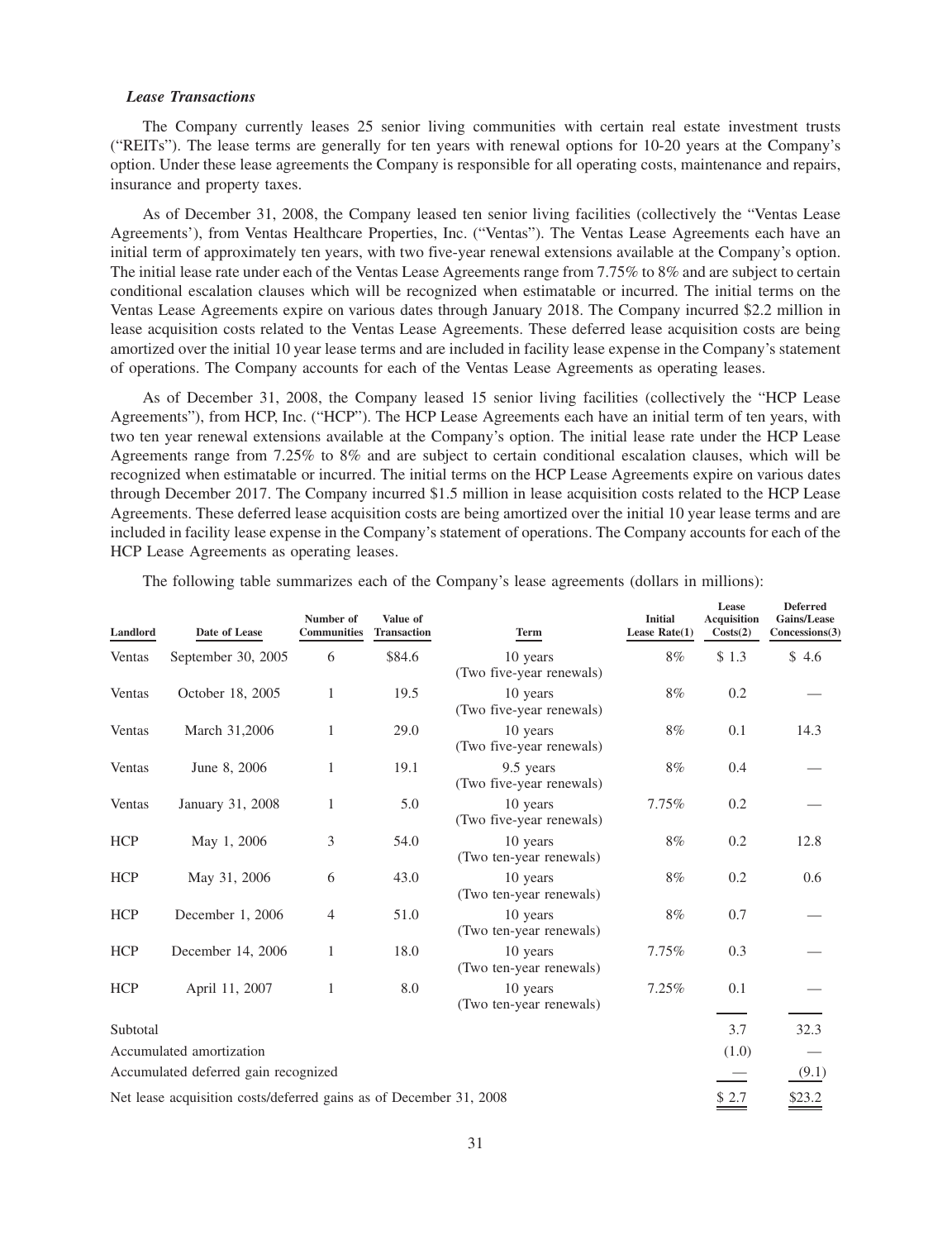### *Lease Transactions*

The Company currently leases 25 senior living communities with certain real estate investment trusts ("REITs"). The lease terms are generally for ten years with renewal options for 10-20 years at the Company's option. Under these lease agreements the Company is responsible for all operating costs, maintenance and repairs, insurance and property taxes.

As of December 31, 2008, the Company leased ten senior living facilities (collectively the "Ventas Lease Agreements'), from Ventas Healthcare Properties, Inc. ("Ventas"). The Ventas Lease Agreements each have an initial term of approximately ten years, with two five-year renewal extensions available at the Company's option. The initial lease rate under each of the Ventas Lease Agreements range from 7.75% to 8% and are subject to certain conditional escalation clauses which will be recognized when estimatable or incurred. The initial terms on the Ventas Lease Agreements expire on various dates through January 2018. The Company incurred $2.2 million in lease acquisition costs related to the Ventas Lease Agreements. These deferred lease acquisition costs are being amortized over the initial 10 year lease terms and are included in facility lease expense in the Company's statement of operations. The Company accounts for each of the Ventas Lease Agreements as operating leases.

As of December 31, 2008, the Company leased 15 senior living facilities (collectively the "HCP Lease Agreements"), from HCP, Inc. ("HCP"). The HCP Lease Agreements each have an initial term of ten years, with two ten year renewal extensions available at the Company's option. The initial lease rate under the HCP Lease Agreements range from 7.25% to 8% and are subject to certain conditional escalation clauses, which will be recognized when estimatable or incurred. The initial terms on the HCP Lease Agreements expire on various dates through December 2017. The Company incurred $1.5 million in lease acquisition costs related to the HCP Lease Agreements. These deferred lease acquisition costs are being amortized over the initial 10 year lease terms and are included in facility lease expense in the Company's statement of operations. The Company accounts for each of the HCP Lease Agreements as operating leases.

The following table summarizes each of the Company's lease agreements (dollars in millions):

| Landlord | Date of Lease | Number of Communities | Value of Transaction | Term | Initial Lease Rate(1) | Lease Acquisition Costs(2) | Deferred Gains/Lease Concessions(3) |
|---|---|---|---|---|---|---|---|
| Ventas | September 30, 2005 | 6 | $84.6 | 10 years (Two five-year renewals) | 8% | $ 1.3 | $ 4.6 |
| Ventas | October 18, 2005 | 1 | 19.5 | 10 years (Two five-year renewals) | 8% | 0.2 | — |
| Ventas | March 31,2006 | 1 | 29.0 | 10 years (Two five-year renewals) | 8% | 0.1 | 14.3 |
| Ventas | June 8, 2006 | 1 | 19.1 | 9.5 years (Two five-year renewals) | 8% | 0.4 | — |
| Ventas | January 31, 2008 | 1 | 5.0 | 10 years (Two five-year renewals) | 7.75% | 0.2 | — |
| HCP | May 1, 2006 | 3 | 54.0 | 10 years (Two ten-year renewals) | 8% | 0.2 | 12.8 |
| HCP | May 31, 2006 | 6 | 43.0 | 10 years (Two ten-year renewals) | 8% | 0.2 | 0.6 |
| HCP | December 1, 2006 | 4 | 51.0 | 10 years (Two ten-year renewals) | 8% | 0.7 | — |
| HCP | December 14, 2006 | 1 | 18.0 | 10 years (Two ten-year renewals) | 7.75% | 0.3 | — |
| HCP | April 11, 2007 | 1 | 8.0 | 10 years (Two ten-year renewals) | 7.25% | 0.1 | — |
| Subtotal | | | | | | 3.7 | 32.3 |
| Accumulated amortization | | | | | | (1.0) | — |
| Accumulated deferred gain recognized | | | | | | — | (9.1) |
| Net lease acquisition costs/deferred gains as of December 31, 2008 | | | | | | $ 2.7 | $23.2 |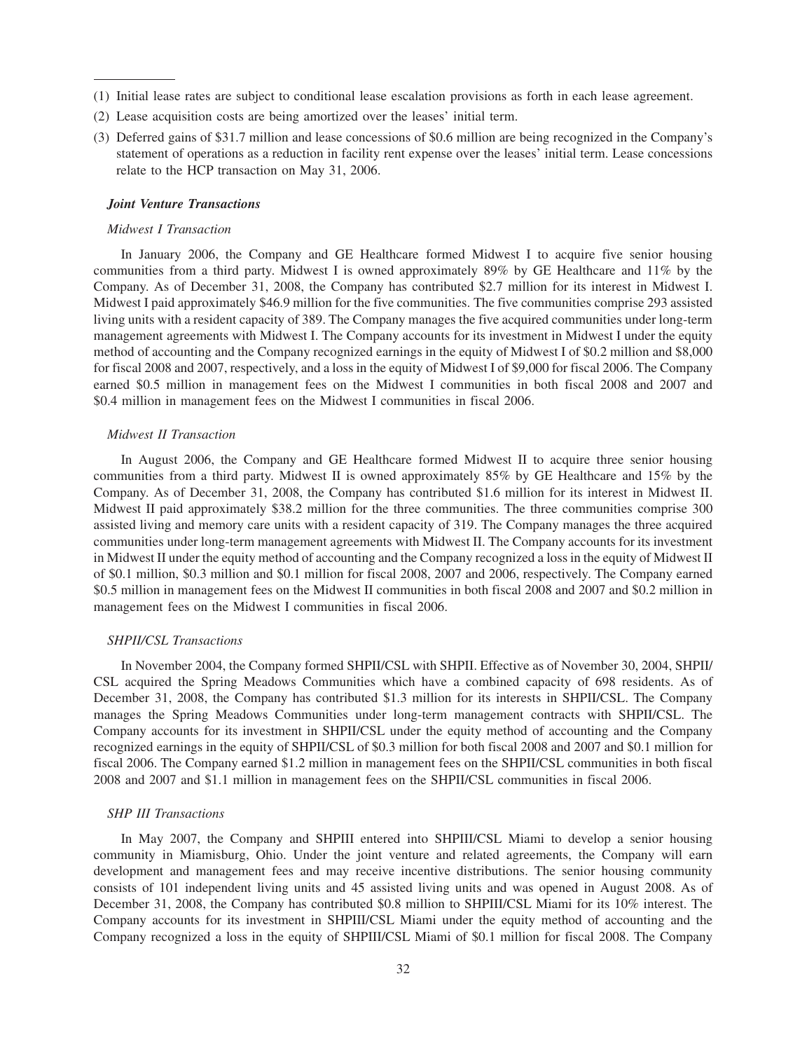(1) Initial lease rates are subject to conditional lease escalation provisions as forth in each lease agreement.

(2) Lease acquisition costs are being amortized over the leases' initial term.

(3) Deferred gains of $31.7 million and lease concessions of $0.6 million are being recognized in the Company's statement of operations as a reduction in facility rent expense over the leases' initial term. Lease concessions relate to the HCP transaction on May 31, 2006.

***Joint Venture Transactions***

*Midwest I Transaction*

In January 2006, the Company and GE Healthcare formed Midwest I to acquire five senior housing communities from a third party. Midwest I is owned approximately 89% by GE Healthcare and 11% by the Company. As of December 31, 2008, the Company has contributed $2.7 million for its interest in Midwest I. Midwest I paid approximately $46.9 million for the five communities. The five communities comprise 293 assisted living units with a resident capacity of 389. The Company manages the five acquired communities under long-term management agreements with Midwest I. The Company accounts for its investment in Midwest I under the equity method of accounting and the Company recognized earnings in the equity of Midwest I of $0.2 million and $8,000 for fiscal 2008 and 2007, respectively, and a loss in the equity of Midwest I of $9,000 for fiscal 2006. The Company earned $0.5 million in management fees on the Midwest I communities in both fiscal 2008 and 2007 and $0.4 million in management fees on the Midwest I communities in fiscal 2006.

*Midwest II Transaction*

In August 2006, the Company and GE Healthcare formed Midwest II to acquire three senior housing communities from a third party. Midwest II is owned approximately 85% by GE Healthcare and 15% by the Company. As of December 31, 2008, the Company has contributed $1.6 million for its interest in Midwest II. Midwest II paid approximately $38.2 million for the three communities. The three communities comprise 300 assisted living and memory care units with a resident capacity of 319. The Company manages the three acquired communities under long-term management agreements with Midwest II. The Company accounts for its investment in Midwest II under the equity method of accounting and the Company recognized a loss in the equity of Midwest II of $0.1 million, $0.3 million and $0.1 million for fiscal 2008, 2007 and 2006, respectively. The Company earned $0.5 million in management fees on the Midwest II communities in both fiscal 2008 and 2007 and $0.2 million in management fees on the Midwest I communities in fiscal 2006.

*SHPII/CSL Transactions*

In November 2004, the Company formed SHPII/CSL with SHPII. Effective as of November 30, 2004, SHPII/CSL acquired the Spring Meadows Communities which have a combined capacity of 698 residents. As of December 31, 2008, the Company has contributed $1.3 million for its interests in SHPII/CSL. The Company manages the Spring Meadows Communities under long-term management contracts with SHPII/CSL. The Company accounts for its investment in SHPII/CSL under the equity method of accounting and the Company recognized earnings in the equity of SHPII/CSL of $0.3 million for both fiscal 2008 and 2007 and $0.1 million for fiscal 2006. The Company earned $1.2 million in management fees on the SHPII/CSL communities in both fiscal 2008 and 2007 and $1.1 million in management fees on the SHPII/CSL communities in fiscal 2006.

*SHP III Transactions*

In May 2007, the Company and SHPIII entered into SHPIII/CSL Miami to develop a senior housing community in Miamisburg, Ohio. Under the joint venture and related agreements, the Company will earn development and management fees and may receive incentive distributions. The senior housing community consists of 101 independent living units and 45 assisted living units and was opened in August 2008. As of December 31, 2008, the Company has contributed $0.8 million to SHPIII/CSL Miami for its 10% interest. The Company accounts for its investment in SHPIII/CSL Miami under the equity method of accounting and the Company recognized a loss in the equity of SHPIII/CSL Miami of $0.1 million for fiscal 2008. The Company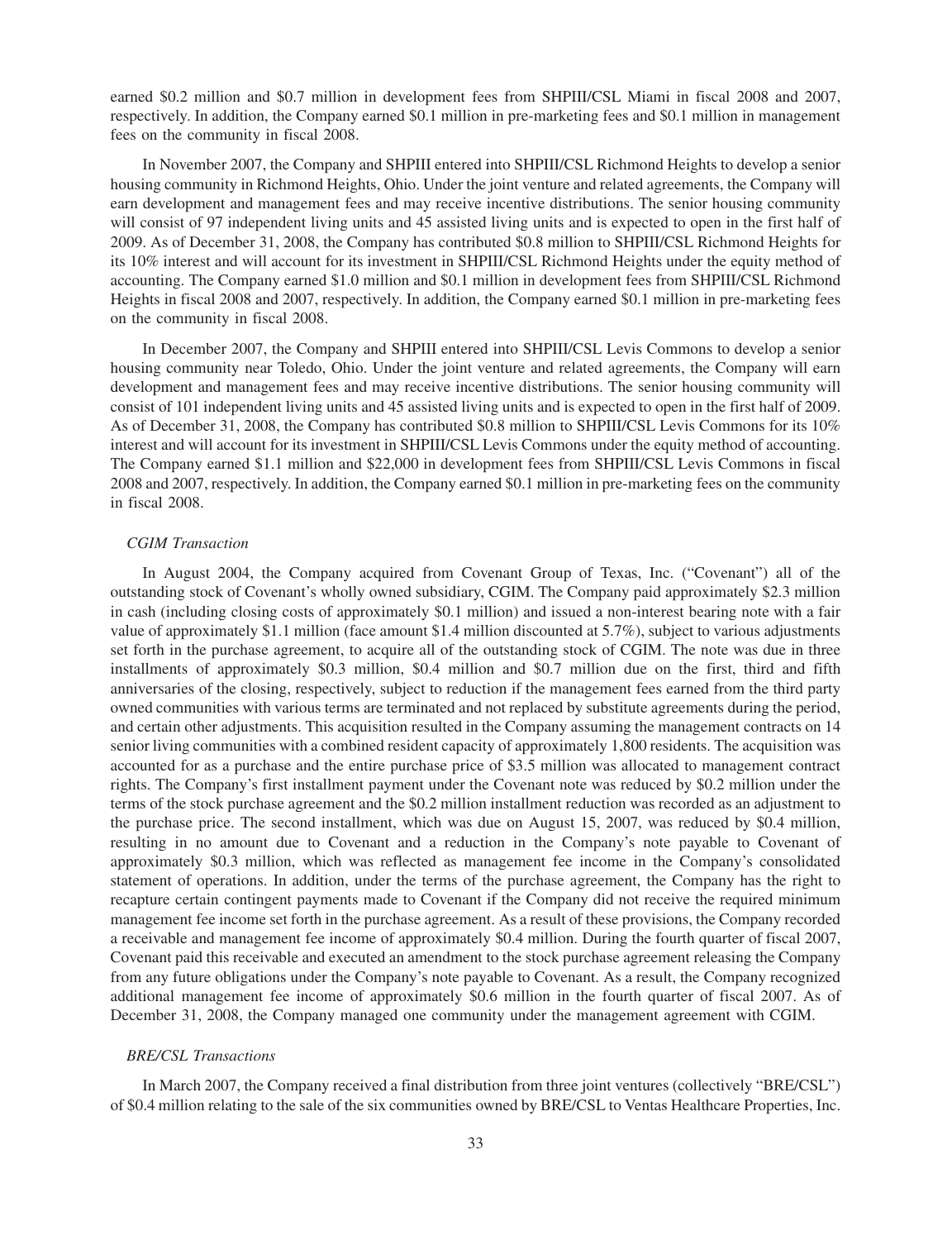earned \$0.2 million and \$0.7 million in development fees from SHPIII/CSL Miami in fiscal 2008 and 2007, respectively. In addition, the Company earned \$0.1 million in pre-marketing fees and \$0.1 million in management fees on the community in fiscal 2008.

In November 2007, the Company and SHPIII entered into SHPIII/CSL Richmond Heights to develop a senior housing community in Richmond Heights, Ohio. Under the joint venture and related agreements, the Company will earn development and management fees and may receive incentive distributions. The senior housing community will consist of 97 independent living units and 45 assisted living units and is expected to open in the first half of 2009. As of December 31, 2008, the Company has contributed \$0.8 million to SHPIII/CSL Richmond Heights for its 10% interest and will account for its investment in SHPIII/CSL Richmond Heights under the equity method of accounting. The Company earned \$1.0 million and \$0.1 million in development fees from SHPIII/CSL Richmond Heights in fiscal 2008 and 2007, respectively. In addition, the Company earned \$0.1 million in pre-marketing fees on the community in fiscal 2008.

In December 2007, the Company and SHPIII entered into SHPIII/CSL Levis Commons to develop a senior housing community near Toledo, Ohio. Under the joint venture and related agreements, the Company will earn development and management fees and may receive incentive distributions. The senior housing community will consist of 101 independent living units and 45 assisted living units and is expected to open in the first half of 2009. As of December 31, 2008, the Company has contributed \$0.8 million to SHPIII/CSL Levis Commons for its 10% interest and will account for its investment in SHPIII/CSL Levis Commons under the equity method of accounting. The Company earned \$1.1 million and \$22,000 in development fees from SHPIII/CSL Levis Commons in fiscal 2008 and 2007, respectively. In addition, the Company earned \$0.1 million in pre-marketing fees on the community in fiscal 2008.

*CGIM Transaction*

In August 2004, the Company acquired from Covenant Group of Texas, Inc. ("Covenant") all of the outstanding stock of Covenant's wholly owned subsidiary, CGIM. The Company paid approximately \$2.3 million in cash (including closing costs of approximately \$0.1 million) and issued a non-interest bearing note with a fair value of approximately \$1.1 million (face amount \$1.4 million discounted at 5.7%), subject to various adjustments set forth in the purchase agreement, to acquire all of the outstanding stock of CGIM. The note was due in three installments of approximately \$0.3 million, \$0.4 million and \$0.7 million due on the first, third and fifth anniversaries of the closing, respectively, subject to reduction if the management fees earned from the third party owned communities with various terms are terminated and not replaced by substitute agreements during the period, and certain other adjustments. This acquisition resulted in the Company assuming the management contracts on 14 senior living communities with a combined resident capacity of approximately 1,800 residents. The acquisition was accounted for as a purchase and the entire purchase price of \$3.5 million was allocated to management contract rights. The Company's first installment payment under the Covenant note was reduced by \$0.2 million under the terms of the stock purchase agreement and the \$0.2 million installment reduction was recorded as an adjustment to the purchase price. The second installment, which was due on August 15, 2007, was reduced by \$0.4 million, resulting in no amount due to Covenant and a reduction in the Company's note payable to Covenant of approximately \$0.3 million, which was reflected as management fee income in the Company's consolidated statement of operations. In addition, under the terms of the purchase agreement, the Company has the right to recapture certain contingent payments made to Covenant if the Company did not receive the required minimum management fee income set forth in the purchase agreement. As a result of these provisions, the Company recorded a receivable and management fee income of approximately \$0.4 million. During the fourth quarter of fiscal 2007, Covenant paid this receivable and executed an amendment to the stock purchase agreement releasing the Company from any future obligations under the Company's note payable to Covenant. As a result, the Company recognized additional management fee income of approximately \$0.6 million in the fourth quarter of fiscal 2007. As of December 31, 2008, the Company managed one community under the management agreement with CGIM.

*BRE/CSL Transactions*

In March 2007, the Company received a final distribution from three joint ventures (collectively "BRE/CSL") of \$0.4 million relating to the sale of the six communities owned by BRE/CSL to Ventas Healthcare Properties, Inc.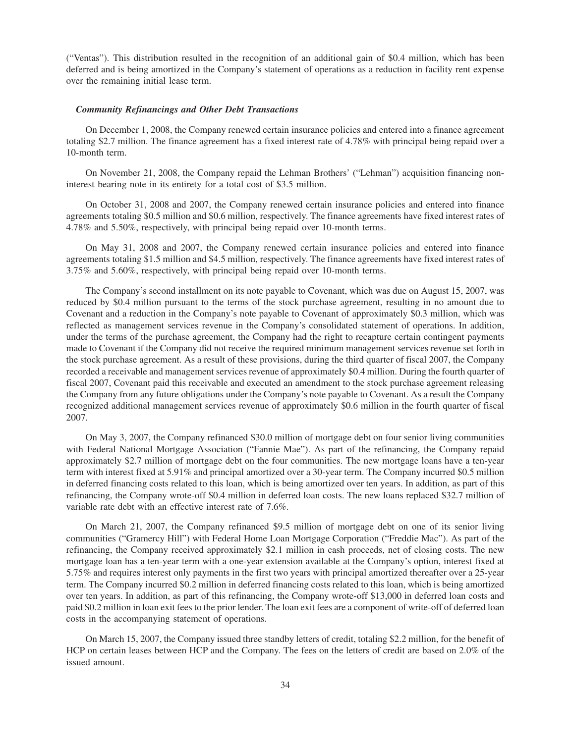("Ventas"). This distribution resulted in the recognition of an additional gain of $0.4 million, which has been deferred and is being amortized in the Company's statement of operations as a reduction in facility rent expense over the remaining initial lease term.

***Community Refinancings and Other Debt Transactions***

On December 1, 2008, the Company renewed certain insurance policies and entered into a finance agreement totaling $2.7 million. The finance agreement has a fixed interest rate of 4.78% with principal being repaid over a 10-month term.

On November 21, 2008, the Company repaid the Lehman Brothers' ("Lehman") acquisition financing non-interest bearing note in its entirety for a total cost of $3.5 million.

On October 31, 2008 and 2007, the Company renewed certain insurance policies and entered into finance agreements totaling $0.5 million and $0.6 million, respectively. The finance agreements have fixed interest rates of 4.78% and 5.50%, respectively, with principal being repaid over 10-month terms.

On May 31, 2008 and 2007, the Company renewed certain insurance policies and entered into finance agreements totaling $1.5 million and $4.5 million, respectively. The finance agreements have fixed interest rates of 3.75% and 5.60%, respectively, with principal being repaid over 10-month terms.

The Company's second installment on its note payable to Covenant, which was due on August 15, 2007, was reduced by $0.4 million pursuant to the terms of the stock purchase agreement, resulting in no amount due to Covenant and a reduction in the Company's note payable to Covenant of approximately $0.3 million, which was reflected as management services revenue in the Company's consolidated statement of operations. In addition, under the terms of the purchase agreement, the Company had the right to recapture certain contingent payments made to Covenant if the Company did not receive the required minimum management services revenue set forth in the stock purchase agreement. As a result of these provisions, during the third quarter of fiscal 2007, the Company recorded a receivable and management services revenue of approximately $0.4 million. During the fourth quarter of fiscal 2007, Covenant paid this receivable and executed an amendment to the stock purchase agreement releasing the Company from any future obligations under the Company's note payable to Covenant. As a result the Company recognized additional management services revenue of approximately $0.6 million in the fourth quarter of fiscal 2007.

On May 3, 2007, the Company refinanced $30.0 million of mortgage debt on four senior living communities with Federal National Mortgage Association ("Fannie Mae"). As part of the refinancing, the Company repaid approximately $2.7 million of mortgage debt on the four communities. The new mortgage loans have a ten-year term with interest fixed at 5.91% and principal amortized over a 30-year term. The Company incurred $0.5 million in deferred financing costs related to this loan, which is being amortized over ten years. In addition, as part of this refinancing, the Company wrote-off $0.4 million in deferred loan costs. The new loans replaced $32.7 million of variable rate debt with an effective interest rate of 7.6%.

On March 21, 2007, the Company refinanced $9.5 million of mortgage debt on one of its senior living communities ("Gramercy Hill") with Federal Home Loan Mortgage Corporation ("Freddie Mac"). As part of the refinancing, the Company received approximately $2.1 million in cash proceeds, net of closing costs. The new mortgage loan has a ten-year term with a one-year extension available at the Company's option, interest fixed at 5.75% and requires interest only payments in the first two years with principal amortized thereafter over a 25-year term. The Company incurred $0.2 million in deferred financing costs related to this loan, which is being amortized over ten years. In addition, as part of this refinancing, the Company wrote-off $13,000 in deferred loan costs and paid $0.2 million in loan exit fees to the prior lender. The loan exit fees are a component of write-off of deferred loan costs in the accompanying statement of operations.

On March 15, 2007, the Company issued three standby letters of credit, totaling $2.2 million, for the benefit of HCP on certain leases between HCP and the Company. The fees on the letters of credit are based on 2.0% of the issued amount.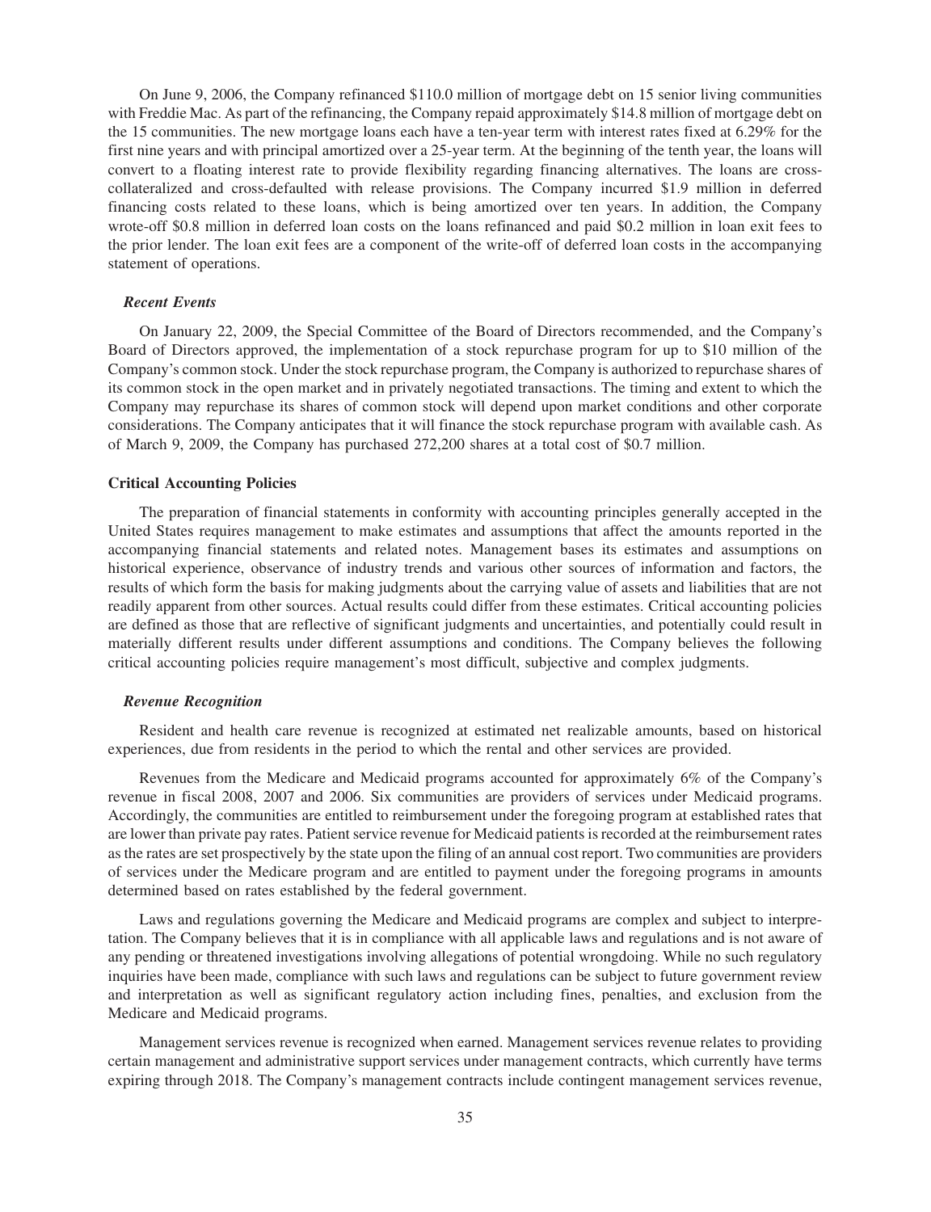On June 9, 2006, the Company refinanced $110.0 million of mortgage debt on 15 senior living communities with Freddie Mac. As part of the refinancing, the Company repaid approximately $14.8 million of mortgage debt on the 15 communities. The new mortgage loans each have a ten-year term with interest rates fixed at 6.29% for the first nine years and with principal amortized over a 25-year term. At the beginning of the tenth year, the loans will convert to a floating interest rate to provide flexibility regarding financing alternatives. The loans are cross-collateralized and cross-defaulted with release provisions. The Company incurred $1.9 million in deferred financing costs related to these loans, which is being amortized over ten years. In addition, the Company wrote-off $0.8 million in deferred loan costs on the loans refinanced and paid $0.2 million in loan exit fees to the prior lender. The loan exit fees are a component of the write-off of deferred loan costs in the accompanying statement of operations.

### *Recent Events*

On January 22, 2009, the Special Committee of the Board of Directors recommended, and the Company's Board of Directors approved, the implementation of a stock repurchase program for up to $10 million of the Company's common stock. Under the stock repurchase program, the Company is authorized to repurchase shares of its common stock in the open market and in privately negotiated transactions. The timing and extent to which the Company may repurchase its shares of common stock will depend upon market conditions and other corporate considerations. The Company anticipates that it will finance the stock repurchase program with available cash. As of March 9, 2009, the Company has purchased 272,200 shares at a total cost of $0.7 million.

## Critical Accounting Policies

The preparation of financial statements in conformity with accounting principles generally accepted in the United States requires management to make estimates and assumptions that affect the amounts reported in the accompanying financial statements and related notes. Management bases its estimates and assumptions on historical experience, observance of industry trends and various other sources of information and factors, the results of which form the basis for making judgments about the carrying value of assets and liabilities that are not readily apparent from other sources. Actual results could differ from these estimates. Critical accounting policies are defined as those that are reflective of significant judgments and uncertainties, and potentially could result in materially different results under different assumptions and conditions. The Company believes the following critical accounting policies require management's most difficult, subjective and complex judgments.

### *Revenue Recognition*

Resident and health care revenue is recognized at estimated net realizable amounts, based on historical experiences, due from residents in the period to which the rental and other services are provided.

Revenues from the Medicare and Medicaid programs accounted for approximately 6% of the Company's revenue in fiscal 2008, 2007 and 2006. Six communities are providers of services under Medicaid programs. Accordingly, the communities are entitled to reimbursement under the foregoing program at established rates that are lower than private pay rates. Patient service revenue for Medicaid patients is recorded at the reimbursement rates as the rates are set prospectively by the state upon the filing of an annual cost report. Two communities are providers of services under the Medicare program and are entitled to payment under the foregoing programs in amounts determined based on rates established by the federal government.

Laws and regulations governing the Medicare and Medicaid programs are complex and subject to interpretation. The Company believes that it is in compliance with all applicable laws and regulations and is not aware of any pending or threatened investigations involving allegations of potential wrongdoing. While no such regulatory inquiries have been made, compliance with such laws and regulations can be subject to future government review and interpretation as well as significant regulatory action including fines, penalties, and exclusion from the Medicare and Medicaid programs.

Management services revenue is recognized when earned. Management services revenue relates to providing certain management and administrative support services under management contracts, which currently have terms expiring through 2018. The Company's management contracts include contingent management services revenue,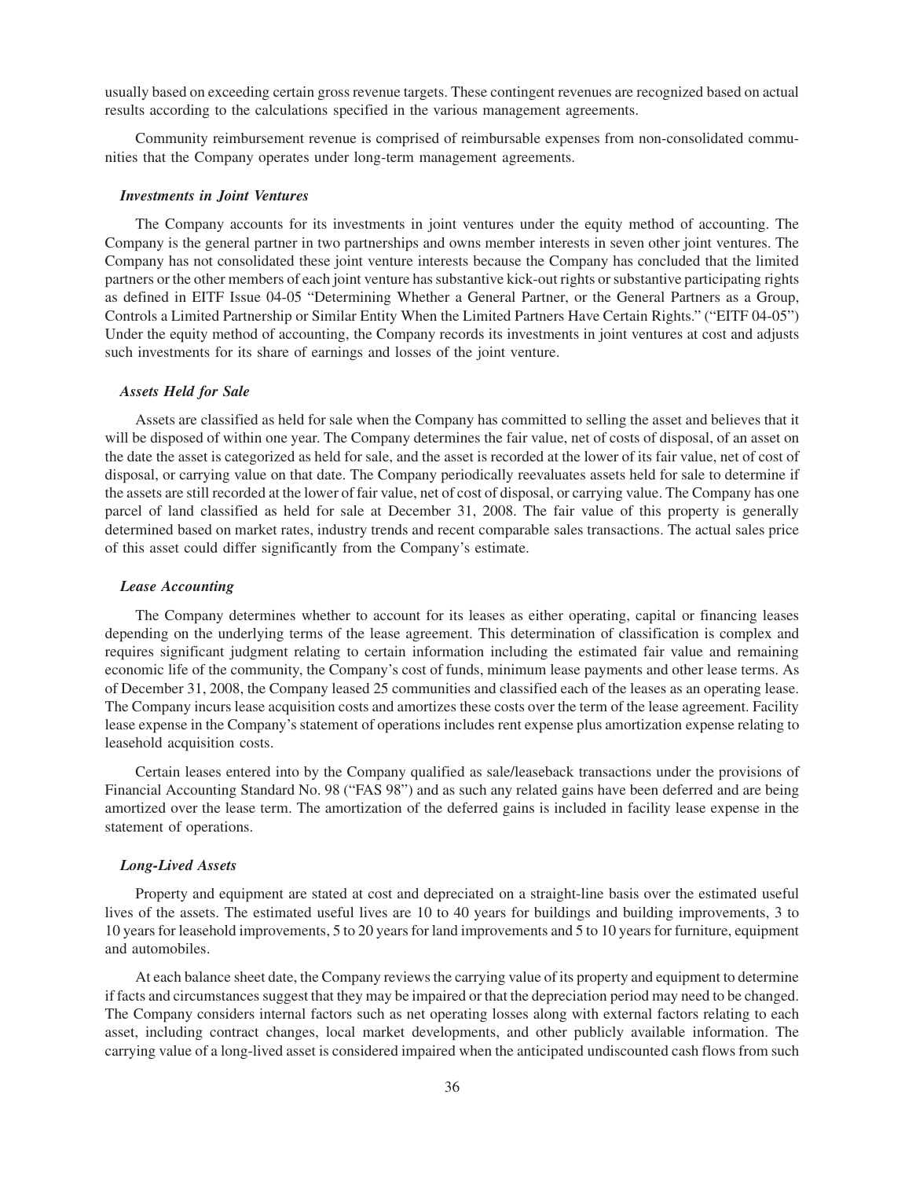usually based on exceeding certain gross revenue targets. These contingent revenues are recognized based on actual results according to the calculations specified in the various management agreements.

Community reimbursement revenue is comprised of reimbursable expenses from non-consolidated communities that the Company operates under long-term management agreements.

***Investments in Joint Ventures***

The Company accounts for its investments in joint ventures under the equity method of accounting. The Company is the general partner in two partnerships and owns member interests in seven other joint ventures. The Company has not consolidated these joint venture interests because the Company has concluded that the limited partners or the other members of each joint venture has substantive kick-out rights or substantive participating rights as defined in EITF Issue 04-05 "Determining Whether a General Partner, or the General Partners as a Group, Controls a Limited Partnership or Similar Entity When the Limited Partners Have Certain Rights." ("EITF 04-05") Under the equity method of accounting, the Company records its investments in joint ventures at cost and adjusts such investments for its share of earnings and losses of the joint venture.

***Assets Held for Sale***

Assets are classified as held for sale when the Company has committed to selling the asset and believes that it will be disposed of within one year. The Company determines the fair value, net of costs of disposal, of an asset on the date the asset is categorized as held for sale, and the asset is recorded at the lower of its fair value, net of cost of disposal, or carrying value on that date. The Company periodically reevaluates assets held for sale to determine if the assets are still recorded at the lower of fair value, net of cost of disposal, or carrying value. The Company has one parcel of land classified as held for sale at December 31, 2008. The fair value of this property is generally determined based on market rates, industry trends and recent comparable sales transactions. The actual sales price of this asset could differ significantly from the Company's estimate.

***Lease Accounting***

The Company determines whether to account for its leases as either operating, capital or financing leases depending on the underlying terms of the lease agreement. This determination of classification is complex and requires significant judgment relating to certain information including the estimated fair value and remaining economic life of the community, the Company's cost of funds, minimum lease payments and other lease terms. As of December 31, 2008, the Company leased 25 communities and classified each of the leases as an operating lease. The Company incurs lease acquisition costs and amortizes these costs over the term of the lease agreement. Facility lease expense in the Company's statement of operations includes rent expense plus amortization expense relating to leasehold acquisition costs.

Certain leases entered into by the Company qualified as sale/leaseback transactions under the provisions of Financial Accounting Standard No. 98 ("FAS 98") and as such any related gains have been deferred and are being amortized over the lease term. The amortization of the deferred gains is included in facility lease expense in the statement of operations.

***Long-Lived Assets***

Property and equipment are stated at cost and depreciated on a straight-line basis over the estimated useful lives of the assets. The estimated useful lives are 10 to 40 years for buildings and building improvements, 3 to 10 years for leasehold improvements, 5 to 20 years for land improvements and 5 to 10 years for furniture, equipment and automobiles.

At each balance sheet date, the Company reviews the carrying value of its property and equipment to determine if facts and circumstances suggest that they may be impaired or that the depreciation period may need to be changed. The Company considers internal factors such as net operating losses along with external factors relating to each asset, including contract changes, local market developments, and other publicly available information. The carrying value of a long-lived asset is considered impaired when the anticipated undiscounted cash flows from such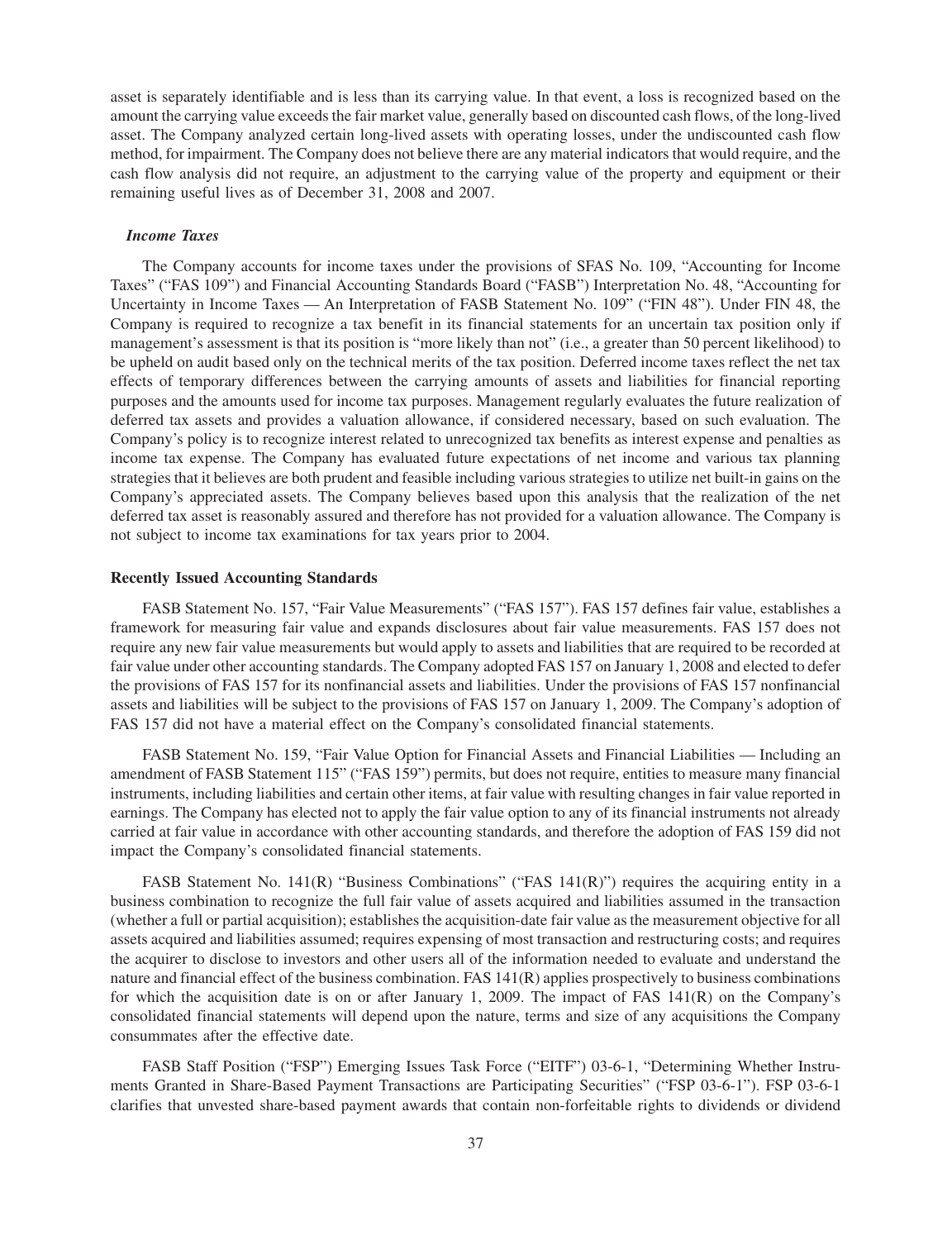asset is separately identifiable and is less than its carrying value. In that event, a loss is recognized based on the amount the carrying value exceeds the fair market value, generally based on discounted cash flows, of the long-lived asset. The Company analyzed certain long-lived assets with operating losses, under the undiscounted cash flow method, for impairment. The Company does not believe there are any material indicators that would require, and the cash flow analysis did not require, an adjustment to the carrying value of the property and equipment or their remaining useful lives as of December 31, 2008 and 2007.

### *Income Taxes*

The Company accounts for income taxes under the provisions of SFAS No. 109, "Accounting for Income Taxes" ("FAS 109") and Financial Accounting Standards Board ("FASB") Interpretation No. 48, "Accounting for Uncertainty in Income Taxes — An Interpretation of FASB Statement No. 109" ("FIN 48"). Under FIN 48, the Company is required to recognize a tax benefit in its financial statements for an uncertain tax position only if management's assessment is that its position is "more likely than not" (i.e., a greater than 50 percent likelihood) to be upheld on audit based only on the technical merits of the tax position. Deferred income taxes reflect the net tax effects of temporary differences between the carrying amounts of assets and liabilities for financial reporting purposes and the amounts used for income tax purposes. Management regularly evaluates the future realization of deferred tax assets and provides a valuation allowance, if considered necessary, based on such evaluation. The Company's policy is to recognize interest related to unrecognized tax benefits as interest expense and penalties as income tax expense. The Company has evaluated future expectations of net income and various tax planning strategies that it believes are both prudent and feasible including various strategies to utilize net built-in gains on the Company's appreciated assets. The Company believes based upon this analysis that the realization of the net deferred tax asset is reasonably assured and therefore has not provided for a valuation allowance. The Company is not subject to income tax examinations for tax years prior to 2004.

## Recently Issued Accounting Standards

FASB Statement No. 157, "Fair Value Measurements" ("FAS 157"). FAS 157 defines fair value, establishes a framework for measuring fair value and expands disclosures about fair value measurements. FAS 157 does not require any new fair value measurements but would apply to assets and liabilities that are required to be recorded at fair value under other accounting standards. The Company adopted FAS 157 on January 1, 2008 and elected to defer the provisions of FAS 157 for its nonfinancial assets and liabilities. Under the provisions of FAS 157 nonfinancial assets and liabilities will be subject to the provisions of FAS 157 on January 1, 2009. The Company's adoption of FAS 157 did not have a material effect on the Company's consolidated financial statements.

FASB Statement No. 159, "Fair Value Option for Financial Assets and Financial Liabilities — Including an amendment of FASB Statement 115" ("FAS 159") permits, but does not require, entities to measure many financial instruments, including liabilities and certain other items, at fair value with resulting changes in fair value reported in earnings. The Company has elected not to apply the fair value option to any of its financial instruments not already carried at fair value in accordance with other accounting standards, and therefore the adoption of FAS 159 did not impact the Company's consolidated financial statements.

FASB Statement No. 141(R) "Business Combinations" ("FAS 141(R)") requires the acquiring entity in a business combination to recognize the full fair value of assets acquired and liabilities assumed in the transaction (whether a full or partial acquisition); establishes the acquisition-date fair value as the measurement objective for all assets acquired and liabilities assumed; requires expensing of most transaction and restructuring costs; and requires the acquirer to disclose to investors and other users all of the information needed to evaluate and understand the nature and financial effect of the business combination. FAS 141(R) applies prospectively to business combinations for which the acquisition date is on or after January 1, 2009. The impact of FAS 141(R) on the Company's consolidated financial statements will depend upon the nature, terms and size of any acquisitions the Company consummates after the effective date.

FASB Staff Position ("FSP") Emerging Issues Task Force ("EITF") 03-6-1, "Determining Whether Instruments Granted in Share-Based Payment Transactions are Participating Securities" ("FSP 03-6-1"). FSP 03-6-1 clarifies that unvested share-based payment awards that contain non-forfeitable rights to dividends or dividend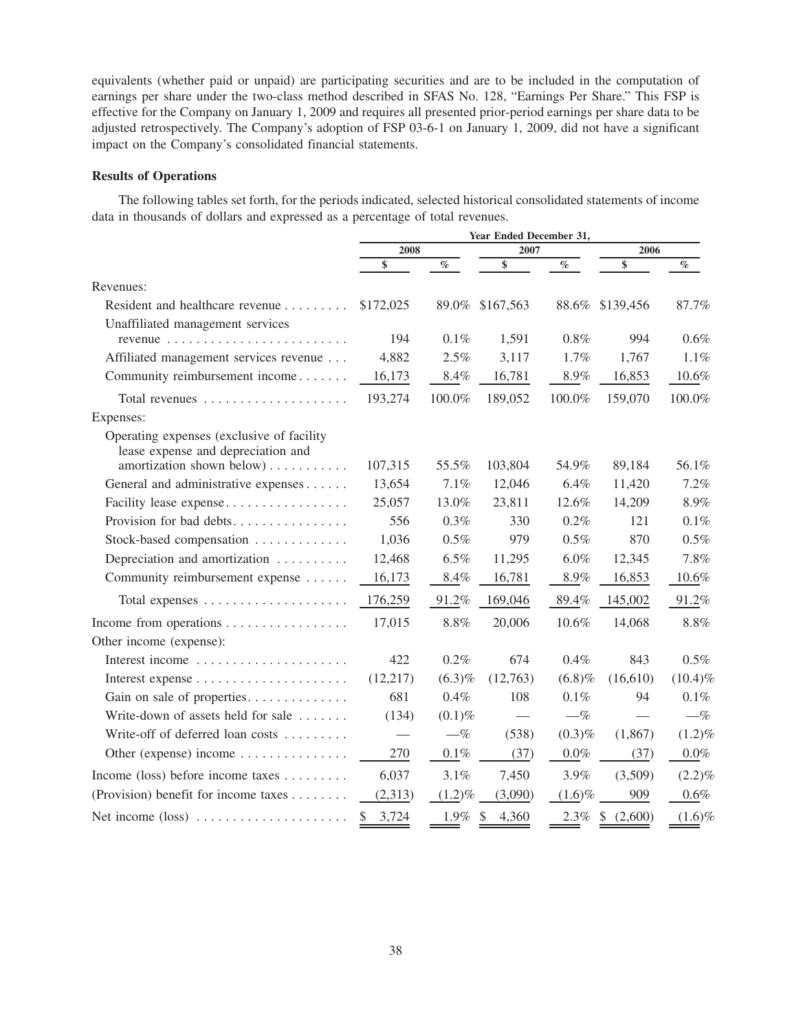equivalents (whether paid or unpaid) are participating securities and are to be included in the computation of earnings per share under the two-class method described in SFAS No. 128, "Earnings Per Share." This FSP is effective for the Company on January 1, 2009 and requires all presented prior-period earnings per share data to be adjusted retrospectively. The Company's adoption of FSP 03-6-1 on January 1, 2009, did not have a significant impact on the Company's consolidated financial statements.

**Results of Operations**

The following tables set forth, for the periods indicated, selected historical consolidated statements of income data in thousands of dollars and expressed as a percentage of total revenues.

| | Year Ended December 31, | | | | | |
|---|---|---|---|---|---|---|
| | 2008 | | 2007 | | 2006 | |
| | $ | % | $ | % | $ | % |
| Revenues: | | | | | | |
| Resident and healthcare revenue | $172,025 | 89.0% | $167,563 | 88.6% | $139,456 | 87.7% |
| Unaffiliated management services revenue | 194 | 0.1% | 1,591 | 0.8% | 994 | 0.6% |
| Affiliated management services revenue | 4,882 | 2.5% | 3,117 | 1.7% | 1,767 | 1.1% |
| Community reimbursement income | 16,173 | 8.4% | 16,781 | 8.9% | 16,853 | 10.6% |
| Total revenues | 193,274 | 100.0% | 189,052 | 100.0% | 159,070 | 100.0% |
| Expenses: | | | | | | |
| Operating expenses (exclusive of facility lease expense and depreciation and amortization shown below) | 107,315 | 55.5% | 103,804 | 54.9% | 89,184 | 56.1% |
| General and administrative expenses | 13,654 | 7.1% | 12,046 | 6.4% | 11,420 | 7.2% |
| Facility lease expense | 25,057 | 13.0% | 23,811 | 12.6% | 14,209 | 8.9% |
| Provision for bad debts | 556 | 0.3% | 330 | 0.2% | 121 | 0.1% |
| Stock-based compensation | 1,036 | 0.5% | 979 | 0.5% | 870 | 0.5% |
| Depreciation and amortization | 12,468 | 6.5% | 11,295 | 6.0% | 12,345 | 7.8% |
| Community reimbursement expense | 16,173 | 8.4% | 16,781 | 8.9% | 16,853 | 10.6% |
| Total expenses | 176,259 | 91.2% | 169,046 | 89.4% | 145,002 | 91.2% |
| Income from operations | 17,015 | 8.8% | 20,006 | 10.6% | 14,068 | 8.8% |
| Other income (expense): | | | | | | |
| Interest income | 422 | 0.2% | 674 | 0.4% | 843 | 0.5% |
| Interest expense | (12,217) | (6.3)% | (12,763) | (6.8)% | (16,610) | (10.4)% |
| Gain on sale of properties | 681 | 0.4% | 108 | 0.1% | 94 | 0.1% |
| Write-down of assets held for sale | (134) | (0.1)% | — | —% | — | —% |
| Write-off of deferred loan costs | — | —% | (538) | (0.3)% | (1,867) | (1.2)% |
| Other (expense) income | 270 | 0.1% | (37) | 0.0% | (37) | 0.0% |
| Income (loss) before income taxes | 6,037 | 3.1% | 7,450 | 3.9% | (3,509) | (2.2)% |
| (Provision) benefit for income taxes | (2,313) | (1.2)% | (3,090) | (1.6)% | 909 | 0.6% |
| Net income (loss) | $ 3,724 | 1.9% | $ 4,360 | 2.3% | $ (2,600) | (1.6)% |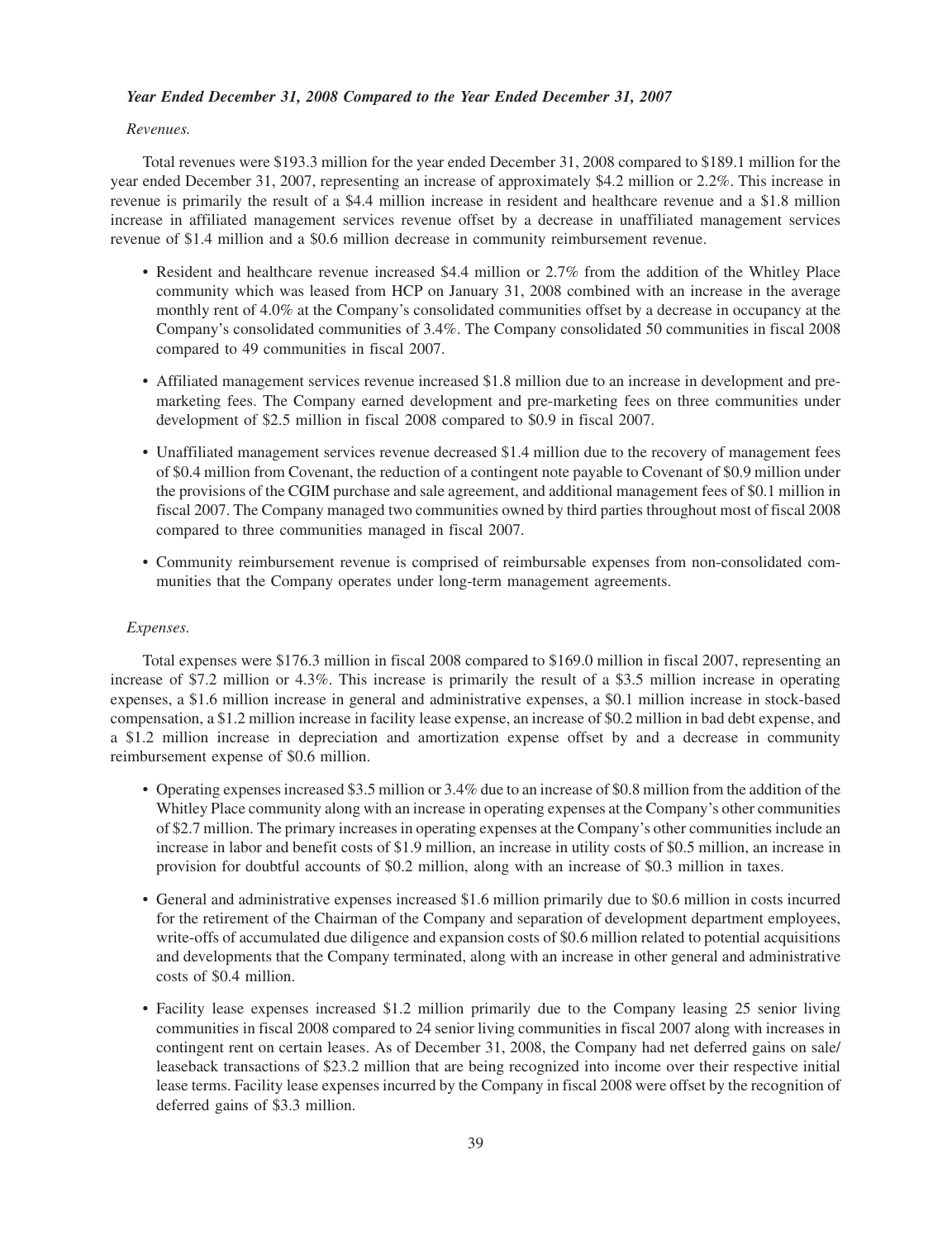***Year Ended December 31, 2008 Compared to the Year Ended December 31, 2007***

*Revenues.*

Total revenues were $193.3 million for the year ended December 31, 2008 compared to $189.1 million for the year ended December 31, 2007, representing an increase of approximately $4.2 million or 2.2%. This increase in revenue is primarily the result of a $4.4 million increase in resident and healthcare revenue and a $1.8 million increase in affiliated management services revenue offset by a decrease in unaffiliated management services revenue of $1.4 million and a $0.6 million decrease in community reimbursement revenue.

- Resident and healthcare revenue increased $4.4 million or 2.7% from the addition of the Whitley Place community which was leased from HCP on January 31, 2008 combined with an increase in the average monthly rent of 4.0% at the Company's consolidated communities offset by a decrease in occupancy at the Company's consolidated communities of 3.4%. The Company consolidated 50 communities in fiscal 2008 compared to 49 communities in fiscal 2007.
- Affiliated management services revenue increased $1.8 million due to an increase in development and pre-marketing fees. The Company earned development and pre-marketing fees on three communities under development of $2.5 million in fiscal 2008 compared to $0.9 in fiscal 2007.
- Unaffiliated management services revenue decreased $1.4 million due to the recovery of management fees of $0.4 million from Covenant, the reduction of a contingent note payable to Covenant of $0.9 million under the provisions of the CGIM purchase and sale agreement, and additional management fees of $0.1 million in fiscal 2007. The Company managed two communities owned by third parties throughout most of fiscal 2008 compared to three communities managed in fiscal 2007.
- Community reimbursement revenue is comprised of reimbursable expenses from non-consolidated communities that the Company operates under long-term management agreements.

*Expenses.*

Total expenses were $176.3 million in fiscal 2008 compared to $169.0 million in fiscal 2007, representing an increase of $7.2 million or 4.3%. This increase is primarily the result of a $3.5 million increase in operating expenses, a $1.6 million increase in general and administrative expenses, a $0.1 million increase in stock-based compensation, a $1.2 million increase in facility lease expense, an increase of $0.2 million in bad debt expense, and a $1.2 million increase in depreciation and amortization expense offset by and a decrease in community reimbursement expense of $0.6 million.

- Operating expenses increased $3.5 million or 3.4% due to an increase of $0.8 million from the addition of the Whitley Place community along with an increase in operating expenses at the Company's other communities of $2.7 million. The primary increases in operating expenses at the Company's other communities include an increase in labor and benefit costs of $1.9 million, an increase in utility costs of $0.5 million, an increase in provision for doubtful accounts of $0.2 million, along with an increase of $0.3 million in taxes.
- General and administrative expenses increased $1.6 million primarily due to $0.6 million in costs incurred for the retirement of the Chairman of the Company and separation of development department employees, write-offs of accumulated due diligence and expansion costs of $0.6 million related to potential acquisitions and developments that the Company terminated, along with an increase in other general and administrative costs of $0.4 million.
- Facility lease expenses increased $1.2 million primarily due to the Company leasing 25 senior living communities in fiscal 2008 compared to 24 senior living communities in fiscal 2007 along with increases in contingent rent on certain leases. As of December 31, 2008, the Company had net deferred gains on sale/leaseback transactions of $23.2 million that are being recognized into income over their respective initial lease terms. Facility lease expenses incurred by the Company in fiscal 2008 were offset by the recognition of deferred gains of $3.3 million.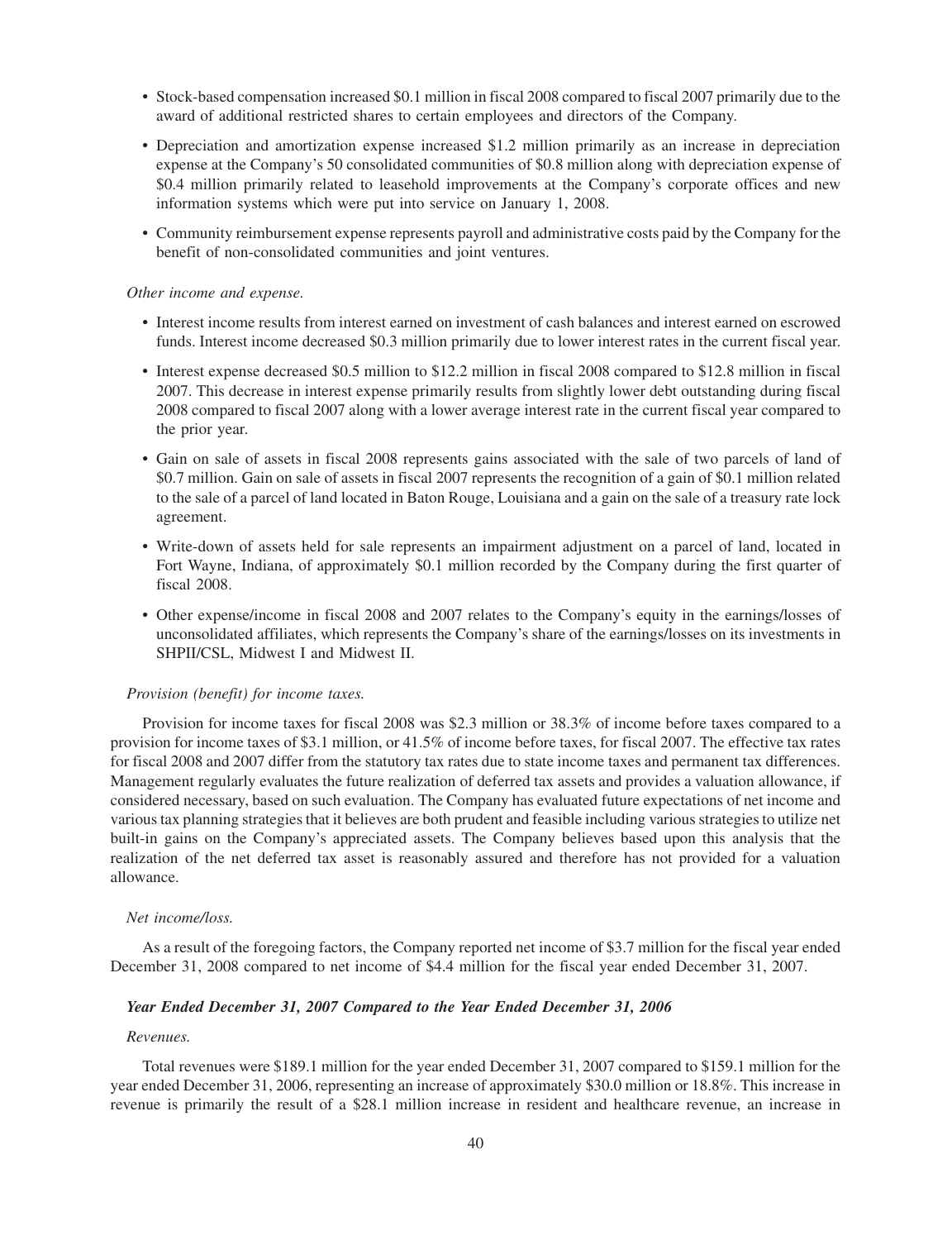- Stock-based compensation increased $0.1 million in fiscal 2008 compared to fiscal 2007 primarily due to the award of additional restricted shares to certain employees and directors of the Company.
- Depreciation and amortization expense increased $1.2 million primarily as an increase in depreciation expense at the Company's 50 consolidated communities of $0.8 million along with depreciation expense of $0.4 million primarily related to leasehold improvements at the Company's corporate offices and new information systems which were put into service on January 1, 2008.
- Community reimbursement expense represents payroll and administrative costs paid by the Company for the benefit of non-consolidated communities and joint ventures.

*Other income and expense.*

- Interest income results from interest earned on investment of cash balances and interest earned on escrowed funds. Interest income decreased $0.3 million primarily due to lower interest rates in the current fiscal year.
- Interest expense decreased $0.5 million to $12.2 million in fiscal 2008 compared to $12.8 million in fiscal 2007. This decrease in interest expense primarily results from slightly lower debt outstanding during fiscal 2008 compared to fiscal 2007 along with a lower average interest rate in the current fiscal year compared to the prior year.
- Gain on sale of assets in fiscal 2008 represents gains associated with the sale of two parcels of land of $0.7 million. Gain on sale of assets in fiscal 2007 represents the recognition of a gain of $0.1 million related to the sale of a parcel of land located in Baton Rouge, Louisiana and a gain on the sale of a treasury rate lock agreement.
- Write-down of assets held for sale represents an impairment adjustment on a parcel of land, located in Fort Wayne, Indiana, of approximately $0.1 million recorded by the Company during the first quarter of fiscal 2008.
- Other expense/income in fiscal 2008 and 2007 relates to the Company's equity in the earnings/losses of unconsolidated affiliates, which represents the Company's share of the earnings/losses on its investments in SHPII/CSL, Midwest I and Midwest II.

*Provision (benefit) for income taxes.*

Provision for income taxes for fiscal 2008 was $2.3 million or 38.3% of income before taxes compared to a provision for income taxes of $3.1 million, or 41.5% of income before taxes, for fiscal 2007. The effective tax rates for fiscal 2008 and 2007 differ from the statutory tax rates due to state income taxes and permanent tax differences. Management regularly evaluates the future realization of deferred tax assets and provides a valuation allowance, if considered necessary, based on such evaluation. The Company has evaluated future expectations of net income and various tax planning strategies that it believes are both prudent and feasible including various strategies to utilize net built-in gains on the Company's appreciated assets. The Company believes based upon this analysis that the realization of the net deferred tax asset is reasonably assured and therefore has not provided for a valuation allowance.

*Net income/loss.*

As a result of the foregoing factors, the Company reported net income of $3.7 million for the fiscal year ended December 31, 2008 compared to net income of $4.4 million for the fiscal year ended December 31, 2007.

***Year Ended December 31, 2007 Compared to the Year Ended December 31, 2006***

*Revenues.*

Total revenues were $189.1 million for the year ended December 31, 2007 compared to $159.1 million for the year ended December 31, 2006, representing an increase of approximately $30.0 million or 18.8%. This increase in revenue is primarily the result of a $28.1 million increase in resident and healthcare revenue, an increase in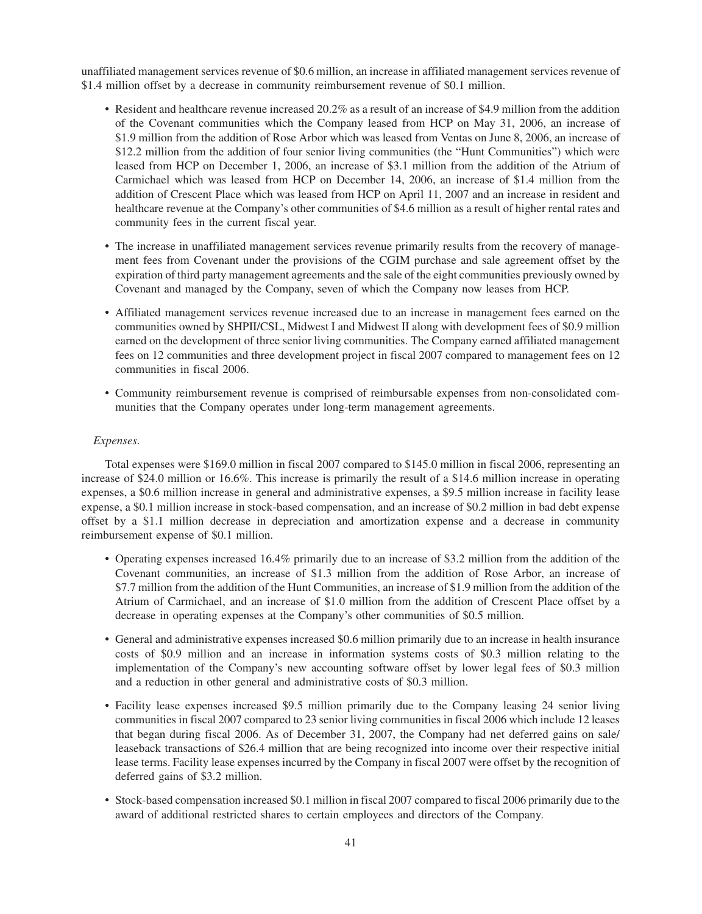unaffiliated management services revenue of $0.6 million, an increase in affiliated management services revenue of $1.4 million offset by a decrease in community reimbursement revenue of $0.1 million.

- Resident and healthcare revenue increased 20.2% as a result of an increase of $4.9 million from the addition of the Covenant communities which the Company leased from HCP on May 31, 2006, an increase of $1.9 million from the addition of Rose Arbor which was leased from Ventas on June 8, 2006, an increase of $12.2 million from the addition of four senior living communities (the "Hunt Communities") which were leased from HCP on December 1, 2006, an increase of $3.1 million from the addition of the Atrium of Carmichael which was leased from HCP on December 14, 2006, an increase of $1.4 million from the addition of Crescent Place which was leased from HCP on April 11, 2007 and an increase in resident and healthcare revenue at the Company's other communities of $4.6 million as a result of higher rental rates and community fees in the current fiscal year.

- The increase in unaffiliated management services revenue primarily results from the recovery of management fees from Covenant under the provisions of the CGIM purchase and sale agreement offset by the expiration of third party management agreements and the sale of the eight communities previously owned by Covenant and managed by the Company, seven of which the Company now leases from HCP.

- Affiliated management services revenue increased due to an increase in management fees earned on the communities owned by SHPII/CSL, Midwest I and Midwest II along with development fees of $0.9 million earned on the development of three senior living communities. The Company earned affiliated management fees on 12 communities and three development project in fiscal 2007 compared to management fees on 12 communities in fiscal 2006.

- Community reimbursement revenue is comprised of reimbursable expenses from non-consolidated communities that the Company operates under long-term management agreements.

*Expenses.*

Total expenses were $169.0 million in fiscal 2007 compared to $145.0 million in fiscal 2006, representing an increase of $24.0 million or 16.6%. This increase is primarily the result of a $14.6 million increase in operating expenses, a $0.6 million increase in general and administrative expenses, a $9.5 million increase in facility lease expense, a $0.1 million increase in stock-based compensation, and an increase of $0.2 million in bad debt expense offset by a $1.1 million decrease in depreciation and amortization expense and a decrease in community reimbursement expense of $0.1 million.

- Operating expenses increased 16.4% primarily due to an increase of $3.2 million from the addition of the Covenant communities, an increase of $1.3 million from the addition of Rose Arbor, an increase of $7.7 million from the addition of the Hunt Communities, an increase of $1.9 million from the addition of the Atrium of Carmichael, and an increase of $1.0 million from the addition of Crescent Place offset by a decrease in operating expenses at the Company's other communities of $0.5 million.

- General and administrative expenses increased $0.6 million primarily due to an increase in health insurance costs of $0.9 million and an increase in information systems costs of $0.3 million relating to the implementation of the Company's new accounting software offset by lower legal fees of $0.3 million and a reduction in other general and administrative costs of $0.3 million.

- Facility lease expenses increased $9.5 million primarily due to the Company leasing 24 senior living communities in fiscal 2007 compared to 23 senior living communities in fiscal 2006 which include 12 leases that began during fiscal 2006. As of December 31, 2007, the Company had net deferred gains on sale/leaseback transactions of $26.4 million that are being recognized into income over their respective initial lease terms. Facility lease expenses incurred by the Company in fiscal 2007 were offset by the recognition of deferred gains of $3.2 million.

- Stock-based compensation increased $0.1 million in fiscal 2007 compared to fiscal 2006 primarily due to the award of additional restricted shares to certain employees and directors of the Company.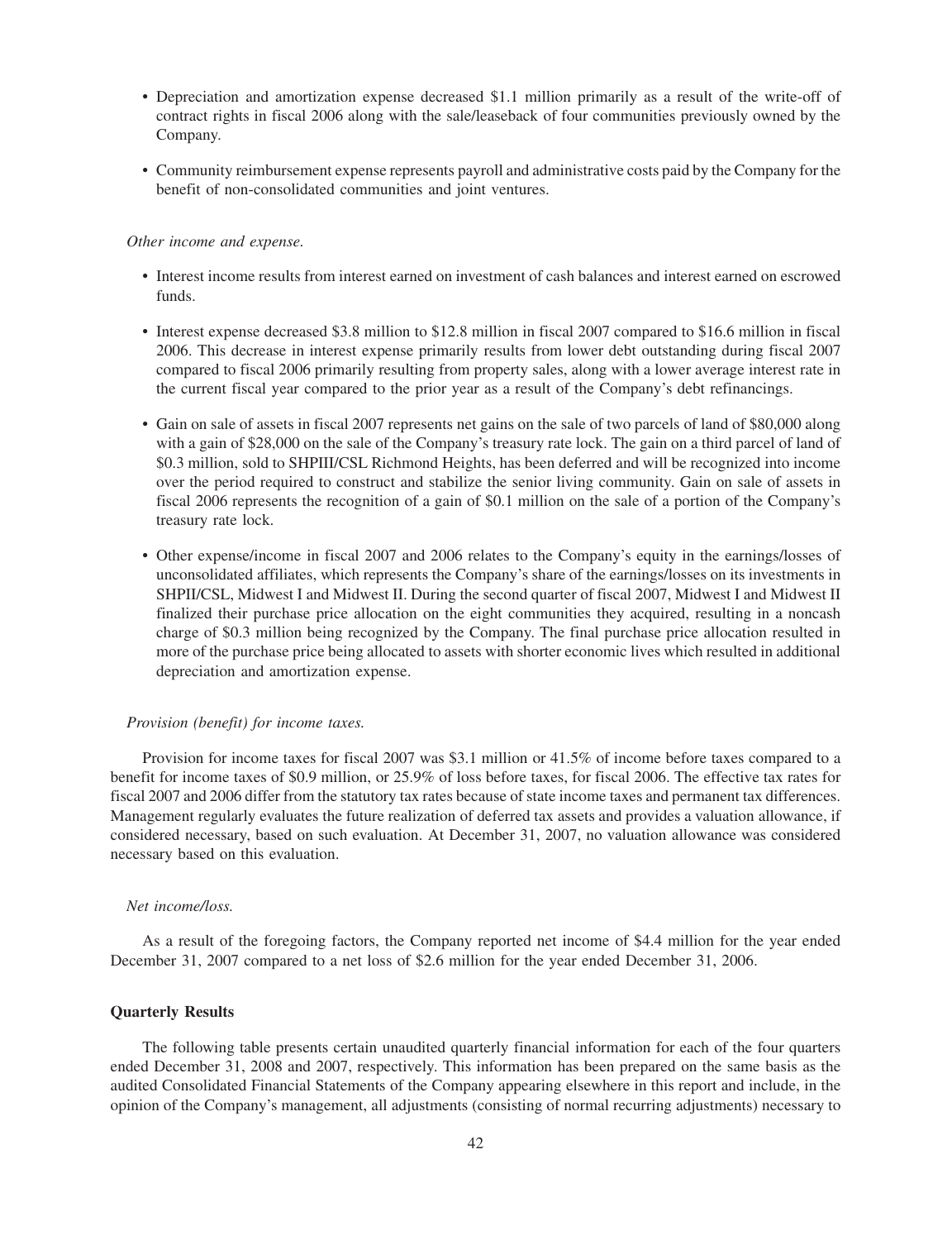- Depreciation and amortization expense decreased $1.1 million primarily as a result of the write-off of contract rights in fiscal 2006 along with the sale/leaseback of four communities previously owned by the Company.
- Community reimbursement expense represents payroll and administrative costs paid by the Company for the benefit of non-consolidated communities and joint ventures.

*Other income and expense.*

- Interest income results from interest earned on investment of cash balances and interest earned on escrowed funds.
- Interest expense decreased $3.8 million to $12.8 million in fiscal 2007 compared to $16.6 million in fiscal 2006. This decrease in interest expense primarily results from lower debt outstanding during fiscal 2007 compared to fiscal 2006 primarily resulting from property sales, along with a lower average interest rate in the current fiscal year compared to the prior year as a result of the Company's debt refinancings.
- Gain on sale of assets in fiscal 2007 represents net gains on the sale of two parcels of land of $80,000 along with a gain of $28,000 on the sale of the Company's treasury rate lock. The gain on a third parcel of land of $0.3 million, sold to SHPIII/CSL Richmond Heights, has been deferred and will be recognized into income over the period required to construct and stabilize the senior living community. Gain on sale of assets in fiscal 2006 represents the recognition of a gain of $0.1 million on the sale of a portion of the Company's treasury rate lock.
- Other expense/income in fiscal 2007 and 2006 relates to the Company's equity in the earnings/losses of unconsolidated affiliates, which represents the Company's share of the earnings/losses on its investments in SHPII/CSL, Midwest I and Midwest II. During the second quarter of fiscal 2007, Midwest I and Midwest II finalized their purchase price allocation on the eight communities they acquired, resulting in a noncash charge of $0.3 million being recognized by the Company. The final purchase price allocation resulted in more of the purchase price being allocated to assets with shorter economic lives which resulted in additional depreciation and amortization expense.

*Provision (benefit) for income taxes.*

Provision for income taxes for fiscal 2007 was $3.1 million or 41.5% of income before taxes compared to a benefit for income taxes of $0.9 million, or 25.9% of loss before taxes, for fiscal 2006. The effective tax rates for fiscal 2007 and 2006 differ from the statutory tax rates because of state income taxes and permanent tax differences. Management regularly evaluates the future realization of deferred tax assets and provides a valuation allowance, if considered necessary, based on such evaluation. At December 31, 2007, no valuation allowance was considered necessary based on this evaluation.

*Net income/loss.*

As a result of the foregoing factors, the Company reported net income of $4.4 million for the year ended December 31, 2007 compared to a net loss of $2.6 million for the year ended December 31, 2006.

**Quarterly Results**

The following table presents certain unaudited quarterly financial information for each of the four quarters ended December 31, 2008 and 2007, respectively. This information has been prepared on the same basis as the audited Consolidated Financial Statements of the Company appearing elsewhere in this report and include, in the opinion of the Company's management, all adjustments (consisting of normal recurring adjustments) necessary to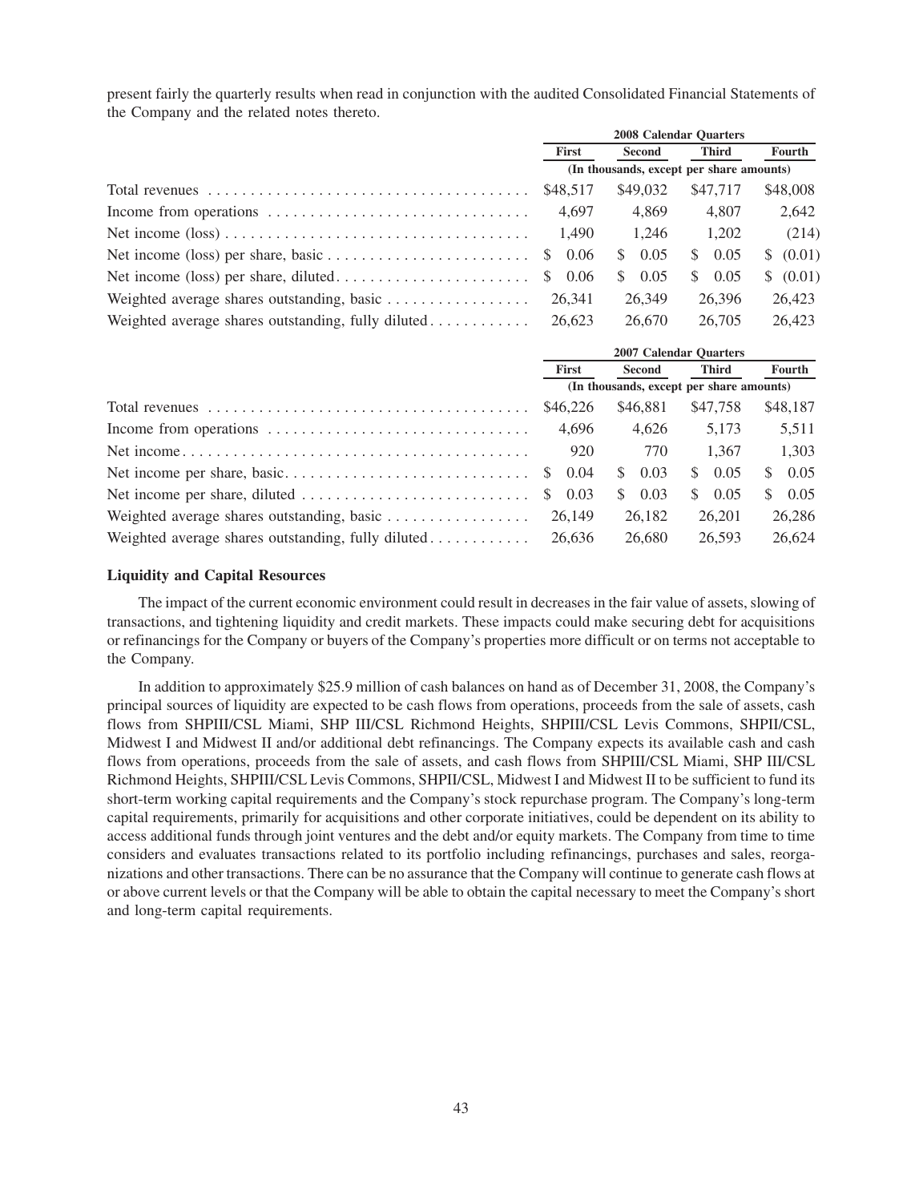present fairly the quarterly results when read in conjunction with the audited Consolidated Financial Statements of the Company and the related notes thereto.

| | 2008 Calendar Quarters | | | |
|---|---|---|---|---|
| | First | Second | Third | Fourth |
| | (In thousands, except per share amounts) | | | |
| Total revenues | $48,517 | $49,032 | $47,717 | $48,008 |
| Income from operations | 4,697 | 4,869 | 4,807 | 2,642 |
| Net income (loss) | 1,490 | 1,246 | 1,202 | (214) |
| Net income (loss) per share, basic | $ 0.06 | $ 0.05 | $ 0.05 | $ (0.01) |
| Net income (loss) per share, diluted | $ 0.06 | $ 0.05 | $ 0.05 | $ (0.01) |
| Weighted average shares outstanding, basic | 26,341 | 26,349 | 26,396 | 26,423 |
| Weighted average shares outstanding, fully diluted | 26,623 | 26,670 | 26,705 | 26,423 |

| | 2007 Calendar Quarters | | | |
|---|---|---|---|---|
| | First | Second | Third | Fourth |
| | (In thousands, except per share amounts) | | | |
| Total revenues | $46,226 | $46,881 | $47,758 | $48,187 |
| Income from operations | 4,696 | 4,626 | 5,173 | 5,511 |
| Net income | 920 | 770 | 1,367 | 1,303 |
| Net income per share, basic | $ 0.04 | $ 0.03 | $ 0.05 | $ 0.05 |
| Net income per share, diluted | $ 0.03 | $ 0.03 | $ 0.05 | $ 0.05 |
| Weighted average shares outstanding, basic | 26,149 | 26,182 | 26,201 | 26,286 |
| Weighted average shares outstanding, fully diluted | 26,636 | 26,680 | 26,593 | 26,624 |

### Liquidity and Capital Resources

The impact of the current economic environment could result in decreases in the fair value of assets, slowing of transactions, and tightening liquidity and credit markets. These impacts could make securing debt for acquisitions or refinancings for the Company or buyers of the Company's properties more difficult or on terms not acceptable to the Company.

In addition to approximately $25.9 million of cash balances on hand as of December 31, 2008, the Company's principal sources of liquidity are expected to be cash flows from operations, proceeds from the sale of assets, cash flows from SHPIII/CSL Miami, SHP III/CSL Richmond Heights, SHPIII/CSL Levis Commons, SHPII/CSL, Midwest I and Midwest II and/or additional debt refinancings. The Company expects its available cash and cash flows from operations, proceeds from the sale of assets, and cash flows from SHPIII/CSL Miami, SHP III/CSL Richmond Heights, SHPIII/CSL Levis Commons, SHPII/CSL, Midwest I and Midwest II to be sufficient to fund its short-term working capital requirements and the Company's stock repurchase program. The Company's long-term capital requirements, primarily for acquisitions and other corporate initiatives, could be dependent on its ability to access additional funds through joint ventures and the debt and/or equity markets. The Company from time to time considers and evaluates transactions related to its portfolio including refinancings, purchases and sales, reorganizations and other transactions. There can be no assurance that the Company will continue to generate cash flows at or above current levels or that the Company will be able to obtain the capital necessary to meet the Company's short and long-term capital requirements.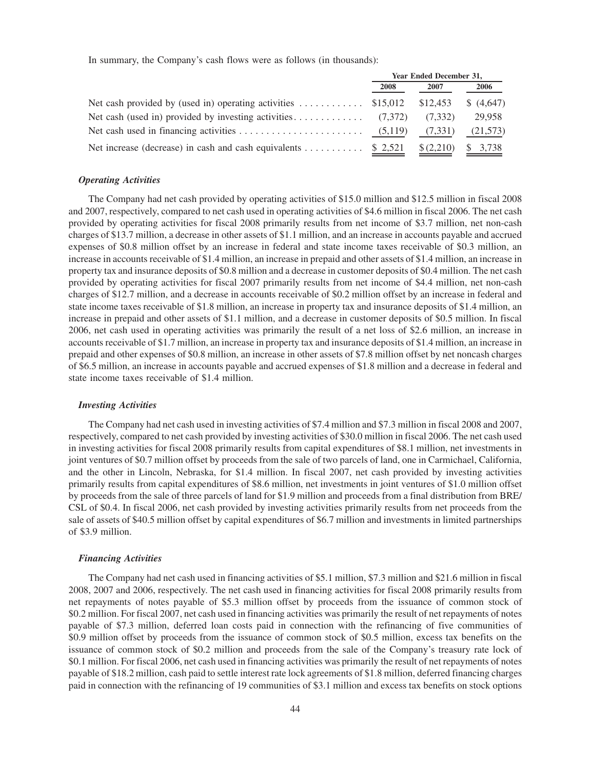In summary, the Company's cash flows were as follows (in thousands):

| | Year Ended December 31, | | |
|---|---|---|---|
| | 2008 | 2007 | 2006 |
| Net cash provided by (used in) operating activities | $15,012 | $12,453 | $ (4,647) |
| Net cash (used in) provided by investing activities | (7,372) | (7,332) | 29,958 |
| Net cash used in financing activities | (5,119) | (7,331) | (21,573) |
| Net increase (decrease) in cash and cash equivalents | $ 2,521 | $ (2,210) | $ 3,738 |

### *Operating Activities*

The Company had net cash provided by operating activities of $15.0 million and $12.5 million in fiscal 2008 and 2007, respectively, compared to net cash used in operating activities of $4.6 million in fiscal 2006. The net cash provided by operating activities for fiscal 2008 primarily results from net income of $3.7 million, net non-cash charges of $13.7 million, a decrease in other assets of $1.1 million, and an increase in accounts payable and accrued expenses of $0.8 million offset by an increase in federal and state income taxes receivable of $0.3 million, an increase in accounts receivable of $1.4 million, an increase in prepaid and other assets of $1.4 million, an increase in property tax and insurance deposits of $0.8 million and a decrease in customer deposits of $0.4 million. The net cash provided by operating activities for fiscal 2007 primarily results from net income of $4.4 million, net non-cash charges of $12.7 million, and a decrease in accounts receivable of $0.2 million offset by an increase in federal and state income taxes receivable of $1.8 million, an increase in property tax and insurance deposits of $1.4 million, an increase in prepaid and other assets of $1.1 million, and a decrease in customer deposits of $0.5 million. In fiscal 2006, net cash used in operating activities was primarily the result of a net loss of $2.6 million, an increase in accounts receivable of $1.7 million, an increase in property tax and insurance deposits of $1.4 million, an increase in prepaid and other expenses of $0.8 million, an increase in other assets of $7.8 million offset by net noncash charges of $6.5 million, an increase in accounts payable and accrued expenses of $1.8 million and a decrease in federal and state income taxes receivable of $1.4 million.

### *Investing Activities*

The Company had net cash used in investing activities of $7.4 million and $7.3 million in fiscal 2008 and 2007, respectively, compared to net cash provided by investing activities of $30.0 million in fiscal 2006. The net cash used in investing activities for fiscal 2008 primarily results from capital expenditures of $8.1 million, net investments in joint ventures of $0.7 million offset by proceeds from the sale of two parcels of land, one in Carmichael, California, and the other in Lincoln, Nebraska, for $1.4 million. In fiscal 2007, net cash provided by investing activities primarily results from capital expenditures of $8.6 million, net investments in joint ventures of $1.0 million offset by proceeds from the sale of three parcels of land for $1.9 million and proceeds from a final distribution from BRE/CSL of $0.4. In fiscal 2006, net cash provided by investing activities primarily results from net proceeds from the sale of assets of $40.5 million offset by capital expenditures of $6.7 million and investments in limited partnerships of $3.9 million.

### *Financing Activities*

The Company had net cash used in financing activities of $5.1 million, $7.3 million and $21.6 million in fiscal 2008, 2007 and 2006, respectively. The net cash used in financing activities for fiscal 2008 primarily results from net repayments of notes payable of $5.3 million offset by proceeds from the issuance of common stock of $0.2 million. For fiscal 2007, net cash used in financing activities was primarily the result of net repayments of notes payable of $7.3 million, deferred loan costs paid in connection with the refinancing of five communities of $0.9 million offset by proceeds from the issuance of common stock of $0.5 million, excess tax benefits on the issuance of common stock of $0.2 million and proceeds from the sale of the Company's treasury rate lock of $0.1 million. For fiscal 2006, net cash used in financing activities was primarily the result of net repayments of notes payable of $18.2 million, cash paid to settle interest rate lock agreements of $1.8 million, deferred financing charges paid in connection with the refinancing of 19 communities of $3.1 million and excess tax benefits on stock options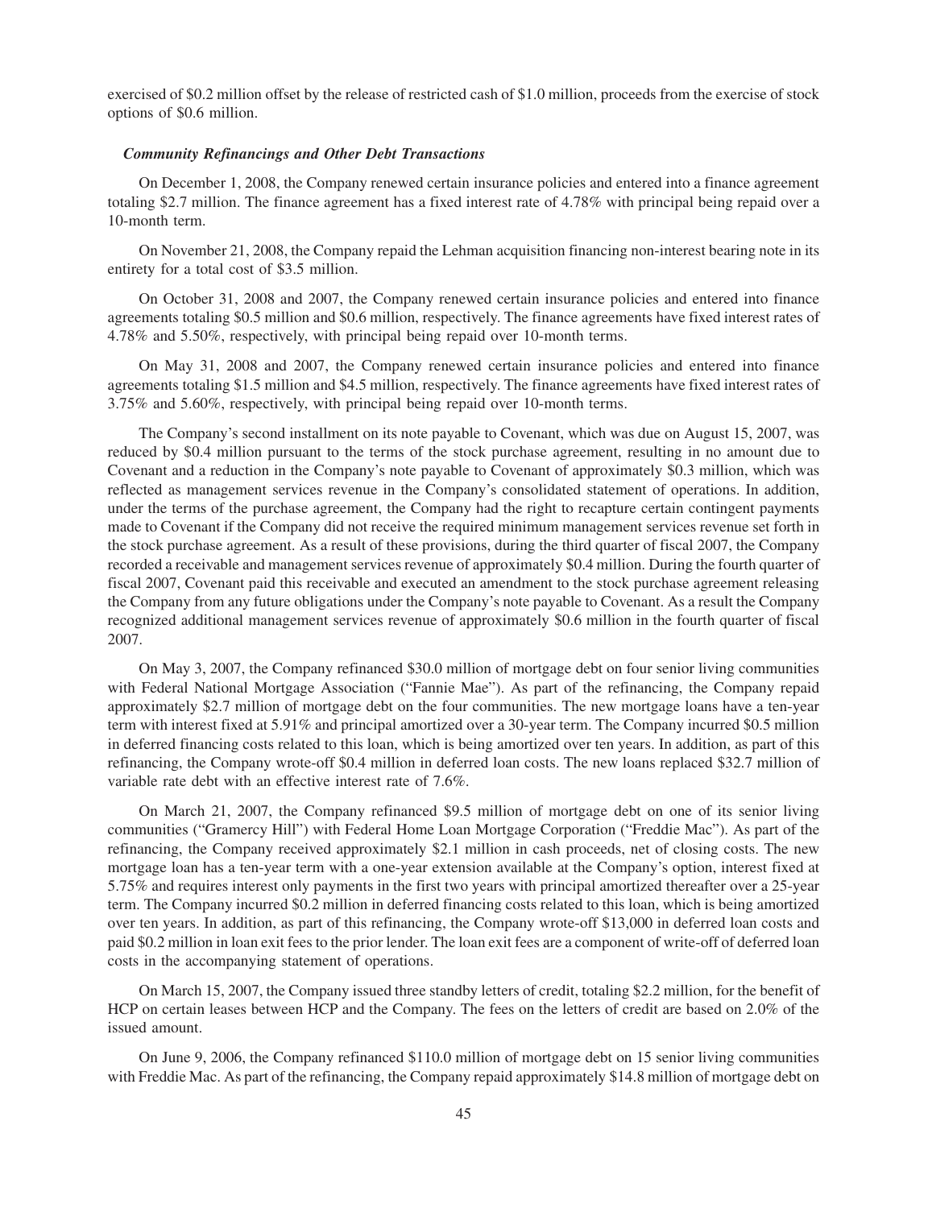exercised of \$0.2 million offset by the release of restricted cash of \$1.0 million, proceeds from the exercise of stock options of \$0.6 million.

### *Community Refinancings and Other Debt Transactions*

On December 1, 2008, the Company renewed certain insurance policies and entered into a finance agreement totaling \$2.7 million. The finance agreement has a fixed interest rate of 4.78% with principal being repaid over a 10-month term.

On November 21, 2008, the Company repaid the Lehman acquisition financing non-interest bearing note in its entirety for a total cost of \$3.5 million.

On October 31, 2008 and 2007, the Company renewed certain insurance policies and entered into finance agreements totaling \$0.5 million and \$0.6 million, respectively. The finance agreements have fixed interest rates of 4.78% and 5.50%, respectively, with principal being repaid over 10-month terms.

On May 31, 2008 and 2007, the Company renewed certain insurance policies and entered into finance agreements totaling \$1.5 million and \$4.5 million, respectively. The finance agreements have fixed interest rates of 3.75% and 5.60%, respectively, with principal being repaid over 10-month terms.

The Company's second installment on its note payable to Covenant, which was due on August 15, 2007, was reduced by \$0.4 million pursuant to the terms of the stock purchase agreement, resulting in no amount due to Covenant and a reduction in the Company's note payable to Covenant of approximately \$0.3 million, which was reflected as management services revenue in the Company's consolidated statement of operations. In addition, under the terms of the purchase agreement, the Company had the right to recapture certain contingent payments made to Covenant if the Company did not receive the required minimum management services revenue set forth in the stock purchase agreement. As a result of these provisions, during the third quarter of fiscal 2007, the Company recorded a receivable and management services revenue of approximately \$0.4 million. During the fourth quarter of fiscal 2007, Covenant paid this receivable and executed an amendment to the stock purchase agreement releasing the Company from any future obligations under the Company's note payable to Covenant. As a result the Company recognized additional management services revenue of approximately \$0.6 million in the fourth quarter of fiscal 2007.

On May 3, 2007, the Company refinanced \$30.0 million of mortgage debt on four senior living communities with Federal National Mortgage Association ("Fannie Mae"). As part of the refinancing, the Company repaid approximately \$2.7 million of mortgage debt on the four communities. The new mortgage loans have a ten-year term with interest fixed at 5.91% and principal amortized over a 30-year term. The Company incurred \$0.5 million in deferred financing costs related to this loan, which is being amortized over ten years. In addition, as part of this refinancing, the Company wrote-off \$0.4 million in deferred loan costs. The new loans replaced \$32.7 million of variable rate debt with an effective interest rate of 7.6%.

On March 21, 2007, the Company refinanced \$9.5 million of mortgage debt on one of its senior living communities ("Gramercy Hill") with Federal Home Loan Mortgage Corporation ("Freddie Mac"). As part of the refinancing, the Company received approximately \$2.1 million in cash proceeds, net of closing costs. The new mortgage loan has a ten-year term with a one-year extension available at the Company's option, interest fixed at 5.75% and requires interest only payments in the first two years with principal amortized thereafter over a 25-year term. The Company incurred \$0.2 million in deferred financing costs related to this loan, which is being amortized over ten years. In addition, as part of this refinancing, the Company wrote-off \$13,000 in deferred loan costs and paid \$0.2 million in loan exit fees to the prior lender. The loan exit fees are a component of write-off of deferred loan costs in the accompanying statement of operations.

On March 15, 2007, the Company issued three standby letters of credit, totaling \$2.2 million, for the benefit of HCP on certain leases between HCP and the Company. The fees on the letters of credit are based on 2.0% of the issued amount.

On June 9, 2006, the Company refinanced \$110.0 million of mortgage debt on 15 senior living communities with Freddie Mac. As part of the refinancing, the Company repaid approximately \$14.8 million of mortgage debt on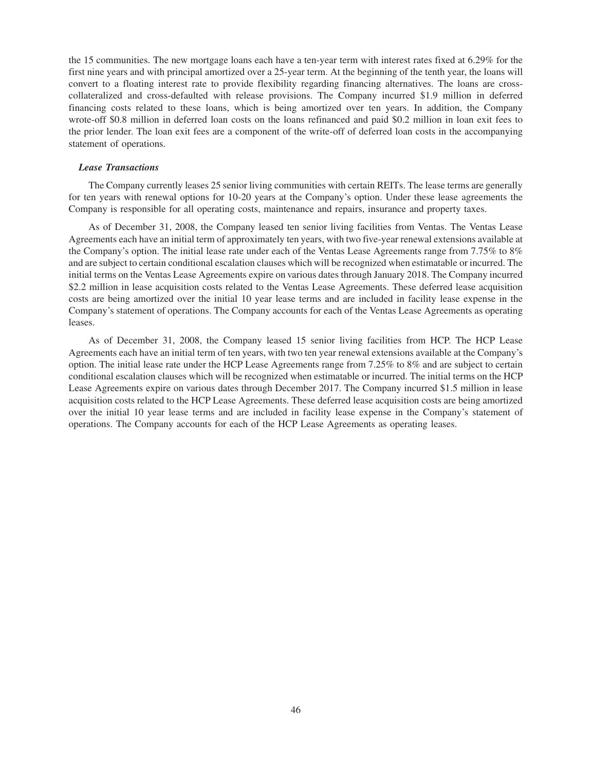the 15 communities. The new mortgage loans each have a ten-year term with interest rates fixed at 6.29% for the first nine years and with principal amortized over a 25-year term. At the beginning of the tenth year, the loans will convert to a floating interest rate to provide flexibility regarding financing alternatives. The loans are cross-collateralized and cross-defaulted with release provisions. The Company incurred $1.9 million in deferred financing costs related to these loans, which is being amortized over ten years. In addition, the Company wrote-off $0.8 million in deferred loan costs on the loans refinanced and paid $0.2 million in loan exit fees to the prior lender. The loan exit fees are a component of the write-off of deferred loan costs in the accompanying statement of operations.

***Lease Transactions***

The Company currently leases 25 senior living communities with certain REITs. The lease terms are generally for ten years with renewal options for 10-20 years at the Company's option. Under these lease agreements the Company is responsible for all operating costs, maintenance and repairs, insurance and property taxes.

As of December 31, 2008, the Company leased ten senior living facilities from Ventas. The Ventas Lease Agreements each have an initial term of approximately ten years, with two five-year renewal extensions available at the Company's option. The initial lease rate under each of the Ventas Lease Agreements range from 7.75% to 8% and are subject to certain conditional escalation clauses which will be recognized when estimatable or incurred. The initial terms on the Ventas Lease Agreements expire on various dates through January 2018. The Company incurred $2.2 million in lease acquisition costs related to the Ventas Lease Agreements. These deferred lease acquisition costs are being amortized over the initial 10 year lease terms and are included in facility lease expense in the Company's statement of operations. The Company accounts for each of the Ventas Lease Agreements as operating leases.

As of December 31, 2008, the Company leased 15 senior living facilities from HCP. The HCP Lease Agreements each have an initial term of ten years, with two ten year renewal extensions available at the Company's option. The initial lease rate under the HCP Lease Agreements range from 7.25% to 8% and are subject to certain conditional escalation clauses which will be recognized when estimatable or incurred. The initial terms on the HCP Lease Agreements expire on various dates through December 2017. The Company incurred $1.5 million in lease acquisition costs related to the HCP Lease Agreements. These deferred lease acquisition costs are being amortized over the initial 10 year lease terms and are included in facility lease expense in the Company's statement of operations. The Company accounts for each of the HCP Lease Agreements as operating leases.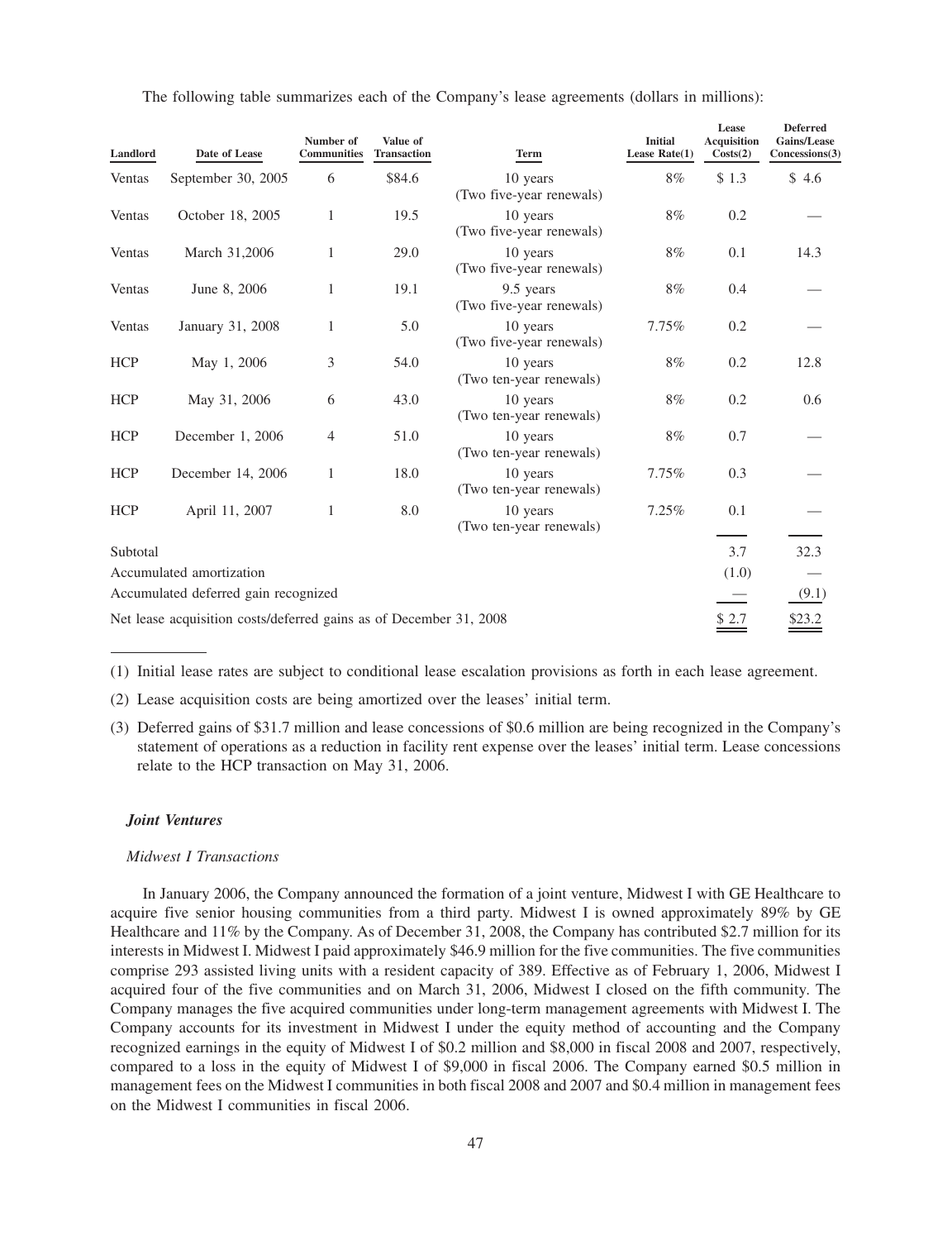The following table summarizes each of the Company's lease agreements (dollars in millions):

| Landlord | Date of Lease | Number of Communities | Value of Transaction | Term | Initial Lease Rate(1) | Lease Acquisition Costs(2) | Deferred Gains/Lease Concessions(3) |
|---|---|---|---|---|---|---|---|
| Ventas | September 30, 2005 | 6 | $84.6 | 10 years (Two five-year renewals) | 8% | $ 1.3 | $ 4.6 |
| Ventas | October 18, 2005 | 1 | 19.5 | 10 years (Two five-year renewals) | 8% | 0.2 | — |
| Ventas | March 31,2006 | 1 | 29.0 | 10 years (Two five-year renewals) | 8% | 0.1 | 14.3 |
| Ventas | June 8, 2006 | 1 | 19.1 | 9.5 years (Two five-year renewals) | 8% | 0.4 | — |
| Ventas | January 31, 2008 | 1 | 5.0 | 10 years (Two five-year renewals) | 7.75% | 0.2 | — |
| HCP | May 1, 2006 | 3 | 54.0 | 10 years (Two ten-year renewals) | 8% | 0.2 | 12.8 |
| HCP | May 31, 2006 | 6 | 43.0 | 10 years (Two ten-year renewals) | 8% | 0.2 | 0.6 |
| HCP | December 1, 2006 | 4 | 51.0 | 10 years (Two ten-year renewals) | 8% | 0.7 | — |
| HCP | December 14, 2006 | 1 | 18.0 | 10 years (Two ten-year renewals) | 7.75% | 0.3 | — |
| HCP | April 11, 2007 | 1 | 8.0 | 10 years (Two ten-year renewals) | 7.25% | 0.1 | — |
| Subtotal | | | | | | 3.7 | 32.3 |
| Accumulated amortization | | | | | | (1.0) | — |
| Accumulated deferred gain recognized | | | | | | — | (9.1) |
| Net lease acquisition costs/deferred gains as of December 31, 2008 | | | | | | $ 2.7 | $23.2 |

(1) Initial lease rates are subject to conditional lease escalation provisions as forth in each lease agreement.

(2) Lease acquisition costs are being amortized over the leases' initial term.

(3) Deferred gains of $31.7 million and lease concessions of $0.6 million are being recognized in the Company's statement of operations as a reduction in facility rent expense over the leases' initial term. Lease concessions relate to the HCP transaction on May 31, 2006.

### *Joint Ventures*

#### *Midwest I Transactions*

In January 2006, the Company announced the formation of a joint venture, Midwest I with GE Healthcare to acquire five senior housing communities from a third party. Midwest I is owned approximately 89% by GE Healthcare and 11% by the Company. As of December 31, 2008, the Company has contributed $2.7 million for its interests in Midwest I. Midwest I paid approximately $46.9 million for the five communities. The five communities comprise 293 assisted living units with a resident capacity of 389. Effective as of February 1, 2006, Midwest I acquired four of the five communities and on March 31, 2006, Midwest I closed on the fifth community. The Company manages the five acquired communities under long-term management agreements with Midwest I. The Company accounts for its investment in Midwest I under the equity method of accounting and the Company recognized earnings in the equity of Midwest I of $0.2 million and $8,000 in fiscal 2008 and 2007, respectively, compared to a loss in the equity of Midwest I of $9,000 in fiscal 2006. The Company earned $0.5 million in management fees on the Midwest I communities in both fiscal 2008 and 2007 and $0.4 million in management fees on the Midwest I communities in fiscal 2006.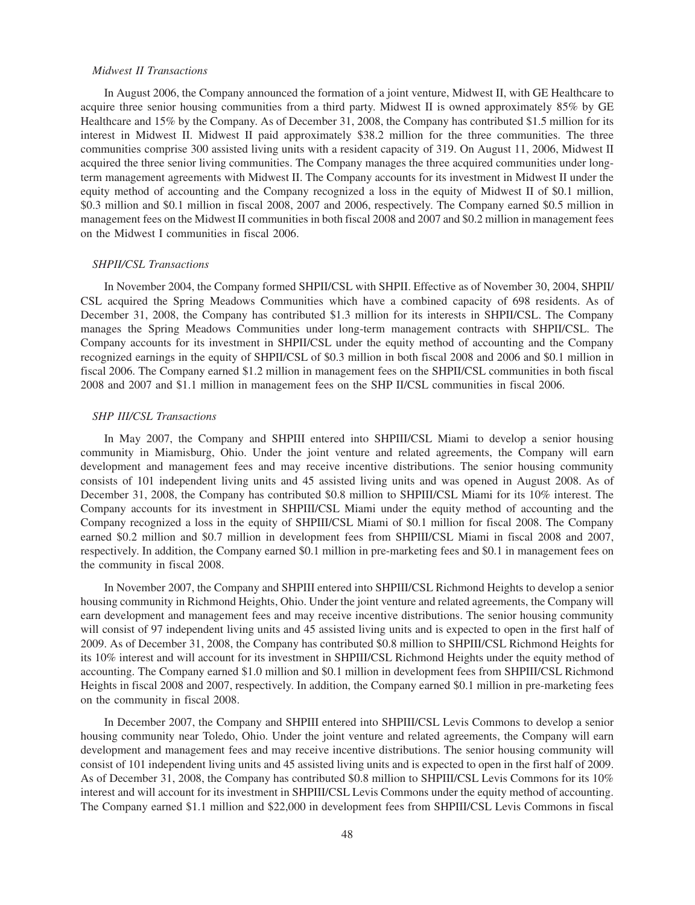*Midwest II Transactions*

In August 2006, the Company announced the formation of a joint venture, Midwest II, with GE Healthcare to acquire three senior housing communities from a third party. Midwest II is owned approximately 85% by GE Healthcare and 15% by the Company. As of December 31, 2008, the Company has contributed $1.5 million for its interest in Midwest II. Midwest II paid approximately $38.2 million for the three communities. The three communities comprise 300 assisted living units with a resident capacity of 319. On August 11, 2006, Midwest II acquired the three senior living communities. The Company manages the three acquired communities under long-term management agreements with Midwest II. The Company accounts for its investment in Midwest II under the equity method of accounting and the Company recognized a loss in the equity of Midwest II of $0.1 million, $0.3 million and $0.1 million in fiscal 2008, 2007 and 2006, respectively. The Company earned $0.5 million in management fees on the Midwest II communities in both fiscal 2008 and 2007 and $0.2 million in management fees on the Midwest I communities in fiscal 2006.

*SHPII/CSL Transactions*

In November 2004, the Company formed SHPII/CSL with SHPII. Effective as of November 30, 2004, SHPII/CSL acquired the Spring Meadows Communities which have a combined capacity of 698 residents. As of December 31, 2008, the Company has contributed $1.3 million for its interests in SHPII/CSL. The Company manages the Spring Meadows Communities under long-term management contracts with SHPII/CSL. The Company accounts for its investment in SHPII/CSL under the equity method of accounting and the Company recognized earnings in the equity of SHPII/CSL of $0.3 million in both fiscal 2008 and 2006 and $0.1 million in fiscal 2006. The Company earned $1.2 million in management fees on the SHPII/CSL communities in both fiscal 2008 and 2007 and $1.1 million in management fees on the SHP II/CSL communities in fiscal 2006.

*SHP III/CSL Transactions*

In May 2007, the Company and SHPIII entered into SHPIII/CSL Miami to develop a senior housing community in Miamisburg, Ohio. Under the joint venture and related agreements, the Company will earn development and management fees and may receive incentive distributions. The senior housing community consists of 101 independent living units and 45 assisted living units and was opened in August 2008. As of December 31, 2008, the Company has contributed $0.8 million to SHPIII/CSL Miami for its 10% interest. The Company accounts for its investment in SHPIII/CSL Miami under the equity method of accounting and the Company recognized a loss in the equity of SHPIII/CSL Miami of $0.1 million for fiscal 2008. The Company earned $0.2 million and $0.7 million in development fees from SHPIII/CSL Miami in fiscal 2008 and 2007, respectively. In addition, the Company earned $0.1 million in pre-marketing fees and $0.1 in management fees on the community in fiscal 2008.

In November 2007, the Company and SHPIII entered into SHPIII/CSL Richmond Heights to develop a senior housing community in Richmond Heights, Ohio. Under the joint venture and related agreements, the Company will earn development and management fees and may receive incentive distributions. The senior housing community will consist of 97 independent living units and 45 assisted living units and is expected to open in the first half of 2009. As of December 31, 2008, the Company has contributed $0.8 million to SHPIII/CSL Richmond Heights for its 10% interest and will account for its investment in SHPIII/CSL Richmond Heights under the equity method of accounting. The Company earned $1.0 million and $0.1 million in development fees from SHPIII/CSL Richmond Heights in fiscal 2008 and 2007, respectively. In addition, the Company earned $0.1 million in pre-marketing fees on the community in fiscal 2008.

In December 2007, the Company and SHPIII entered into SHPIII/CSL Levis Commons to develop a senior housing community near Toledo, Ohio. Under the joint venture and related agreements, the Company will earn development and management fees and may receive incentive distributions. The senior housing community will consist of 101 independent living units and 45 assisted living units and is expected to open in the first half of 2009. As of December 31, 2008, the Company has contributed $0.8 million to SHPIII/CSL Levis Commons for its 10% interest and will account for its investment in SHPIII/CSL Levis Commons under the equity method of accounting. The Company earned $1.1 million and $22,000 in development fees from SHPIII/CSL Levis Commons in fiscal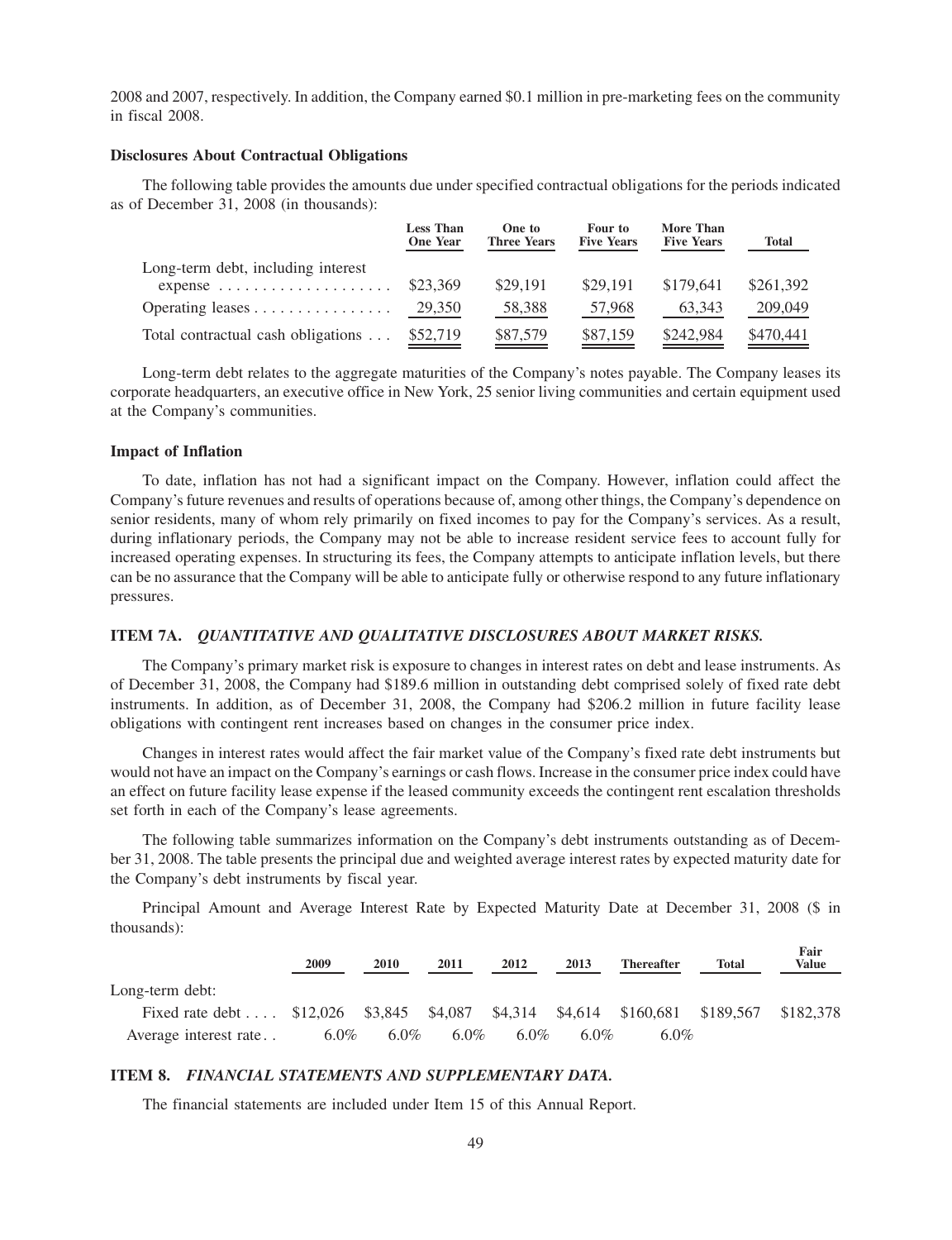2008 and 2007, respectively. In addition, the Company earned $0.1 million in pre-marketing fees on the community in fiscal 2008.

**Disclosures About Contractual Obligations**

The following table provides the amounts due under specified contractual obligations for the periods indicated as of December 31, 2008 (in thousands):

| | Less Than One Year | One to Three Years | Four to Five Years | More Than Five Years | Total |
|---|---|---|---|---|---|
| Long-term debt, including interest expense | $23,369 | $29,191 | $29,191 | $179,641 | $261,392 |
| Operating leases | 29,350 | 58,388 | 57,968 | 63,343 | 209,049 |
| Total contractual cash obligations | $52,719 | $87,579 | $87,159 | $242,984 | $470,441 |

Long-term debt relates to the aggregate maturities of the Company's notes payable. The Company leases its corporate headquarters, an executive office in New York, 25 senior living communities and certain equipment used at the Company's communities.

**Impact of Inflation**

To date, inflation has not had a significant impact on the Company. However, inflation could affect the Company's future revenues and results of operations because of, among other things, the Company's dependence on senior residents, many of whom rely primarily on fixed incomes to pay for the Company's services. As a result, during inflationary periods, the Company may not be able to increase resident service fees to account fully for increased operating expenses. In structuring its fees, the Company attempts to anticipate inflation levels, but there can be no assurance that the Company will be able to anticipate fully or otherwise respond to any future inflationary pressures.

## ITEM 7A. *QUANTITATIVE AND QUALITATIVE DISCLOSURES ABOUT MARKET RISKS.*

The Company's primary market risk is exposure to changes in interest rates on debt and lease instruments. As of December 31, 2008, the Company had $189.6 million in outstanding debt comprised solely of fixed rate debt instruments. In addition, as of December 31, 2008, the Company had $206.2 million in future facility lease obligations with contingent rent increases based on changes in the consumer price index.

Changes in interest rates would affect the fair market value of the Company's fixed rate debt instruments but would not have an impact on the Company's earnings or cash flows. Increase in the consumer price index could have an effect on future facility lease expense if the leased community exceeds the contingent rent escalation thresholds set forth in each of the Company's lease agreements.

The following table summarizes information on the Company's debt instruments outstanding as of December 31, 2008. The table presents the principal due and weighted average interest rates by expected maturity date for the Company's debt instruments by fiscal year.

Principal Amount and Average Interest Rate by Expected Maturity Date at December 31, 2008 ($ in thousands):

| | 2009 | 2010 | 2011 | 2012 | 2013 | Thereafter | Total | Fair Value |
|---|---|---|---|---|---|---|---|---|
| Long-term debt: | | | | | | | | |
| Fixed rate debt | $12,026 | $3,845 | $4,087 | $4,314 | $4,614 | $160,681 | $189,567 | $182,378 |
| Average interest rate | 6.0% | 6.0% | 6.0% | 6.0% | 6.0% | 6.0% | | |

## ITEM 8. *FINANCIAL STATEMENTS AND SUPPLEMENTARY DATA.*

The financial statements are included under Item 15 of this Annual Report.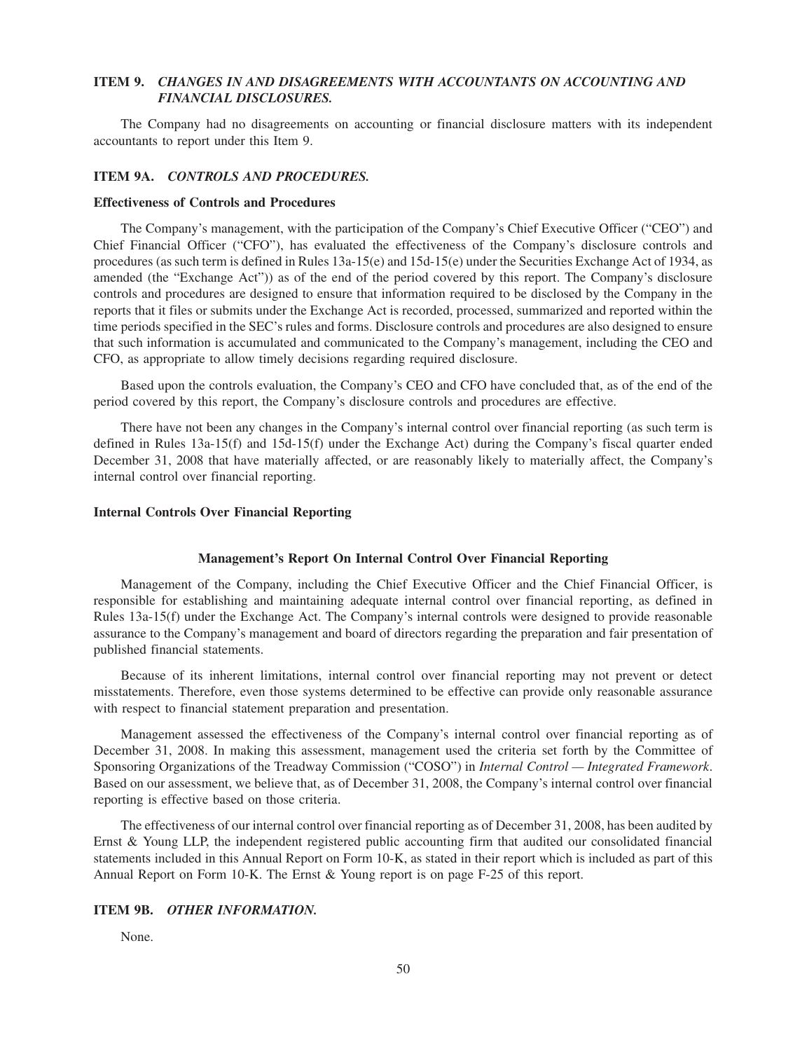### ITEM 9. *CHANGES IN AND DISAGREEMENTS WITH ACCOUNTANTS ON ACCOUNTING AND FINANCIAL DISCLOSURES.*

The Company had no disagreements on accounting or financial disclosure matters with its independent accountants to report under this Item 9.

### ITEM 9A. *CONTROLS AND PROCEDURES.*

**Effectiveness of Controls and Procedures**

The Company's management, with the participation of the Company's Chief Executive Officer ("CEO") and Chief Financial Officer ("CFO"), has evaluated the effectiveness of the Company's disclosure controls and procedures (as such term is defined in Rules 13a-15(e) and 15d-15(e) under the Securities Exchange Act of 1934, as amended (the "Exchange Act")) as of the end of the period covered by this report. The Company's disclosure controls and procedures are designed to ensure that information required to be disclosed by the Company in the reports that it files or submits under the Exchange Act is recorded, processed, summarized and reported within the time periods specified in the SEC's rules and forms. Disclosure controls and procedures are also designed to ensure that such information is accumulated and communicated to the Company's management, including the CEO and CFO, as appropriate to allow timely decisions regarding required disclosure.

Based upon the controls evaluation, the Company's CEO and CFO have concluded that, as of the end of the period covered by this report, the Company's disclosure controls and procedures are effective.

There have not been any changes in the Company's internal control over financial reporting (as such term is defined in Rules 13a-15(f) and 15d-15(f) under the Exchange Act) during the Company's fiscal quarter ended December 31, 2008 that have materially affected, or are reasonably likely to materially affect, the Company's internal control over financial reporting.

**Internal Controls Over Financial Reporting**

**Management's Report On Internal Control Over Financial Reporting**

Management of the Company, including the Chief Executive Officer and the Chief Financial Officer, is responsible for establishing and maintaining adequate internal control over financial reporting, as defined in Rules 13a-15(f) under the Exchange Act. The Company's internal controls were designed to provide reasonable assurance to the Company's management and board of directors regarding the preparation and fair presentation of published financial statements.

Because of its inherent limitations, internal control over financial reporting may not prevent or detect misstatements. Therefore, even those systems determined to be effective can provide only reasonable assurance with respect to financial statement preparation and presentation.

Management assessed the effectiveness of the Company's internal control over financial reporting as of December 31, 2008. In making this assessment, management used the criteria set forth by the Committee of Sponsoring Organizations of the Treadway Commission ("COSO") in *Internal Control — Integrated Framework*. Based on our assessment, we believe that, as of December 31, 2008, the Company's internal control over financial reporting is effective based on those criteria.

The effectiveness of our internal control over financial reporting as of December 31, 2008, has been audited by Ernst & Young LLP, the independent registered public accounting firm that audited our consolidated financial statements included in this Annual Report on Form 10-K, as stated in their report which is included as part of this Annual Report on Form 10-K. The Ernst & Young report is on page F-25 of this report.

### ITEM 9B. *OTHER INFORMATION.*

None.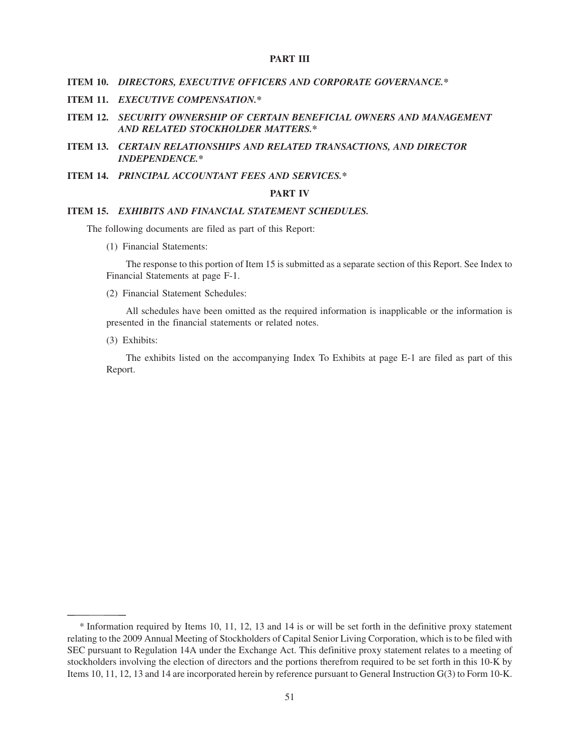## PART III

### ITEM 10. *DIRECTORS, EXECUTIVE OFFICERS AND CORPORATE GOVERNANCE.**

### ITEM 11. *EXECUTIVE COMPENSATION.**

### ITEM 12. *SECURITY OWNERSHIP OF CERTAIN BENEFICIAL OWNERS AND MANAGEMENT AND RELATED STOCKHOLDER MATTERS.**

### ITEM 13. *CERTAIN RELATIONSHIPS AND RELATED TRANSACTIONS, AND DIRECTOR INDEPENDENCE.**

### ITEM 14. *PRINCIPAL ACCOUNTANT FEES AND SERVICES.**

## PART IV

### ITEM 15. *EXHIBITS AND FINANCIAL STATEMENT SCHEDULES.*

The following documents are filed as part of this Report:

(1) Financial Statements:

The response to this portion of Item 15 is submitted as a separate section of this Report. See Index to Financial Statements at page F-1.

(2) Financial Statement Schedules:

All schedules have been omitted as the required information is inapplicable or the information is presented in the financial statements or related notes.

(3) Exhibits:

The exhibits listed on the accompanying Index To Exhibits at page E-1 are filed as part of this Report.

---

* Information required by Items 10, 11, 12, 13 and 14 is or will be set forth in the definitive proxy statement relating to the 2009 Annual Meeting of Stockholders of Capital Senior Living Corporation, which is to be filed with SEC pursuant to Regulation 14A under the Exchange Act. This definitive proxy statement relates to a meeting of stockholders involving the election of directors and the portions therefrom required to be set forth in this 10-K by Items 10, 11, 12, 13 and 14 are incorporated herein by reference pursuant to General Instruction G(3) to Form 10-K.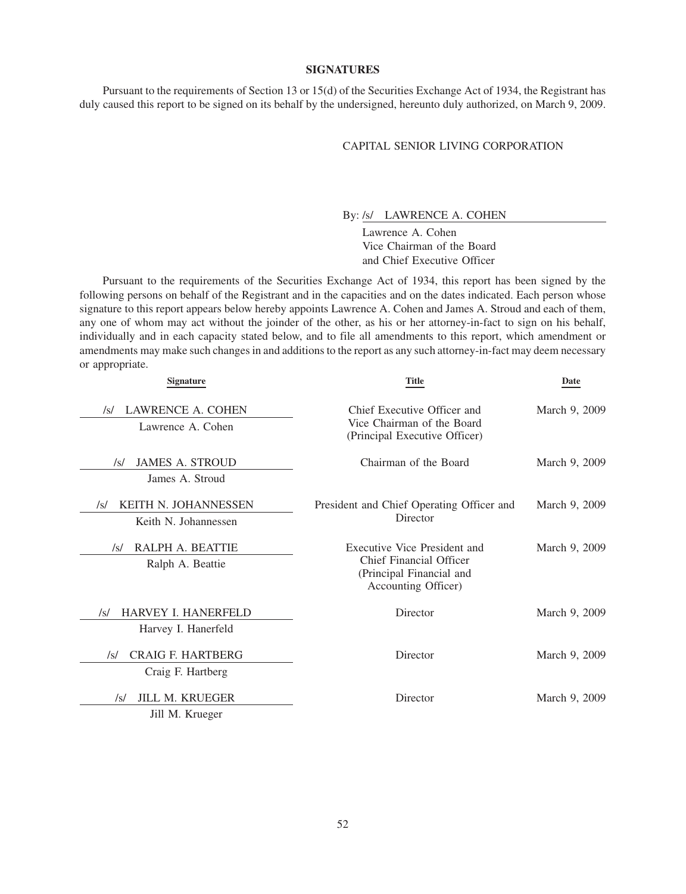## SIGNATURES

Pursuant to the requirements of Section 13 or 15(d) of the Securities Exchange Act of 1934, the Registrant has duly caused this report to be signed on its behalf by the undersigned, hereunto duly authorized, on March 9, 2009.

CAPITAL SENIOR LIVING CORPORATION

By: /s/ LAWRENCE A. COHEN

Lawrence A. Cohen
Vice Chairman of the Board
and Chief Executive Officer

Pursuant to the requirements of the Securities Exchange Act of 1934, this report has been signed by the following persons on behalf of the Registrant and in the capacities and on the dates indicated. Each person whose signature to this report appears below hereby appoints Lawrence A. Cohen and James A. Stroud and each of them, any one of whom may act without the joinder of the other, as his or her attorney-in-fact to sign on his behalf, individually and in each capacity stated below, and to file all amendments to this report, which amendment or amendments may make such changes in and additions to the report as any such attorney-in-fact may deem necessary or appropriate.

| Signature | Title | Date |
|---|---|---|
| /s/ LAWRENCE A. COHEN<br>Lawrence A. Cohen | Chief Executive Officer and Vice Chairman of the Board (Principal Executive Officer) | March 9, 2009 |
| /s/ JAMES A. STROUD<br>James A. Stroud | Chairman of the Board | March 9, 2009 |
| /s/ KEITH N. JOHANNESSEN<br>Keith N. Johannessen | President and Chief Operating Officer and Director | March 9, 2009 |
| /s/ RALPH A. BEATTIE<br>Ralph A. Beattie | Executive Vice President and Chief Financial Officer (Principal Financial and Accounting Officer) | March 9, 2009 |
| /s/ HARVEY I. HANERFELD<br>Harvey I. Hanerfeld | Director | March 9, 2009 |
| /s/ CRAIG F. HARTBERG<br>Craig F. Hartberg | Director | March 9, 2009 |
| /s/ JILL M. KRUEGER<br>Jill M. Krueger | Director | March 9, 2009 |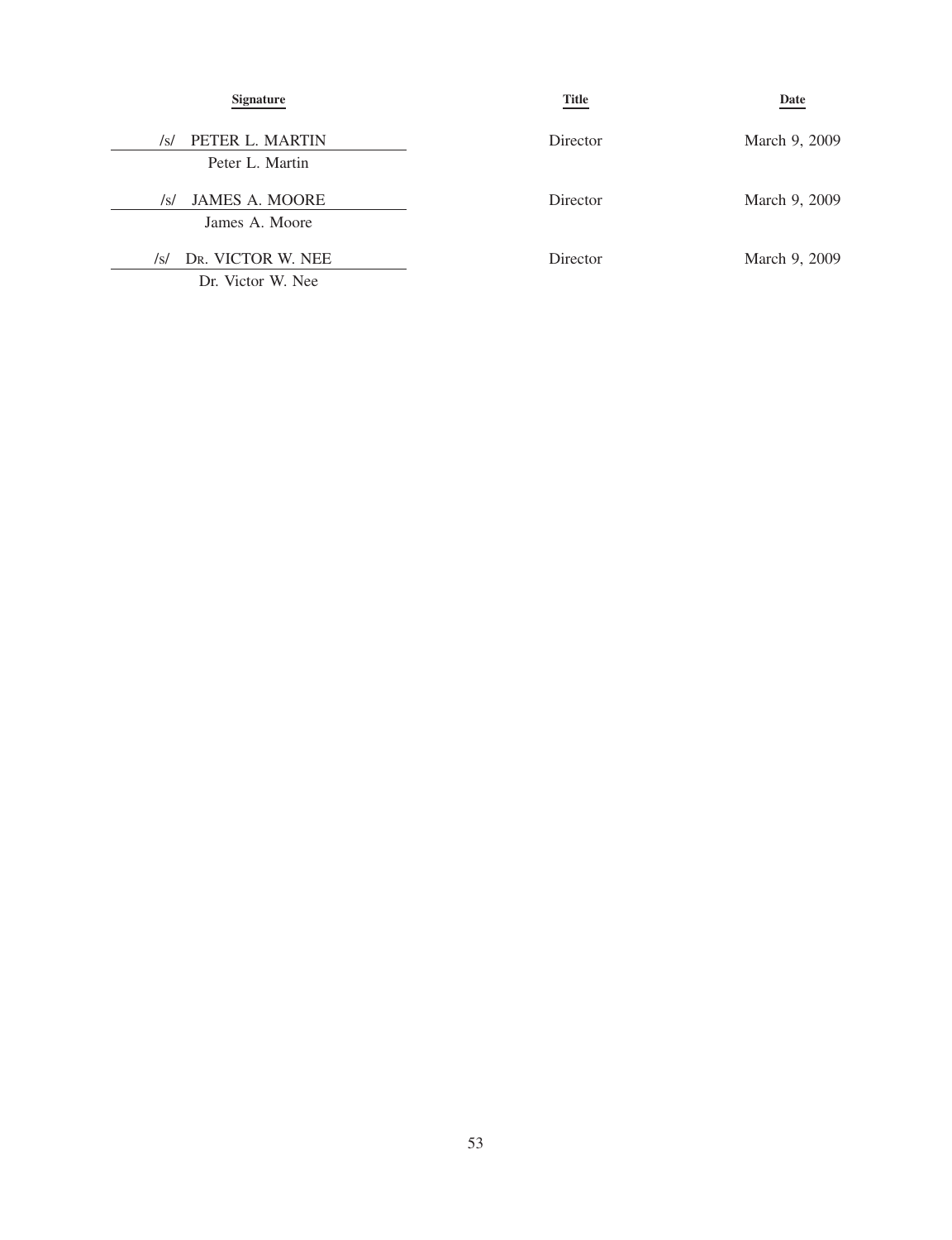| Signature | Title | Date |
| --- | --- | --- |
| /s/ PETER L. MARTIN<br>Peter L. Martin | Director | March 9, 2009 |
| /s/ JAMES A. MOORE<br>James A. Moore | Director | March 9, 2009 |
| /s/ DR. VICTOR W. NEE<br>Dr. Victor W. Nee | Director | March 9, 2009 |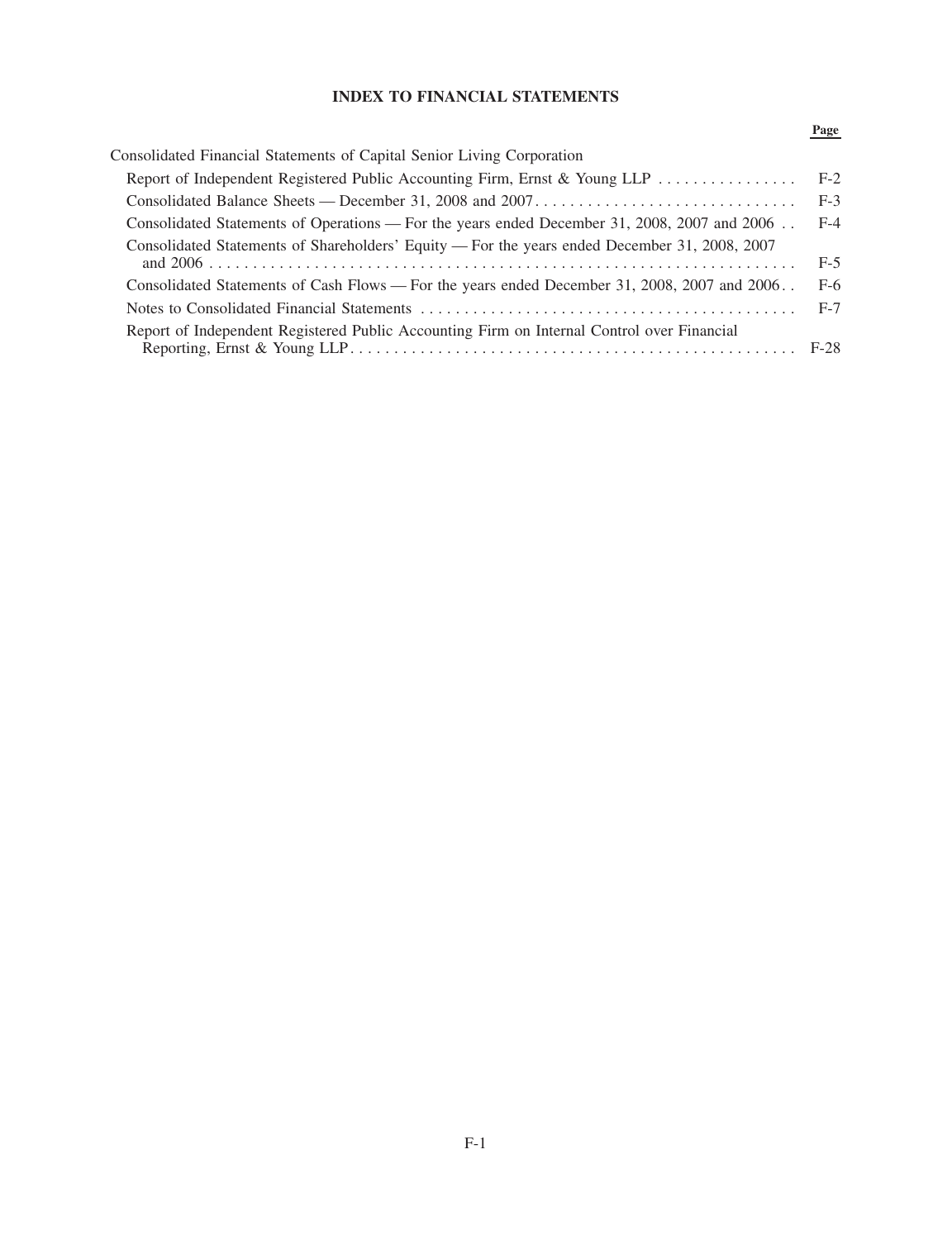## INDEX TO FINANCIAL STATEMENTS

| | Page |
|---|---|
| Consolidated Financial Statements of Capital Senior Living Corporation | |
| Report of Independent Registered Public Accounting Firm, Ernst & Young LLP | F-2 |
| Consolidated Balance Sheets — December 31, 2008 and 2007 | F-3 |
| Consolidated Statements of Operations — For the years ended December 31, 2008, 2007 and 2006 | F-4 |
| Consolidated Statements of Shareholders' Equity — For the years ended December 31, 2008, 2007 and 2006 | F-5 |
| Consolidated Statements of Cash Flows — For the years ended December 31, 2008, 2007 and 2006 | F-6 |
| Notes to Consolidated Financial Statements | F-7 |
| Report of Independent Registered Public Accounting Firm on Internal Control over Financial Reporting, Ernst & Young LLP | F-28 |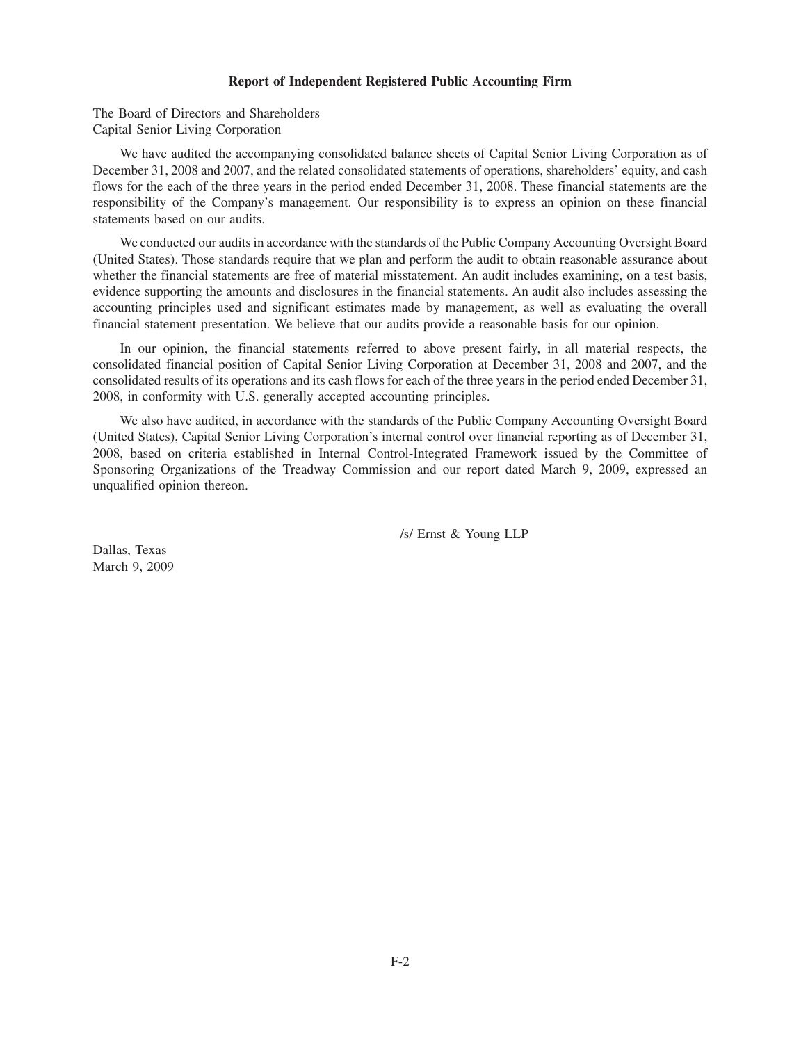**Report of Independent Registered Public Accounting Firm**

The Board of Directors and Shareholders
Capital Senior Living Corporation

We have audited the accompanying consolidated balance sheets of Capital Senior Living Corporation as of December 31, 2008 and 2007, and the related consolidated statements of operations, shareholders' equity, and cash flows for the each of the three years in the period ended December 31, 2008. These financial statements are the responsibility of the Company's management. Our responsibility is to express an opinion on these financial statements based on our audits.

We conducted our audits in accordance with the standards of the Public Company Accounting Oversight Board (United States). Those standards require that we plan and perform the audit to obtain reasonable assurance about whether the financial statements are free of material misstatement. An audit includes examining, on a test basis, evidence supporting the amounts and disclosures in the financial statements. An audit also includes assessing the accounting principles used and significant estimates made by management, as well as evaluating the overall financial statement presentation. We believe that our audits provide a reasonable basis for our opinion.

In our opinion, the financial statements referred to above present fairly, in all material respects, the consolidated financial position of Capital Senior Living Corporation at December 31, 2008 and 2007, and the consolidated results of its operations and its cash flows for each of the three years in the period ended December 31, 2008, in conformity with U.S. generally accepted accounting principles.

We also have audited, in accordance with the standards of the Public Company Accounting Oversight Board (United States), Capital Senior Living Corporation's internal control over financial reporting as of December 31, 2008, based on criteria established in Internal Control-Integrated Framework issued by the Committee of Sponsoring Organizations of the Treadway Commission and our report dated March 9, 2009, expressed an unqualified opinion thereon.

/s/ Ernst & Young LLP

Dallas, Texas
March 9, 2009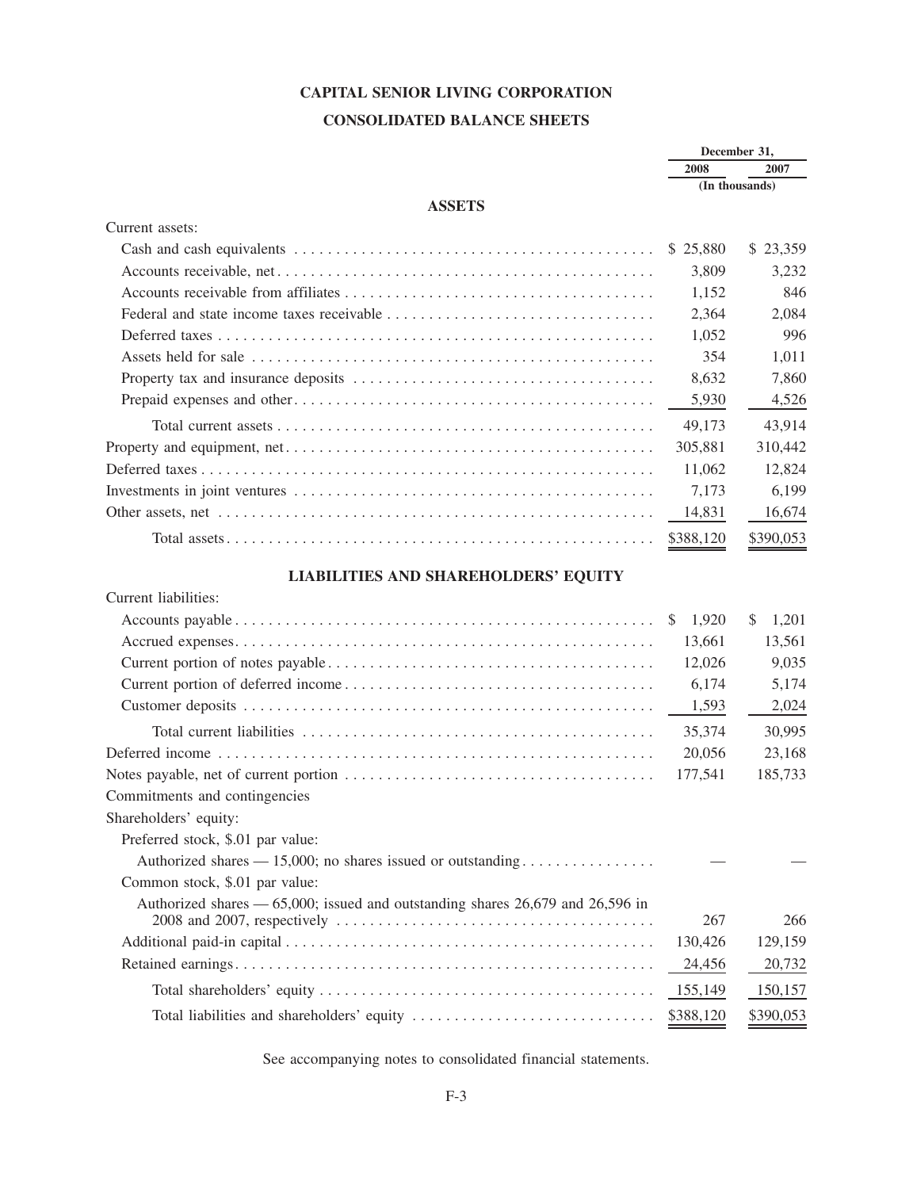# CAPITAL SENIOR LIVING CORPORATION

## CONSOLIDATED BALANCE SHEETS

| | December 31, | |
|---|---|---|
| | 2008 | 2007 |
| | (In thousands) | |
| **ASSETS** | | |
| Current assets: | | |
| Cash and cash equivalents | $ 25,880 | $ 23,359 |
| Accounts receivable, net | 3,809 | 3,232 |
| Accounts receivable from affiliates | 1,152 | 846 |
| Federal and state income taxes receivable | 2,364 | 2,084 |
| Deferred taxes | 1,052 | 996 |
| Assets held for sale | 354 | 1,011 |
| Property tax and insurance deposits | 8,632 | 7,860 |
| Prepaid expenses and other | 5,930 | 4,526 |
| Total current assets | 49,173 | 43,914 |
| Property and equipment, net | 305,881 | 310,442 |
| Deferred taxes | 11,062 | 12,824 |
| Investments in joint ventures | 7,173 | 6,199 |
| Other assets, net | 14,831 | 16,674 |
| Total assets | $388,120 | $390,053 |
| **LIABILITIES AND SHAREHOLDERS' EQUITY** | | |
| Current liabilities: | | |
| Accounts payable | $ 1,920 | $ 1,201 |
| Accrued expenses | 13,661 | 13,561 |
| Current portion of notes payable | 12,026 | 9,035 |
| Current portion of deferred income | 6,174 | 5,174 |
| Customer deposits | 1,593 | 2,024 |
| Total current liabilities | 35,374 | 30,995 |
| Deferred income | 20,056 | 23,168 |
| Notes payable, net of current portion | 177,541 | 185,733 |
| Commitments and contingencies | | |
| Shareholders' equity: | | |
| Preferred stock, $.01 par value: | | |
| Authorized shares — 15,000; no shares issued or outstanding | — | — |
| Common stock, $.01 par value: | | |
| Authorized shares — 65,000; issued and outstanding shares 26,679 and 26,596 in 2008 and 2007, respectively | 267 | 266 |
| Additional paid-in capital | 130,426 | 129,159 |
| Retained earnings | 24,456 | 20,732 |
| Total shareholders' equity | 155,149 | 150,157 |
| Total liabilities and shareholders' equity | $388,120 | $390,053 |

See accompanying notes to consolidated financial statements.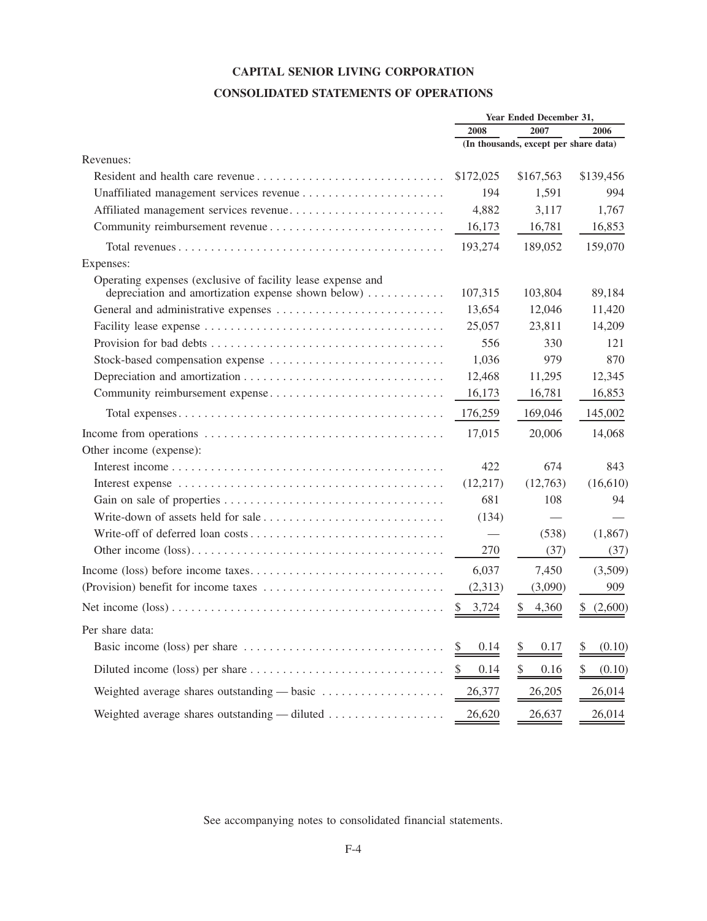# CAPITAL SENIOR LIVING CORPORATION

## CONSOLIDATED STATEMENTS OF OPERATIONS

| | Year Ended December 31, | | |
|---|---|---|---|
| | 2008 | 2007 | 2006 |
| | (In thousands, except per share data) | | |
| Revenues: | | | |
| Resident and health care revenue | $172,025 | $167,563 | $139,456 |
| Unaffiliated management services revenue | 194 | 1,591 | 994 |
| Affiliated management services revenue | 4,882 | 3,117 | 1,767 |
| Community reimbursement revenue | 16,173 | 16,781 | 16,853 |
| Total revenues | 193,274 | 189,052 | 159,070 |
| Expenses: | | | |
| Operating expenses (exclusive of facility lease expense and depreciation and amortization expense shown below) | 107,315 | 103,804 | 89,184 |
| General and administrative expenses | 13,654 | 12,046 | 11,420 |
| Facility lease expense | 25,057 | 23,811 | 14,209 |
| Provision for bad debts | 556 | 330 | 121 |
| Stock-based compensation expense | 1,036 | 979 | 870 |
| Depreciation and amortization | 12,468 | 11,295 | 12,345 |
| Community reimbursement expense | 16,173 | 16,781 | 16,853 |
| Total expenses | 176,259 | 169,046 | 145,002 |
| Income from operations | 17,015 | 20,006 | 14,068 |
| Other income (expense): | | | |
| Interest income | 422 | 674 | 843 |
| Interest expense | (12,217) | (12,763) | (16,610) |
| Gain on sale of properties | 681 | 108 | 94 |
| Write-down of assets held for sale | (134) | — | — |
| Write-off of deferred loan costs | — | (538) | (1,867) |
| Other income (loss) | 270 | (37) | (37) |
| Income (loss) before income taxes | 6,037 | 7,450 | (3,509) |
| (Provision) benefit for income taxes | (2,313) | (3,090) | 909 |
| Net income (loss) | $ 3,724 | $ 4,360 | $ (2,600) |
| Per share data: | | | |
| Basic income (loss) per share | $ 0.14 | $ 0.17 | $ (0.10) |
| Diluted income (loss) per share | $ 0.14 | $ 0.16 | $ (0.10) |
| Weighted average shares outstanding — basic | 26,377 | 26,205 | 26,014 |
| Weighted average shares outstanding — diluted | 26,620 | 26,637 | 26,014 |

See accompanying notes to consolidated financial statements.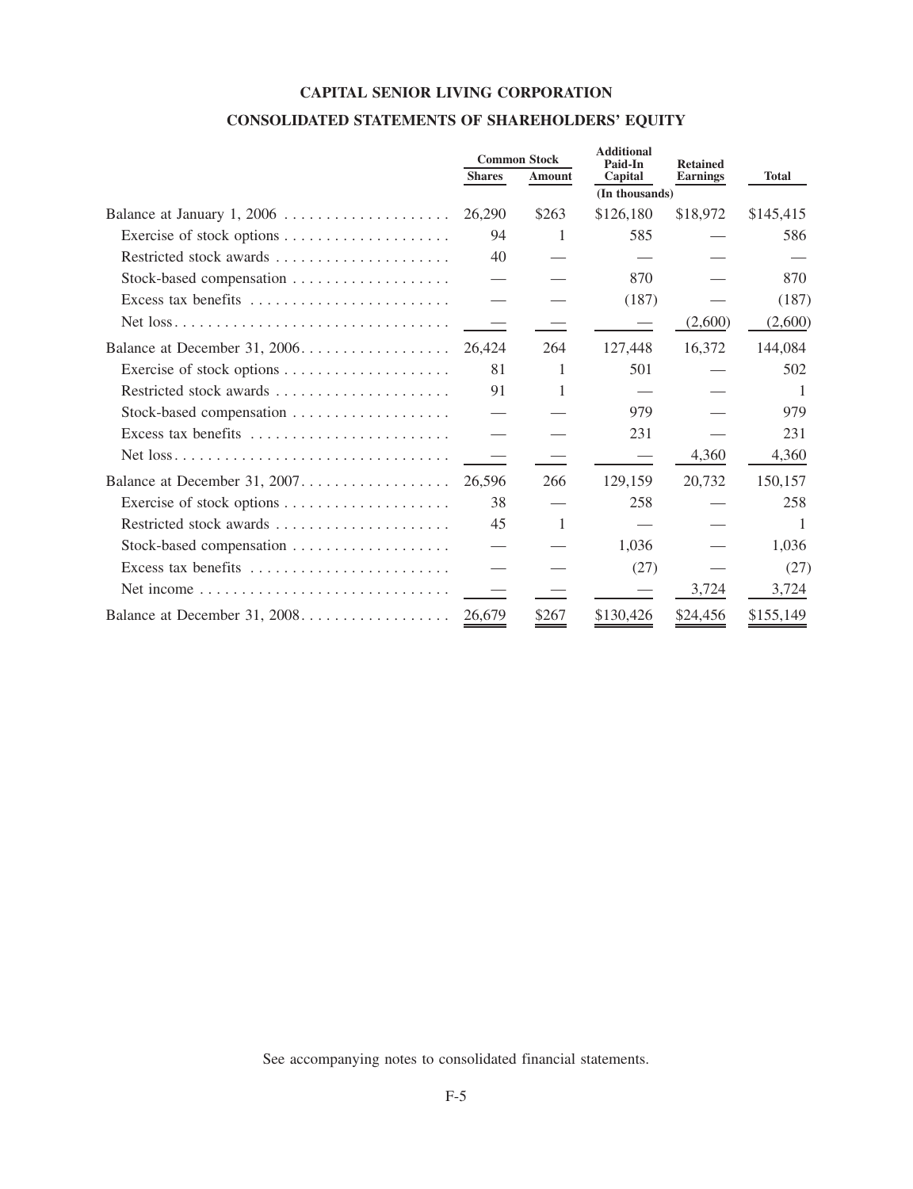# CAPITAL SENIOR LIVING CORPORATION

## CONSOLIDATED STATEMENTS OF SHAREHOLDERS' EQUITY

| | Common Stock | | Additional Paid-In Capital | Retained Earnings | Total |
|---|---|---|---|---|---|
| | Shares | Amount | | | |
| | | | (In thousands) | | |
| Balance at January 1, 2006 | 26,290 | $263 | $126,180 | $18,972 | $145,415 |
| Exercise of stock options | 94 | 1 | 585 | — | 586 |
| Restricted stock awards | 40 | — | — | — | — |
| Stock-based compensation | — | — | 870 | — | 870 |
| Excess tax benefits | — | — | (187) | — | (187) |
| Net loss | — | — | — | (2,600) | (2,600) |
| Balance at December 31, 2006 | 26,424 | 264 | 127,448 | 16,372 | 144,084 |
| Exercise of stock options | 81 | 1 | 501 | — | 502 |
| Restricted stock awards | 91 | 1 | — | — | 1 |
| Stock-based compensation | — | — | 979 | — | 979 |
| Excess tax benefits | — | — | 231 | — | 231 |
| Net loss | — | — | — | 4,360 | 4,360 |
| Balance at December 31, 2007 | 26,596 | 266 | 129,159 | 20,732 | 150,157 |
| Exercise of stock options | 38 | — | 258 | — | 258 |
| Restricted stock awards | 45 | 1 | — | — | 1 |
| Stock-based compensation | — | — | 1,036 | — | 1,036 |
| Excess tax benefits | — | — | (27) | — | (27) |
| Net income | — | — | — | 3,724 | 3,724 |
| Balance at December 31, 2008 | 26,679 | $267 | $130,426 | $24,456 | $155,149 |

See accompanying notes to consolidated financial statements.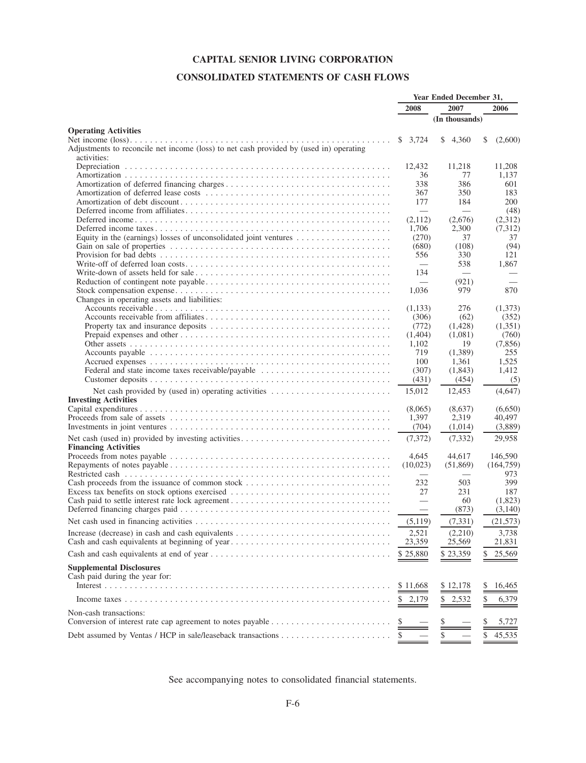# CAPITAL SENIOR LIVING CORPORATION

## CONSOLIDATED STATEMENTS OF CASH FLOWS

| | Year Ended December 31, | | |
|---|---|---|---|
| | 2008 | 2007 | 2006 |
| | (In thousands) | | |
| **Operating Activities** | | | |
| Net income (loss) | $ 3,724 | $ 4,360 | $ (2,600) |
| Adjustments to reconcile net income (loss) to net cash provided by (used in) operating activities: | | | |
| Depreciation | 12,432 | 11,218 | 11,208 |
| Amortization | 36 | 77 | 1,137 |
| Amortization of deferred financing charges | 338 | 386 | 601 |
| Amortization of deferred lease costs | 367 | 350 | 183 |
| Amortization of debt discount | 177 | 184 | 200 |
| Deferred income from affiliates | — | — | (48) |
| Deferred income | (2,112) | (2,676) | (2,312) |
| Deferred income taxes | 1,706 | 2,300 | (7,312) |
| Equity in the (earnings) losses of unconsolidated joint ventures | (270) | 37 | 37 |
| Gain on sale of properties | (680) | (108) | (94) |
| Provision for bad debts | 556 | 330 | 121 |
| Write-off of deferred loan costs | — | 538 | 1,867 |
| Write-down of assets held for sale | 134 | — | — |
| Reduction of contingent note payable | — | (921) | — |
| Stock compensation expense | 1,036 | 979 | 870 |
| Changes in operating assets and liabilities: | | | |
| Accounts receivable | (1,133) | 276 | (1,373) |
| Accounts receivable from affiliates | (306) | (62) | (352) |
| Property tax and insurance deposits | (772) | (1,428) | (1,351) |
| Prepaid expenses and other | (1,404) | (1,081) | (760) |
| Other assets | 1,102 | 19 | (7,856) |
| Accounts payable | 719 | (1,389) | 255 |
| Accrued expenses | 100 | 1,361 | 1,525 |
| Federal and state income taxes receivable/payable | (307) | (1,843) | 1,412 |
| Customer deposits | (431) | (454) | (5) |
| Net cash provided by (used in) operating activities | 15,012 | 12,453 | (4,647) |
| **Investing Activities** | | | |
| Capital expenditures | (8,065) | (8,637) | (6,650) |
| Proceeds from sale of assets | 1,397 | 2,319 | 40,497 |
| Investments in joint ventures | (704) | (1,014) | (3,889) |
| Net cash (used in) provided by investing activities | (7,372) | (7,332) | 29,958 |
| **Financing Activities** | | | |
| Proceeds from notes payable | 4,645 | 44,617 | 146,590 |
| Repayments of notes payable | (10,023) | (51,869) | (164,759) |
| Restricted cash | — | — | 973 |
| Cash proceeds from the issuance of common stock | 232 | 503 | 399 |
| Excess tax benefits on stock options exercised | 27 | 231 | 187 |
| Cash paid to settle interest rate lock agreement | — | 60 | (1,823) |
| Deferred financing charges paid | — | (873) | (3,140) |
| Net cash used in financing activities | (5,119) | (7,331) | (21,573) |
| Increase (decrease) in cash and cash equivalents | 2,521 | (2,210) | 3,738 |
| Cash and cash equivalents at beginning of year | 23,359 | 25,569 | 21,831 |
| Cash and cash equivalents at end of year | $ 25,880 | $ 23,359 | $ 25,569 |
| **Supplemental Disclosures** | | | |
| Cash paid during the year for: | | | |
| Interest | $ 11,668 | $ 12,178 | $ 16,465 |
| Income taxes | $ 2,179 | $ 2,532 | $ 6,379 |
| Non-cash transactions: | | | |
| Conversion of interest rate cap agreement to notes payable | $ — | $ — | $ 5,727 |
| Debt assumed by Ventas / HCP in sale/leaseback transactions | $ — | $ — | $ 45,535 |

See accompanying notes to consolidated financial statements.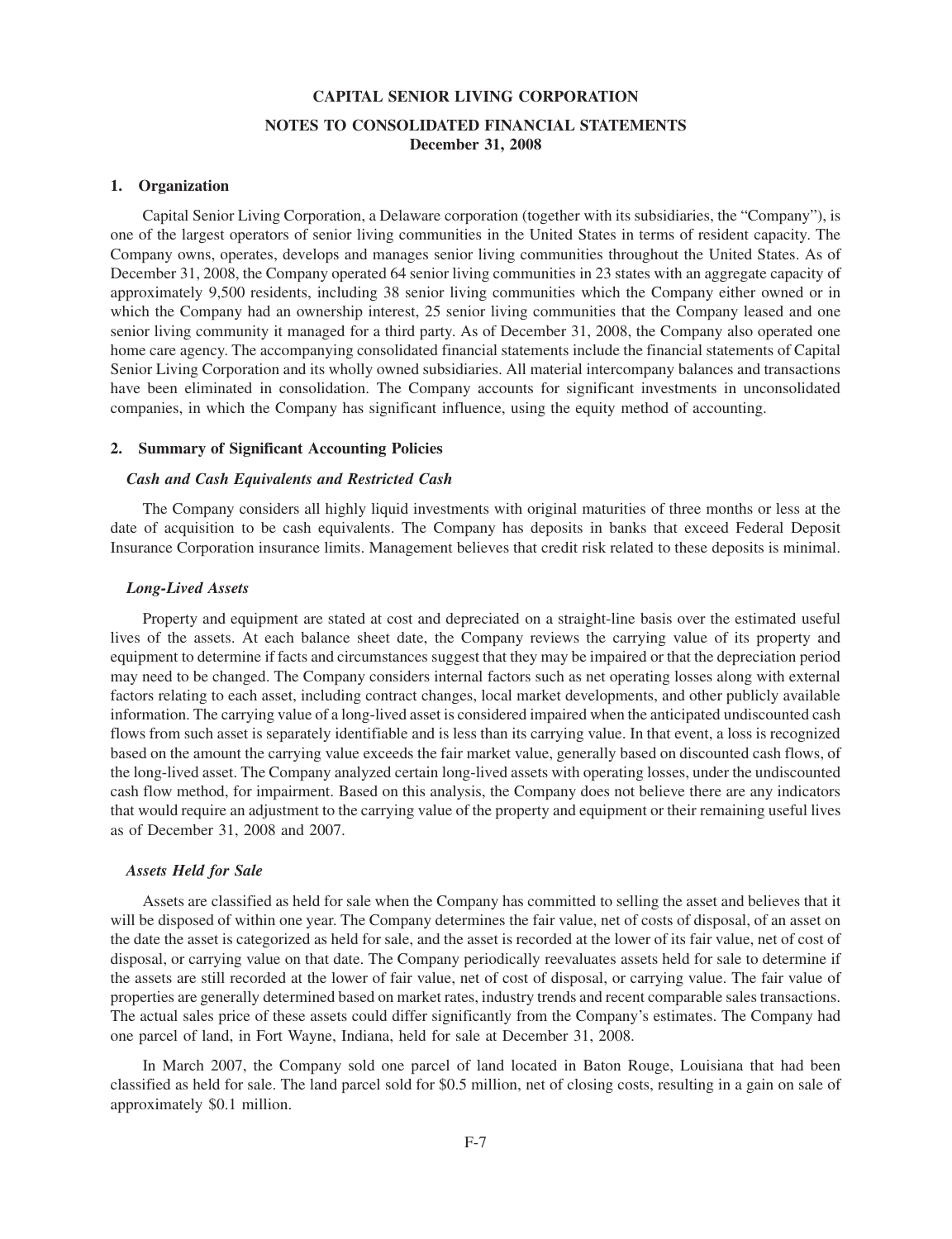# CAPITAL SENIOR LIVING CORPORATION

## NOTES TO CONSOLIDATED FINANCIAL STATEMENTS
**December 31, 2008**

### 1. Organization

Capital Senior Living Corporation, a Delaware corporation (together with its subsidiaries, the "Company"), is one of the largest operators of senior living communities in the United States in terms of resident capacity. The Company owns, operates, develops and manages senior living communities throughout the United States. As of December 31, 2008, the Company operated 64 senior living communities in 23 states with an aggregate capacity of approximately 9,500 residents, including 38 senior living communities which the Company either owned or in which the Company had an ownership interest, 25 senior living communities that the Company leased and one senior living community it managed for a third party. As of December 31, 2008, the Company also operated one home care agency. The accompanying consolidated financial statements include the financial statements of Capital Senior Living Corporation and its wholly owned subsidiaries. All material intercompany balances and transactions have been eliminated in consolidation. The Company accounts for significant investments in unconsolidated companies, in which the Company has significant influence, using the equity method of accounting.

### 2. Summary of Significant Accounting Policies

#### *Cash and Cash Equivalents and Restricted Cash*

The Company considers all highly liquid investments with original maturities of three months or less at the date of acquisition to be cash equivalents. The Company has deposits in banks that exceed Federal Deposit Insurance Corporation insurance limits. Management believes that credit risk related to these deposits is minimal.

#### *Long-Lived Assets*

Property and equipment are stated at cost and depreciated on a straight-line basis over the estimated useful lives of the assets. At each balance sheet date, the Company reviews the carrying value of its property and equipment to determine if facts and circumstances suggest that they may be impaired or that the depreciation period may need to be changed. The Company considers internal factors such as net operating losses along with external factors relating to each asset, including contract changes, local market developments, and other publicly available information. The carrying value of a long-lived asset is considered impaired when the anticipated undiscounted cash flows from such asset is separately identifiable and is less than its carrying value. In that event, a loss is recognized based on the amount the carrying value exceeds the fair market value, generally based on discounted cash flows, of the long-lived asset. The Company analyzed certain long-lived assets with operating losses, under the undiscounted cash flow method, for impairment. Based on this analysis, the Company does not believe there are any indicators that would require an adjustment to the carrying value of the property and equipment or their remaining useful lives as of December 31, 2008 and 2007.

#### *Assets Held for Sale*

Assets are classified as held for sale when the Company has committed to selling the asset and believes that it will be disposed of within one year. The Company determines the fair value, net of costs of disposal, of an asset on the date the asset is categorized as held for sale, and the asset is recorded at the lower of its fair value, net of cost of disposal, or carrying value on that date. The Company periodically reevaluates assets held for sale to determine if the assets are still recorded at the lower of fair value, net of cost of disposal, or carrying value. The fair value of properties are generally determined based on market rates, industry trends and recent comparable sales transactions. The actual sales price of these assets could differ significantly from the Company's estimates. The Company had one parcel of land, in Fort Wayne, Indiana, held for sale at December 31, 2008.

In March 2007, the Company sold one parcel of land located in Baton Rouge, Louisiana that had been classified as held for sale. The land parcel sold for $0.5 million, net of closing costs, resulting in a gain on sale of approximately $0.1 million.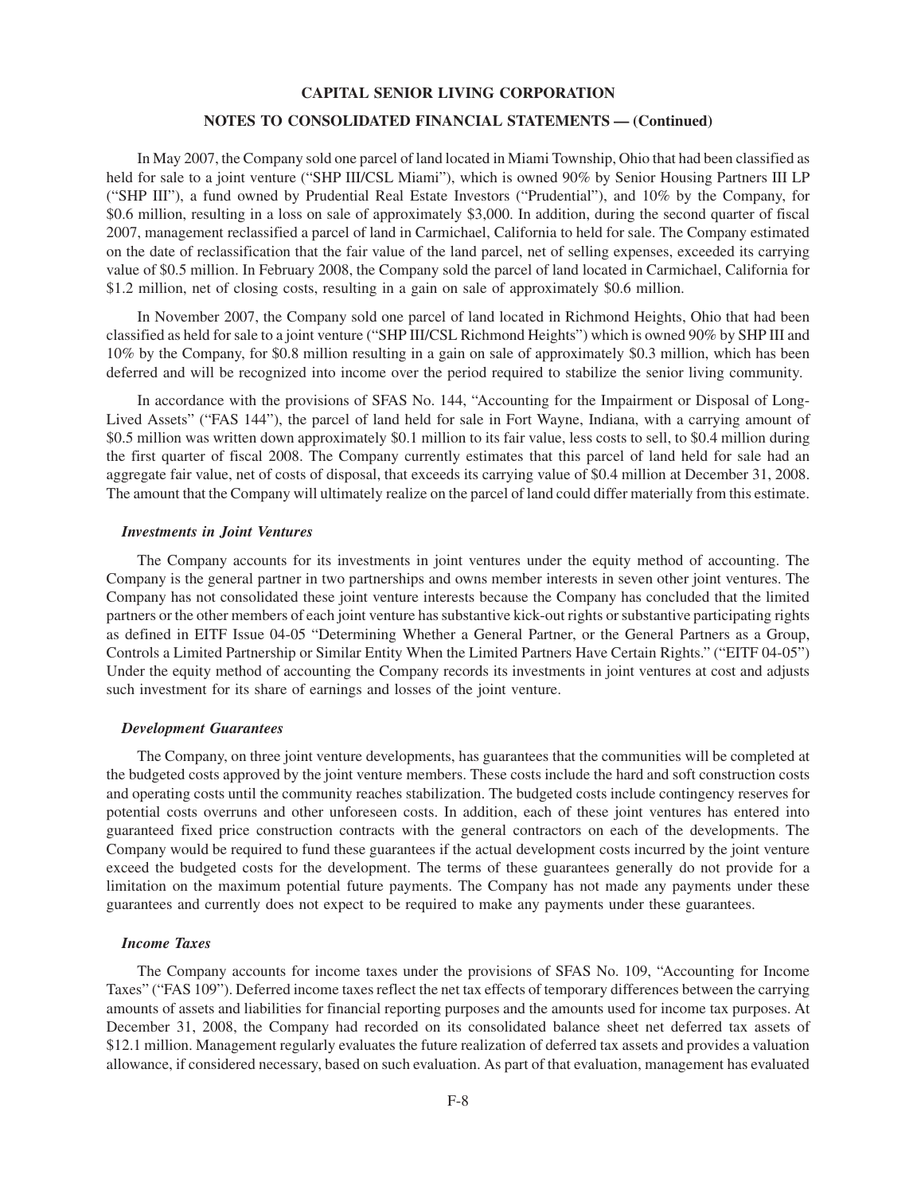In May 2007, the Company sold one parcel of land located in Miami Township, Ohio that had been classified as held for sale to a joint venture ("SHP III/CSL Miami"), which is owned 90% by Senior Housing Partners III LP ("SHP III"), a fund owned by Prudential Real Estate Investors ("Prudential"), and 10% by the Company, for \$0.6 million, resulting in a loss on sale of approximately \$3,000. In addition, during the second quarter of fiscal 2007, management reclassified a parcel of land in Carmichael, California to held for sale. The Company estimated on the date of reclassification that the fair value of the land parcel, net of selling expenses, exceeded its carrying value of \$0.5 million. In February 2008, the Company sold the parcel of land located in Carmichael, California for \$1.2 million, net of closing costs, resulting in a gain on sale of approximately \$0.6 million.

In November 2007, the Company sold one parcel of land located in Richmond Heights, Ohio that had been classified as held for sale to a joint venture ("SHP III/CSL Richmond Heights") which is owned 90% by SHP III and 10% by the Company, for \$0.8 million resulting in a gain on sale of approximately \$0.3 million, which has been deferred and will be recognized into income over the period required to stabilize the senior living community.

In accordance with the provisions of SFAS No. 144, "Accounting for the Impairment or Disposal of Long-Lived Assets" ("FAS 144"), the parcel of land held for sale in Fort Wayne, Indiana, with a carrying amount of \$0.5 million was written down approximately \$0.1 million to its fair value, less costs to sell, to \$0.4 million during the first quarter of fiscal 2008. The Company currently estimates that this parcel of land held for sale had an aggregate fair value, net of costs of disposal, that exceeds its carrying value of \$0.4 million at December 31, 2008. The amount that the Company will ultimately realize on the parcel of land could differ materially from this estimate.

### *Investments in Joint Ventures*

The Company accounts for its investments in joint ventures under the equity method of accounting. The Company is the general partner in two partnerships and owns member interests in seven other joint ventures. The Company has not consolidated these joint venture interests because the Company has concluded that the limited partners or the other members of each joint venture has substantive kick-out rights or substantive participating rights as defined in EITF Issue 04-05 "Determining Whether a General Partner, or the General Partners as a Group, Controls a Limited Partnership or Similar Entity When the Limited Partners Have Certain Rights." ("EITF 04-05") Under the equity method of accounting the Company records its investments in joint ventures at cost and adjusts such investment for its share of earnings and losses of the joint venture.

### *Development Guarantees*

The Company, on three joint venture developments, has guarantees that the communities will be completed at the budgeted costs approved by the joint venture members. These costs include the hard and soft construction costs and operating costs until the community reaches stabilization. The budgeted costs include contingency reserves for potential costs overruns and other unforeseen costs. In addition, each of these joint ventures has entered into guaranteed fixed price construction contracts with the general contractors on each of the developments. The Company would be required to fund these guarantees if the actual development costs incurred by the joint venture exceed the budgeted costs for the development. The terms of these guarantees generally do not provide for a limitation on the maximum potential future payments. The Company has not made any payments under these guarantees and currently does not expect to be required to make any payments under these guarantees.

### *Income Taxes*

The Company accounts for income taxes under the provisions of SFAS No. 109, "Accounting for Income Taxes" ("FAS 109"). Deferred income taxes reflect the net tax effects of temporary differences between the carrying amounts of assets and liabilities for financial reporting purposes and the amounts used for income tax purposes. At December 31, 2008, the Company had recorded on its consolidated balance sheet net deferred tax assets of \$12.1 million. Management regularly evaluates the future realization of deferred tax assets and provides a valuation allowance, if considered necessary, based on such evaluation. As part of that evaluation, management has evaluated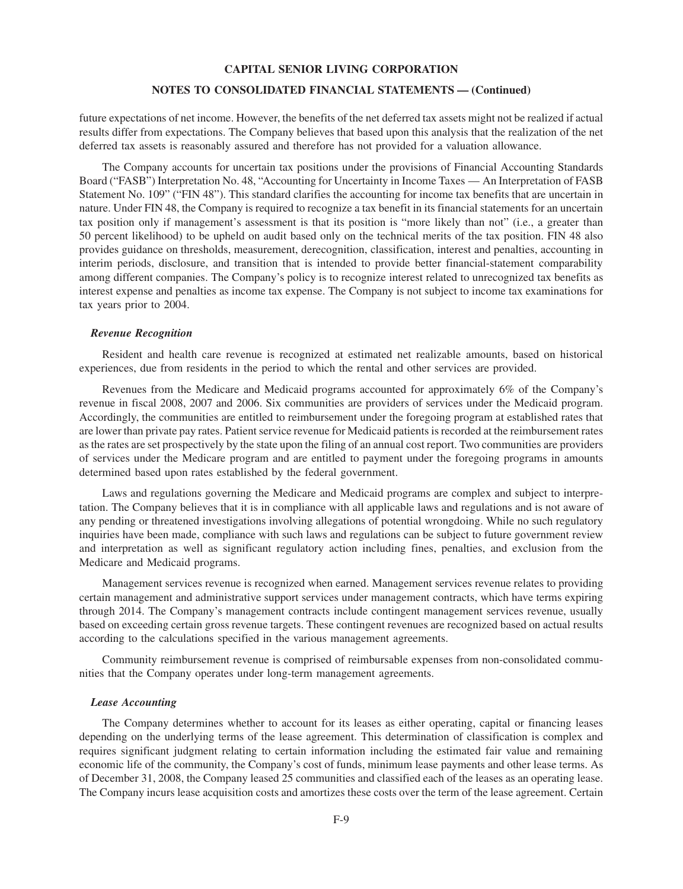future expectations of net income. However, the benefits of the net deferred tax assets might not be realized if actual results differ from expectations. The Company believes that based upon this analysis that the realization of the net deferred tax assets is reasonably assured and therefore has not provided for a valuation allowance.

The Company accounts for uncertain tax positions under the provisions of Financial Accounting Standards Board ("FASB") Interpretation No. 48, "Accounting for Uncertainty in Income Taxes — An Interpretation of FASB Statement No. 109" ("FIN 48"). This standard clarifies the accounting for income tax benefits that are uncertain in nature. Under FIN 48, the Company is required to recognize a tax benefit in its financial statements for an uncertain tax position only if management's assessment is that its position is "more likely than not" (i.e., a greater than 50 percent likelihood) to be upheld on audit based only on the technical merits of the tax position. FIN 48 also provides guidance on thresholds, measurement, derecognition, classification, interest and penalties, accounting in interim periods, disclosure, and transition that is intended to provide better financial-statement comparability among different companies. The Company's policy is to recognize interest related to unrecognized tax benefits as interest expense and penalties as income tax expense. The Company is not subject to income tax examinations for tax years prior to 2004.

***Revenue Recognition***

Resident and health care revenue is recognized at estimated net realizable amounts, based on historical experiences, due from residents in the period to which the rental and other services are provided.

Revenues from the Medicare and Medicaid programs accounted for approximately 6% of the Company's revenue in fiscal 2008, 2007 and 2006. Six communities are providers of services under the Medicaid program. Accordingly, the communities are entitled to reimbursement under the foregoing program at established rates that are lower than private pay rates. Patient service revenue for Medicaid patients is recorded at the reimbursement rates as the rates are set prospectively by the state upon the filing of an annual cost report. Two communities are providers of services under the Medicare program and are entitled to payment under the foregoing programs in amounts determined based upon rates established by the federal government.

Laws and regulations governing the Medicare and Medicaid programs are complex and subject to interpretation. The Company believes that it is in compliance with all applicable laws and regulations and is not aware of any pending or threatened investigations involving allegations of potential wrongdoing. While no such regulatory inquiries have been made, compliance with such laws and regulations can be subject to future government review and interpretation as well as significant regulatory action including fines, penalties, and exclusion from the Medicare and Medicaid programs.

Management services revenue is recognized when earned. Management services revenue relates to providing certain management and administrative support services under management contracts, which have terms expiring through 2014. The Company's management contracts include contingent management services revenue, usually based on exceeding certain gross revenue targets. These contingent revenues are recognized based on actual results according to the calculations specified in the various management agreements.

Community reimbursement revenue is comprised of reimbursable expenses from non-consolidated communities that the Company operates under long-term management agreements.

***Lease Accounting***

The Company determines whether to account for its leases as either operating, capital or financing leases depending on the underlying terms of the lease agreement. This determination of classification is complex and requires significant judgment relating to certain information including the estimated fair value and remaining economic life of the community, the Company's cost of funds, minimum lease payments and other lease terms. As of December 31, 2008, the Company leased 25 communities and classified each of the leases as an operating lease. The Company incurs lease acquisition costs and amortizes these costs over the term of the lease agreement. Certain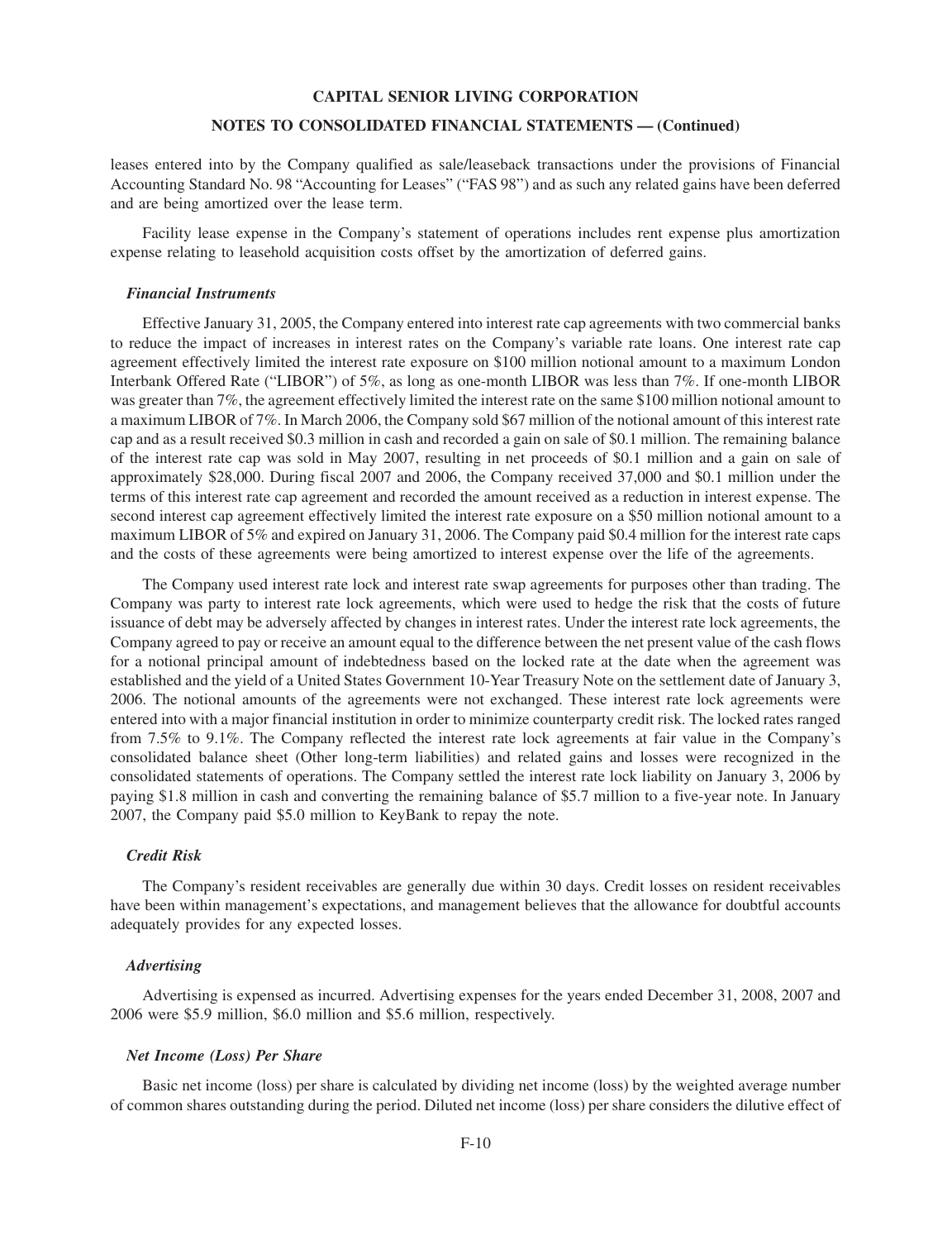leases entered into by the Company qualified as sale/leaseback transactions under the provisions of Financial Accounting Standard No. 98 "Accounting for Leases" ("FAS 98") and as such any related gains have been deferred and are being amortized over the lease term.

Facility lease expense in the Company's statement of operations includes rent expense plus amortization expense relating to leasehold acquisition costs offset by the amortization of deferred gains.

### *Financial Instruments*

Effective January 31, 2005, the Company entered into interest rate cap agreements with two commercial banks to reduce the impact of increases in interest rates on the Company's variable rate loans. One interest rate cap agreement effectively limited the interest rate exposure on $100 million notional amount to a maximum London Interbank Offered Rate ("LIBOR") of 5%, as long as one-month LIBOR was less than 7%. If one-month LIBOR was greater than 7%, the agreement effectively limited the interest rate on the same $100 million notional amount to a maximum LIBOR of 7%. In March 2006, the Company sold $67 million of the notional amount of this interest rate cap and as a result received $0.3 million in cash and recorded a gain on sale of $0.1 million. The remaining balance of the interest rate cap was sold in May 2007, resulting in net proceeds of $0.1 million and a gain on sale of approximately $28,000. During fiscal 2007 and 2006, the Company received 37,000 and $0.1 million under the terms of this interest rate cap agreement and recorded the amount received as a reduction in interest expense. The second interest cap agreement effectively limited the interest rate exposure on a $50 million notional amount to a maximum LIBOR of 5% and expired on January 31, 2006. The Company paid $0.4 million for the interest rate caps and the costs of these agreements were being amortized to interest expense over the life of the agreements.

The Company used interest rate lock and interest rate swap agreements for purposes other than trading. The Company was party to interest rate lock agreements, which were used to hedge the risk that the costs of future issuance of debt may be adversely affected by changes in interest rates. Under the interest rate lock agreements, the Company agreed to pay or receive an amount equal to the difference between the net present value of the cash flows for a notional principal amount of indebtedness based on the locked rate at the date when the agreement was established and the yield of a United States Government 10-Year Treasury Note on the settlement date of January 3, 2006. The notional amounts of the agreements were not exchanged. These interest rate lock agreements were entered into with a major financial institution in order to minimize counterparty credit risk. The locked rates ranged from 7.5% to 9.1%. The Company reflected the interest rate lock agreements at fair value in the Company's consolidated balance sheet (Other long-term liabilities) and related gains and losses were recognized in the consolidated statements of operations. The Company settled the interest rate lock liability on January 3, 2006 by paying $1.8 million in cash and converting the remaining balance of $5.7 million to a five-year note. In January 2007, the Company paid $5.0 million to KeyBank to repay the note.

### *Credit Risk*

The Company's resident receivables are generally due within 30 days. Credit losses on resident receivables have been within management's expectations, and management believes that the allowance for doubtful accounts adequately provides for any expected losses.

### *Advertising*

Advertising is expensed as incurred. Advertising expenses for the years ended December 31, 2008, 2007 and 2006 were $5.9 million, $6.0 million and $5.6 million, respectively.

### *Net Income (Loss) Per Share*

Basic net income (loss) per share is calculated by dividing net income (loss) by the weighted average number of common shares outstanding during the period. Diluted net income (loss) per share considers the dilutive effect of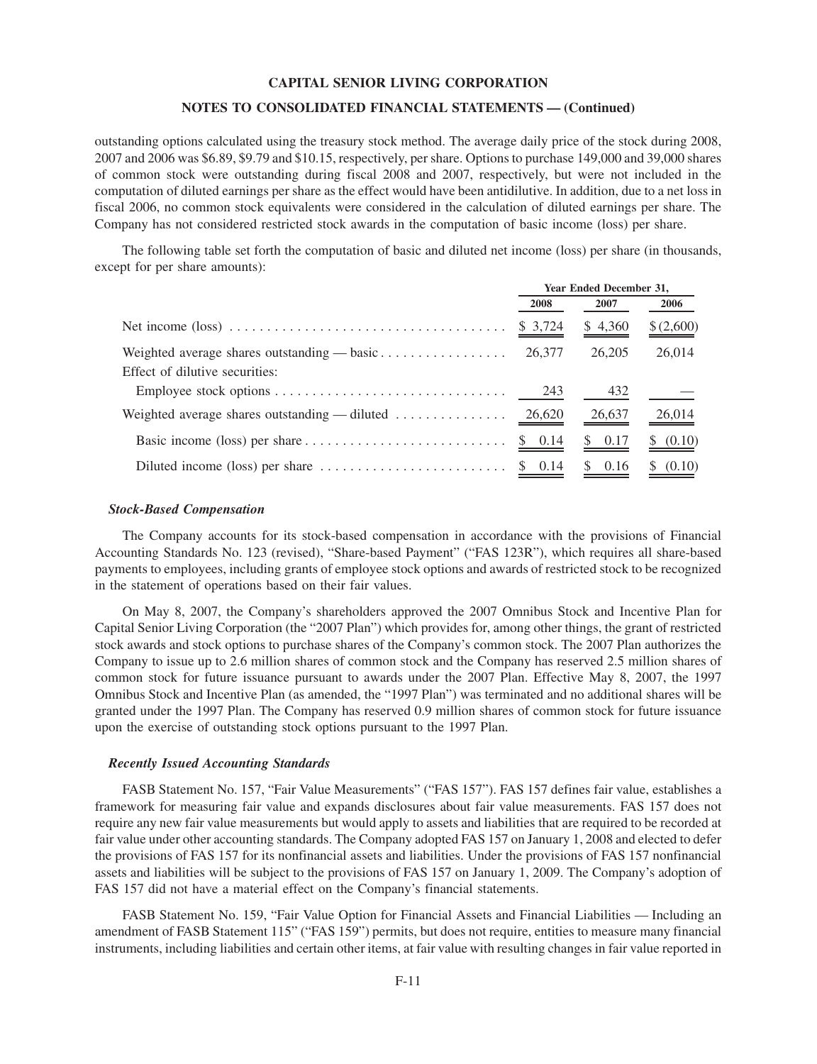outstanding options calculated using the treasury stock method. The average daily price of the stock during 2008, 2007 and 2006 was $6.89, $9.79 and $10.15, respectively, per share. Options to purchase 149,000 and 39,000 shares of common stock were outstanding during fiscal 2008 and 2007, respectively, but were not included in the computation of diluted earnings per share as the effect would have been antidilutive. In addition, due to a net loss in fiscal 2006, no common stock equivalents were considered in the calculation of diluted earnings per share. The Company has not considered restricted stock awards in the computation of basic income (loss) per share.

The following table set forth the computation of basic and diluted net income (loss) per share (in thousands, except for per share amounts):

| | Year Ended December 31, | | |
|---|---|---|---|
| | 2008 | 2007 | 2006 |
| Net income (loss) | $ 3,724 | $ 4,360 | $ (2,600) |
| Weighted average shares outstanding — basic | 26,377 | 26,205 | 26,014 |
| Effect of dilutive securities: | | | |
| Employee stock options | 243 | 432 | — |
| Weighted average shares outstanding — diluted | 26,620 | 26,637 | 26,014 |
| Basic income (loss) per share | $ 0.14 | $ 0.17 | $ (0.10) |
| Diluted income (loss) per share | $ 0.14 | $ 0.16 | $ (0.10) |

### *Stock-Based Compensation*

The Company accounts for its stock-based compensation in accordance with the provisions of Financial Accounting Standards No. 123 (revised), "Share-based Payment" ("FAS 123R"), which requires all share-based payments to employees, including grants of employee stock options and awards of restricted stock to be recognized in the statement of operations based on their fair values.

On May 8, 2007, the Company's shareholders approved the 2007 Omnibus Stock and Incentive Plan for Capital Senior Living Corporation (the "2007 Plan") which provides for, among other things, the grant of restricted stock awards and stock options to purchase shares of the Company's common stock. The 2007 Plan authorizes the Company to issue up to 2.6 million shares of common stock and the Company has reserved 2.5 million shares of common stock for future issuance pursuant to awards under the 2007 Plan. Effective May 8, 2007, the 1997 Omnibus Stock and Incentive Plan (as amended, the "1997 Plan") was terminated and no additional shares will be granted under the 1997 Plan. The Company has reserved 0.9 million shares of common stock for future issuance upon the exercise of outstanding stock options pursuant to the 1997 Plan.

### *Recently Issued Accounting Standards*

FASB Statement No. 157, "Fair Value Measurements" ("FAS 157"). FAS 157 defines fair value, establishes a framework for measuring fair value and expands disclosures about fair value measurements. FAS 157 does not require any new fair value measurements but would apply to assets and liabilities that are required to be recorded at fair value under other accounting standards. The Company adopted FAS 157 on January 1, 2008 and elected to defer the provisions of FAS 157 for its nonfinancial assets and liabilities. Under the provisions of FAS 157 nonfinancial assets and liabilities will be subject to the provisions of FAS 157 on January 1, 2009. The Company's adoption of FAS 157 did not have a material effect on the Company's financial statements.

FASB Statement No. 159, "Fair Value Option for Financial Assets and Financial Liabilities — Including an amendment of FASB Statement 115" ("FAS 159") permits, but does not require, entities to measure many financial instruments, including liabilities and certain other items, at fair value with resulting changes in fair value reported in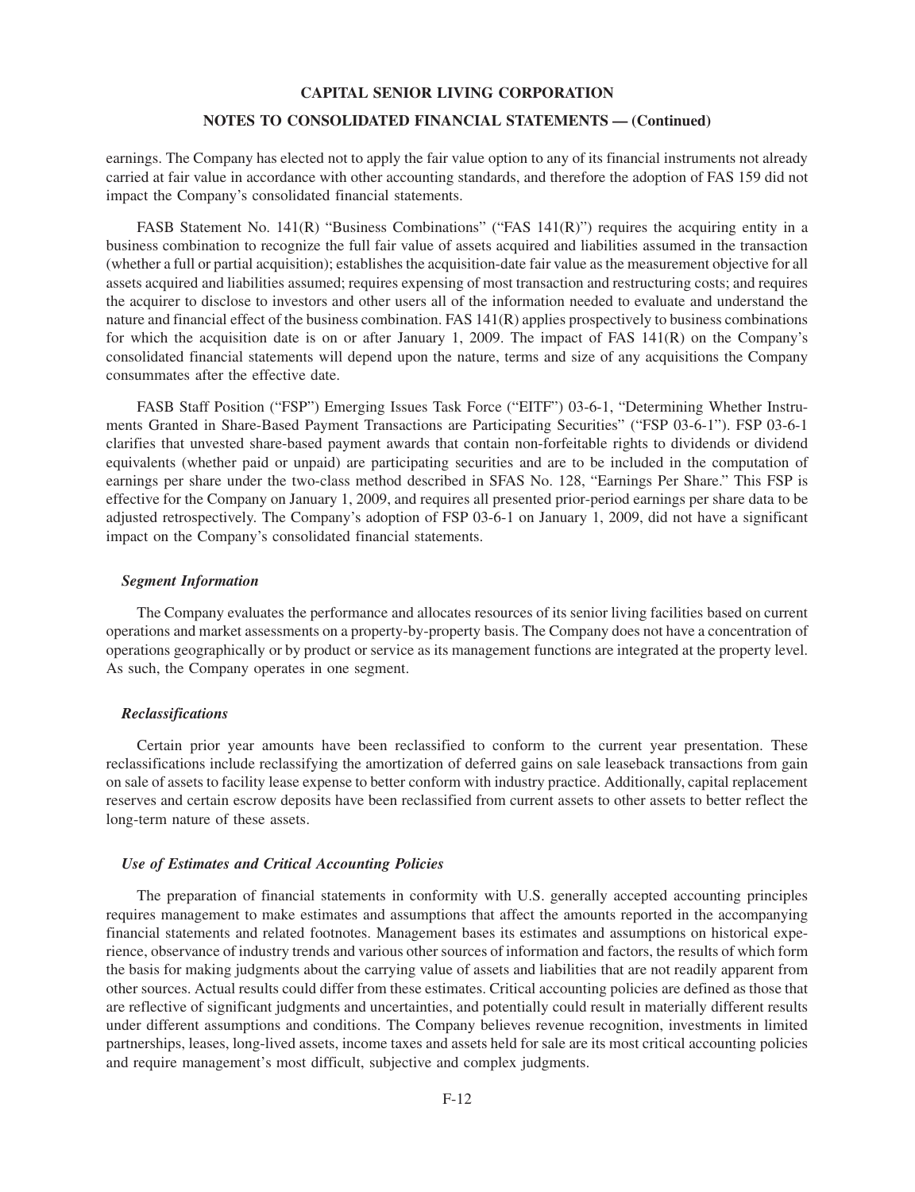earnings. The Company has elected not to apply the fair value option to any of its financial instruments not already carried at fair value in accordance with other accounting standards, and therefore the adoption of FAS 159 did not impact the Company's consolidated financial statements.

FASB Statement No. 141(R) "Business Combinations" ("FAS 141(R)") requires the acquiring entity in a business combination to recognize the full fair value of assets acquired and liabilities assumed in the transaction (whether a full or partial acquisition); establishes the acquisition-date fair value as the measurement objective for all assets acquired and liabilities assumed; requires expensing of most transaction and restructuring costs; and requires the acquirer to disclose to investors and other users all of the information needed to evaluate and understand the nature and financial effect of the business combination. FAS 141(R) applies prospectively to business combinations for which the acquisition date is on or after January 1, 2009. The impact of FAS 141(R) on the Company's consolidated financial statements will depend upon the nature, terms and size of any acquisitions the Company consummates after the effective date.

FASB Staff Position ("FSP") Emerging Issues Task Force ("EITF") 03-6-1, "Determining Whether Instruments Granted in Share-Based Payment Transactions are Participating Securities" ("FSP 03-6-1"). FSP 03-6-1 clarifies that unvested share-based payment awards that contain non-forfeitable rights to dividends or dividend equivalents (whether paid or unpaid) are participating securities and are to be included in the computation of earnings per share under the two-class method described in SFAS No. 128, "Earnings Per Share." This FSP is effective for the Company on January 1, 2009, and requires all presented prior-period earnings per share data to be adjusted retrospectively. The Company's adoption of FSP 03-6-1 on January 1, 2009, did not have a significant impact on the Company's consolidated financial statements.

### *Segment Information*

The Company evaluates the performance and allocates resources of its senior living facilities based on current operations and market assessments on a property-by-property basis. The Company does not have a concentration of operations geographically or by product or service as its management functions are integrated at the property level. As such, the Company operates in one segment.

### *Reclassifications*

Certain prior year amounts have been reclassified to conform to the current year presentation. These reclassifications include reclassifying the amortization of deferred gains on sale leaseback transactions from gain on sale of assets to facility lease expense to better conform with industry practice. Additionally, capital replacement reserves and certain escrow deposits have been reclassified from current assets to other assets to better reflect the long-term nature of these assets.

### *Use of Estimates and Critical Accounting Policies*

The preparation of financial statements in conformity with U.S. generally accepted accounting principles requires management to make estimates and assumptions that affect the amounts reported in the accompanying financial statements and related footnotes. Management bases its estimates and assumptions on historical experience, observance of industry trends and various other sources of information and factors, the results of which form the basis for making judgments about the carrying value of assets and liabilities that are not readily apparent from other sources. Actual results could differ from these estimates. Critical accounting policies are defined as those that are reflective of significant judgments and uncertainties, and potentially could result in materially different results under different assumptions and conditions. The Company believes revenue recognition, investments in limited partnerships, leases, long-lived assets, income taxes and assets held for sale are its most critical accounting policies and require management's most difficult, subjective and complex judgments.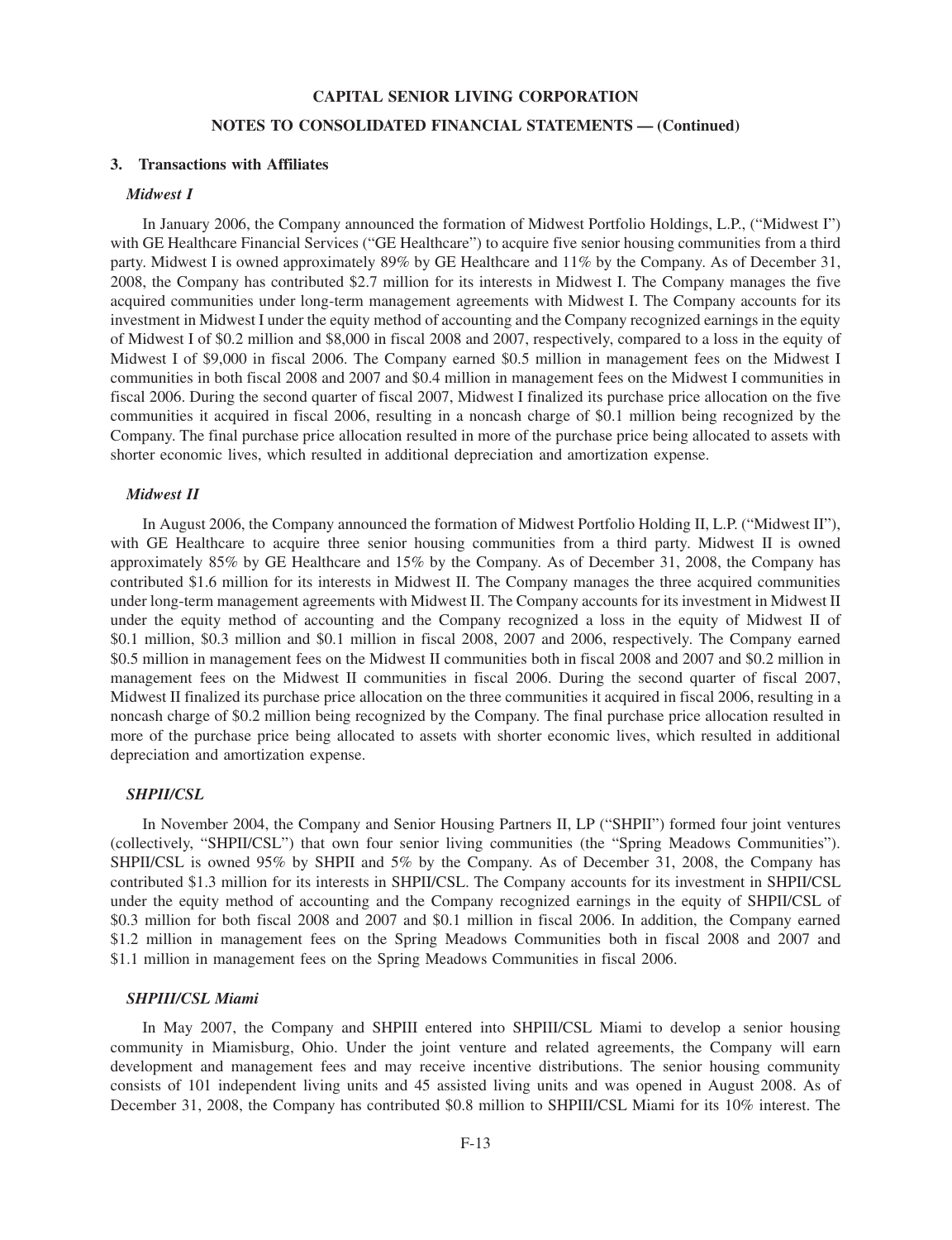**CAPITAL SENIOR LIVING CORPORATION**

**NOTES TO CONSOLIDATED FINANCIAL STATEMENTS — (Continued)**

### 3. Transactions with Affiliates

#### *Midwest I*

In January 2006, the Company announced the formation of Midwest Portfolio Holdings, L.P., ("Midwest I") with GE Healthcare Financial Services ("GE Healthcare") to acquire five senior housing communities from a third party. Midwest I is owned approximately 89% by GE Healthcare and 11% by the Company. As of December 31, 2008, the Company has contributed $2.7 million for its interests in Midwest I. The Company manages the five acquired communities under long-term management agreements with Midwest I. The Company accounts for its investment in Midwest I under the equity method of accounting and the Company recognized earnings in the equity of Midwest I of $0.2 million and $8,000 in fiscal 2008 and 2007, respectively, compared to a loss in the equity of Midwest I of $9,000 in fiscal 2006. The Company earned $0.5 million in management fees on the Midwest I communities in both fiscal 2008 and 2007 and $0.4 million in management fees on the Midwest I communities in fiscal 2006. During the second quarter of fiscal 2007, Midwest I finalized its purchase price allocation on the five communities it acquired in fiscal 2006, resulting in a noncash charge of $0.1 million being recognized by the Company. The final purchase price allocation resulted in more of the purchase price being allocated to assets with shorter economic lives, which resulted in additional depreciation and amortization expense.

#### *Midwest II*

In August 2006, the Company announced the formation of Midwest Portfolio Holding II, L.P. ("Midwest II"), with GE Healthcare to acquire three senior housing communities from a third party. Midwest II is owned approximately 85% by GE Healthcare and 15% by the Company. As of December 31, 2008, the Company has contributed $1.6 million for its interests in Midwest II. The Company manages the three acquired communities under long-term management agreements with Midwest II. The Company accounts for its investment in Midwest II under the equity method of accounting and the Company recognized a loss in the equity of Midwest II of $0.1 million, $0.3 million and $0.1 million in fiscal 2008, 2007 and 2006, respectively. The Company earned $0.5 million in management fees on the Midwest II communities both in fiscal 2008 and 2007 and $0.2 million in management fees on the Midwest II communities in fiscal 2006. During the second quarter of fiscal 2007, Midwest II finalized its purchase price allocation on the three communities it acquired in fiscal 2006, resulting in a noncash charge of $0.2 million being recognized by the Company. The final purchase price allocation resulted in more of the purchase price being allocated to assets with shorter economic lives, which resulted in additional depreciation and amortization expense.

#### *SHPII/CSL*

In November 2004, the Company and Senior Housing Partners II, LP ("SHPII") formed four joint ventures (collectively, "SHPII/CSL") that own four senior living communities (the "Spring Meadows Communities"). SHPII/CSL is owned 95% by SHPII and 5% by the Company. As of December 31, 2008, the Company has contributed $1.3 million for its interests in SHPII/CSL. The Company accounts for its investment in SHPII/CSL under the equity method of accounting and the Company recognized earnings in the equity of SHPII/CSL of $0.3 million for both fiscal 2008 and 2007 and $0.1 million in fiscal 2006. In addition, the Company earned $1.2 million in management fees on the Spring Meadows Communities both in fiscal 2008 and 2007 and $1.1 million in management fees on the Spring Meadows Communities in fiscal 2006.

#### *SHPIII/CSL Miami*

In May 2007, the Company and SHPIII entered into SHPIII/CSL Miami to develop a senior housing community in Miamisburg, Ohio. Under the joint venture and related agreements, the Company will earn development and management fees and may receive incentive distributions. The senior housing community consists of 101 independent living units and 45 assisted living units and was opened in August 2008. As of December 31, 2008, the Company has contributed $0.8 million to SHPIII/CSL Miami for its 10% interest. The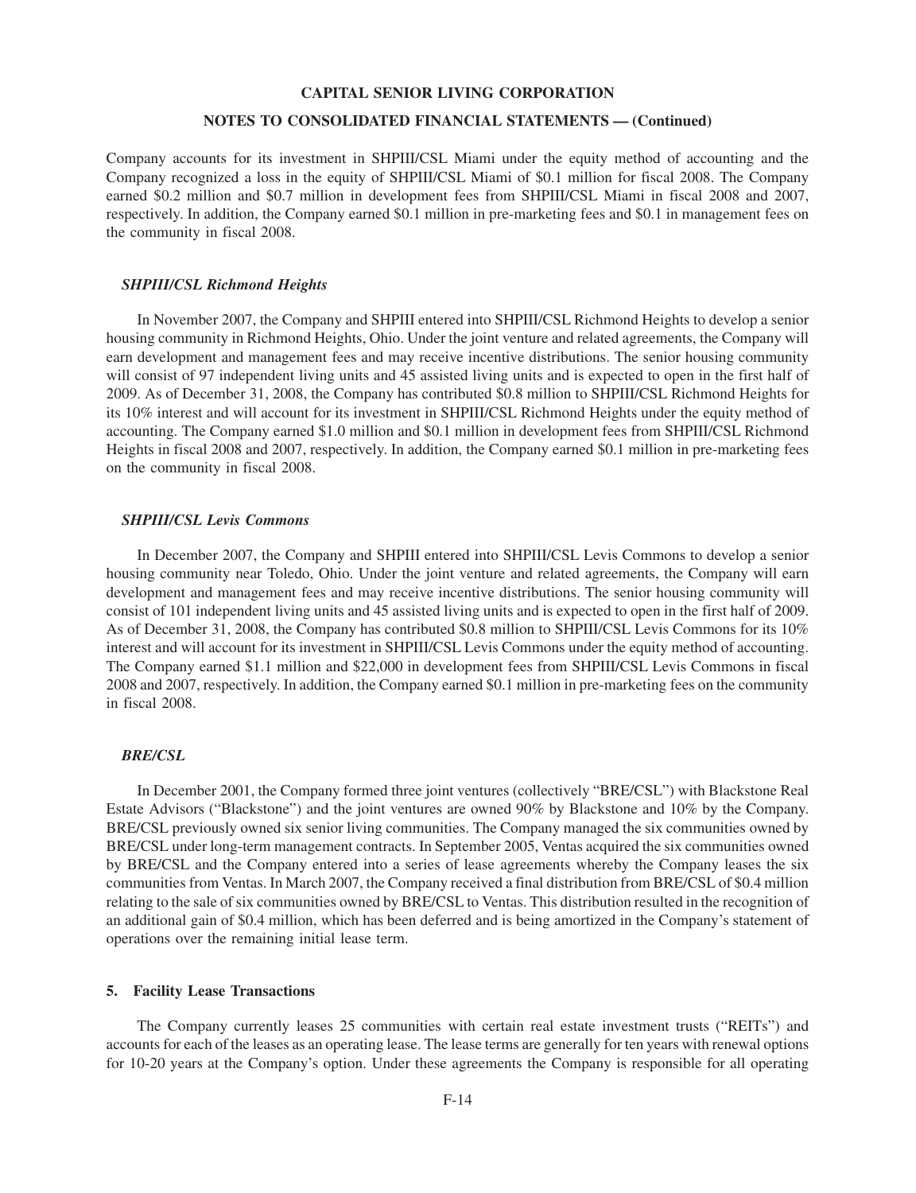Company accounts for its investment in SHPIII/CSL Miami under the equity method of accounting and the Company recognized a loss in the equity of SHPIII/CSL Miami of $0.1 million for fiscal 2008. The Company earned $0.2 million and $0.7 million in development fees from SHPIII/CSL Miami in fiscal 2008 and 2007, respectively. In addition, the Company earned $0.1 million in pre-marketing fees and $0.1 in management fees on the community in fiscal 2008.

### *SHPIII/CSL Richmond Heights*

In November 2007, the Company and SHPIII entered into SHPIII/CSL Richmond Heights to develop a senior housing community in Richmond Heights, Ohio. Under the joint venture and related agreements, the Company will earn development and management fees and may receive incentive distributions. The senior housing community will consist of 97 independent living units and 45 assisted living units and is expected to open in the first half of 2009. As of December 31, 2008, the Company has contributed $0.8 million to SHPIII/CSL Richmond Heights for its 10% interest and will account for its investment in SHPIII/CSL Richmond Heights under the equity method of accounting. The Company earned $1.0 million and $0.1 million in development fees from SHPIII/CSL Richmond Heights in fiscal 2008 and 2007, respectively. In addition, the Company earned $0.1 million in pre-marketing fees on the community in fiscal 2008.

### *SHPIII/CSL Levis Commons*

In December 2007, the Company and SHPIII entered into SHPIII/CSL Levis Commons to develop a senior housing community near Toledo, Ohio. Under the joint venture and related agreements, the Company will earn development and management fees and may receive incentive distributions. The senior housing community will consist of 101 independent living units and 45 assisted living units and is expected to open in the first half of 2009. As of December 31, 2008, the Company has contributed $0.8 million to SHPIII/CSL Levis Commons for its 10% interest and will account for its investment in SHPIII/CSL Levis Commons under the equity method of accounting. The Company earned $1.1 million and $22,000 in development fees from SHPIII/CSL Levis Commons in fiscal 2008 and 2007, respectively. In addition, the Company earned $0.1 million in pre-marketing fees on the community in fiscal 2008.

### *BRE/CSL*

In December 2001, the Company formed three joint ventures (collectively "BRE/CSL") with Blackstone Real Estate Advisors ("Blackstone") and the joint ventures are owned 90% by Blackstone and 10% by the Company. BRE/CSL previously owned six senior living communities. The Company managed the six communities owned by BRE/CSL under long-term management contracts. In September 2005, Ventas acquired the six communities owned by BRE/CSL and the Company entered into a series of lease agreements whereby the Company leases the six communities from Ventas. In March 2007, the Company received a final distribution from BRE/CSL of $0.4 million relating to the sale of six communities owned by BRE/CSL to Ventas. This distribution resulted in the recognition of an additional gain of $0.4 million, which has been deferred and is being amortized in the Company's statement of operations over the remaining initial lease term.

## 5. Facility Lease Transactions

The Company currently leases 25 communities with certain real estate investment trusts ("REITs") and accounts for each of the leases as an operating lease. The lease terms are generally for ten years with renewal options for 10-20 years at the Company's option. Under these agreements the Company is responsible for all operating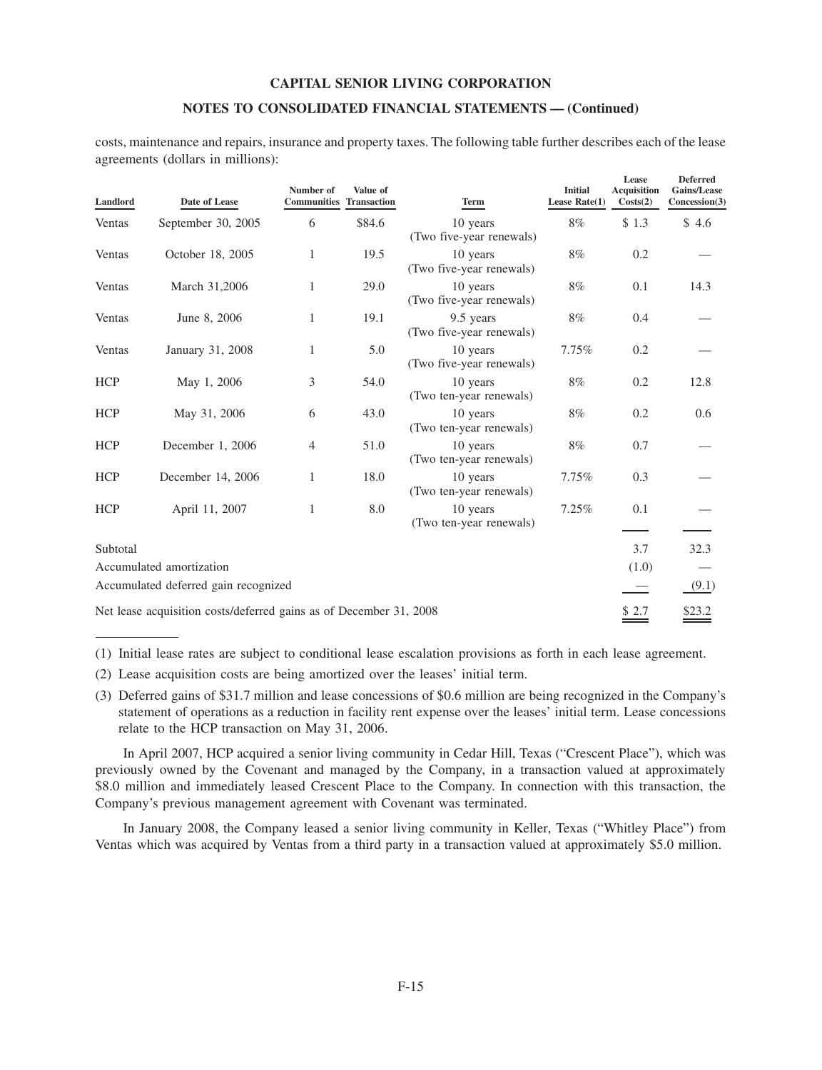costs, maintenance and repairs, insurance and property taxes. The following table further describes each of the lease agreements (dollars in millions):

| Landlord | Date of Lease | Number of Communities | Value of Transaction | Term | Initial Lease Rate(1) | Lease Acquisition Costs(2) | Deferred Gains/Lease Concession(3) |
|---|---|---|---|---|---|---|---|
| Ventas | September 30, 2005 | 6 | $84.6 | 10 years (Two five-year renewals) | 8% | $ 1.3 | $ 4.6 |
| Ventas | October 18, 2005 | 1 | 19.5 | 10 years (Two five-year renewals) | 8% | 0.2 | — |
| Ventas | March 31,2006 | 1 | 29.0 | 10 years (Two five-year renewals) | 8% | 0.1 | 14.3 |
| Ventas | June 8, 2006 | 1 | 19.1 | 9.5 years (Two five-year renewals) | 8% | 0.4 | — |
| Ventas | January 31, 2008 | 1 | 5.0 | 10 years (Two five-year renewals) | 7.75% | 0.2 | — |
| HCP | May 1, 2006 | 3 | 54.0 | 10 years (Two ten-year renewals) | 8% | 0.2 | 12.8 |
| HCP | May 31, 2006 | 6 | 43.0 | 10 years (Two ten-year renewals) | 8% | 0.2 | 0.6 |
| HCP | December 1, 2006 | 4 | 51.0 | 10 years (Two ten-year renewals) | 8% | 0.7 | — |
| HCP | December 14, 2006 | 1 | 18.0 | 10 years (Two ten-year renewals) | 7.75% | 0.3 | — |
| HCP | April 11, 2007 | 1 | 8.0 | 10 years (Two ten-year renewals) | 7.25% | 0.1 | — |
| Subtotal | | | | | | 3.7 | 32.3 |
| Accumulated amortization | | | | | | (1.0) | — |
| Accumulated deferred gain recognized | | | | | | — | (9.1) |
| Net lease acquisition costs/deferred gains as of December 31, 2008 | | | | | | $ 2.7 | $23.2 |

(1) Initial lease rates are subject to conditional lease escalation provisions as forth in each lease agreement.

(2) Lease acquisition costs are being amortized over the leases' initial term.

(3) Deferred gains of $31.7 million and lease concessions of $0.6 million are being recognized in the Company's statement of operations as a reduction in facility rent expense over the leases' initial term. Lease concessions relate to the HCP transaction on May 31, 2006.

In April 2007, HCP acquired a senior living community in Cedar Hill, Texas ("Crescent Place"), which was previously owned by the Covenant and managed by the Company, in a transaction valued at approximately $8.0 million and immediately leased Crescent Place to the Company. In connection with this transaction, the Company's previous management agreement with Covenant was terminated.

In January 2008, the Company leased a senior living community in Keller, Texas ("Whitley Place") from Ventas which was acquired by Ventas from a third party in a transaction valued at approximately $5.0 million.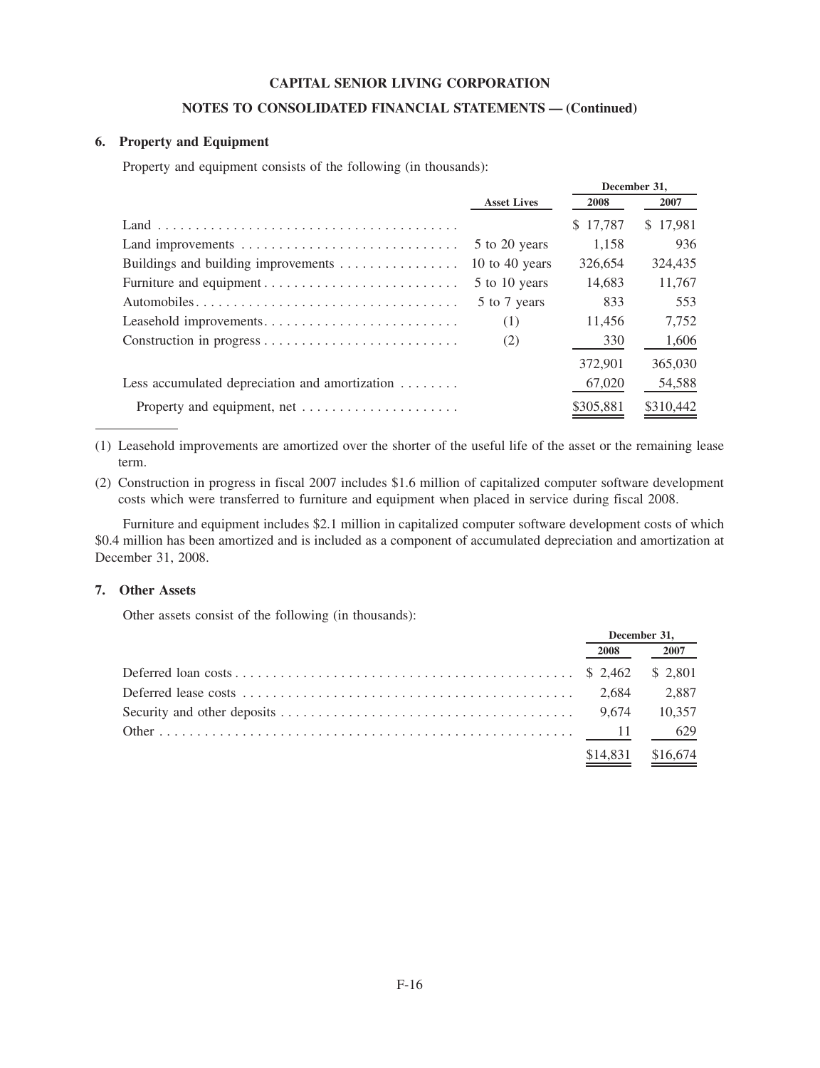**CAPITAL SENIOR LIVING CORPORATION**

**NOTES TO CONSOLIDATED FINANCIAL STATEMENTS — (Continued)**

### 6. Property and Equipment

Property and equipment consists of the following (in thousands):

| | Asset Lives | December 31, 2008 | December 31, 2007 |
|---|---|---|---|
| Land | | $ 17,787 | $ 17,981 |
| Land improvements | 5 to 20 years | 1,158 | 936 |
| Buildings and building improvements | 10 to 40 years | 326,654 | 324,435 |
| Furniture and equipment | 5 to 10 years | 14,683 | 11,767 |
| Automobiles | 5 to 7 years | 833 | 553 |
| Leasehold improvements | (1) | 11,456 | 7,752 |
| Construction in progress | (2) | 330 | 1,606 |
| | | 372,901 | 365,030 |
| Less accumulated depreciation and amortization | | 67,020 | 54,588 |
| Property and equipment, net | | $305,881 | $310,442 |

(1) Leasehold improvements are amortized over the shorter of the useful life of the asset or the remaining lease term.

(2) Construction in progress in fiscal 2007 includes $1.6 million of capitalized computer software development costs which were transferred to furniture and equipment when placed in service during fiscal 2008.

Furniture and equipment includes $2.1 million in capitalized computer software development costs of which $0.4 million has been amortized and is included as a component of accumulated depreciation and amortization at December 31, 2008.

### 7. Other Assets

Other assets consist of the following (in thousands):

| | December 31, 2008 | December 31, 2007 |
|---|---|---|
| Deferred loan costs | $ 2,462 | $ 2,801 |
| Deferred lease costs | 2,684 | 2,887 |
| Security and other deposits | 9,674 | 10,357 |
| Other | 11 | 629 |
| | $14,831 | $16,674 |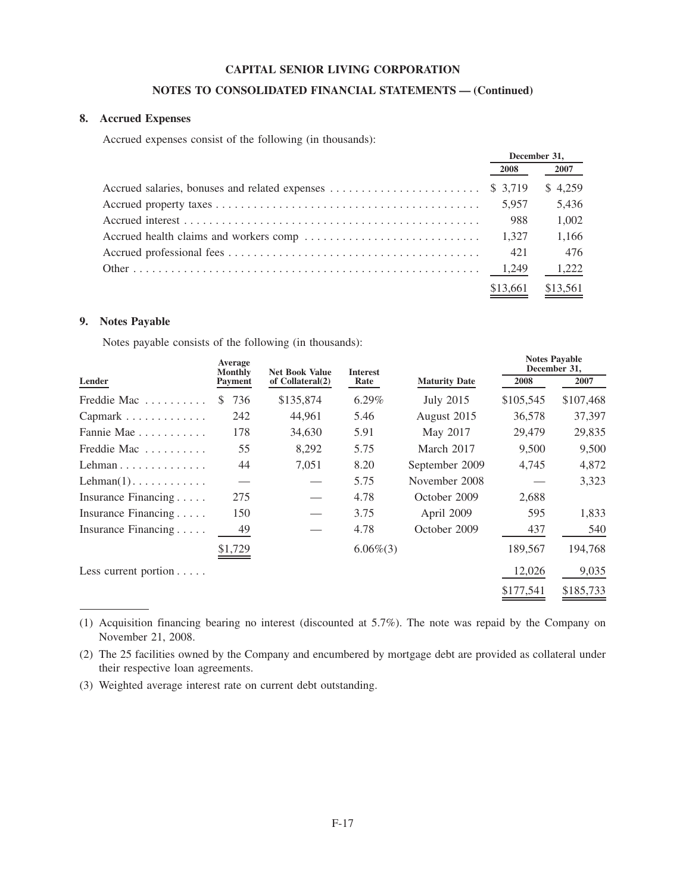**CAPITAL SENIOR LIVING CORPORATION**

**NOTES TO CONSOLIDATED FINANCIAL STATEMENTS — (Continued)**

## 8. Accrued Expenses

Accrued expenses consist of the following (in thousands):

| | December 31, | |
|---|---|---|
| | 2008 | 2007 |
| Accrued salaries, bonuses and related expenses | $ 3,719 | $ 4,259 |
| Accrued property taxes | 5,957 | 5,436 |
| Accrued interest | 988 | 1,002 |
| Accrued health claims and workers comp | 1,327 | 1,166 |
| Accrued professional fees | 421 | 476 |
| Other | 1,249 | 1,222 |
| | $13,661 | $13,561 |

## 9. Notes Payable

Notes payable consists of the following (in thousands):

| Lender | Average Monthly Payment | Net Book Value of Collateral(2) | Interest Rate | Maturity Date | Notes Payable December 31, 2008 | 2007 |
|---|---|---|---|---|---|---|
| Freddie Mac | $ 736 | $135,874 | 6.29% | July 2015 | $105,545 | $107,468 |
| Capmark | 242 | 44,961 | 5.46 | August 2015 | 36,578 | 37,397 |
| Fannie Mae | 178 | 34,630 | 5.91 | May 2017 | 29,479 | 29,835 |
| Freddie Mac | 55 | 8,292 | 5.75 | March 2017 | 9,500 | 9,500 |
| Lehman | 44 | 7,051 | 8.20 | September 2009 | 4,745 | 4,872 |
| Lehman(1) | — | — | 5.75 | November 2008 | — | 3,323 |
| Insurance Financing | 275 | — | 4.78 | October 2009 | 2,688 | |
| Insurance Financing | 150 | — | 3.75 | April 2009 | 595 | 1,833 |
| Insurance Financing | 49 | — | 4.78 | October 2009 | 437 | 540 |
| | $1,729 | | 6.06%(3) | | 189,567 | 194,768 |
| Less current portion | | | | | 12,026 | 9,035 |
| | | | | | $177,541 | $185,733 |

(1) Acquisition financing bearing no interest (discounted at 5.7%). The note was repaid by the Company on November 21, 2008.

(2) The 25 facilities owned by the Company and encumbered by mortgage debt are provided as collateral under their respective loan agreements.

(3) Weighted average interest rate on current debt outstanding.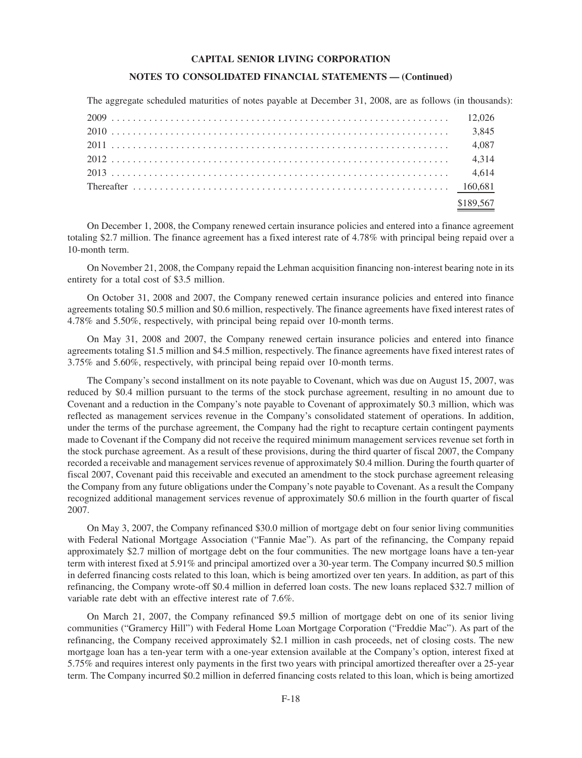The aggregate scheduled maturities of notes payable at December 31, 2008, are as follows (in thousands):

| | |
|---|---|
| 2009 | 12,026 |
| 2010 | 3,845 |
| 2011 | 4,087 |
| 2012 | 4,314 |
| 2013 | 4,614 |
| Thereafter | 160,681 |
| | $189,567 |

On December 1, 2008, the Company renewed certain insurance policies and entered into a finance agreement totaling $2.7 million. The finance agreement has a fixed interest rate of 4.78% with principal being repaid over a 10-month term.

On November 21, 2008, the Company repaid the Lehman acquisition financing non-interest bearing note in its entirety for a total cost of $3.5 million.

On October 31, 2008 and 2007, the Company renewed certain insurance policies and entered into finance agreements totaling $0.5 million and $0.6 million, respectively. The finance agreements have fixed interest rates of 4.78% and 5.50%, respectively, with principal being repaid over 10-month terms.

On May 31, 2008 and 2007, the Company renewed certain insurance policies and entered into finance agreements totaling $1.5 million and $4.5 million, respectively. The finance agreements have fixed interest rates of 3.75% and 5.60%, respectively, with principal being repaid over 10-month terms.

The Company's second installment on its note payable to Covenant, which was due on August 15, 2007, was reduced by $0.4 million pursuant to the terms of the stock purchase agreement, resulting in no amount due to Covenant and a reduction in the Company's note payable to Covenant of approximately $0.3 million, which was reflected as management services revenue in the Company's consolidated statement of operations. In addition, under the terms of the purchase agreement, the Company had the right to recapture certain contingent payments made to Covenant if the Company did not receive the required minimum management services revenue set forth in the stock purchase agreement. As a result of these provisions, during the third quarter of fiscal 2007, the Company recorded a receivable and management services revenue of approximately $0.4 million. During the fourth quarter of fiscal 2007, Covenant paid this receivable and executed an amendment to the stock purchase agreement releasing the Company from any future obligations under the Company's note payable to Covenant. As a result the Company recognized additional management services revenue of approximately $0.6 million in the fourth quarter of fiscal 2007.

On May 3, 2007, the Company refinanced $30.0 million of mortgage debt on four senior living communities with Federal National Mortgage Association ("Fannie Mae"). As part of the refinancing, the Company repaid approximately $2.7 million of mortgage debt on the four communities. The new mortgage loans have a ten-year term with interest fixed at 5.91% and principal amortized over a 30-year term. The Company incurred $0.5 million in deferred financing costs related to this loan, which is being amortized over ten years. In addition, as part of this refinancing, the Company wrote-off $0.4 million in deferred loan costs. The new loans replaced $32.7 million of variable rate debt with an effective interest rate of 7.6%.

On March 21, 2007, the Company refinanced $9.5 million of mortgage debt on one of its senior living communities ("Gramercy Hill") with Federal Home Loan Mortgage Corporation ("Freddie Mac"). As part of the refinancing, the Company received approximately $2.1 million in cash proceeds, net of closing costs. The new mortgage loan has a ten-year term with a one-year extension available at the Company's option, interest fixed at 5.75% and requires interest only payments in the first two years with principal amortized thereafter over a 25-year term. The Company incurred $0.2 million in deferred financing costs related to this loan, which is being amortized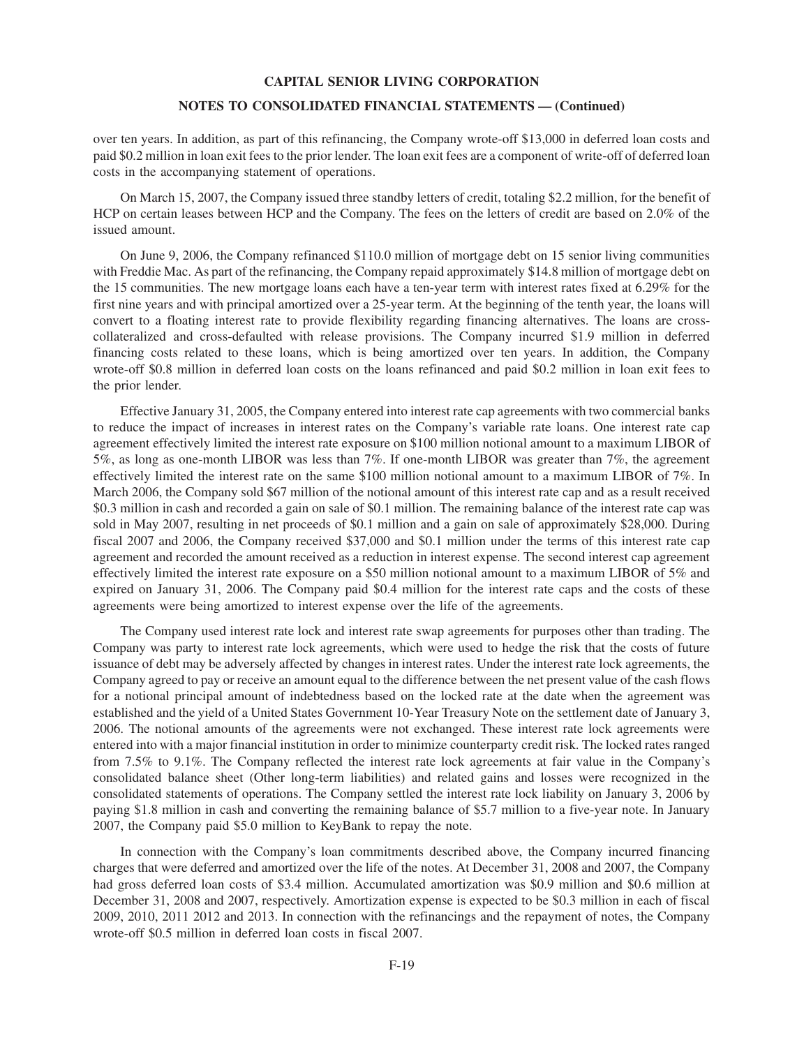over ten years. In addition, as part of this refinancing, the Company wrote-off $13,000 in deferred loan costs and paid $0.2 million in loan exit fees to the prior lender. The loan exit fees are a component of write-off of deferred loan costs in the accompanying statement of operations.

On March 15, 2007, the Company issued three standby letters of credit, totaling $2.2 million, for the benefit of HCP on certain leases between HCP and the Company. The fees on the letters of credit are based on 2.0% of the issued amount.

On June 9, 2006, the Company refinanced $110.0 million of mortgage debt on 15 senior living communities with Freddie Mac. As part of the refinancing, the Company repaid approximately $14.8 million of mortgage debt on the 15 communities. The new mortgage loans each have a ten-year term with interest rates fixed at 6.29% for the first nine years and with principal amortized over a 25-year term. At the beginning of the tenth year, the loans will convert to a floating interest rate to provide flexibility regarding financing alternatives. The loans are cross-collateralized and cross-defaulted with release provisions. The Company incurred $1.9 million in deferred financing costs related to these loans, which is being amortized over ten years. In addition, the Company wrote-off $0.8 million in deferred loan costs on the loans refinanced and paid $0.2 million in loan exit fees to the prior lender.

Effective January 31, 2005, the Company entered into interest rate cap agreements with two commercial banks to reduce the impact of increases in interest rates on the Company's variable rate loans. One interest rate cap agreement effectively limited the interest rate exposure on $100 million notional amount to a maximum LIBOR of 5%, as long as one-month LIBOR was less than 7%. If one-month LIBOR was greater than 7%, the agreement effectively limited the interest rate on the same $100 million notional amount to a maximum LIBOR of 7%. In March 2006, the Company sold $67 million of the notional amount of this interest rate cap and as a result received $0.3 million in cash and recorded a gain on sale of $0.1 million. The remaining balance of the interest rate cap was sold in May 2007, resulting in net proceeds of $0.1 million and a gain on sale of approximately $28,000. During fiscal 2007 and 2006, the Company received $37,000 and $0.1 million under the terms of this interest rate cap agreement and recorded the amount received as a reduction in interest expense. The second interest cap agreement effectively limited the interest rate exposure on a $50 million notional amount to a maximum LIBOR of 5% and expired on January 31, 2006. The Company paid $0.4 million for the interest rate caps and the costs of these agreements were being amortized to interest expense over the life of the agreements.

The Company used interest rate lock and interest rate swap agreements for purposes other than trading. The Company was party to interest rate lock agreements, which were used to hedge the risk that the costs of future issuance of debt may be adversely affected by changes in interest rates. Under the interest rate lock agreements, the Company agreed to pay or receive an amount equal to the difference between the net present value of the cash flows for a notional principal amount of indebtedness based on the locked rate at the date when the agreement was established and the yield of a United States Government 10-Year Treasury Note on the settlement date of January 3, 2006. The notional amounts of the agreements were not exchanged. These interest rate lock agreements were entered into with a major financial institution in order to minimize counterparty credit risk. The locked rates ranged from 7.5% to 9.1%. The Company reflected the interest rate lock agreements at fair value in the Company's consolidated balance sheet (Other long-term liabilities) and related gains and losses were recognized in the consolidated statements of operations. The Company settled the interest rate lock liability on January 3, 2006 by paying $1.8 million in cash and converting the remaining balance of $5.7 million to a five-year note. In January 2007, the Company paid $5.0 million to KeyBank to repay the note.

In connection with the Company's loan commitments described above, the Company incurred financing charges that were deferred and amortized over the life of the notes. At December 31, 2008 and 2007, the Company had gross deferred loan costs of $3.4 million. Accumulated amortization was $0.9 million and $0.6 million at December 31, 2008 and 2007, respectively. Amortization expense is expected to be $0.3 million in each of fiscal 2009, 2010, 2011 2012 and 2013. In connection with the refinancings and the repayment of notes, the Company wrote-off $0.5 million in deferred loan costs in fiscal 2007.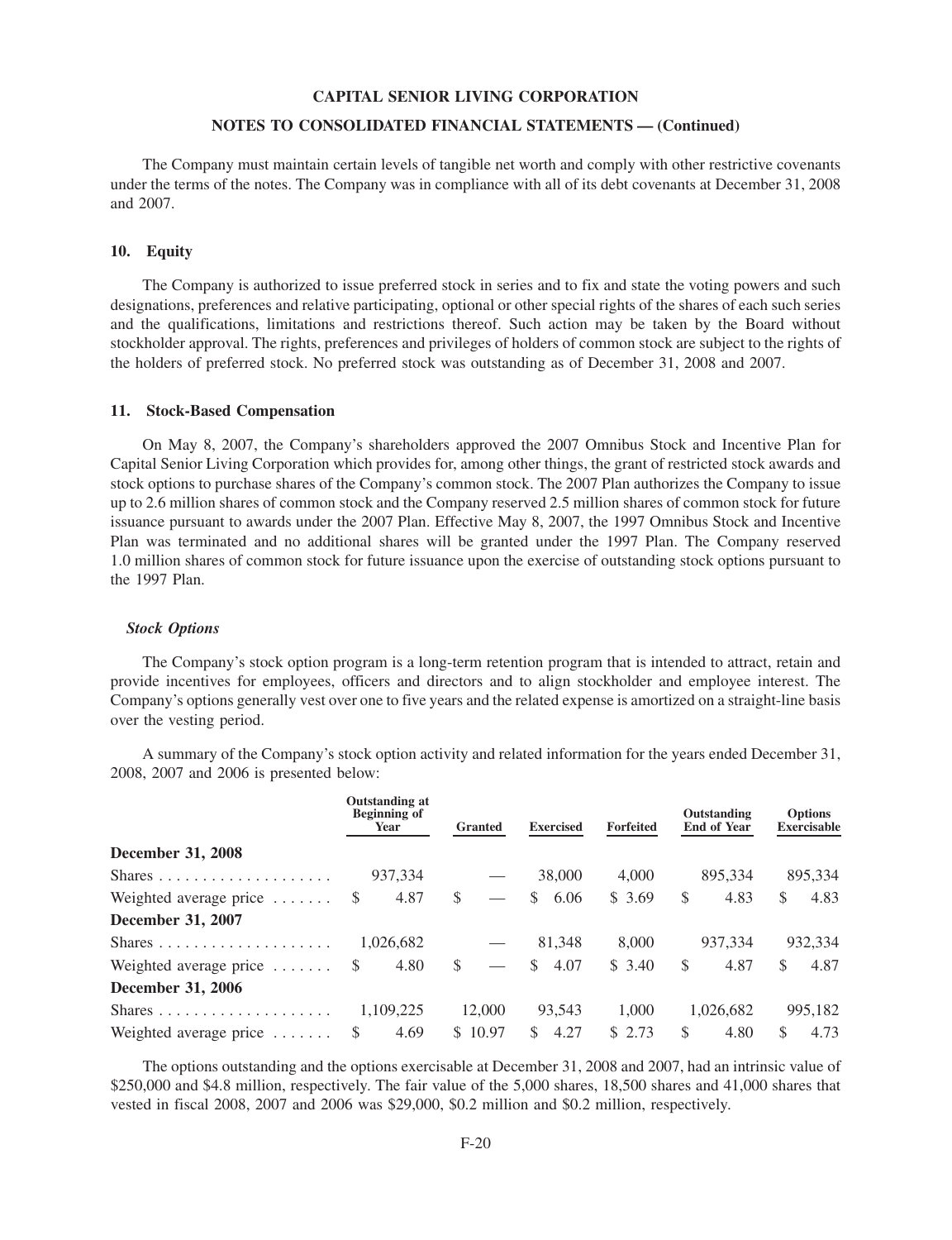The Company must maintain certain levels of tangible net worth and comply with other restrictive covenants under the terms of the notes. The Company was in compliance with all of its debt covenants at December 31, 2008 and 2007.

## 10. Equity

The Company is authorized to issue preferred stock in series and to fix and state the voting powers and such designations, preferences and relative participating, optional or other special rights of the shares of each such series and the qualifications, limitations and restrictions thereof. Such action may be taken by the Board without stockholder approval. The rights, preferences and privileges of holders of common stock are subject to the rights of the holders of preferred stock. No preferred stock was outstanding as of December 31, 2008 and 2007.

## 11. Stock-Based Compensation

On May 8, 2007, the Company's shareholders approved the 2007 Omnibus Stock and Incentive Plan for Capital Senior Living Corporation which provides for, among other things, the grant of restricted stock awards and stock options to purchase shares of the Company's common stock. The 2007 Plan authorizes the Company to issue up to 2.6 million shares of common stock and the Company reserved 2.5 million shares of common stock for future issuance pursuant to awards under the 2007 Plan. Effective May 8, 2007, the 1997 Omnibus Stock and Incentive Plan was terminated and no additional shares will be granted under the 1997 Plan. The Company reserved 1.0 million shares of common stock for future issuance upon the exercise of outstanding stock options pursuant to the 1997 Plan.

### *Stock Options*

The Company's stock option program is a long-term retention program that is intended to attract, retain and provide incentives for employees, officers and directors and to align stockholder and employee interest. The Company's options generally vest over one to five years and the related expense is amortized on a straight-line basis over the vesting period.

A summary of the Company's stock option activity and related information for the years ended December 31, 2008, 2007 and 2006 is presented below:

| | Outstanding at Beginning of Year | Granted | Exercised | Forfeited | Outstanding End of Year | Options Exercisable |
|---|---|---|---|---|---|---|
| **December 31, 2008** | | | | | | |
| Shares | 937,334 | — | 38,000 | 4,000 | 895,334 | 895,334 |
| Weighted average price | $ 4.87 | $ — | $ 6.06 | $ 3.69 | $ 4.83 | $ 4.83 |
| **December 31, 2007** | | | | | | |
| Shares | 1,026,682 | — | 81,348 | 8,000 | 937,334 | 932,334 |
| Weighted average price | $ 4.80 | $ — | $ 4.07 | $ 3.40 | $ 4.87 | $ 4.87 |
| **December 31, 2006** | | | | | | |
| Shares | 1,109,225 | 12,000 | 93,543 | 1,000 | 1,026,682 | 995,182 |
| Weighted average price | $ 4.69 | $ 10.97 | $ 4.27 | $ 2.73 | $ 4.80 | $ 4.73 |

The options outstanding and the options exercisable at December 31, 2008 and 2007, had an intrinsic value of $250,000 and $4.8 million, respectively. The fair value of the 5,000 shares, 18,500 shares and 41,000 shares that vested in fiscal 2008, 2007 and 2006 was $29,000, $0.2 million and $0.2 million, respectively.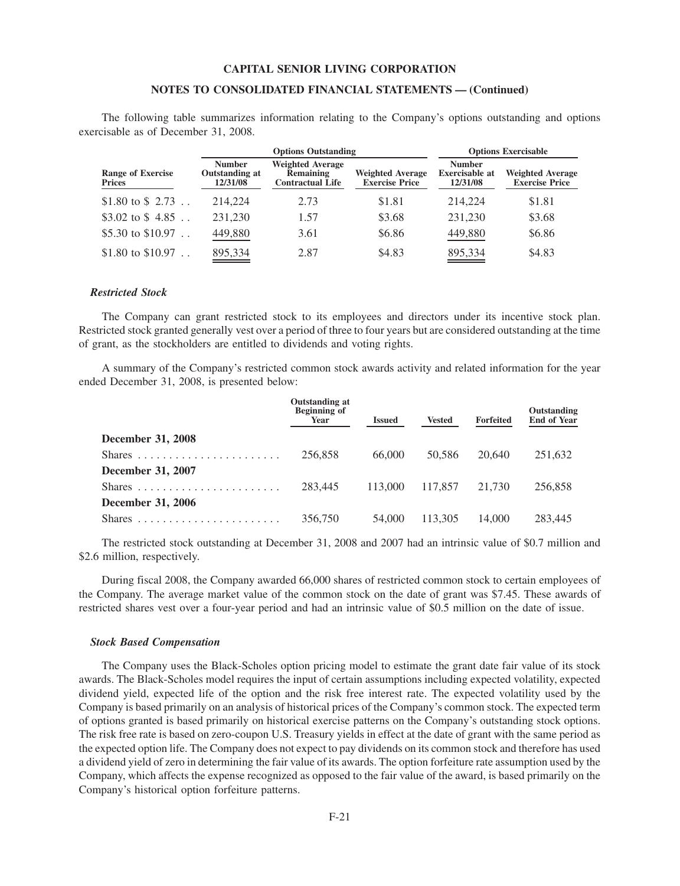The following table summarizes information relating to the Company's options outstanding and options exercisable as of December 31, 2008.

| | Options Outstanding | | | Options Exercisable | |
|---|---|---|---|---|---|
| Range of Exercise Prices | Number Outstanding at 12/31/08 | Weighted Average Remaining Contractual Life | Weighted Average Exercise Price | Number Exercisable at 12/31/08 | Weighted Average Exercise Price |
| $1.80 to $ 2.73 | 214,224 | 2.73 | $1.81 | 214,224 | $1.81 |
| $3.02 to $ 4.85 | 231,230 | 1.57 | $3.68 | 231,230 | $3.68 |
| $5.30 to $10.97 | 449,880 | 3.61 | $6.86 | 449,880 | $6.86 |
| $1.80 to $10.97 | 895,334 | 2.87 | $4.83 | 895,334 | $4.83 |

### *Restricted Stock*

The Company can grant restricted stock to its employees and directors under its incentive stock plan. Restricted stock granted generally vest over a period of three to four years but are considered outstanding at the time of grant, as the stockholders are entitled to dividends and voting rights.

A summary of the Company's restricted common stock awards activity and related information for the year ended December 31, 2008, is presented below:

| | Outstanding at Beginning of Year | Issued | Vested | Forfeited | Outstanding End of Year |
|---|---|---|---|---|---|
| **December 31, 2008** | | | | | |
| Shares | 256,858 | 66,000 | 50,586 | 20,640 | 251,632 |
| **December 31, 2007** | | | | | |
| Shares | 283,445 | 113,000 | 117,857 | 21,730 | 256,858 |
| **December 31, 2006** | | | | | |
| Shares | 356,750 | 54,000 | 113,305 | 14,000 | 283,445 |

The restricted stock outstanding at December 31, 2008 and 2007 had an intrinsic value of $0.7 million and $2.6 million, respectively.

During fiscal 2008, the Company awarded 66,000 shares of restricted common stock to certain employees of the Company. The average market value of the common stock on the date of grant was $7.45. These awards of restricted shares vest over a four-year period and had an intrinsic value of $0.5 million on the date of issue.

### *Stock Based Compensation*

The Company uses the Black-Scholes option pricing model to estimate the grant date fair value of its stock awards. The Black-Scholes model requires the input of certain assumptions including expected volatility, expected dividend yield, expected life of the option and the risk free interest rate. The expected volatility used by the Company is based primarily on an analysis of historical prices of the Company's common stock. The expected term of options granted is based primarily on historical exercise patterns on the Company's outstanding stock options. The risk free rate is based on zero-coupon U.S. Treasury yields in effect at the date of grant with the same period as the expected option life. The Company does not expect to pay dividends on its common stock and therefore has used a dividend yield of zero in determining the fair value of its awards. The option forfeiture rate assumption used by the Company, which affects the expense recognized as opposed to the fair value of the award, is based primarily on the Company's historical option forfeiture patterns.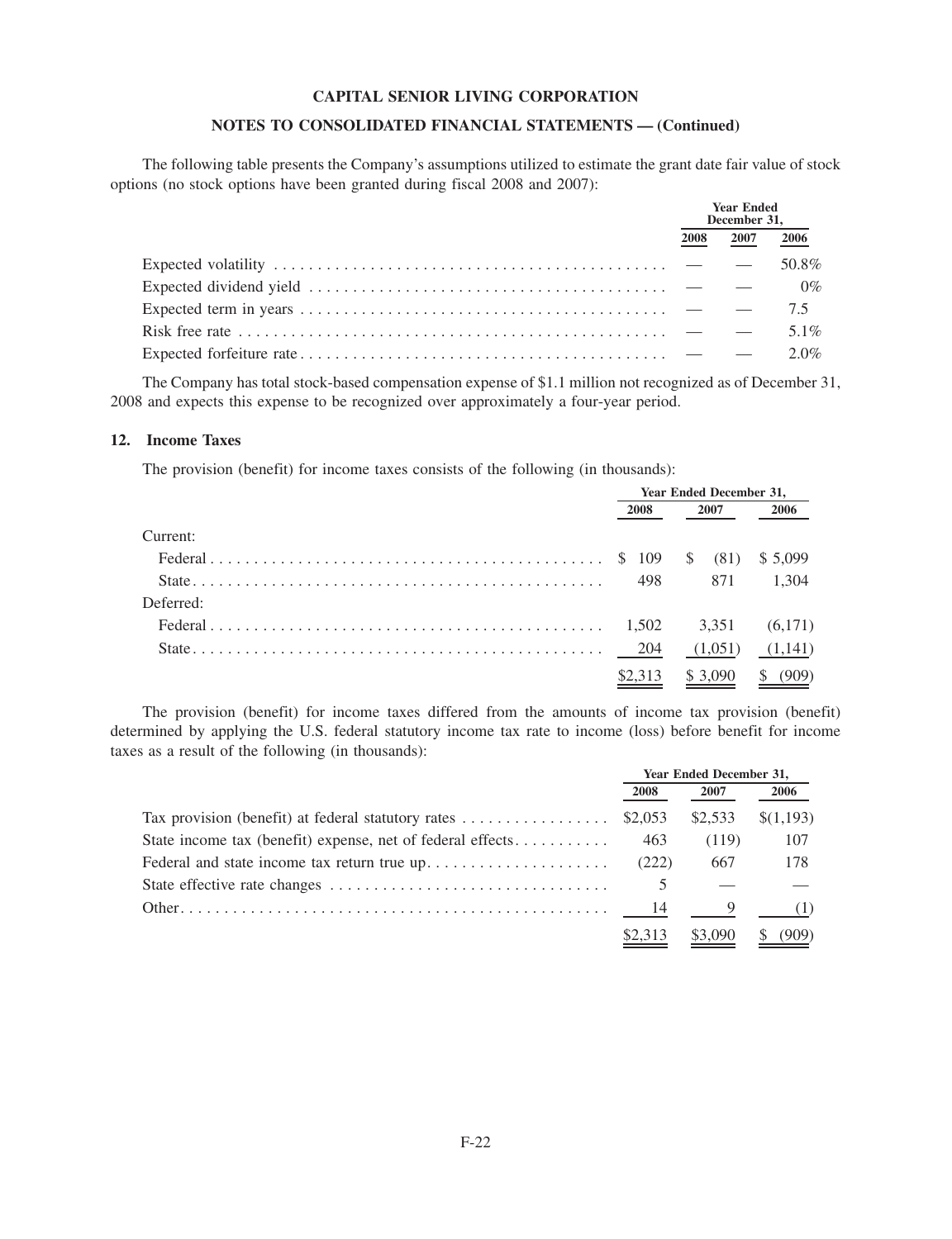The following table presents the Company's assumptions utilized to estimate the grant date fair value of stock options (no stock options have been granted during fiscal 2008 and 2007):

| | Year Ended December 31, | | |
|---|---|---|---|
| | 2008 | 2007 | 2006 |
| Expected volatility | — | — | 50.8% |
| Expected dividend yield | — | — | 0% |
| Expected term in years | — | — | 7.5 |
| Risk free rate | — | — | 5.1% |
| Expected forfeiture rate | — | — | 2.0% |

The Company has total stock-based compensation expense of $1.1 million not recognized as of December 31, 2008 and expects this expense to be recognized over approximately a four-year period.

## 12. Income Taxes

The provision (benefit) for income taxes consists of the following (in thousands):

| | Year Ended December 31, | | |
|---|---|---|---|
| | 2008 | 2007 | 2006 |
| Current: | | | |
| Federal | $ 109 | $ (81) | $ 5,099 |
| State | 498 | 871 | 1,304 |
| Deferred: | | | |
| Federal | 1,502 | 3,351 | (6,171) |
| State | 204 | (1,051) | (1,141) |
| | $2,313 | $ 3,090 | $ (909) |

The provision (benefit) for income taxes differed from the amounts of income tax provision (benefit) determined by applying the U.S. federal statutory income tax rate to income (loss) before benefit for income taxes as a result of the following (in thousands):

| | Year Ended December 31, | | |
|---|---|---|---|
| | 2008 | 2007 | 2006 |
| Tax provision (benefit) at federal statutory rates | $2,053 | $2,533 | $(1,193) |
| State income tax (benefit) expense, net of federal effects | 463 | (119) | 107 |
| Federal and state income tax return true up | (222) | 667 | 178 |
| State effective rate changes | 5 | — | — |
| Other | 14 | 9 | (1) |
| | $2,313 | $3,090 | $ (909) |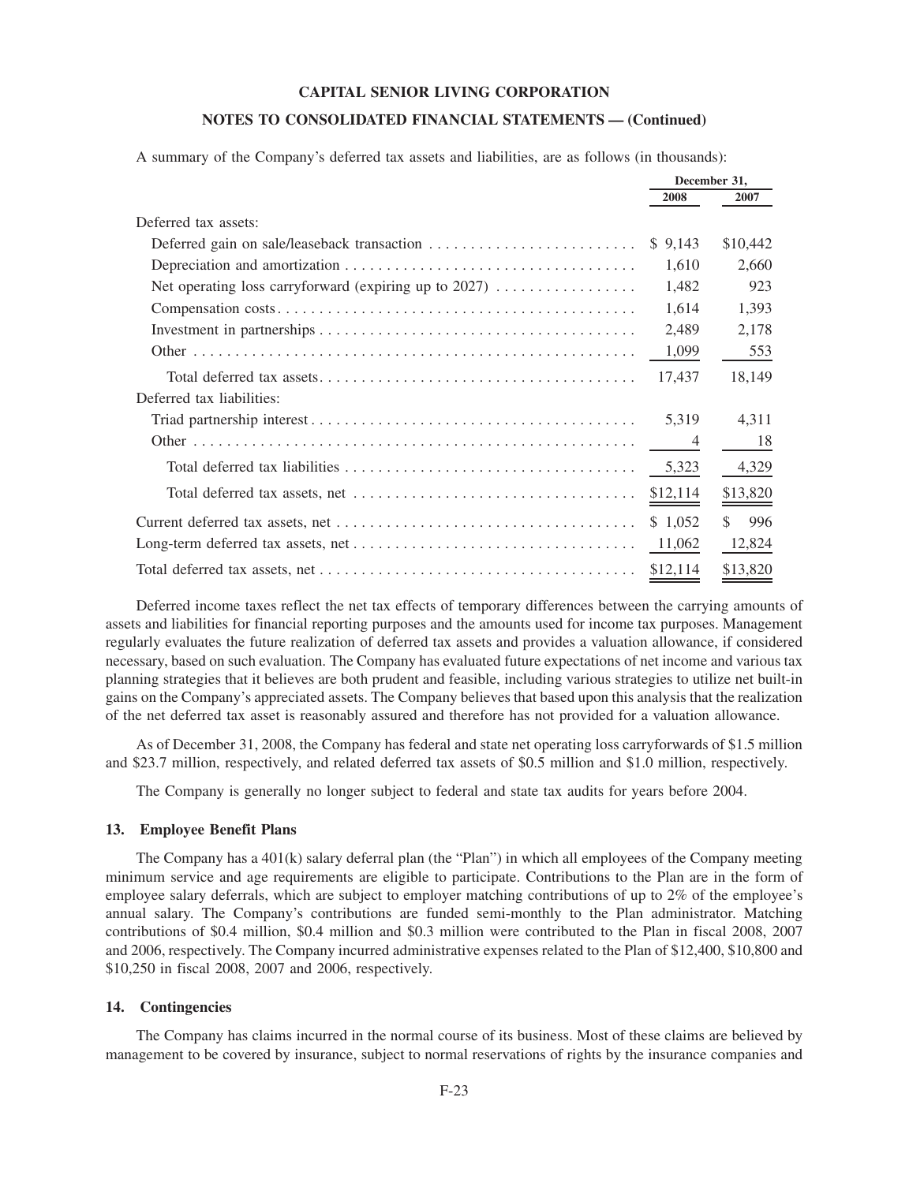A summary of the Company's deferred tax assets and liabilities, are as follows (in thousands):

| | December 31, | |
|---|---|---|
| | 2008 | 2007 |
| Deferred tax assets: | | |
| Deferred gain on sale/leaseback transaction | $ 9,143 | $10,442 |
| Depreciation and amortization | 1,610 | 2,660 |
| Net operating loss carryforward (expiring up to 2027) | 1,482 | 923 |
| Compensation costs | 1,614 | 1,393 |
| Investment in partnerships | 2,489 | 2,178 |
| Other | 1,099 | 553 |
| Total deferred tax assets | 17,437 | 18,149 |
| Deferred tax liabilities: | | |
| Triad partnership interest | 5,319 | 4,311 |
| Other | 4 | 18 |
| Total deferred tax liabilities | 5,323 | 4,329 |
| Total deferred tax assets, net | $12,114 | $13,820 |
| Current deferred tax assets, net | $ 1,052 | $ 996 |
| Long-term deferred tax assets, net | 11,062 | 12,824 |
| Total deferred tax assets, net | $12,114 | $13,820 |

Deferred income taxes reflect the net tax effects of temporary differences between the carrying amounts of assets and liabilities for financial reporting purposes and the amounts used for income tax purposes. Management regularly evaluates the future realization of deferred tax assets and provides a valuation allowance, if considered necessary, based on such evaluation. The Company has evaluated future expectations of net income and various tax planning strategies that it believes are both prudent and feasible, including various strategies to utilize net built-in gains on the Company's appreciated assets. The Company believes that based upon this analysis that the realization of the net deferred tax asset is reasonably assured and therefore has not provided for a valuation allowance.

As of December 31, 2008, the Company has federal and state net operating loss carryforwards of $1.5 million and $23.7 million, respectively, and related deferred tax assets of $0.5 million and $1.0 million, respectively.

The Company is generally no longer subject to federal and state tax audits for years before 2004.

### 13. Employee Benefit Plans

The Company has a 401(k) salary deferral plan (the "Plan") in which all employees of the Company meeting minimum service and age requirements are eligible to participate. Contributions to the Plan are in the form of employee salary deferrals, which are subject to employer matching contributions of up to 2% of the employee's annual salary. The Company's contributions are funded semi-monthly to the Plan administrator. Matching contributions of $0.4 million, $0.4 million and $0.3 million were contributed to the Plan in fiscal 2008, 2007 and 2006, respectively. The Company incurred administrative expenses related to the Plan of $12,400, $10,800 and $10,250 in fiscal 2008, 2007 and 2006, respectively.

### 14. Contingencies

The Company has claims incurred in the normal course of its business. Most of these claims are believed by management to be covered by insurance, subject to normal reservations of rights by the insurance companies and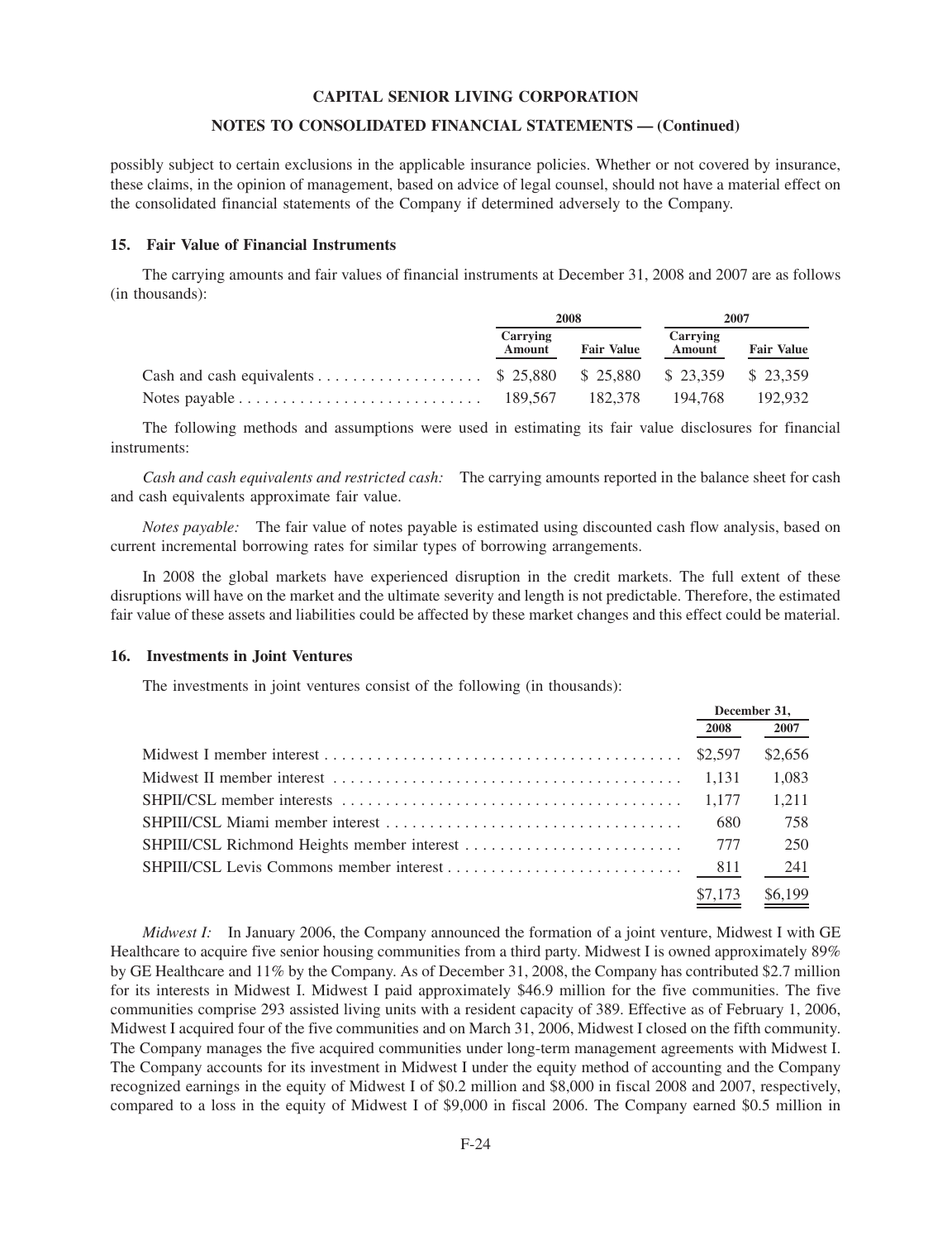possibly subject to certain exclusions in the applicable insurance policies. Whether or not covered by insurance, these claims, in the opinion of management, based on advice of legal counsel, should not have a material effect on the consolidated financial statements of the Company if determined adversely to the Company.

### 15. Fair Value of Financial Instruments

The carrying amounts and fair values of financial instruments at December 31, 2008 and 2007 are as follows (in thousands):

| | 2008 | | 2007 | |
|---|---|---|---|---|
| | Carrying Amount | Fair Value | Carrying Amount | Fair Value |
| Cash and cash equivalents | $ 25,880 | $ 25,880 | $ 23,359 | $ 23,359 |
| Notes payable | 189,567 | 182,378 | 194,768 | 192,932 |

The following methods and assumptions were used in estimating its fair value disclosures for financial instruments:

*Cash and cash equivalents and restricted cash:* The carrying amounts reported in the balance sheet for cash and cash equivalents approximate fair value.

*Notes payable:* The fair value of notes payable is estimated using discounted cash flow analysis, based on current incremental borrowing rates for similar types of borrowing arrangements.

In 2008 the global markets have experienced disruption in the credit markets. The full extent of these disruptions will have on the market and the ultimate severity and length is not predictable. Therefore, the estimated fair value of these assets and liabilities could be affected by these market changes and this effect could be material.

### 16. Investments in Joint Ventures

The investments in joint ventures consist of the following (in thousands):

| | December 31, | |
|---|---|---|
| | 2008 | 2007 |
| Midwest I member interest | $2,597 | $2,656 |
| Midwest II member interest | 1,131 | 1,083 |
| SHPII/CSL member interests | 1,177 | 1,211 |
| SHPIII/CSL Miami member interest | 680 | 758 |
| SHPIII/CSL Richmond Heights member interest | 777 | 250 |
| SHPIII/CSL Levis Commons member interest | 811 | 241 |
| | $7,173 | $6,199 |

*Midwest I:* In January 2006, the Company announced the formation of a joint venture, Midwest I with GE Healthcare to acquire five senior housing communities from a third party. Midwest I is owned approximately 89% by GE Healthcare and 11% by the Company. As of December 31, 2008, the Company has contributed $2.7 million for its interests in Midwest I. Midwest I paid approximately $46.9 million for the five communities. The five communities comprise 293 assisted living units with a resident capacity of 389. Effective as of February 1, 2006, Midwest I acquired four of the five communities and on March 31, 2006, Midwest I closed on the fifth community. The Company manages the five acquired communities under long-term management agreements with Midwest I. The Company accounts for its investment in Midwest I under the equity method of accounting and the Company recognized earnings in the equity of Midwest I of $0.2 million and $8,000 in fiscal 2008 and 2007, respectively, compared to a loss in the equity of Midwest I of $9,000 in fiscal 2006. The Company earned $0.5 million in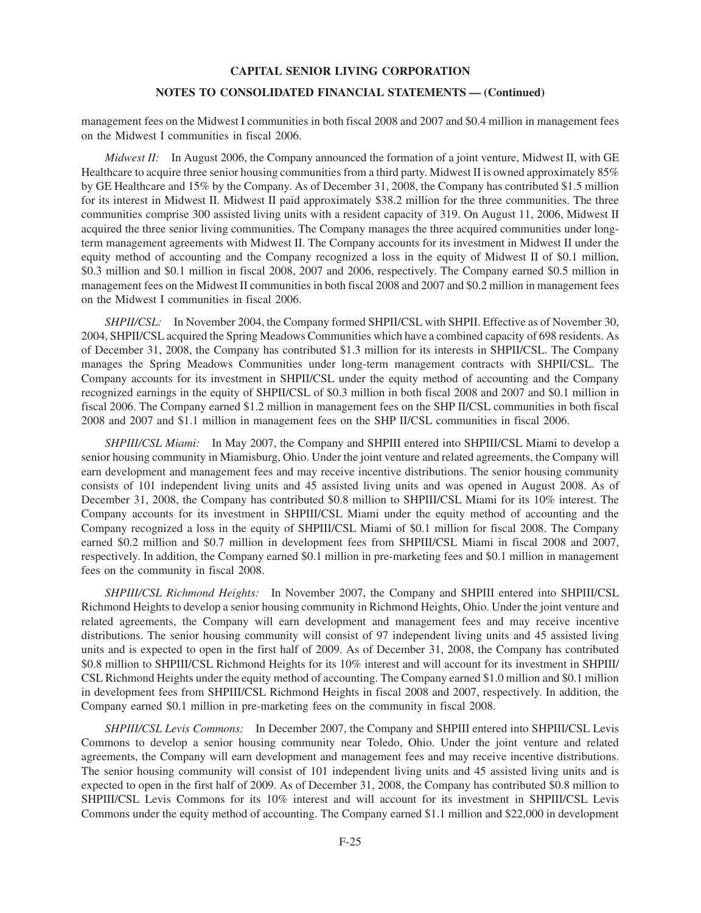management fees on the Midwest I communities in both fiscal 2008 and 2007 and \$0.4 million in management fees on the Midwest I communities in fiscal 2006.

*Midwest II:* In August 2006, the Company announced the formation of a joint venture, Midwest II, with GE Healthcare to acquire three senior housing communities from a third party. Midwest II is owned approximately 85% by GE Healthcare and 15% by the Company. As of December 31, 2008, the Company has contributed \$1.5 million for its interest in Midwest II. Midwest II paid approximately \$38.2 million for the three communities. The three communities comprise 300 assisted living units with a resident capacity of 319. On August 11, 2006, Midwest II acquired the three senior living communities. The Company manages the three acquired communities under long-term management agreements with Midwest II. The Company accounts for its investment in Midwest II under the equity method of accounting and the Company recognized a loss in the equity of Midwest II of \$0.1 million, \$0.3 million and \$0.1 million in fiscal 2008, 2007 and 2006, respectively. The Company earned \$0.5 million in management fees on the Midwest II communities in both fiscal 2008 and 2007 and \$0.2 million in management fees on the Midwest I communities in fiscal 2006.

*SHPII/CSL:* In November 2004, the Company formed SHPII/CSL with SHPII. Effective as of November 30, 2004, SHPII/CSL acquired the Spring Meadows Communities which have a combined capacity of 698 residents. As of December 31, 2008, the Company has contributed \$1.3 million for its interests in SHPII/CSL. The Company manages the Spring Meadows Communities under long-term management contracts with SHPII/CSL. The Company accounts for its investment in SHPII/CSL under the equity method of accounting and the Company recognized earnings in the equity of SHPII/CSL of \$0.3 million in both fiscal 2008 and 2007 and \$0.1 million in fiscal 2006. The Company earned \$1.2 million in management fees on the SHP II/CSL communities in both fiscal 2008 and 2007 and \$1.1 million in management fees on the SHP II/CSL communities in fiscal 2006.

*SHPIII/CSL Miami:* In May 2007, the Company and SHPIII entered into SHPIII/CSL Miami to develop a senior housing community in Miamisburg, Ohio. Under the joint venture and related agreements, the Company will earn development and management fees and may receive incentive distributions. The senior housing community consists of 101 independent living units and 45 assisted living units and was opened in August 2008. As of December 31, 2008, the Company has contributed \$0.8 million to SHPIII/CSL Miami for its 10% interest. The Company accounts for its investment in SHPIII/CSL Miami under the equity method of accounting and the Company recognized a loss in the equity of SHPIII/CSL Miami of \$0.1 million for fiscal 2008. The Company earned \$0.2 million and \$0.7 million in development fees from SHPIII/CSL Miami in fiscal 2008 and 2007, respectively. In addition, the Company earned \$0.1 million in pre-marketing fees and \$0.1 million in management fees on the community in fiscal 2008.

*SHPIII/CSL Richmond Heights:* In November 2007, the Company and SHPIII entered into SHPIII/CSL Richmond Heights to develop a senior housing community in Richmond Heights, Ohio. Under the joint venture and related agreements, the Company will earn development and management fees and may receive incentive distributions. The senior housing community will consist of 97 independent living units and 45 assisted living units and is expected to open in the first half of 2009. As of December 31, 2008, the Company has contributed \$0.8 million to SHPIII/CSL Richmond Heights for its 10% interest and will account for its investment in SHPIII/CSL Richmond Heights under the equity method of accounting. The Company earned \$1.0 million and \$0.1 million in development fees from SHPIII/CSL Richmond Heights in fiscal 2008 and 2007, respectively. In addition, the Company earned \$0.1 million in pre-marketing fees on the community in fiscal 2008.

*SHPIII/CSL Levis Commons:* In December 2007, the Company and SHPIII entered into SHPIII/CSL Levis Commons to develop a senior housing community near Toledo, Ohio. Under the joint venture and related agreements, the Company will earn development and management fees and may receive incentive distributions. The senior housing community will consist of 101 independent living units and 45 assisted living units and is expected to open in the first half of 2009. As of December 31, 2008, the Company has contributed \$0.8 million to SHPIII/CSL Levis Commons for its 10% interest and will account for its investment in SHPIII/CSL Levis Commons under the equity method of accounting. The Company earned \$1.1 million and \$22,000 in development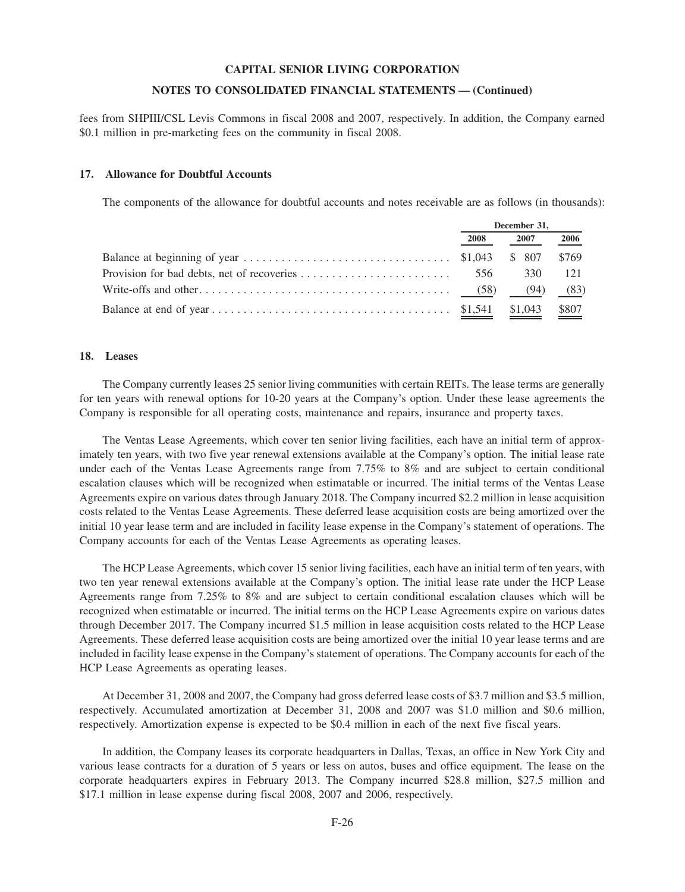fees from SHPIII/CSL Levis Commons in fiscal 2008 and 2007, respectively. In addition, the Company earned $0.1 million in pre-marketing fees on the community in fiscal 2008.

## 17. Allowance for Doubtful Accounts

The components of the allowance for doubtful accounts and notes receivable are as follows (in thousands):

| | December 31, | | |
|---|---|---|---|
| | 2008 | 2007 | 2006 |
| Balance at beginning of year | $1,043 | $ 807 | $769 |
| Provision for bad debts, net of recoveries | 556 | 330 | 121 |
| Write-offs and other | (58) | (94) | (83) |
| Balance at end of year | $1,541 | $1,043 | $807 |

## 18. Leases

The Company currently leases 25 senior living communities with certain REITs. The lease terms are generally for ten years with renewal options for 10-20 years at the Company's option. Under these lease agreements the Company is responsible for all operating costs, maintenance and repairs, insurance and property taxes.

The Ventas Lease Agreements, which cover ten senior living facilities, each have an initial term of approximately ten years, with two five year renewal extensions available at the Company's option. The initial lease rate under each of the Ventas Lease Agreements range from 7.75% to 8% and are subject to certain conditional escalation clauses which will be recognized when estimatable or incurred. The initial terms of the Ventas Lease Agreements expire on various dates through January 2018. The Company incurred $2.2 million in lease acquisition costs related to the Ventas Lease Agreements. These deferred lease acquisition costs are being amortized over the initial 10 year lease term and are included in facility lease expense in the Company's statement of operations. The Company accounts for each of the Ventas Lease Agreements as operating leases.

The HCP Lease Agreements, which cover 15 senior living facilities, each have an initial term of ten years, with two ten year renewal extensions available at the Company's option. The initial lease rate under the HCP Lease Agreements range from 7.25% to 8% and are subject to certain conditional escalation clauses which will be recognized when estimatable or incurred. The initial terms on the HCP Lease Agreements expire on various dates through December 2017. The Company incurred $1.5 million in lease acquisition costs related to the HCP Lease Agreements. These deferred lease acquisition costs are being amortized over the initial 10 year lease terms and are included in facility lease expense in the Company's statement of operations. The Company accounts for each of the HCP Lease Agreements as operating leases.

At December 31, 2008 and 2007, the Company had gross deferred lease costs of $3.7 million and $3.5 million, respectively. Accumulated amortization at December 31, 2008 and 2007 was $1.0 million and $0.6 million, respectively. Amortization expense is expected to be $0.4 million in each of the next five fiscal years.

In addition, the Company leases its corporate headquarters in Dallas, Texas, an office in New York City and various lease contracts for a duration of 5 years or less on autos, buses and office equipment. The lease on the corporate headquarters expires in February 2013. The Company incurred $28.8 million, $27.5 million and $17.1 million in lease expense during fiscal 2008, 2007 and 2006, respectively.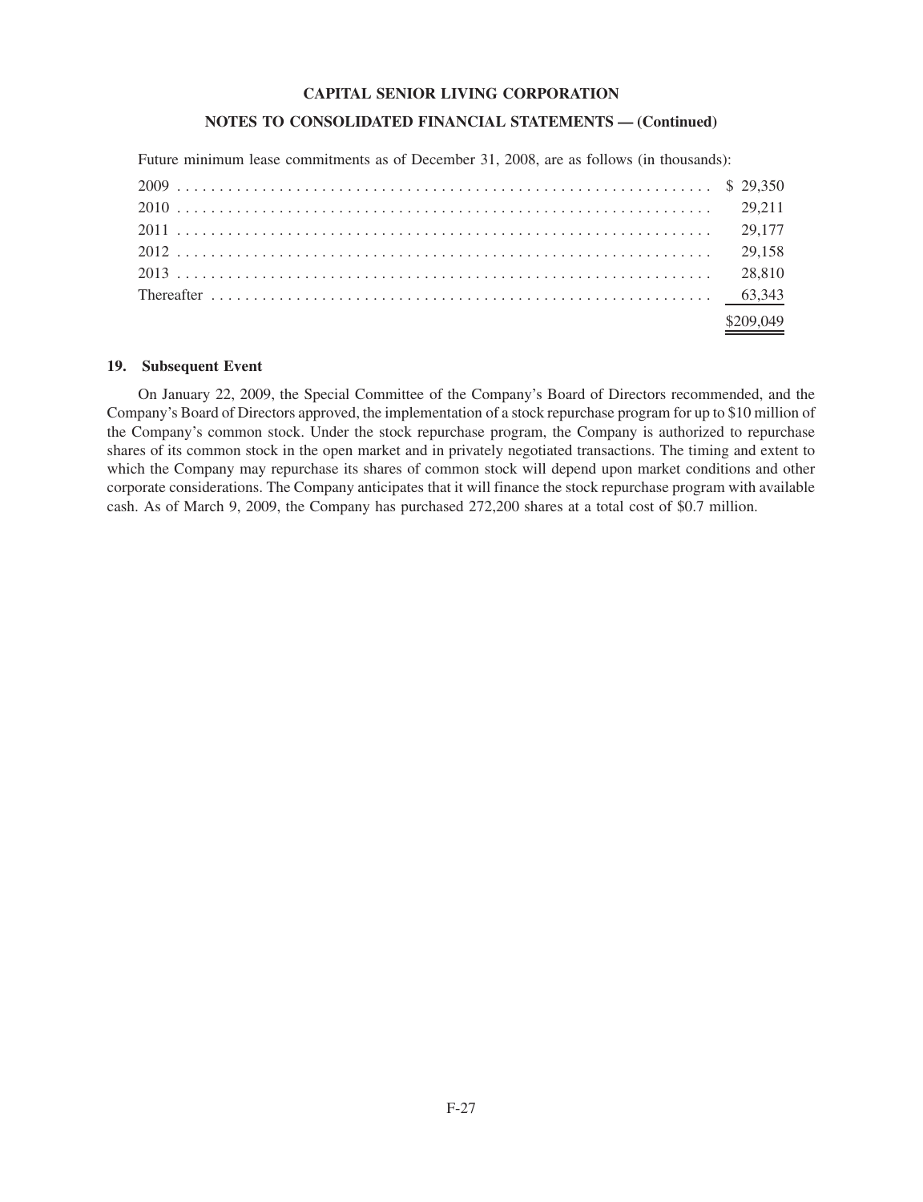Future minimum lease commitments as of December 31, 2008, are as follows (in thousands):

| | |
|---|---|
| 2009 | $ 29,350 |
| 2010 | 29,211 |
| 2011 | 29,177 |
| 2012 | 29,158 |
| 2013 | 28,810 |
| Thereafter | 63,343 |
| | $209,049 |

## 19. Subsequent Event

On January 22, 2009, the Special Committee of the Company's Board of Directors recommended, and the Company's Board of Directors approved, the implementation of a stock repurchase program for up to $10 million of the Company's common stock. Under the stock repurchase program, the Company is authorized to repurchase shares of its common stock in the open market and in privately negotiated transactions. The timing and extent to which the Company may repurchase its shares of common stock will depend upon market conditions and other corporate considerations. The Company anticipates that it will finance the stock repurchase program with available cash. As of March 9, 2009, the Company has purchased 272,200 shares at a total cost of $0.7 million.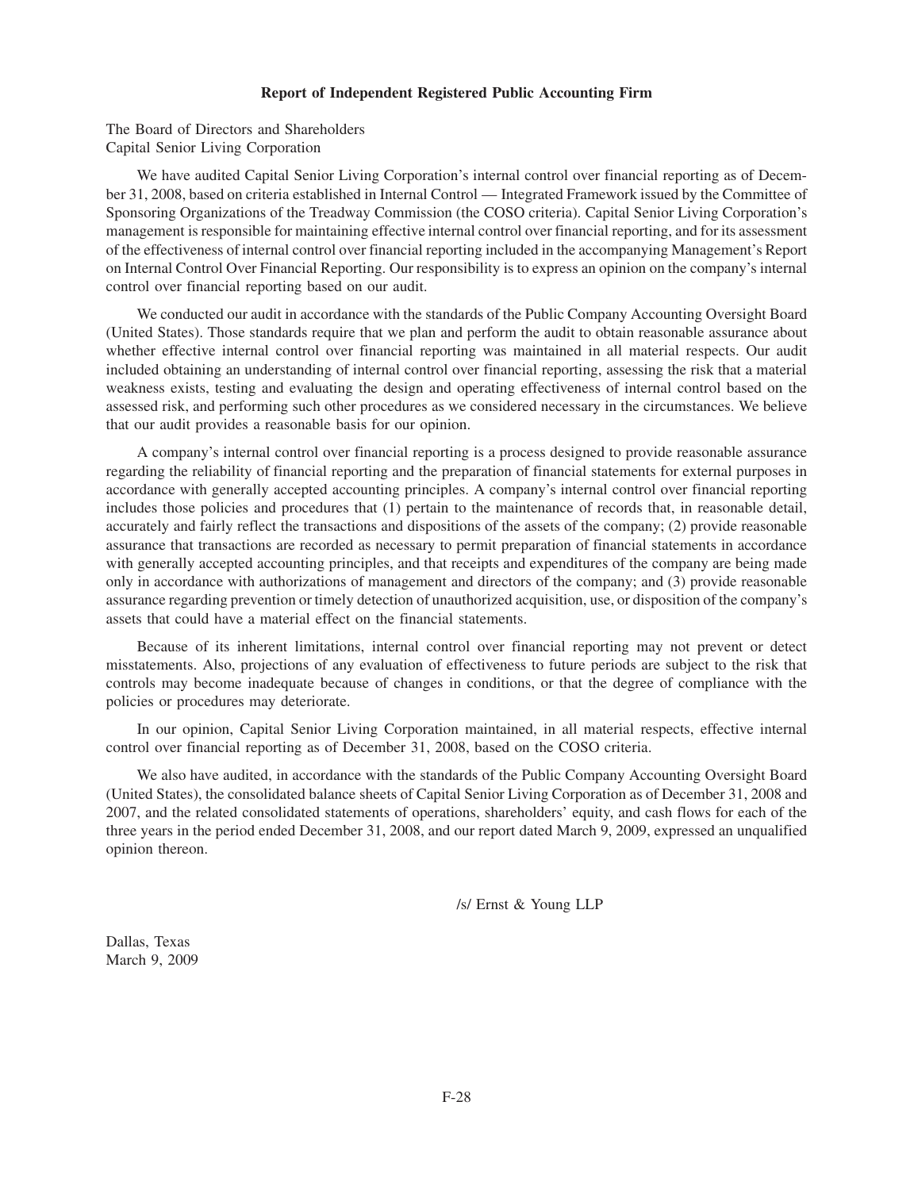**Report of Independent Registered Public Accounting Firm**

The Board of Directors and Shareholders
Capital Senior Living Corporation

We have audited Capital Senior Living Corporation's internal control over financial reporting as of December 31, 2008, based on criteria established in Internal Control — Integrated Framework issued by the Committee of Sponsoring Organizations of the Treadway Commission (the COSO criteria). Capital Senior Living Corporation's management is responsible for maintaining effective internal control over financial reporting, and for its assessment of the effectiveness of internal control over financial reporting included in the accompanying Management's Report on Internal Control Over Financial Reporting. Our responsibility is to express an opinion on the company's internal control over financial reporting based on our audit.

We conducted our audit in accordance with the standards of the Public Company Accounting Oversight Board (United States). Those standards require that we plan and perform the audit to obtain reasonable assurance about whether effective internal control over financial reporting was maintained in all material respects. Our audit included obtaining an understanding of internal control over financial reporting, assessing the risk that a material weakness exists, testing and evaluating the design and operating effectiveness of internal control based on the assessed risk, and performing such other procedures as we considered necessary in the circumstances. We believe that our audit provides a reasonable basis for our opinion.

A company's internal control over financial reporting is a process designed to provide reasonable assurance regarding the reliability of financial reporting and the preparation of financial statements for external purposes in accordance with generally accepted accounting principles. A company's internal control over financial reporting includes those policies and procedures that (1) pertain to the maintenance of records that, in reasonable detail, accurately and fairly reflect the transactions and dispositions of the assets of the company; (2) provide reasonable assurance that transactions are recorded as necessary to permit preparation of financial statements in accordance with generally accepted accounting principles, and that receipts and expenditures of the company are being made only in accordance with authorizations of management and directors of the company; and (3) provide reasonable assurance regarding prevention or timely detection of unauthorized acquisition, use, or disposition of the company's assets that could have a material effect on the financial statements.

Because of its inherent limitations, internal control over financial reporting may not prevent or detect misstatements. Also, projections of any evaluation of effectiveness to future periods are subject to the risk that controls may become inadequate because of changes in conditions, or that the degree of compliance with the policies or procedures may deteriorate.

In our opinion, Capital Senior Living Corporation maintained, in all material respects, effective internal control over financial reporting as of December 31, 2008, based on the COSO criteria.

We also have audited, in accordance with the standards of the Public Company Accounting Oversight Board (United States), the consolidated balance sheets of Capital Senior Living Corporation as of December 31, 2008 and 2007, and the related consolidated statements of operations, shareholders' equity, and cash flows for each of the three years in the period ended December 31, 2008, and our report dated March 9, 2009, expressed an unqualified opinion thereon.

/s/ Ernst & Young LLP

Dallas, Texas
March 9, 2009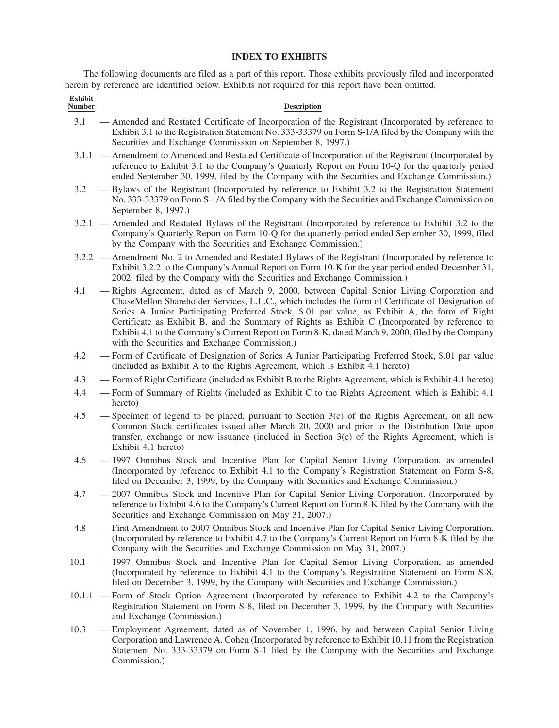## INDEX TO EXHIBITS

The following documents are filed as a part of this report. Those exhibits previously filed and incorporated herein by reference are identified below. Exhibits not required for this report have been omitted.

| Exhibit Number | Description |
|---|---|
| 3.1 | — Amended and Restated Certificate of Incorporation of the Registrant (Incorporated by reference to Exhibit 3.1 to the Registration Statement No. 333-33379 on Form S-1/A filed by the Company with the Securities and Exchange Commission on September 8, 1997.) |
| 3.1.1 | — Amendment to Amended and Restated Certificate of Incorporation of the Registrant (Incorporated by reference to Exhibit 3.1 to the Company's Quarterly Report on Form 10-Q for the quarterly period ended September 30, 1999, filed by the Company with the Securities and Exchange Commission.) |
| 3.2 | — Bylaws of the Registrant (Incorporated by reference to Exhibit 3.2 to the Registration Statement No. 333-33379 on Form S-1/A filed by the Company with the Securities and Exchange Commission on September 8, 1997.) |
| 3.2.1 | — Amended and Restated Bylaws of the Registrant (Incorporated by reference to Exhibit 3.2 to the Company's Quarterly Report on Form 10-Q for the quarterly period ended September 30, 1999, filed by the Company with the Securities and Exchange Commission.) |
| 3.2.2 | — Amendment No. 2 to Amended and Restated Bylaws of the Registrant (Incorporated by reference to Exhibit 3.2.2 to the Company's Annual Report on Form 10-K for the year period ended December 31, 2002, filed by the Company with the Securities and Exchange Commission.) |
| 4.1 | — Rights Agreement, dated as of March 9, 2000, between Capital Senior Living Corporation and ChaseMellon Shareholder Services, L.L.C., which includes the form of Certificate of Designation of Series A Junior Participating Preferred Stock, $.01 par value, as Exhibit A, the form of Right Certificate as Exhibit B, and the Summary of Rights as Exhibit C (Incorporated by reference to Exhibit 4.1 to the Company's Current Report on Form 8-K, dated March 9, 2000, filed by the Company with the Securities and Exchange Commission.) |
| 4.2 | — Form of Certificate of Designation of Series A Junior Participating Preferred Stock, $.01 par value (included as Exhibit A to the Rights Agreement, which is Exhibit 4.1 hereto) |
| 4.3 | — Form of Right Certificate (included as Exhibit B to the Rights Agreement, which is Exhibit 4.1 hereto) |
| 4.4 | — Form of Summary of Rights (included as Exhibit C to the Rights Agreement, which is Exhibit 4.1 hereto) |
| 4.5 | — Specimen of legend to be placed, pursuant to Section 3(c) of the Rights Agreement, on all new Common Stock certificates issued after March 20, 2000 and prior to the Distribution Date upon transfer, exchange or new issuance (included in Section 3(c) of the Rights Agreement, which is Exhibit 4.1 hereto) |
| 4.6 | — 1997 Omnibus Stock and Incentive Plan for Capital Senior Living Corporation, as amended (Incorporated by reference to Exhibit 4.1 to the Company's Registration Statement on Form S-8, filed on December 3, 1999, by the Company with Securities and Exchange Commission.) |
| 4.7 | — 2007 Omnibus Stock and Incentive Plan for Capital Senior Living Corporation. (Incorporated by reference to Exhibit 4.6 to the Company's Current Report on Form 8-K filed by the Company with the Securities and Exchange Commission on May 31, 2007.) |
| 4.8 | — First Amendment to 2007 Omnibus Stock and Incentive Plan for Capital Senior Living Corporation. (Incorporated by reference to Exhibit 4.7 to the Company's Current Report on Form 8-K filed by the Company with the Securities and Exchange Commission on May 31, 2007.) |
| 10.1 | — 1997 Omnibus Stock and Incentive Plan for Capital Senior Living Corporation, as amended (Incorporated by reference to Exhibit 4.1 to the Company's Registration Statement on Form S-8, filed on December 3, 1999, by the Company with Securities and Exchange Commission.) |
| 10.1.1 | — Form of Stock Option Agreement (Incorporated by reference to Exhibit 4.2 to the Company's Registration Statement on Form S-8, filed on December 3, 1999, by the Company with Securities and Exchange Commission.) |
| 10.3 | — Employment Agreement, dated as of November 1, 1996, by and between Capital Senior Living Corporation and Lawrence A. Cohen (Incorporated by reference to Exhibit 10.11 from the Registration Statement No. 333-33379 on Form S-1 filed by the Company with the Securities and Exchange Commission.) |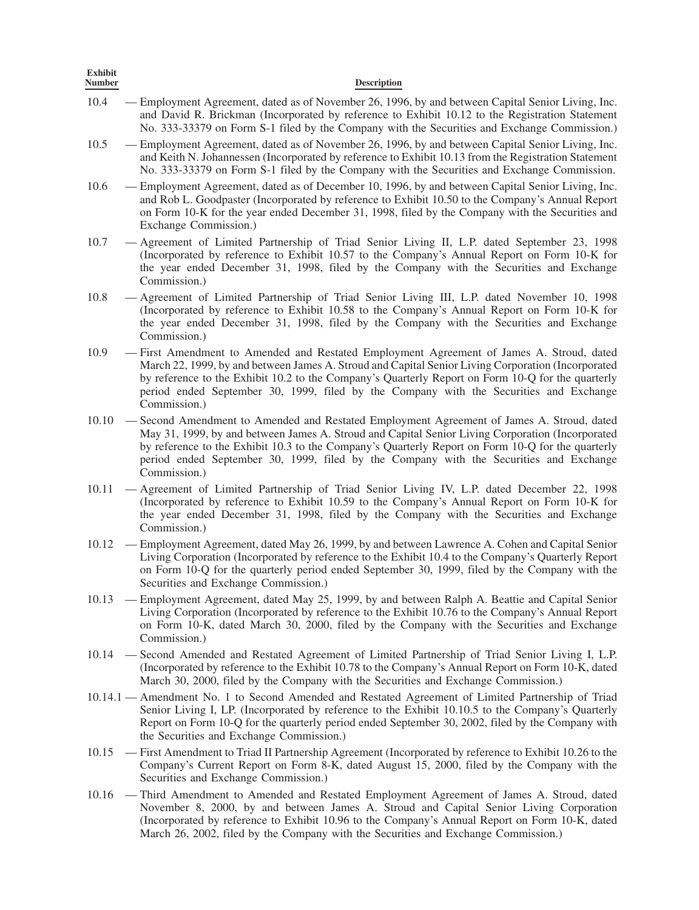| Exhibit Number | Description |
|---|---|
| 10.4 | — Employment Agreement, dated as of November 26, 1996, by and between Capital Senior Living, Inc. and David R. Brickman (Incorporated by reference to Exhibit 10.12 to the Registration Statement No. 333-33379 on Form S-1 filed by the Company with the Securities and Exchange Commission.) |
| 10.5 | — Employment Agreement, dated as of November 26, 1996, by and between Capital Senior Living, Inc. and Keith N. Johannessen (Incorporated by reference to Exhibit 10.13 from the Registration Statement No. 333-33379 on Form S-1 filed by the Company with the Securities and Exchange Commission. |
| 10.6 | — Employment Agreement, dated as of December 10, 1996, by and between Capital Senior Living, Inc. and Rob L. Goodpaster (Incorporated by reference to Exhibit 10.50 to the Company's Annual Report on Form 10-K for the year ended December 31, 1998, filed by the Company with the Securities and Exchange Commission.) |
| 10.7 | — Agreement of Limited Partnership of Triad Senior Living II, L.P. dated September 23, 1998 (Incorporated by reference to Exhibit 10.57 to the Company's Annual Report on Form 10-K for the year ended December 31, 1998, filed by the Company with the Securities and Exchange Commission.) |
| 10.8 | — Agreement of Limited Partnership of Triad Senior Living III, L.P. dated November 10, 1998 (Incorporated by reference to Exhibit 10.58 to the Company's Annual Report on Form 10-K for the year ended December 31, 1998, filed by the Company with the Securities and Exchange Commission.) |
| 10.9 | — First Amendment to Amended and Restated Employment Agreement of James A. Stroud, dated March 22, 1999, by and between James A. Stroud and Capital Senior Living Corporation (Incorporated by reference to the Exhibit 10.2 to the Company's Quarterly Report on Form 10-Q for the quarterly period ended September 30, 1999, filed by the Company with the Securities and Exchange Commission.) |
| 10.10 | — Second Amendment to Amended and Restated Employment Agreement of James A. Stroud, dated May 31, 1999, by and between James A. Stroud and Capital Senior Living Corporation (Incorporated by reference to the Exhibit 10.3 to the Company's Quarterly Report on Form 10-Q for the quarterly period ended September 30, 1999, filed by the Company with the Securities and Exchange Commission.) |
| 10.11 | — Agreement of Limited Partnership of Triad Senior Living IV, L.P. dated December 22, 1998 (Incorporated by reference to Exhibit 10.59 to the Company's Annual Report on Form 10-K for the year ended December 31, 1998, filed by the Company with the Securities and Exchange Commission.) |
| 10.12 | — Employment Agreement, dated May 26, 1999, by and between Lawrence A. Cohen and Capital Senior Living Corporation (Incorporated by reference to the Exhibit 10.4 to the Company's Quarterly Report on Form 10-Q for the quarterly period ended September 30, 1999, filed by the Company with the Securities and Exchange Commission.) |
| 10.13 | — Employment Agreement, dated May 25, 1999, by and between Ralph A. Beattie and Capital Senior Living Corporation (Incorporated by reference to the Exhibit 10.76 to the Company's Annual Report on Form 10-K, dated March 30, 2000, filed by the Company with the Securities and Exchange Commission.) |
| 10.14 | — Second Amended and Restated Agreement of Limited Partnership of Triad Senior Living I, L.P. (Incorporated by reference to the Exhibit 10.78 to the Company's Annual Report on Form 10-K, dated March 30, 2000, filed by the Company with the Securities and Exchange Commission.) |
| 10.14.1 | — Amendment No. 1 to Second Amended and Restated Agreement of Limited Partnership of Triad Senior Living I, LP. (Incorporated by reference to the Exhibit 10.10.5 to the Company's Quarterly Report on Form 10-Q for the quarterly period ended September 30, 2002, filed by the Company with the Securities and Exchange Commission.) |
| 10.15 | — First Amendment to Triad II Partnership Agreement (Incorporated by reference to Exhibit 10.26 to the Company's Current Report on Form 8-K, dated August 15, 2000, filed by the Company with the Securities and Exchange Commission.) |
| 10.16 | — Third Amendment to Amended and Restated Employment Agreement of James A. Stroud, dated November 8, 2000, by and between James A. Stroud and Capital Senior Living Corporation (Incorporated by reference to Exhibit 10.96 to the Company's Annual Report on Form 10-K, dated March 26, 2002, filed by the Company with the Securities and Exchange Commission.) |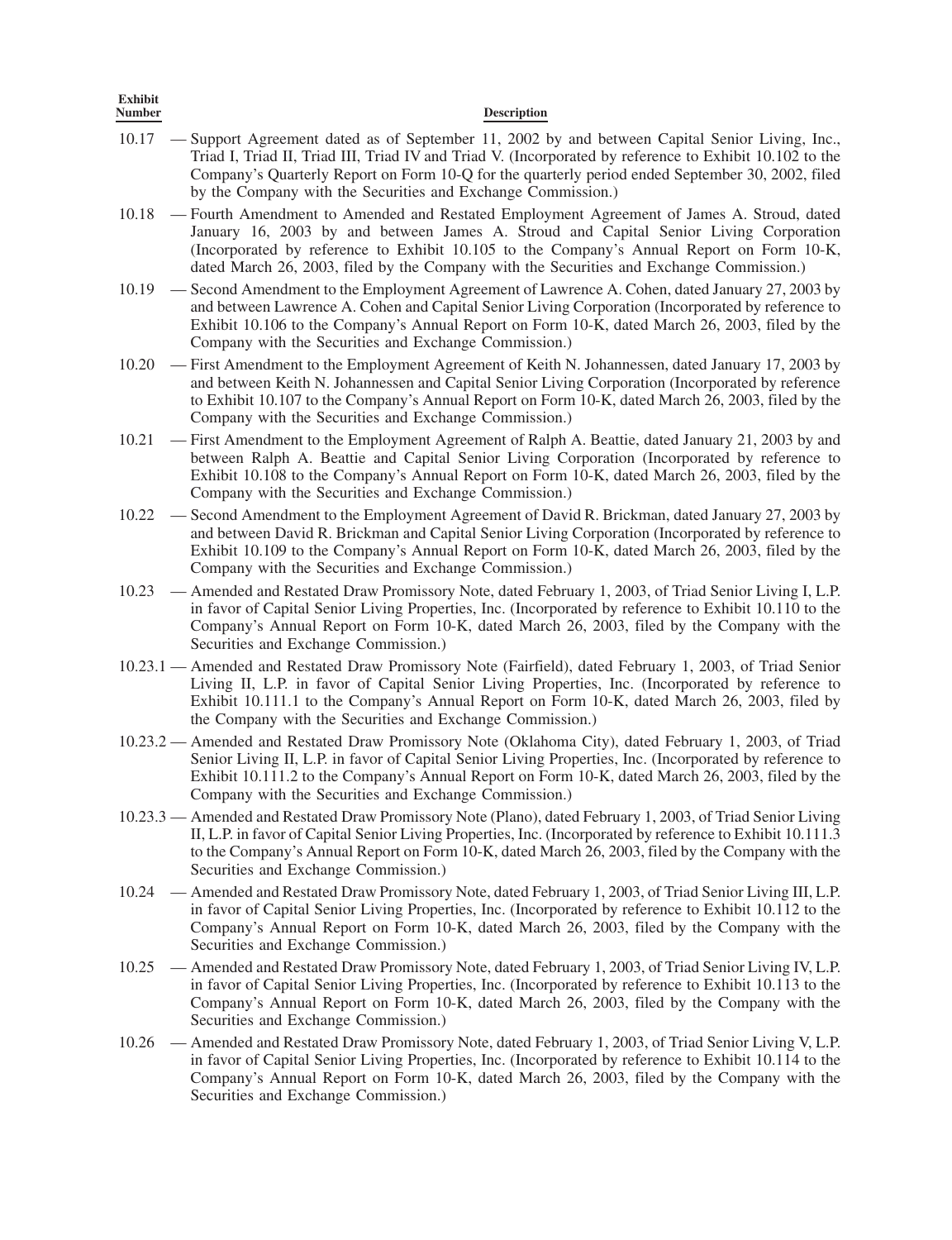| Exhibit Number | Description |
| --- | --- |
| 10.17 | — Support Agreement dated as of September 11, 2002 by and between Capital Senior Living, Inc., Triad I, Triad II, Triad III, Triad IV and Triad V. (Incorporated by reference to Exhibit 10.102 to the Company's Quarterly Report on Form 10-Q for the quarterly period ended September 30, 2002, filed by the Company with the Securities and Exchange Commission.) |
| 10.18 | — Fourth Amendment to Amended and Restated Employment Agreement of James A. Stroud, dated January 16, 2003 by and between James A. Stroud and Capital Senior Living Corporation (Incorporated by reference to Exhibit 10.105 to the Company's Annual Report on Form 10-K, dated March 26, 2003, filed by the Company with the Securities and Exchange Commission.) |
| 10.19 | — Second Amendment to the Employment Agreement of Lawrence A. Cohen, dated January 27, 2003 by and between Lawrence A. Cohen and Capital Senior Living Corporation (Incorporated by reference to Exhibit 10.106 to the Company's Annual Report on Form 10-K, dated March 26, 2003, filed by the Company with the Securities and Exchange Commission.) |
| 10.20 | — First Amendment to the Employment Agreement of Keith N. Johannessen, dated January 17, 2003 by and between Keith N. Johannessen and Capital Senior Living Corporation (Incorporated by reference to Exhibit 10.107 to the Company's Annual Report on Form 10-K, dated March 26, 2003, filed by the Company with the Securities and Exchange Commission.) |
| 10.21 | — First Amendment to the Employment Agreement of Ralph A. Beattie, dated January 21, 2003 by and between Ralph A. Beattie and Capital Senior Living Corporation (Incorporated by reference to Exhibit 10.108 to the Company's Annual Report on Form 10-K, dated March 26, 2003, filed by the Company with the Securities and Exchange Commission.) |
| 10.22 | — Second Amendment to the Employment Agreement of David R. Brickman, dated January 27, 2003 by and between David R. Brickman and Capital Senior Living Corporation (Incorporated by reference to Exhibit 10.109 to the Company's Annual Report on Form 10-K, dated March 26, 2003, filed by the Company with the Securities and Exchange Commission.) |
| 10.23 | — Amended and Restated Draw Promissory Note, dated February 1, 2003, of Triad Senior Living I, L.P. in favor of Capital Senior Living Properties, Inc. (Incorporated by reference to Exhibit 10.110 to the Company's Annual Report on Form 10-K, dated March 26, 2003, filed by the Company with the Securities and Exchange Commission.) |
| 10.23.1 | — Amended and Restated Draw Promissory Note (Fairfield), dated February 1, 2003, of Triad Senior Living II, L.P. in favor of Capital Senior Living Properties, Inc. (Incorporated by reference to Exhibit 10.111.1 to the Company's Annual Report on Form 10-K, dated March 26, 2003, filed by the Company with the Securities and Exchange Commission.) |
| 10.23.2 | — Amended and Restated Draw Promissory Note (Oklahoma City), dated February 1, 2003, of Triad Senior Living II, L.P. in favor of Capital Senior Living Properties, Inc. (Incorporated by reference to Exhibit 10.111.2 to the Company's Annual Report on Form 10-K, dated March 26, 2003, filed by the Company with the Securities and Exchange Commission.) |
| 10.23.3 | — Amended and Restated Draw Promissory Note (Plano), dated February 1, 2003, of Triad Senior Living II, L.P. in favor of Capital Senior Living Properties, Inc. (Incorporated by reference to Exhibit 10.111.3 to the Company's Annual Report on Form 10-K, dated March 26, 2003, filed by the Company with the Securities and Exchange Commission.) |
| 10.24 | — Amended and Restated Draw Promissory Note, dated February 1, 2003, of Triad Senior Living III, L.P. in favor of Capital Senior Living Properties, Inc. (Incorporated by reference to Exhibit 10.112 to the Company's Annual Report on Form 10-K, dated March 26, 2003, filed by the Company with the Securities and Exchange Commission.) |
| 10.25 | — Amended and Restated Draw Promissory Note, dated February 1, 2003, of Triad Senior Living IV, L.P. in favor of Capital Senior Living Properties, Inc. (Incorporated by reference to Exhibit 10.113 to the Company's Annual Report on Form 10-K, dated March 26, 2003, filed by the Company with the Securities and Exchange Commission.) |
| 10.26 | — Amended and Restated Draw Promissory Note, dated February 1, 2003, of Triad Senior Living V, L.P. in favor of Capital Senior Living Properties, Inc. (Incorporated by reference to Exhibit 10.114 to the Company's Annual Report on Form 10-K, dated March 26, 2003, filed by the Company with the Securities and Exchange Commission.) |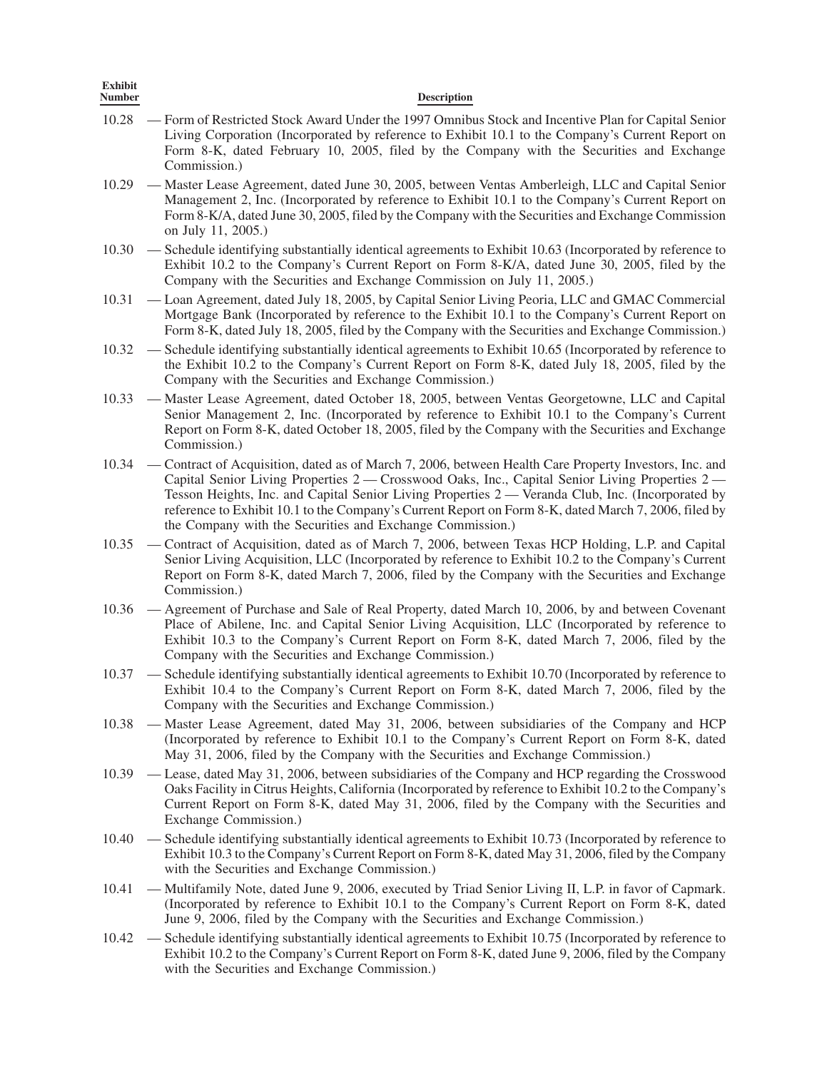| Exhibit Number | Description |
|---|---|
| 10.28 | — Form of Restricted Stock Award Under the 1997 Omnibus Stock and Incentive Plan for Capital Senior Living Corporation (Incorporated by reference to Exhibit 10.1 to the Company's Current Report on Form 8-K, dated February 10, 2005, filed by the Company with the Securities and Exchange Commission.) |
| 10.29 | — Master Lease Agreement, dated June 30, 2005, between Ventas Amberleigh, LLC and Capital Senior Management 2, Inc. (Incorporated by reference to Exhibit 10.1 to the Company's Current Report on Form 8-K/A, dated June 30, 2005, filed by the Company with the Securities and Exchange Commission on July 11, 2005.) |
| 10.30 | — Schedule identifying substantially identical agreements to Exhibit 10.63 (Incorporated by reference to Exhibit 10.2 to the Company's Current Report on Form 8-K/A, dated June 30, 2005, filed by the Company with the Securities and Exchange Commission on July 11, 2005.) |
| 10.31 | — Loan Agreement, dated July 18, 2005, by Capital Senior Living Peoria, LLC and GMAC Commercial Mortgage Bank (Incorporated by reference to the Exhibit 10.1 to the Company's Current Report on Form 8-K, dated July 18, 2005, filed by the Company with the Securities and Exchange Commission.) |
| 10.32 | — Schedule identifying substantially identical agreements to Exhibit 10.65 (Incorporated by reference to the Exhibit 10.2 to the Company's Current Report on Form 8-K, dated July 18, 2005, filed by the Company with the Securities and Exchange Commission.) |
| 10.33 | — Master Lease Agreement, dated October 18, 2005, between Ventas Georgetowne, LLC and Capital Senior Management 2, Inc. (Incorporated by reference to Exhibit 10.1 to the Company's Current Report on Form 8-K, dated October 18, 2005, filed by the Company with the Securities and Exchange Commission.) |
| 10.34 | — Contract of Acquisition, dated as of March 7, 2006, between Health Care Property Investors, Inc. and Capital Senior Living Properties 2 — Crosswood Oaks, Inc., Capital Senior Living Properties 2 — Tesson Heights, Inc. and Capital Senior Living Properties 2 — Veranda Club, Inc. (Incorporated by reference to Exhibit 10.1 to the Company's Current Report on Form 8-K, dated March 7, 2006, filed by the Company with the Securities and Exchange Commission.) |
| 10.35 | — Contract of Acquisition, dated as of March 7, 2006, between Texas HCP Holding, L.P. and Capital Senior Living Acquisition, LLC (Incorporated by reference to Exhibit 10.2 to the Company's Current Report on Form 8-K, dated March 7, 2006, filed by the Company with the Securities and Exchange Commission.) |
| 10.36 | — Agreement of Purchase and Sale of Real Property, dated March 10, 2006, by and between Covenant Place of Abilene, Inc. and Capital Senior Living Acquisition, LLC (Incorporated by reference to Exhibit 10.3 to the Company's Current Report on Form 8-K, dated March 7, 2006, filed by the Company with the Securities and Exchange Commission.) |
| 10.37 | — Schedule identifying substantially identical agreements to Exhibit 10.70 (Incorporated by reference to Exhibit 10.4 to the Company's Current Report on Form 8-K, dated March 7, 2006, filed by the Company with the Securities and Exchange Commission.) |
| 10.38 | — Master Lease Agreement, dated May 31, 2006, between subsidiaries of the Company and HCP (Incorporated by reference to Exhibit 10.1 to the Company's Current Report on Form 8-K, dated May 31, 2006, filed by the Company with the Securities and Exchange Commission.) |
| 10.39 | — Lease, dated May 31, 2006, between subsidiaries of the Company and HCP regarding the Crosswood Oaks Facility in Citrus Heights, California (Incorporated by reference to Exhibit 10.2 to the Company's Current Report on Form 8-K, dated May 31, 2006, filed by the Company with the Securities and Exchange Commission.) |
| 10.40 | — Schedule identifying substantially identical agreements to Exhibit 10.73 (Incorporated by reference to Exhibit 10.3 to the Company's Current Report on Form 8-K, dated May 31, 2006, filed by the Company with the Securities and Exchange Commission.) |
| 10.41 | — Multifamily Note, dated June 9, 2006, executed by Triad Senior Living II, L.P. in favor of Capmark. (Incorporated by reference to Exhibit 10.1 to the Company's Current Report on Form 8-K, dated June 9, 2006, filed by the Company with the Securities and Exchange Commission.) |
| 10.42 | — Schedule identifying substantially identical agreements to Exhibit 10.75 (Incorporated by reference to Exhibit 10.2 to the Company's Current Report on Form 8-K, dated June 9, 2006, filed by the Company with the Securities and Exchange Commission.) |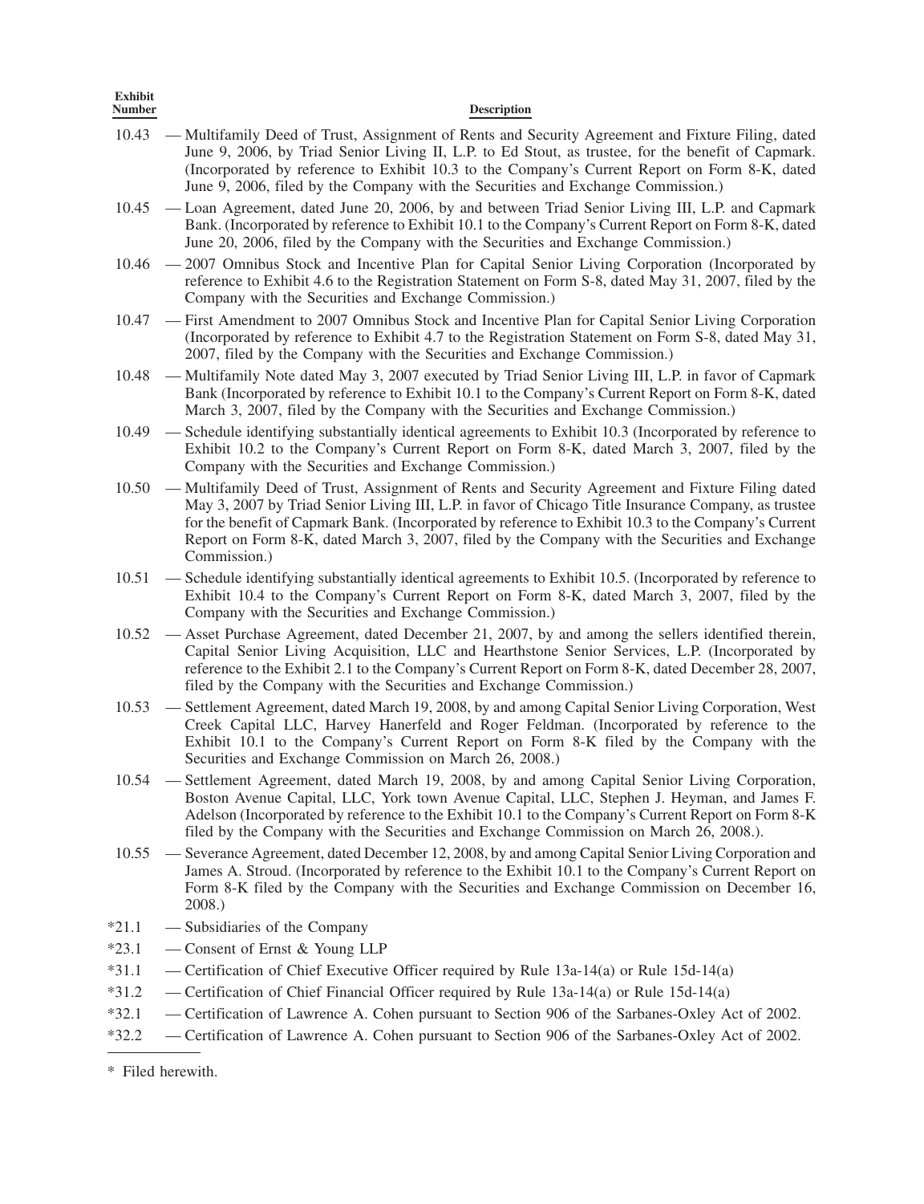| Exhibit Number | Description |
|---|---|
| 10.43 | — Multifamily Deed of Trust, Assignment of Rents and Security Agreement and Fixture Filing, dated June 9, 2006, by Triad Senior Living II, L.P. to Ed Stout, as trustee, for the benefit of Capmark. (Incorporated by reference to Exhibit 10.3 to the Company's Current Report on Form 8-K, dated June 9, 2006, filed by the Company with the Securities and Exchange Commission.) |
| 10.45 | — Loan Agreement, dated June 20, 2006, by and between Triad Senior Living III, L.P. and Capmark Bank. (Incorporated by reference to Exhibit 10.1 to the Company's Current Report on Form 8-K, dated June 20, 2006, filed by the Company with the Securities and Exchange Commission.) |
| 10.46 | — 2007 Omnibus Stock and Incentive Plan for Capital Senior Living Corporation (Incorporated by reference to Exhibit 4.6 to the Registration Statement on Form S-8, dated May 31, 2007, filed by the Company with the Securities and Exchange Commission.) |
| 10.47 | — First Amendment to 2007 Omnibus Stock and Incentive Plan for Capital Senior Living Corporation (Incorporated by reference to Exhibit 4.7 to the Registration Statement on Form S-8, dated May 31, 2007, filed by the Company with the Securities and Exchange Commission.) |
| 10.48 | — Multifamily Note dated May 3, 2007 executed by Triad Senior Living III, L.P. in favor of Capmark Bank (Incorporated by reference to Exhibit 10.1 to the Company's Current Report on Form 8-K, dated March 3, 2007, filed by the Company with the Securities and Exchange Commission.) |
| 10.49 | — Schedule identifying substantially identical agreements to Exhibit 10.3 (Incorporated by reference to Exhibit 10.2 to the Company's Current Report on Form 8-K, dated March 3, 2007, filed by the Company with the Securities and Exchange Commission.) |
| 10.50 | — Multifamily Deed of Trust, Assignment of Rents and Security Agreement and Fixture Filing dated May 3, 2007 by Triad Senior Living III, L.P. in favor of Chicago Title Insurance Company, as trustee for the benefit of Capmark Bank. (Incorporated by reference to Exhibit 10.3 to the Company's Current Report on Form 8-K, dated March 3, 2007, filed by the Company with the Securities and Exchange Commission.) |
| 10.51 | — Schedule identifying substantially identical agreements to Exhibit 10.5. (Incorporated by reference to Exhibit 10.4 to the Company's Current Report on Form 8-K, dated March 3, 2007, filed by the Company with the Securities and Exchange Commission.) |
| 10.52 | — Asset Purchase Agreement, dated December 21, 2007, by and among the sellers identified therein, Capital Senior Living Acquisition, LLC and Hearthstone Senior Services, L.P. (Incorporated by reference to the Exhibit 2.1 to the Company's Current Report on Form 8-K, dated December 28, 2007, filed by the Company with the Securities and Exchange Commission.) |
| 10.53 | — Settlement Agreement, dated March 19, 2008, by and among Capital Senior Living Corporation, West Creek Capital LLC, Harvey Hanerfeld and Roger Feldman. (Incorporated by reference to the Exhibit 10.1 to the Company's Current Report on Form 8-K filed by the Company with the Securities and Exchange Commission on March 26, 2008.) |
| 10.54 | — Settlement Agreement, dated March 19, 2008, by and among Capital Senior Living Corporation, Boston Avenue Capital, LLC, York town Avenue Capital, LLC, Stephen J. Heyman, and James F. Adelson (Incorporated by reference to the Exhibit 10.1 to the Company's Current Report on Form 8-K filed by the Company with the Securities and Exchange Commission on March 26, 2008.). |
| 10.55 | — Severance Agreement, dated December 12, 2008, by and among Capital Senior Living Corporation and James A. Stroud. (Incorporated by reference to the Exhibit 10.1 to the Company's Current Report on Form 8-K filed by the Company with the Securities and Exchange Commission on December 16, 2008.) |
| *21.1 | — Subsidiaries of the Company |
| *23.1 | — Consent of Ernst & Young LLP |
| *31.1 | — Certification of Chief Executive Officer required by Rule 13a-14(a) or Rule 15d-14(a) |
| *31.2 | — Certification of Chief Financial Officer required by Rule 13a-14(a) or Rule 15d-14(a) |
| *32.1 | — Certification of Lawrence A. Cohen pursuant to Section 906 of the Sarbanes-Oxley Act of 2002. |
| *32.2 | — Certification of Lawrence A. Cohen pursuant to Section 906 of the Sarbanes-Oxley Act of 2002. |

\* Filed herewith.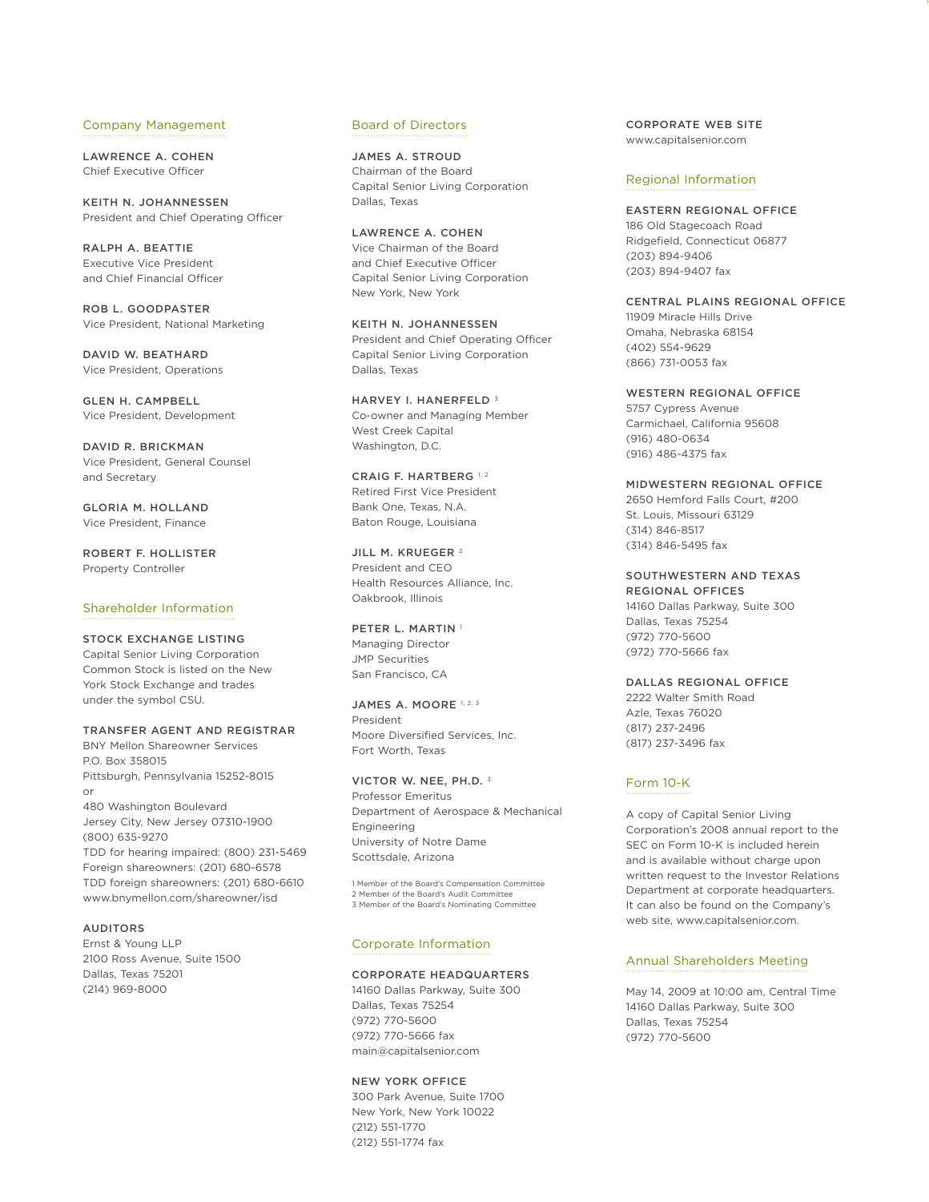## Company Management

**LAWRENCE A. COHEN**
Chief Executive Officer

**KEITH N. JOHANNESSEN**
President and Chief Operating Officer

**RALPH A. BEATTIE**
Executive Vice President
and Chief Financial Officer

**ROB L. GOODPASTER**
Vice President, National Marketing

**DAVID W. BEATHARD**
Vice President, Operations

**GLEN H. CAMPBELL**
Vice President, Development

**DAVID R. BRICKMAN**
Vice President, General Counsel
and Secretary

**GLORIA M. HOLLAND**
Vice President, Finance

**ROBERT F. HOLLISTER**
Property Controller

## Shareholder Information

**STOCK EXCHANGE LISTING**
Capital Senior Living Corporation
Common Stock is listed on the New
York Stock Exchange and trades
under the symbol CSU.

**TRANSFER AGENT AND REGISTRAR**
BNY Mellon Shareowner Services
P.O. Box 358015
Pittsburgh, Pennsylvania 15252-8015
or
480 Washington Boulevard
Jersey City, New Jersey 07310-1900
(800) 635-9270
TDD for hearing impaired: (800) 231-5469
Foreign shareowners: (201) 680-6578
TDD foreign shareowners: (201) 680-6610
www.bnymellon.com/shareowner/isd

**AUDITORS**
Ernst & Young LLP
2100 Ross Avenue, Suite 1500
Dallas, Texas 75201
(214) 969-8000

## Board of Directors

**JAMES A. STROUD**
Chairman of the Board
Capital Senior Living Corporation
Dallas, Texas

**LAWRENCE A. COHEN**
Vice Chairman of the Board
and Chief Executive Officer
Capital Senior Living Corporation
New York, New York

**KEITH N. JOHANNESSEN**
President and Chief Operating Officer
Capital Senior Living Corporation
Dallas, Texas

**HARVEY I. HANERFELD** [3]
Co-owner and Managing Member
West Creek Capital
Washington, D.C.

**CRAIG F. HARTBERG** [1, 2]
Retired First Vice President
Bank One, Texas, N.A.
Baton Rouge, Louisiana

**JILL M. KRUEGER** [2]
President and CEO
Health Resources Alliance, Inc.
Oakbrook, Illinois

**PETER L. MARTIN** [1]
Managing Director
JMP Securities
San Francisco, CA

**JAMES A. MOORE** [1, 2, 3]
President
Moore Diversified Services, Inc.
Fort Worth, Texas

**VICTOR W. NEE, PH.D.** [3]
Professor Emeritus
Department of Aerospace & Mechanical
Engineering
University of Notre Dame
Scottsdale, Arizona

1 Member of the Board's Compensation Committee
2 Member of the Board's Audit Committee
3 Member of the Board's Nominating Committee

## Corporate Information

**CORPORATE HEADQUARTERS**
14160 Dallas Parkway, Suite 300
Dallas, Texas 75254
(972) 770-5600
(972) 770-5666 fax
main@capitalsenior.com

**NEW YORK OFFICE**
300 Park Avenue, Suite 1700
New York, New York 10022
(212) 551-1770
(212) 551-1774 fax

**CORPORATE WEB SITE**
www.capitalsenior.com

## Regional Information

**EASTERN REGIONAL OFFICE**
186 Old Stagecoach Road
Ridgefield, Connecticut 06877
(203) 894-9406
(203) 894-9407 fax

**CENTRAL PLAINS REGIONAL OFFICE**
11909 Miracle Hills Drive
Omaha, Nebraska 68154
(402) 554-9629
(866) 731-0053 fax

**WESTERN REGIONAL OFFICE**
5757 Cypress Avenue
Carmichael, California 95608
(916) 480-0634
(916) 486-4375 fax

**MIDWESTERN REGIONAL OFFICE**
2650 Hemford Falls Court, #200
St. Louis, Missouri 63129
(314) 846-8517
(314) 846-5495 fax

**SOUTHWESTERN AND TEXAS REGIONAL OFFICES**
14160 Dallas Parkway, Suite 300
Dallas, Texas 75254
(972) 770-5600
(972) 770-5666 fax

**DALLAS REGIONAL OFFICE**
2222 Walter Smith Road
Azle, Texas 76020
(817) 237-2496
(817) 237-3496 fax

## Form 10-K

A copy of Capital Senior Living Corporation's 2008 annual report to the SEC on Form 10-K is included herein and is available without charge upon written request to the Investor Relations Department at corporate headquarters. It can also be found on the Company's web site, www.capitalsenior.com.

## Annual Shareholders Meeting

May 14, 2009 at 10:00 am, Central Time
14160 Dallas Parkway, Suite 300
Dallas, Texas 75254
(972) 770-5600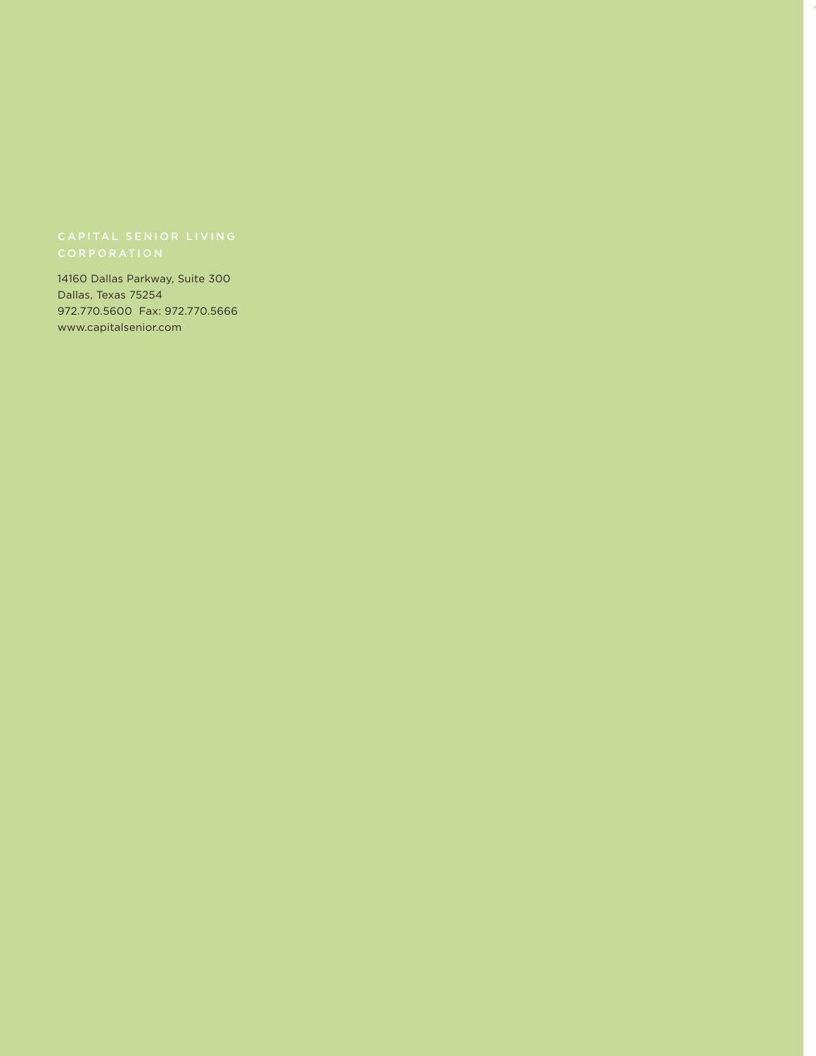CAPITAL SENIOR LIVING CORPORATION

14160 Dallas Parkway, Suite 300
Dallas, Texas 75254
972.770.5600 Fax: 972.770.5666
www.capitalsenior.com